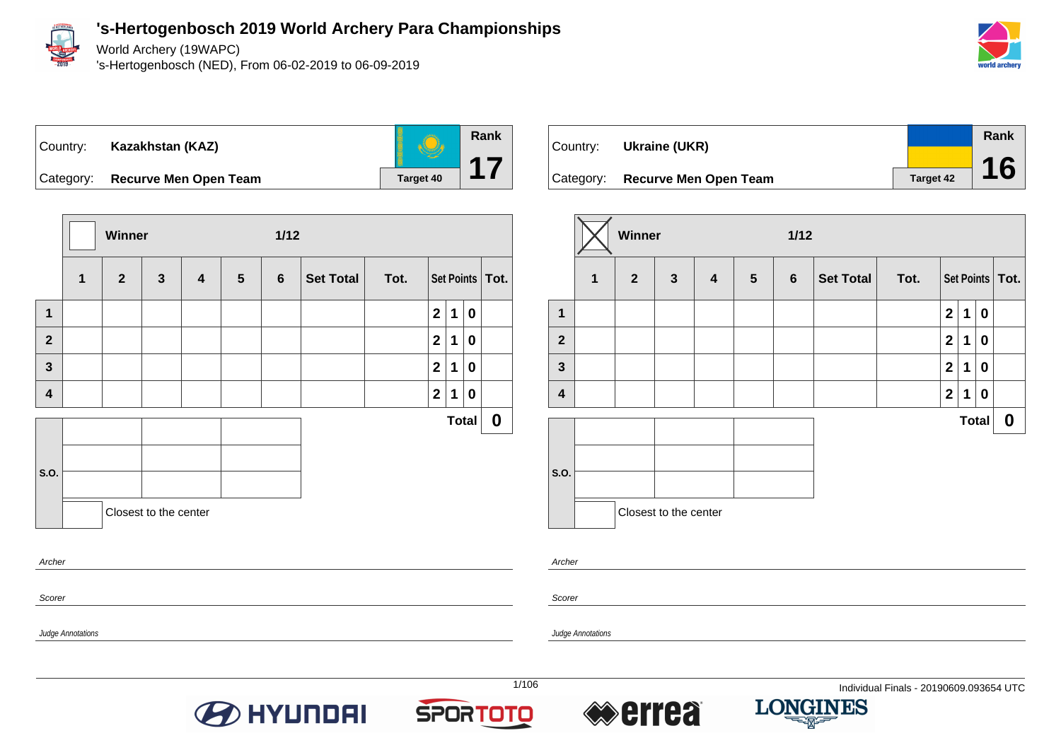# 's-Hertogenbosch 2019 World Archery Para Championships

World Archery (19WAPC)
's-Hertogenbosch (NED), From 06-02-2019 to 06-09-2019

| Country: | Kazakhstan (KAZ) | Rank |
|---|---|---|
| Category: | Recurve Men Open Team | 17 |
| | Target 40 | |

| | Winner | | | | | 1/12 | | | | | | |
|---|---|---|---|---|---|---|---|---|---|---|---|---|
| | 1 | 2 | 3 | 4 | 5 | 6 | Set Total | Tot. | Set Points | | | Tot. |
| 1 | | | | | | | | | 2 | 1 | 0 | |
| 2 | | | | | | | | | 2 | 1 | 0 | |
| 3 | | | | | | | | | 2 | 1 | 0 | |
| 4 | | | | | | | | | 2 | 1 | 0 | |
| | | | | | | | | | | | Total | 0 |

S.O.

| | | |
|---|---|---|
| | | |
| | | |
| | | |

Closest to the center

Archer

Scorer

Judge Annotations

| Country: | Ukraine (UKR) | Rank |
|---|---|---|
| Category: | Recurve Men Open Team | 16 |
| | Target 42 | |

| | Winner (X) | | | | | 1/12 | | | | | | |
|---|---|---|---|---|---|---|---|---|---|---|---|---|
| | 1 | 2 | 3 | 4 | 5 | 6 | Set Total | Tot. | Set Points | | | Tot. |
| 1 | | | | | | | | | 2 | 1 | 0 | |
| 2 | | | | | | | | | 2 | 1 | 0 | |
| 3 | | | | | | | | | 2 | 1 | 0 | |
| 4 | | | | | | | | | 2 | 1 | 0 | |
| | | | | | | | | | | | Total | 0 |

S.O.

| | | |
|---|---|---|
| | | |
| | | |
| | | |

Closest to the center

Archer

Scorer

Judge Annotations

Individual Finals - 20190609.093654 UTC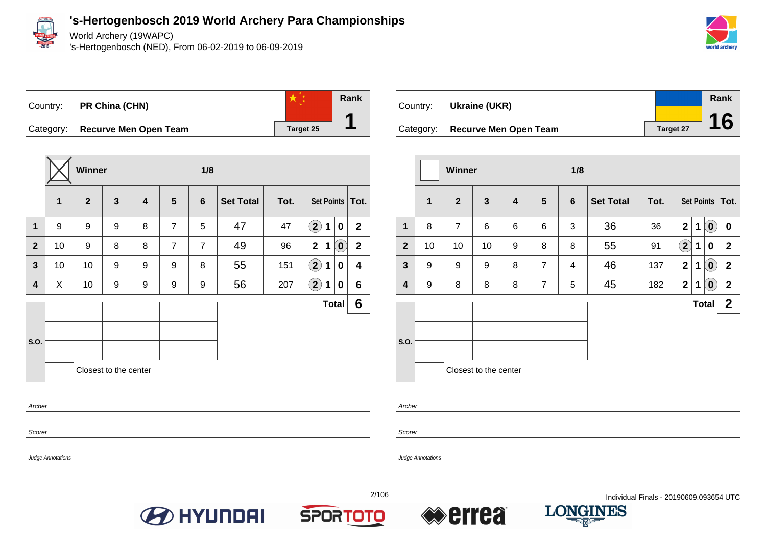# 's-Hertogenbosch 2019 World Archery Para Championships

World Archery (19WAPC)
's-Hertogenbosch (NED), From 06-02-2019 to 06-09-2019

| Country: | PR China (CHN) | Rank |
|---|---|---|
| Category: | Recurve Men Open Team | Target 25 | 1 |

**Winner** ☒ — 1/8

| | 1 | 2 | 3 | 4 | 5 | 6 | Set Total | Tot. | Set Points | | | Tot. |
|---|---|---|---|---|---|---|---|---|---|---|---|---|
| 1 | 9 | 9 | 9 | 8 | 7 | 5 | 47 | 47 | (2) | 1 | 0 | 2 |
| 2 | 10 | 9 | 8 | 8 | 7 | 7 | 49 | 96 | 2 | 1 | (0) | 2 |
| 3 | 10 | 10 | 9 | 9 | 9 | 8 | 55 | 151 | (2) | 1 | 0 | 4 |
| 4 | X | 10 | 9 | 9 | 9 | 9 | 56 | 207 | (2) | 1 | 0 | 6 |
| | | | | | | | | | | | **Total** | **6** |

S.O.

Closest to the center

Archer

Scorer

Judge Annotations

| Country: | Ukraine (UKR) | Rank |
|---|---|---|
| Category: | Recurve Men Open Team | Target 27 | 16 |

**Winner** ☐ — 1/8

| | 1 | 2 | 3 | 4 | 5 | 6 | Set Total | Tot. | Set Points | | | Tot. |
|---|---|---|---|---|---|---|---|---|---|---|---|---|
| 1 | 8 | 7 | 6 | 6 | 6 | 3 | 36 | 36 | 2 | 1 | (0) | 0 |
| 2 | 10 | 10 | 10 | 9 | 8 | 8 | 55 | 91 | (2) | 1 | 0 | 2 |
| 3 | 9 | 9 | 9 | 8 | 7 | 4 | 46 | 137 | 2 | 1 | (0) | 2 |
| 4 | 9 | 8 | 8 | 8 | 7 | 5 | 45 | 182 | 2 | 1 | (0) | 2 |
| | | | | | | | | | | | **Total** | **2** |

S.O.

Closest to the center

Archer

Scorer

Judge Annotations

Individual Finals - 20190609.093654 UTC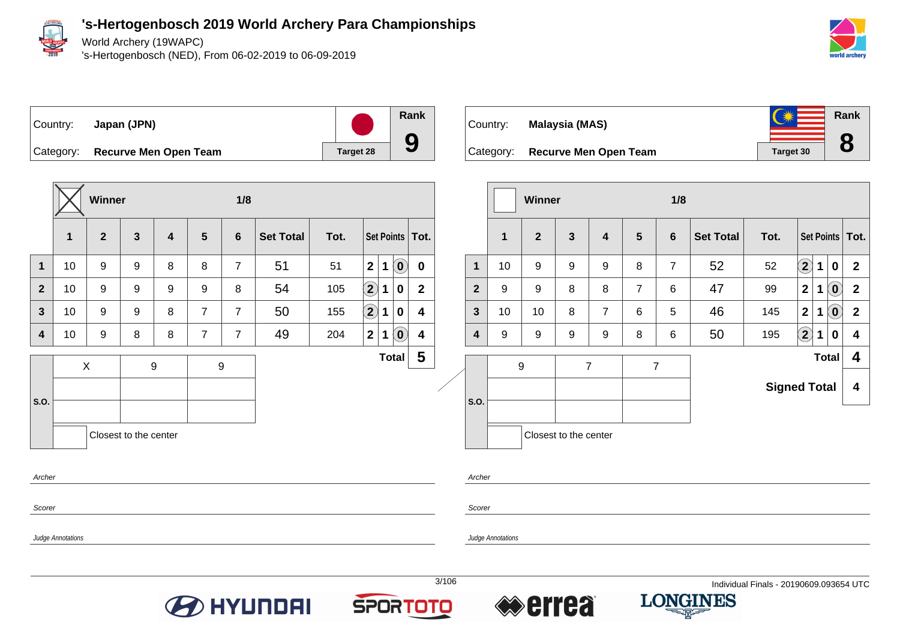# 's-Hertogenbosch 2019 World Archery Para Championships

World Archery (19WAPC)
's-Hertogenbosch (NED), From 06-02-2019 to 06-09-2019

| Country: | Japan (JPN) | Rank |
|---|---|---|
| Category: | Recurve Men Open Team | 9 |
| | Target 28 | |

Winner: X — 1/8

| | 1 | 2 | 3 | 4 | 5 | 6 | Set Total | Tot. | Set Points | | | Tot. |
|---|---|---|---|---|---|---|---|---|---|---|---|---|
| 1 | 10 | 9 | 9 | 8 | 8 | 7 | 51 | 51 | 2 | 1 | (0) | 0 |
| 2 | 10 | 9 | 9 | 9 | 9 | 8 | 54 | 105 | (2) | 1 | 0 | 2 |
| 3 | 10 | 9 | 9 | 8 | 7 | 7 | 50 | 155 | (2) | 1 | 0 | 4 |
| 4 | 10 | 9 | 8 | 8 | 7 | 7 | 49 | 204 | 2 | 1 | (0) | 4 |
| | | | | | | | | | | | Total | 5 |

| S.O. | | | |
|---|---|---|---|
| | X | 9 | 9 |
| | | | |
| | | | |

Closest to the center

*Archer*

*Scorer*

*Judge Annotations*

| Country: | Malaysia (MAS) | Rank |
|---|---|---|
| Category: | Recurve Men Open Team | 8 |
| | Target 30 | |

Winner: — 1/8

| | 1 | 2 | 3 | 4 | 5 | 6 | Set Total | Tot. | Set Points | | | Tot. |
|---|---|---|---|---|---|---|---|---|---|---|---|---|
| 1 | 10 | 9 | 9 | 9 | 8 | 7 | 52 | 52 | (2) | 1 | 0 | 2 |
| 2 | 9 | 9 | 8 | 8 | 7 | 6 | 47 | 99 | 2 | 1 | (0) | 2 |
| 3 | 10 | 10 | 8 | 7 | 6 | 5 | 46 | 145 | 2 | 1 | (0) | 2 |
| 4 | 9 | 9 | 9 | 9 | 8 | 6 | 50 | 195 | (2) | 1 | 0 | 4 |
| | | | | | | | | | | | Total | 4 |
| | | | | | | | | | | | Signed Total | 4 |

| S.O. | | | |
|---|---|---|---|
| | 9 | 7 | 7 |
| | | | |
| | | | |

Closest to the center

*Archer*

*Scorer*

*Judge Annotations*

Individual Finals - 20190609.093654 UTC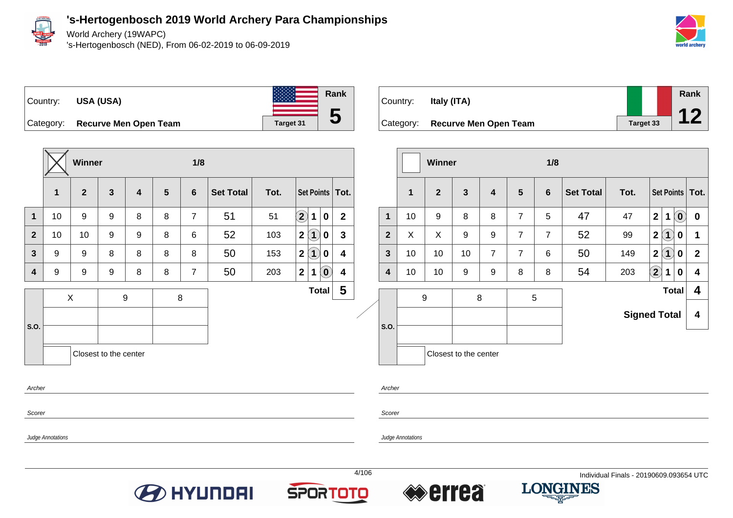# 's-Hertogenbosch 2019 World Archery Para Championships

World Archery (19WAPC)

's-Hertogenbosch (NED), From 06-02-2019 to 06-09-2019

| Country: | USA (USA) | Rank |
|---|---|---|
| Category: | Recurve Men Open Team | 5 |
| | Target 31 | |

Winner — 1/8

| | 1 | 2 | 3 | 4 | 5 | 6 | Set Total | Tot. | Set Points | | | Tot. |
|---|---|---|---|---|---|---|---|---|---|---|---|---|
| 1 | 10 | 9 | 9 | 8 | 8 | 7 | 51 | 51 | (2) | 1 | 0 | 2 |
| 2 | 10 | 10 | 9 | 9 | 8 | 6 | 52 | 103 | 2 | (1) | 0 | 3 |
| 3 | 9 | 9 | 8 | 8 | 8 | 8 | 50 | 153 | 2 | (1) | 0 | 4 |
| 4 | 9 | 9 | 9 | 8 | 8 | 7 | 50 | 203 | 2 | 1 | (0) | 4 |

**Total: 5**

| S.O. | | | |
|---|---|---|---|
| | X | 9 | 8 |
| | | | |
| | | | |

Closest to the center

*Archer*

*Scorer*

*Judge Annotations*

| Country: | Italy (ITA) | Rank |
|---|---|---|
| Category: | Recurve Men Open Team | 12 |
| | Target 33 | |

Winner — 1/8

| | 1 | 2 | 3 | 4 | 5 | 6 | Set Total | Tot. | Set Points | | | Tot. |
|---|---|---|---|---|---|---|---|---|---|---|---|---|
| 1 | 10 | 9 | 8 | 8 | 7 | 5 | 47 | 47 | 2 | 1 | (0) | 0 |
| 2 | X | X | 9 | 9 | 7 | 7 | 52 | 99 | 2 | (1) | 0 | 1 |
| 3 | 10 | 10 | 10 | 7 | 7 | 6 | 50 | 149 | 2 | (1) | 0 | 2 |
| 4 | 10 | 10 | 9 | 9 | 8 | 8 | 54 | 203 | (2) | 1 | 0 | 4 |

**Total: 4**

**Signed Total: 4**

| S.O. | | | |
|---|---|---|---|
| | 9 | 8 | 5 |
| | | | |
| | | | |

Closest to the center

*Archer*

*Scorer*

*Judge Annotations*

Individual Finals - 20190609.093654 UTC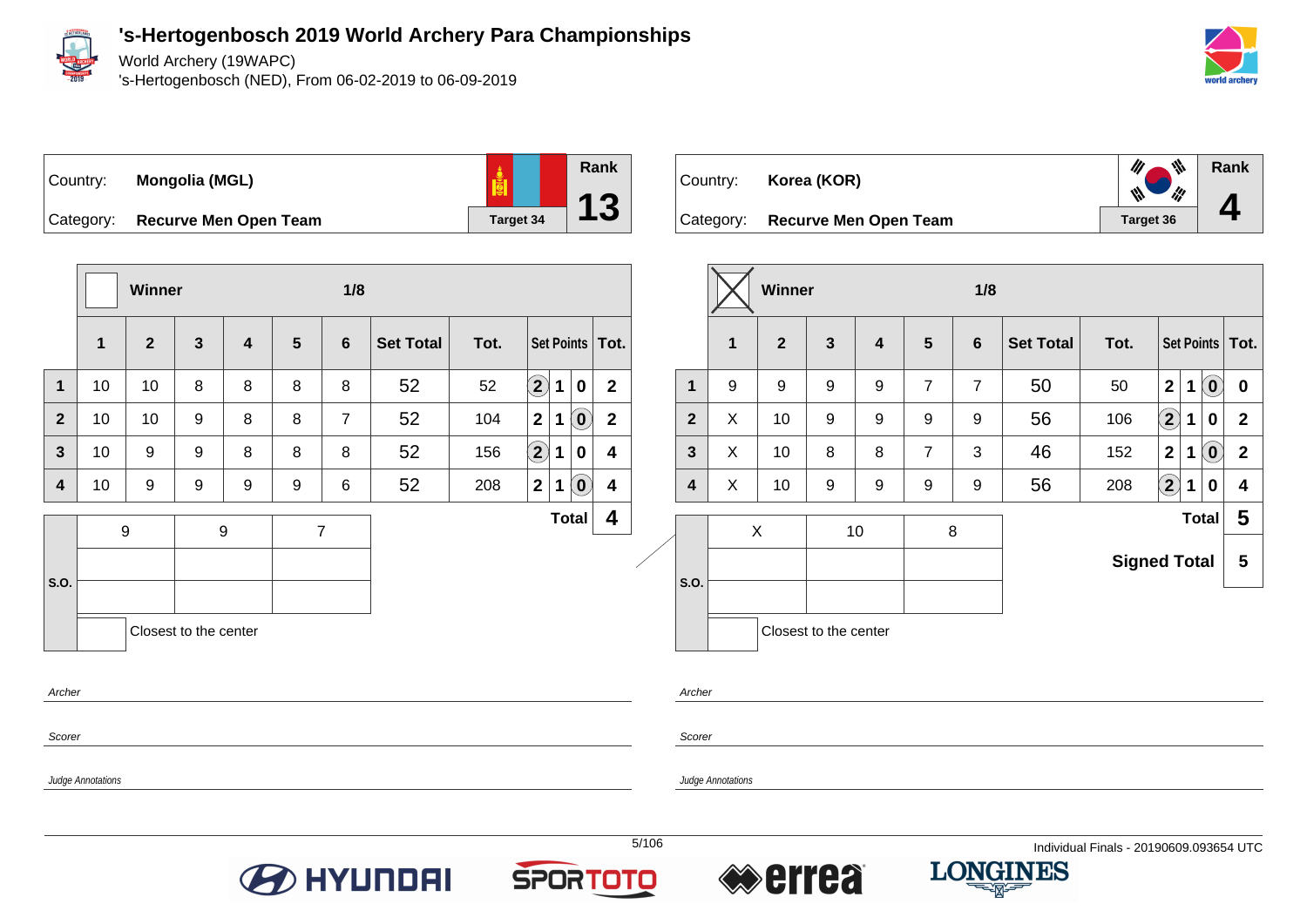# 's-Hertogenbosch 2019 World Archery Para Championships

World Archery (19WAPC)

's-Hertogenbosch (NED), From 06-02-2019 to 06-09-2019

Country: **Mongolia (MGL)**

Category: **Recurve Men Open Team**

Target 34

Rank **13**

| | Winner | | | | | 1/8 | | | Set Points | | | Tot. |
|---|---|---|---|---|---|---|---|---|---|---|---|---|
| | 1 | 2 | 3 | 4 | 5 | 6 | Set Total | Tot. | | | | |
| 1 | 10 | 10 | 8 | 8 | 8 | 8 | 52 | 52 | (2) | 1 | 0 | 2 |
| 2 | 10 | 10 | 9 | 8 | 8 | 7 | 52 | 104 | 2 | 1 | (0) | 2 |
| 3 | 10 | 9 | 9 | 8 | 8 | 8 | 52 | 156 | (2) | 1 | 0 | 4 |
| 4 | 10 | 9 | 9 | 9 | 9 | 6 | 52 | 208 | 2 | 1 | (0) | 4 |

Total **4**

S.O.: 9 | 9 | 7

Closest to the center

Country: **Korea (KOR)**

Category: **Recurve Men Open Team**

Target 36

Rank **4**

| | Winner (X) | | | | | 1/8 | | | Set Points | | | Tot. |
|---|---|---|---|---|---|---|---|---|---|---|---|---|
| | 1 | 2 | 3 | 4 | 5 | 6 | Set Total | Tot. | | | | |
| 1 | 9 | 9 | 9 | 9 | 7 | 7 | 50 | 50 | 2 | 1 | (0) | 0 |
| 2 | X | 10 | 9 | 9 | 9 | 9 | 56 | 106 | (2) | 1 | 0 | 2 |
| 3 | X | 10 | 8 | 8 | 7 | 3 | 46 | 152 | 2 | 1 | (0) | 2 |
| 4 | X | 10 | 9 | 9 | 9 | 9 | 56 | 208 | (2) | 1 | 0 | 4 |

Total **5**

Signed Total **5**

S.O.: X | 10 | 8

Closest to the center

*Archer*

*Scorer*

*Judge Annotations*

Individual Finals - 20190609.093654 UTC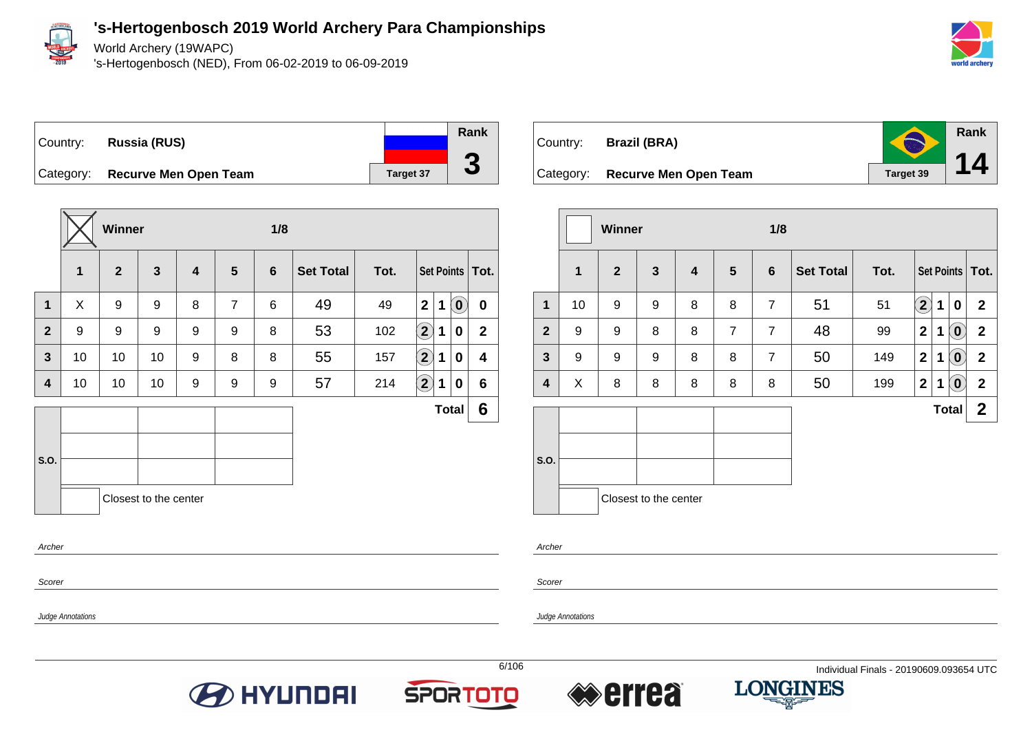# 's-Hertogenbosch 2019 World Archery Para Championships

World Archery (19WAPC)
's-Hertogenbosch (NED), From 06-02-2019 to 06-09-2019

Country: **Russia (RUS)**
Category: **Recurve Men Open Team**
Target 37
Rank **3**

Winner (X) — 1/8

| | 1 | 2 | 3 | 4 | 5 | 6 | Set Total | Tot. | Set Points | | | Tot. |
|---|---|---|---|---|---|---|---|---|---|---|---|---|
| 1 | X | 9 | 9 | 8 | 7 | 6 | 49 | 49 | 2 | 1 | (0) | 0 |
| 2 | 9 | 9 | 9 | 9 | 9 | 8 | 53 | 102 | (2) | 1 | 0 | 2 |
| 3 | 10 | 10 | 10 | 9 | 8 | 8 | 55 | 157 | (2) | 1 | 0 | 4 |
| 4 | 10 | 10 | 10 | 9 | 9 | 9 | 57 | 214 | (2) | 1 | 0 | 6 |
| | | | | | | | | | | | Total | 6 |

S.O.

Closest to the center

Archer

Scorer

Judge Annotations

Country: **Brazil (BRA)**
Category: **Recurve Men Open Team**
Target 39
Rank **14**

Winner — 1/8

| | 1 | 2 | 3 | 4 | 5 | 6 | Set Total | Tot. | Set Points | | | Tot. |
|---|---|---|---|---|---|---|---|---|---|---|---|---|
| 1 | 10 | 9 | 9 | 8 | 8 | 7 | 51 | 51 | (2) | 1 | 0 | 2 |
| 2 | 9 | 9 | 8 | 8 | 7 | 7 | 48 | 99 | 2 | 1 | (0) | 2 |
| 3 | 9 | 9 | 9 | 8 | 8 | 7 | 50 | 149 | 2 | 1 | (0) | 2 |
| 4 | X | 8 | 8 | 8 | 8 | 8 | 50 | 199 | 2 | 1 | (0) | 2 |
| | | | | | | | | | | | Total | 2 |

S.O.

Closest to the center

Archer

Scorer

Judge Annotations

Individual Finals - 20190609.093654 UTC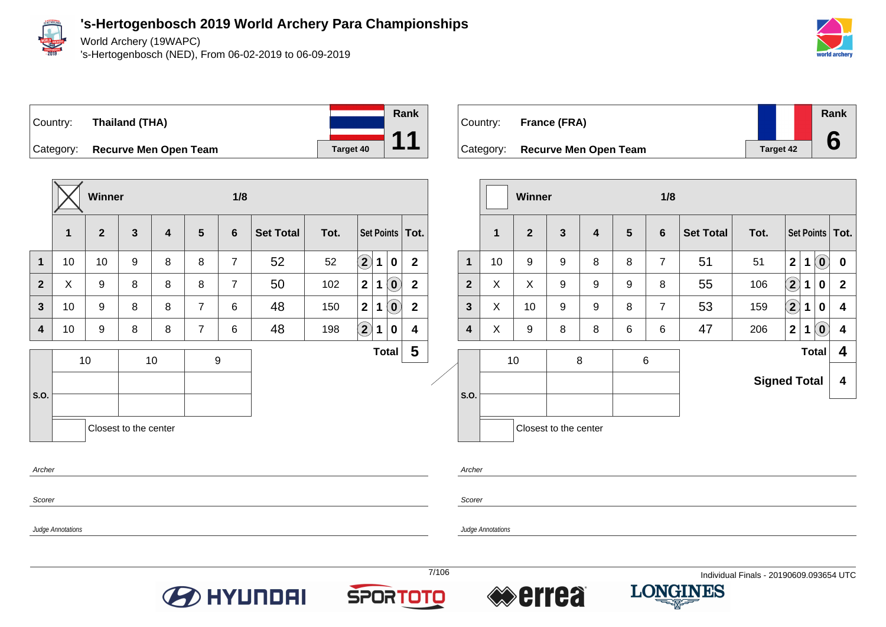# 's-Hertogenbosch 2019 World Archery Para Championships

World Archery (19WAPC)

's-Hertogenbosch (NED), From 06-02-2019 to 06-09-2019

| Country: | Thailand (THA) | Rank |
|---|---|---|
| Category: | Recurve Men Open Team | 11 |
| | Target 40 | |

Winner: X — 1/8

| | 1 | 2 | 3 | 4 | 5 | 6 | Set Total | Tot. | Set Points | | | Tot. |
|---|---|---|---|---|---|---|---|---|---|---|---|---|
| 1 | 10 | 10 | 9 | 8 | 8 | 7 | 52 | 52 | (2) | 1 | 0 | 2 |
| 2 | X | 9 | 8 | 8 | 8 | 7 | 50 | 102 | 2 | 1 | (0) | 2 |
| 3 | 10 | 9 | 8 | 8 | 7 | 6 | 48 | 150 | 2 | 1 | (0) | 2 |
| 4 | 10 | 9 | 8 | 8 | 7 | 6 | 48 | 198 | (2) | 1 | 0 | 4 |
| | | | | | | | | | | | Total | 5 |

| S.O. | | | |
|---|---|---|---|
| | 10 | 10 | 9 |
| | | | |
| | | | |

Closest to the center

*Archer*

*Scorer*

*Judge Annotations*

| Country: | France (FRA) | Rank |
|---|---|---|
| Category: | Recurve Men Open Team | 6 |
| | Target 42 | |

Winner: — 1/8

| | 1 | 2 | 3 | 4 | 5 | 6 | Set Total | Tot. | Set Points | | | Tot. |
|---|---|---|---|---|---|---|---|---|---|---|---|---|
| 1 | 10 | 9 | 9 | 8 | 8 | 7 | 51 | 51 | 2 | 1 | (0) | 0 |
| 2 | X | X | 9 | 9 | 9 | 8 | 55 | 106 | (2) | 1 | 0 | 2 |
| 3 | X | 10 | 9 | 9 | 8 | 7 | 53 | 159 | (2) | 1 | 0 | 4 |
| 4 | X | 9 | 8 | 8 | 6 | 6 | 47 | 206 | 2 | 1 | (0) | 4 |
| | | | | | | | | | | | Total | 4 |
| | | | | | | | | | | | Signed Total | 4 |

| S.O. | | | |
|---|---|---|---|
| | 10 | 8 | 6 |
| | | | |
| | | | |

Closest to the center

*Archer*

*Scorer*

*Judge Annotations*

Individual Finals - 20190609.093654 UTC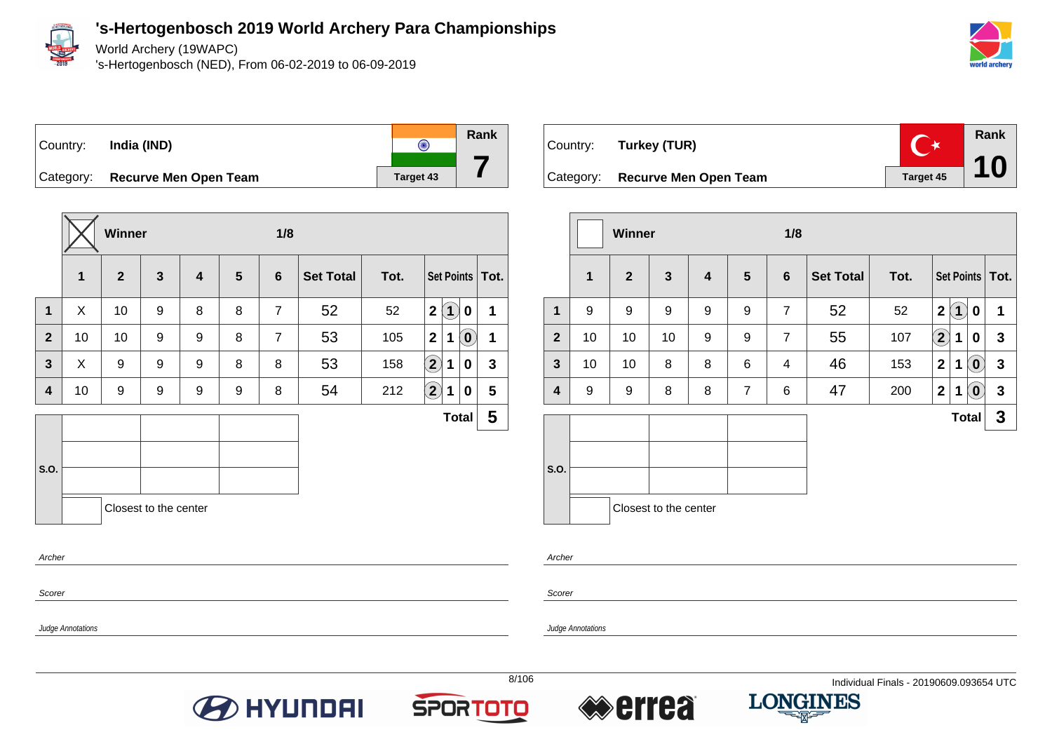# 's-Hertogenbosch 2019 World Archery Para Championships

World Archery (19WAPC)

's-Hertogenbosch (NED), From 06-02-2019 to 06-09-2019

Country: **India (IND)**

Category: **Recurve Men Open Team**

Target 43 — Rank **7**

| | Winner | | | | | 1/8 | | | | | | |
|---|---|---|---|---|---|---|---|---|---|---|---|---|
| | 1 | 2 | 3 | 4 | 5 | 6 | Set Total | Tot. | Set Points | | | Tot. |
| 1 | X | 10 | 9 | 8 | 8 | 7 | 52 | 52 | 2 | (1) | 0 | 1 |
| 2 | 10 | 10 | 9 | 9 | 8 | 7 | 53 | 105 | 2 | 1 | (0) | 1 |
| 3 | X | 9 | 9 | 9 | 8 | 8 | 53 | 158 | (2) | 1 | 0 | 3 |
| 4 | 10 | 9 | 9 | 9 | 9 | 8 | 54 | 212 | (2) | 1 | 0 | 5 |
| | | | | | | | | | | | **Total** | **5** |

S.O.

Closest to the center

Archer

Scorer

Judge Annotations

Country: **Turkey (TUR)**

Category: **Recurve Men Open Team**

Target 45 — Rank **10**

| | Winner | | | | | 1/8 | | | | | | |
|---|---|---|---|---|---|---|---|---|---|---|---|---|
| | 1 | 2 | 3 | 4 | 5 | 6 | Set Total | Tot. | Set Points | | | Tot. |
| 1 | 9 | 9 | 9 | 9 | 9 | 7 | 52 | 52 | 2 | (1) | 0 | 1 |
| 2 | 10 | 10 | 10 | 9 | 9 | 7 | 55 | 107 | (2) | 1 | 0 | 3 |
| 3 | 10 | 10 | 8 | 8 | 6 | 4 | 46 | 153 | 2 | 1 | (0) | 3 |
| 4 | 9 | 9 | 8 | 8 | 7 | 6 | 47 | 200 | 2 | 1 | (0) | 3 |
| | | | | | | | | | | | **Total** | **3** |

S.O.

Closest to the center

Archer

Scorer

Judge Annotations

Individual Finals - 20190609.093654 UTC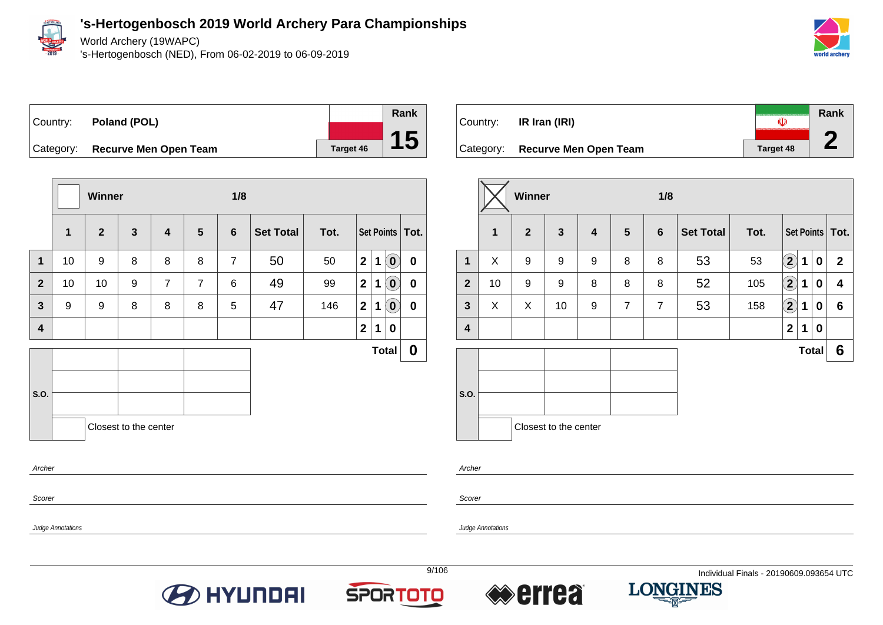# 's-Hertogenbosch 2019 World Archery Para Championships

World Archery (19WAPC)
's-Hertogenbosch (NED), From 06-02-2019 to 06-09-2019

| Country: | Poland (POL) | | Rank |
|---|---|---|---|
| Category: | Recurve Men Open Team | Target 46 | 15 |

| | Winner | | | | | 1/8 | | | | | | |
|---|---|---|---|---|---|---|---|---|---|---|---|---|
| | 1 | 2 | 3 | 4 | 5 | 6 | Set Total | Tot. | Set Points | | | Tot. |
| 1 | 10 | 9 | 8 | 8 | 8 | 7 | 50 | 50 | 2 | 1 | (0) | 0 |
| 2 | 10 | 10 | 9 | 7 | 7 | 6 | 49 | 99 | 2 | 1 | (0) | 0 |
| 3 | 9 | 9 | 8 | 8 | 8 | 5 | 47 | 146 | 2 | 1 | (0) | 0 |
| 4 | | | | | | | | | 2 | 1 | 0 | |
| | | | | | | | | | | | Total | 0 |

S.O.

Closest to the center

*Archer*

*Scorer*

*Judge Annotations*

| Country: | IR Iran (IRI) | | Rank |
|---|---|---|---|
| Category: | Recurve Men Open Team | Target 48 | 2 |

| | Winner (X) | | | | | 1/8 | | | | | | |
|---|---|---|---|---|---|---|---|---|---|---|---|---|
| | 1 | 2 | 3 | 4 | 5 | 6 | Set Total | Tot. | Set Points | | | Tot. |
| 1 | X | 9 | 9 | 9 | 8 | 8 | 53 | 53 | (2) | 1 | 0 | 2 |
| 2 | 10 | 9 | 9 | 8 | 8 | 8 | 52 | 105 | (2) | 1 | 0 | 4 |
| 3 | X | X | 10 | 9 | 7 | 7 | 53 | 158 | (2) | 1 | 0 | 6 |
| 4 | | | | | | | | | 2 | 1 | 0 | |
| | | | | | | | | | | | Total | 6 |

S.O.

Closest to the center

*Archer*

*Scorer*

*Judge Annotations*

Individual Finals - 20190609.093654 UTC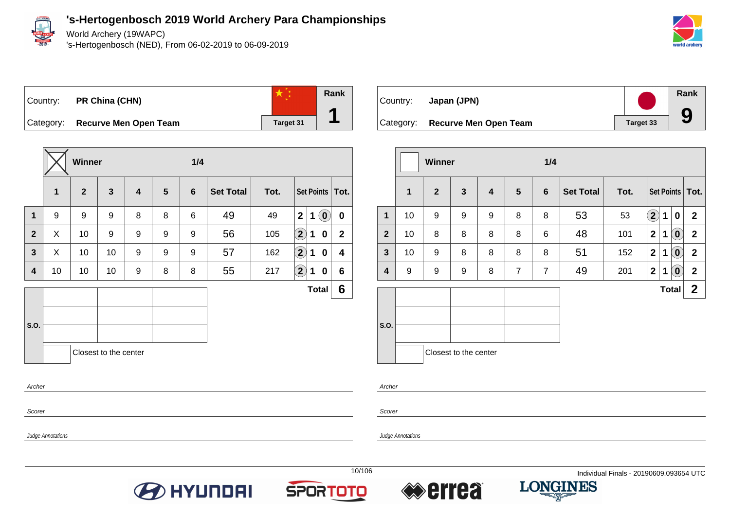# 's-Hertogenbosch 2019 World Archery Para Championships

World Archery (19WAPC)

's-Hertogenbosch (NED), From 06-02-2019 to 06-09-2019

| Country: | PR China (CHN) | | Rank |
|---|---|---|---|
| Category: | Recurve Men Open Team | Target 31 | 1 |

| | Winner ☒ | | | | | 1/4 | | | | | | |
|---|---|---|---|---|---|---|---|---|---|---|---|---|
| | 1 | 2 | 3 | 4 | 5 | 6 | Set Total | Tot. | Set Points | | | Tot. |
| 1 | 9 | 9 | 9 | 8 | 8 | 6 | 49 | 49 | 2 | 1 | (0) | 0 |
| 2 | X | 10 | 9 | 9 | 9 | 9 | 56 | 105 | (2) | 1 | 0 | 2 |
| 3 | X | 10 | 10 | 9 | 9 | 9 | 57 | 162 | (2) | 1 | 0 | 4 |
| 4 | 10 | 10 | 10 | 9 | 8 | 8 | 55 | 217 | (2) | 1 | 0 | 6 |
| | | | | | | | | | Total | | | 6 |

S.O.

Closest to the center

*Archer*

*Scorer*

*Judge Annotations*

| Country: | Japan (JPN) | | Rank |
|---|---|---|---|
| Category: | Recurve Men Open Team | Target 33 | 9 |

| | Winner ☐ | | | | | 1/4 | | | | | | |
|---|---|---|---|---|---|---|---|---|---|---|---|---|
| | 1 | 2 | 3 | 4 | 5 | 6 | Set Total | Tot. | Set Points | | | Tot. |
| 1 | 10 | 9 | 9 | 9 | 8 | 8 | 53 | 53 | (2) | 1 | 0 | 2 |
| 2 | 10 | 8 | 8 | 8 | 8 | 6 | 48 | 101 | 2 | 1 | (0) | 2 |
| 3 | 10 | 9 | 8 | 8 | 8 | 8 | 51 | 152 | 2 | 1 | (0) | 2 |
| 4 | 9 | 9 | 9 | 8 | 7 | 7 | 49 | 201 | 2 | 1 | (0) | 2 |
| | | | | | | | | | Total | | | 2 |

S.O.

Closest to the center

*Archer*

*Scorer*

*Judge Annotations*

Individual Finals - 20190609.093654 UTC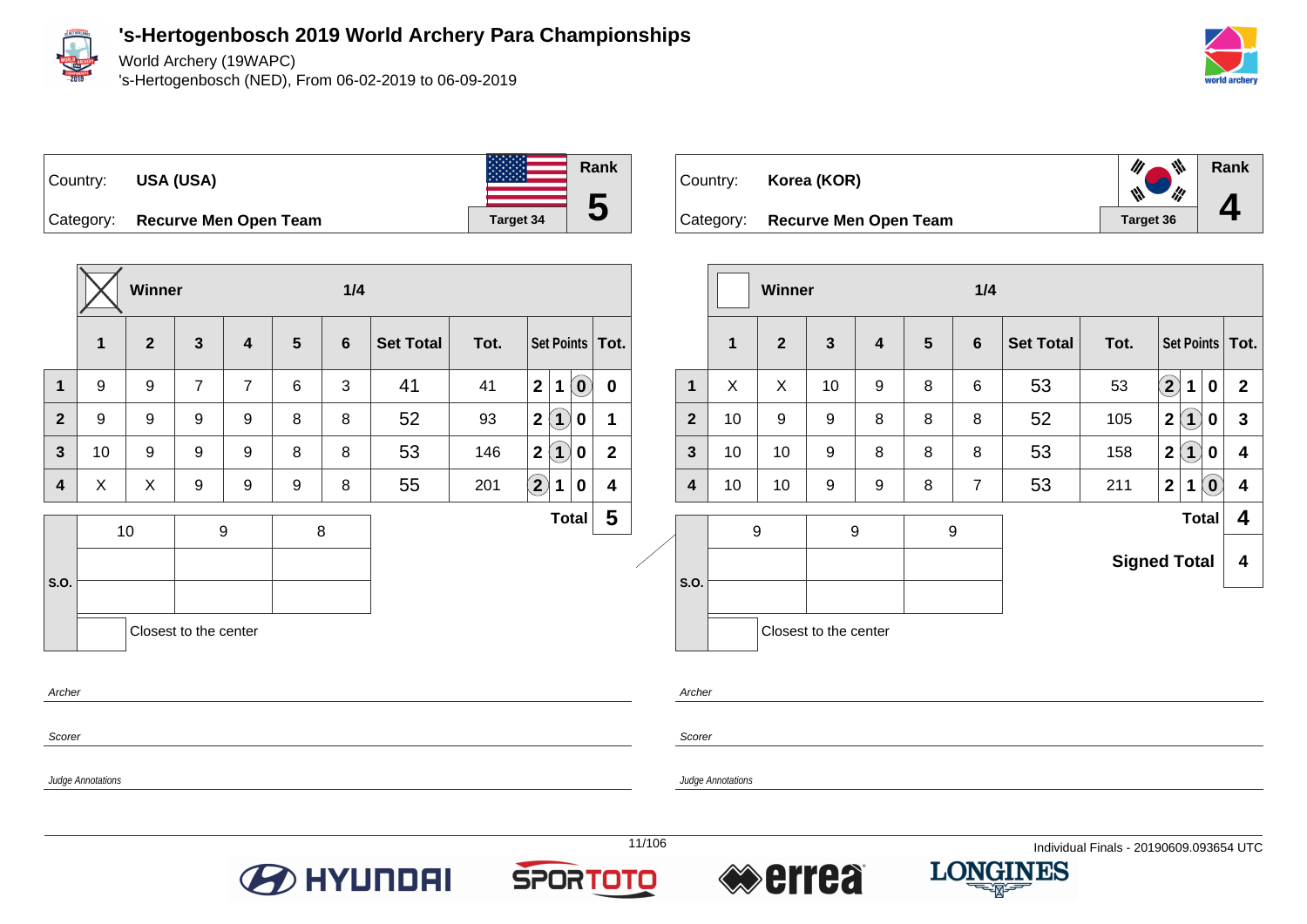# 's-Hertogenbosch 2019 World Archery Para Championships

World Archery (19WAPC)
's-Hertogenbosch (NED), From 06-02-2019 to 06-09-2019

Country: **USA (USA)**
Category: **Recurve Men Open Team**
Target 34
Rank **5**

Winner: X — 1/4

| | 1 | 2 | 3 | 4 | 5 | 6 | Set Total | Tot. | Set Points | | | Tot. |
|---|---|---|---|---|---|---|---|---|---|---|---|---|
| 1 | 9 | 9 | 7 | 7 | 6 | 3 | 41 | 41 | 2 | 1 | (0) | 0 |
| 2 | 9 | 9 | 9 | 9 | 8 | 8 | 52 | 93 | 2 | (1) | 0 | 1 |
| 3 | 10 | 9 | 9 | 9 | 8 | 8 | 53 | 146 | 2 | (1) | 0 | 2 |
| 4 | X | X | 9 | 9 | 9 | 8 | 55 | 201 | (2) | 1 | 0 | 4 |
| | | | | | | | | | | | **Total** | **5** |

| S.O. | | |
|---|---|---|
| 10 | 9 | 8 |
| | | |
| | | |

Closest to the center

Archer

Scorer

Judge Annotations

Country: **Korea (KOR)**
Category: **Recurve Men Open Team**
Target 36
Rank **4**

Winner: — 1/4

| | 1 | 2 | 3 | 4 | 5 | 6 | Set Total | Tot. | Set Points | | | Tot. |
|---|---|---|---|---|---|---|---|---|---|---|---|---|
| 1 | X | X | 10 | 9 | 8 | 6 | 53 | 53 | (2) | 1 | 0 | 2 |
| 2 | 10 | 9 | 9 | 8 | 8 | 8 | 52 | 105 | 2 | (1) | 0 | 3 |
| 3 | 10 | 10 | 9 | 8 | 8 | 8 | 53 | 158 | 2 | (1) | 0 | 4 |
| 4 | 10 | 10 | 9 | 9 | 8 | 7 | 53 | 211 | 2 | 1 | (0) | 4 |
| | | | | | | | | | | | **Total** | **4** |
| | | | | | | | | | | | **Signed Total** | **4** |

| S.O. | | |
|---|---|---|
| 9 | 9 | 9 |
| | | |
| | | |

Closest to the center

Archer

Scorer

Judge Annotations

Individual Finals - 20190609.093654 UTC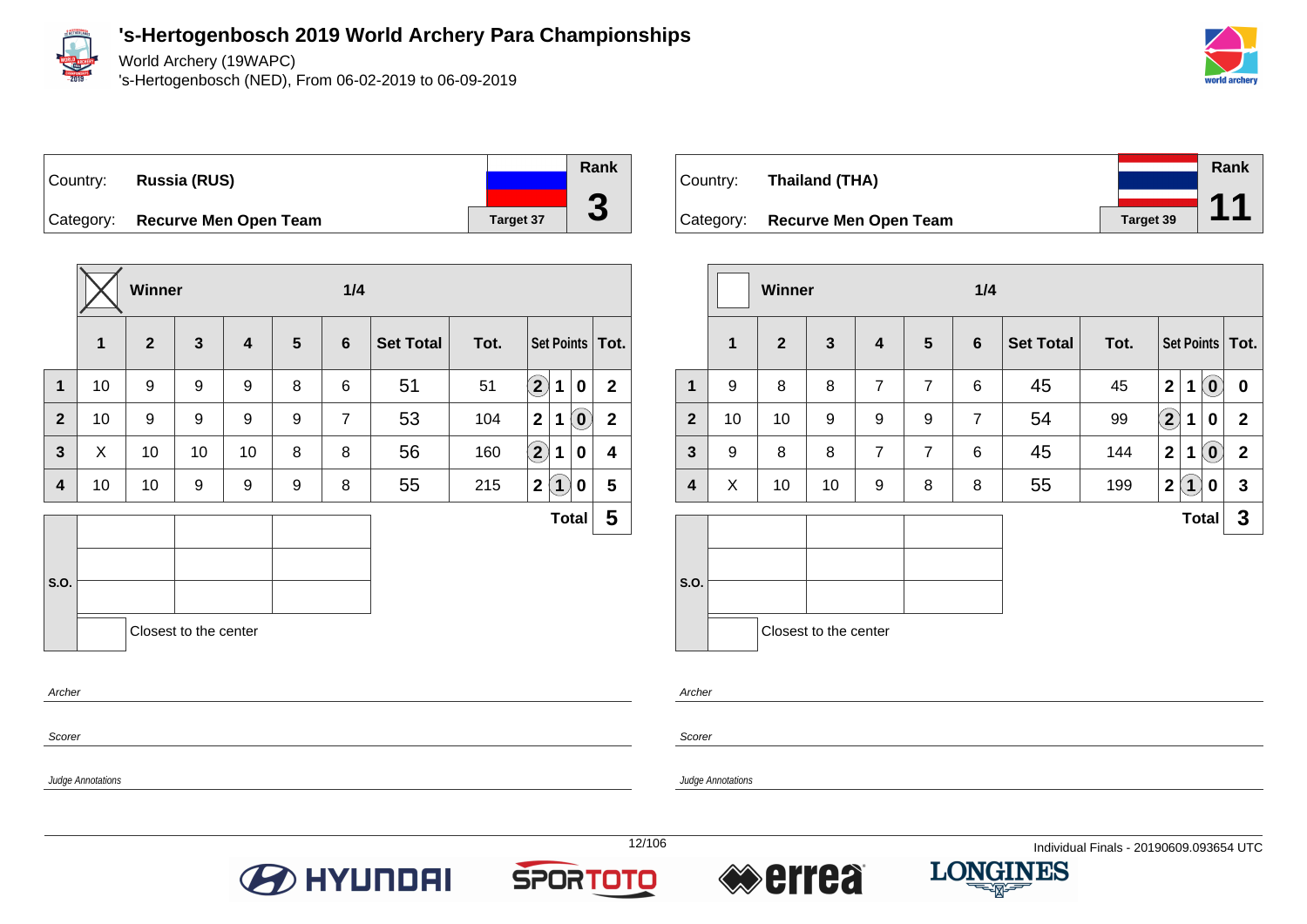# 's-Hertogenbosch 2019 World Archery Para Championships

World Archery (19WAPC)

's-Hertogenbosch (NED), From 06-02-2019 to 06-09-2019

| Country: | Russia (RUS) | Rank |
|---|---|---|
| Category: | Recurve Men Open Team | 3 |
| | Target 37 | |

Winner — 1/4

| | 1 | 2 | 3 | 4 | 5 | 6 | Set Total | Tot. | Set Points | | | Tot. |
|---|---|---|---|---|---|---|---|---|---|---|---|---|
| 1 | 10 | 9 | 9 | 9 | 8 | 6 | 51 | 51 | (2) | 1 | 0 | 2 |
| 2 | 10 | 9 | 9 | 9 | 9 | 7 | 53 | 104 | 2 | 1 | (0) | 2 |
| 3 | X | 10 | 10 | 10 | 8 | 8 | 56 | 160 | (2) | 1 | 0 | 4 |
| 4 | 10 | 10 | 9 | 9 | 9 | 8 | 55 | 215 | 2 | (1) | 0 | 5 |
| | | | | | | | | | | | Total | 5 |

S.O.

Closest to the center

*Archer*

*Scorer*

*Judge Annotations*

| Country: | Thailand (THA) | Rank |
|---|---|---|
| Category: | Recurve Men Open Team | 11 |
| | Target 39 | |

Winner — 1/4

| | 1 | 2 | 3 | 4 | 5 | 6 | Set Total | Tot. | Set Points | | | Tot. |
|---|---|---|---|---|---|---|---|---|---|---|---|---|
| 1 | 9 | 8 | 8 | 7 | 7 | 6 | 45 | 45 | 2 | 1 | (0) | 0 |
| 2 | 10 | 10 | 9 | 9 | 9 | 7 | 54 | 99 | (2) | 1 | 0 | 2 |
| 3 | 9 | 8 | 8 | 7 | 7 | 6 | 45 | 144 | 2 | 1 | (0) | 2 |
| 4 | X | 10 | 10 | 9 | 8 | 8 | 55 | 199 | 2 | (1) | 0 | 3 |
| | | | | | | | | | | | Total | 3 |

S.O.

Closest to the center

*Archer*

*Scorer*

*Judge Annotations*

Individual Finals - 20190609.093654 UTC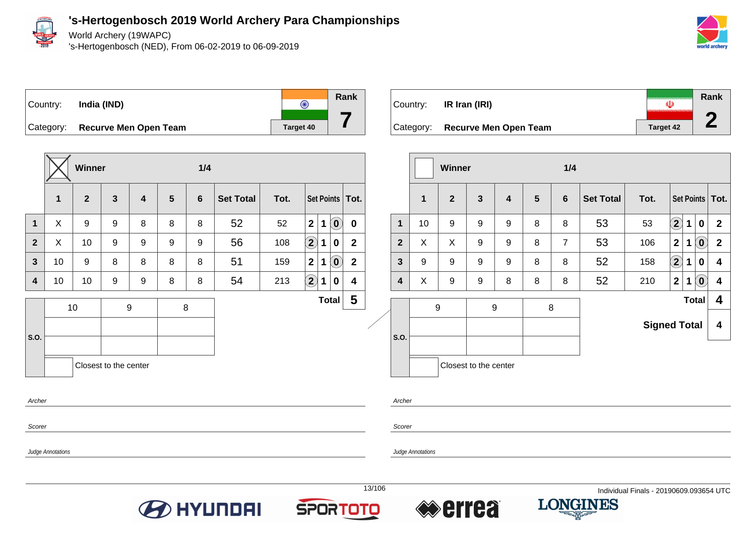# 's-Hertogenbosch 2019 World Archery Para Championships

World Archery (19WAPC)
's-Hertogenbosch (NED), From 06-02-2019 to 06-09-2019

| Country: | India (IND) | Rank |
|---|---|---|
| Category: | Recurve Men Open Team | 7 |
| | Target 40 | |

Winner: X — 1/4

| | 1 | 2 | 3 | 4 | 5 | 6 | Set Total | Tot. | Set Points | | | Tot. |
|---|---|---|---|---|---|---|---|---|---|---|---|---|
| 1 | X | 9 | 9 | 8 | 8 | 8 | 52 | 52 | 2 | 1 | (0) | 0 |
| 2 | X | 10 | 9 | 9 | 9 | 9 | 56 | 108 | (2) | 1 | 0 | 2 |
| 3 | 10 | 9 | 8 | 8 | 8 | 8 | 51 | 159 | 2 | 1 | (0) | 2 |
| 4 | 10 | 10 | 9 | 9 | 8 | 8 | 54 | 213 | (2) | 1 | 0 | 4 |
| | | | | | | | | | | Total | | 5 |

| S.O. | 10 | 9 | 8 |
|---|---|---|---|
| | | | |
| | | | |

Closest to the center

*Archer*

*Scorer*

*Judge Annotations*

| Country: | IR Iran (IRI) | Rank |
|---|---|---|
| Category: | Recurve Men Open Team | 2 |
| | Target 42 | |

Winner: — 1/4

| | 1 | 2 | 3 | 4 | 5 | 6 | Set Total | Tot. | Set Points | | | Tot. |
|---|---|---|---|---|---|---|---|---|---|---|---|---|
| 1 | 10 | 9 | 9 | 9 | 8 | 8 | 53 | 53 | (2) | 1 | 0 | 2 |
| 2 | X | X | 9 | 9 | 8 | 7 | 53 | 106 | 2 | 1 | (0) | 2 |
| 3 | 9 | 9 | 9 | 9 | 8 | 8 | 52 | 158 | (2) | 1 | 0 | 4 |
| 4 | X | 9 | 9 | 8 | 8 | 8 | 52 | 210 | 2 | 1 | (0) | 4 |
| | | | | | | | | | | Total | | 4 |
| | | | | | | | | | | Signed Total | | 4 |

| S.O. | 9 | 9 | 8 |
|---|---|---|---|
| | | | |
| | | | |

Closest to the center

*Archer*

*Scorer*

*Judge Annotations*

Individual Finals - 20190609.093654 UTC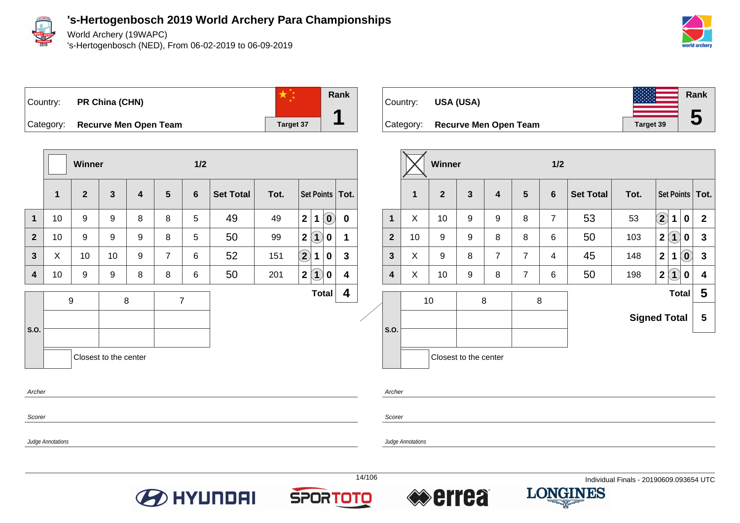# 's-Hertogenbosch 2019 World Archery Para Championships

World Archery (19WAPC)
's-Hertogenbosch (NED), From 06-02-2019 to 06-09-2019

| Country: | PR China (CHN) | Rank |
|---|---|---|
| Category: | Recurve Men Open Team | 1 |
| | Target 37 | |

| | Winner | | | | | 1/2 | | | | | | |
|---|---|---|---|---|---|---|---|---|---|---|---|---|
| | 1 | 2 | 3 | 4 | 5 | 6 | Set Total | Tot. | Set Points | | | Tot. |
| 1 | 10 | 9 | 9 | 8 | 8 | 5 | 49 | 49 | 2 | 1 | (0) | 0 |
| 2 | 10 | 9 | 9 | 9 | 8 | 5 | 50 | 99 | 2 | (1) | 0 | 1 |
| 3 | X | 10 | 10 | 9 | 7 | 6 | 52 | 151 | (2) | 1 | 0 | 3 |
| 4 | 10 | 9 | 9 | 8 | 8 | 6 | 50 | 201 | 2 | (1) | 0 | 4 |
| | | | | | | | | | Total | | | 4 |

| S.O. | | | |
|---|---|---|---|
| | 9 | 8 | 7 |
| | | | |
| | | | |
| | Closest to the center | | |

*Archer*

*Scorer*

*Judge Annotations*

| Country: | USA (USA) | Rank |
|---|---|---|
| Category: | Recurve Men Open Team | 5 |
| | Target 39 | |

| | Winner (X) | | | | | 1/2 | | | | | | |
|---|---|---|---|---|---|---|---|---|---|---|---|---|
| | 1 | 2 | 3 | 4 | 5 | 6 | Set Total | Tot. | Set Points | | | Tot. |
| 1 | X | 10 | 9 | 9 | 8 | 7 | 53 | 53 | (2) | 1 | 0 | 2 |
| 2 | 10 | 9 | 9 | 8 | 8 | 6 | 50 | 103 | 2 | (1) | 0 | 3 |
| 3 | X | 9 | 8 | 7 | 7 | 4 | 45 | 148 | 2 | 1 | (0) | 3 |
| 4 | X | 10 | 9 | 8 | 7 | 6 | 50 | 198 | 2 | (1) | 0 | 4 |
| | | | | | | | | | Total | | | 5 |
| | | | | | | | | | Signed Total | | | 5 |

| S.O. | | | |
|---|---|---|---|
| | 10 | 8 | 8 |
| | | | |
| | | | |
| | Closest to the center | | |

*Archer*

*Scorer*

*Judge Annotations*

Individual Finals - 20190609.093654 UTC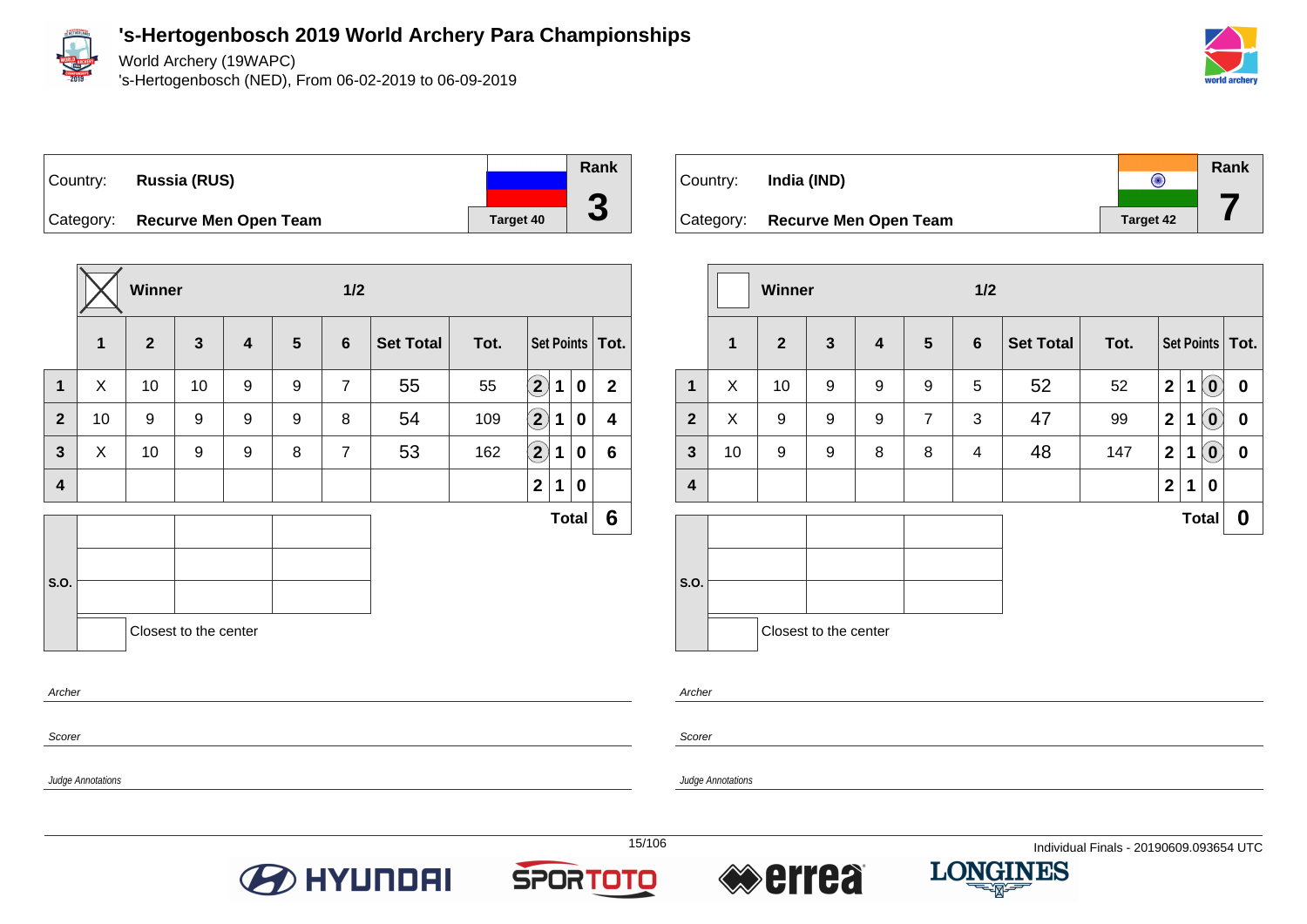# 's-Hertogenbosch 2019 World Archery Para Championships

World Archery (19WAPC)
's-Hertogenbosch (NED), From 06-02-2019 to 06-09-2019

| Country: | Russia (RUS) | Rank |
|---|---|---|
| Category: | Recurve Men Open Team | 3 |
| | Target 40 | |

Winner: X — 1/2

| | 1 | 2 | 3 | 4 | 5 | 6 | Set Total | Tot. | Set Points | | | Tot. |
|---|---|---|---|---|---|---|---|---|---|---|---|---|
| 1 | X | 10 | 10 | 9 | 9 | 7 | 55 | 55 | (2) | 1 | 0 | 2 |
| 2 | 10 | 9 | 9 | 9 | 9 | 8 | 54 | 109 | (2) | 1 | 0 | 4 |
| 3 | X | 10 | 9 | 9 | 8 | 7 | 53 | 162 | (2) | 1 | 0 | 6 |
| 4 | | | | | | | | | 2 | 1 | 0 | |
| | | | | | | | | | | | Total | 6 |

S.O.

Closest to the center

*Archer*

*Scorer*

*Judge Annotations*

| Country: | India (IND) | Rank |
|---|---|---|
| Category: | Recurve Men Open Team | 7 |
| | Target 42 | |

Winner: — 1/2

| | 1 | 2 | 3 | 4 | 5 | 6 | Set Total | Tot. | Set Points | | | Tot. |
|---|---|---|---|---|---|---|---|---|---|---|---|---|
| 1 | X | 10 | 9 | 9 | 9 | 5 | 52 | 52 | 2 | 1 | (0) | 0 |
| 2 | X | 9 | 9 | 9 | 7 | 3 | 47 | 99 | 2 | 1 | (0) | 0 |
| 3 | 10 | 9 | 9 | 8 | 8 | 4 | 48 | 147 | 2 | 1 | (0) | 0 |
| 4 | | | | | | | | | 2 | 1 | 0 | |
| | | | | | | | | | | | Total | 0 |

S.O.

Closest to the center

*Archer*

*Scorer*

*Judge Annotations*

Individual Finals - 20190609.093654 UTC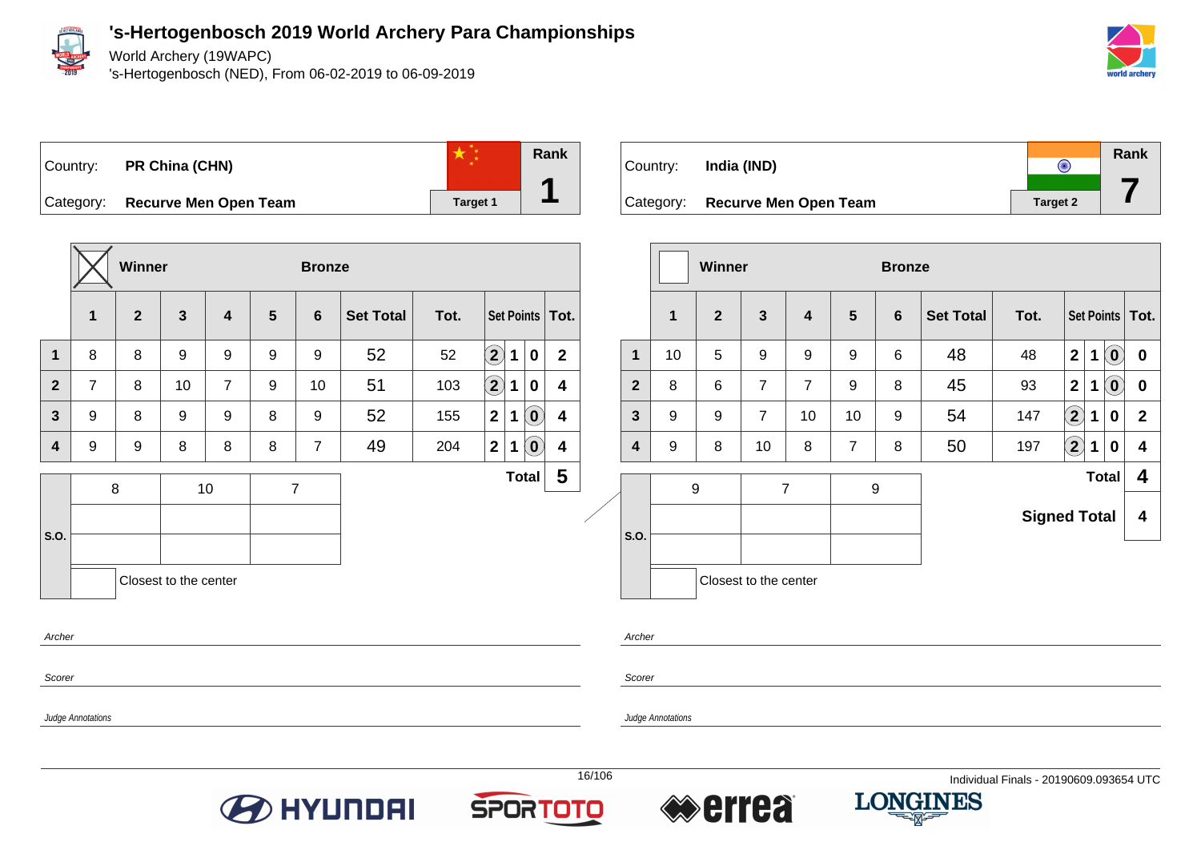# 's-Hertogenbosch 2019 World Archery Para Championships

World Archery (19WAPC)

's-Hertogenbosch (NED), From 06-02-2019 to 06-09-2019

| Country: | PR China (CHN) | Rank |
|---|---|---|
| Category: | Recurve Men Open Team | 1 |
| | Target 1 | |

Winner (X) — Bronze

| | 1 | 2 | 3 | 4 | 5 | 6 | Set Total | Tot. | Set Points | | | Tot. |
|---|---|---|---|---|---|---|---|---|---|---|---|---|
| 1 | 8 | 8 | 9 | 9 | 9 | 9 | 52 | 52 | (2) | 1 | 0 | 2 |
| 2 | 7 | 8 | 10 | 7 | 9 | 10 | 51 | 103 | (2) | 1 | 0 | 4 |
| 3 | 9 | 8 | 9 | 9 | 8 | 9 | 52 | 155 | 2 | 1 | (0) | 4 |
| 4 | 9 | 9 | 8 | 8 | 8 | 7 | 49 | 204 | 2 | 1 | (0) | 4 |

**Total** 5

| S.O. | | | |
|---|---|---|---|
| | 8 | 10 | 7 |
| | | | |
| | | | |

Closest to the center

*Archer*

*Scorer*

*Judge Annotations*

| Country: | India (IND) | Rank |
|---|---|---|
| Category: | Recurve Men Open Team | 7 |
| | Target 2 | |

Winner — Bronze

| | 1 | 2 | 3 | 4 | 5 | 6 | Set Total | Tot. | Set Points | | | Tot. |
|---|---|---|---|---|---|---|---|---|---|---|---|---|
| 1 | 10 | 5 | 9 | 9 | 9 | 6 | 48 | 48 | 2 | 1 | (0) | 0 |
| 2 | 8 | 6 | 7 | 7 | 9 | 8 | 45 | 93 | 2 | 1 | (0) | 0 |
| 3 | 9 | 9 | 7 | 10 | 10 | 9 | 54 | 147 | (2) | 1 | 0 | 2 |
| 4 | 9 | 8 | 10 | 8 | 7 | 8 | 50 | 197 | (2) | 1 | 0 | 4 |

**Total** 4

**Signed Total** 4

| S.O. | | | |
|---|---|---|---|
| | 9 | 7 | 9 |
| | | | |
| | | | |

Closest to the center

*Archer*

*Scorer*

*Judge Annotations*

Individual Finals - 20190609.093654 UTC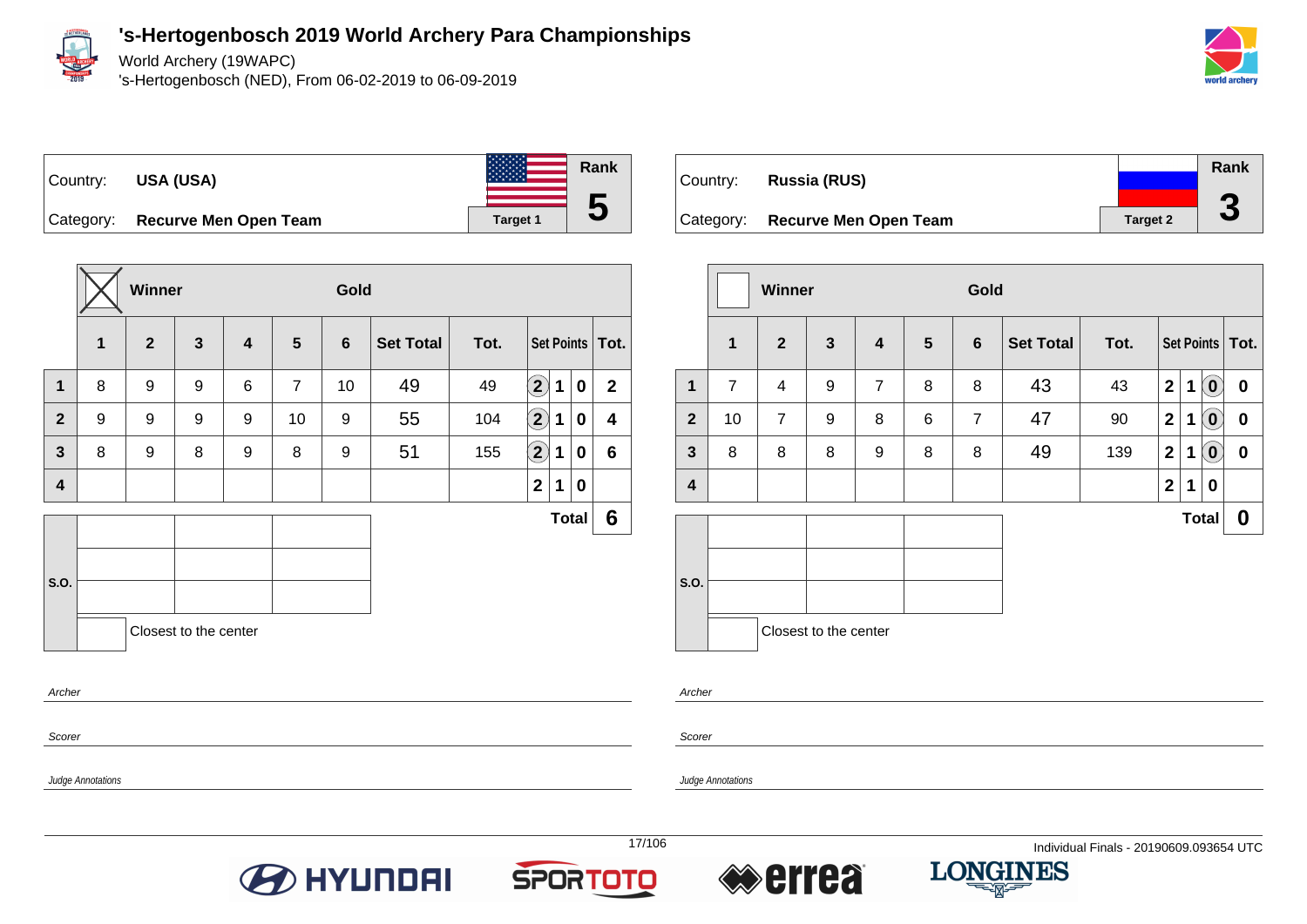# 's-Hertogenbosch 2019 World Archery Para Championships

World Archery (19WAPC)

's-Hertogenbosch (NED), From 06-02-2019 to 06-09-2019

Country: **USA (USA)**

Category: **Recurve Men Open Team**

Target 1 — Rank **5**

Winner: X — Gold

| | 1 | 2 | 3 | 4 | 5 | 6 | Set Total | Tot. | Set Points | | | Tot. |
|---|---|---|---|---|---|---|---|---|---|---|---|---|
| 1 | 8 | 9 | 9 | 6 | 7 | 10 | 49 | 49 | (2) | 1 | 0 | 2 |
| 2 | 9 | 9 | 9 | 9 | 10 | 9 | 55 | 104 | (2) | 1 | 0 | 4 |
| 3 | 8 | 9 | 8 | 9 | 8 | 9 | 51 | 155 | (2) | 1 | 0 | 6 |
| 4 | | | | | | | | | 2 | 1 | 0 | |
| | | | | | | | | | | | Total | 6 |

S.O.

| | | |
|---|---|---|
| | | |
| | | |
| | | |

Closest to the center

Archer

Scorer

Judge Annotations

Country: **Russia (RUS)**

Category: **Recurve Men Open Team**

Target 2 — Rank **3**

Winner: — Gold

| | 1 | 2 | 3 | 4 | 5 | 6 | Set Total | Tot. | Set Points | | | Tot. |
|---|---|---|---|---|---|---|---|---|---|---|---|---|
| 1 | 7 | 4 | 9 | 7 | 8 | 8 | 43 | 43 | 2 | 1 | (0) | 0 |
| 2 | 10 | 7 | 9 | 8 | 6 | 7 | 47 | 90 | 2 | 1 | (0) | 0 |
| 3 | 8 | 8 | 8 | 9 | 8 | 8 | 49 | 139 | 2 | 1 | (0) | 0 |
| 4 | | | | | | | | | 2 | 1 | 0 | |
| | | | | | | | | | | | Total | 0 |

S.O.

| | | |
|---|---|---|
| | | |
| | | |
| | | |

Closest to the center

Archer

Scorer

Judge Annotations

Individual Finals - 20190609.093654 UTC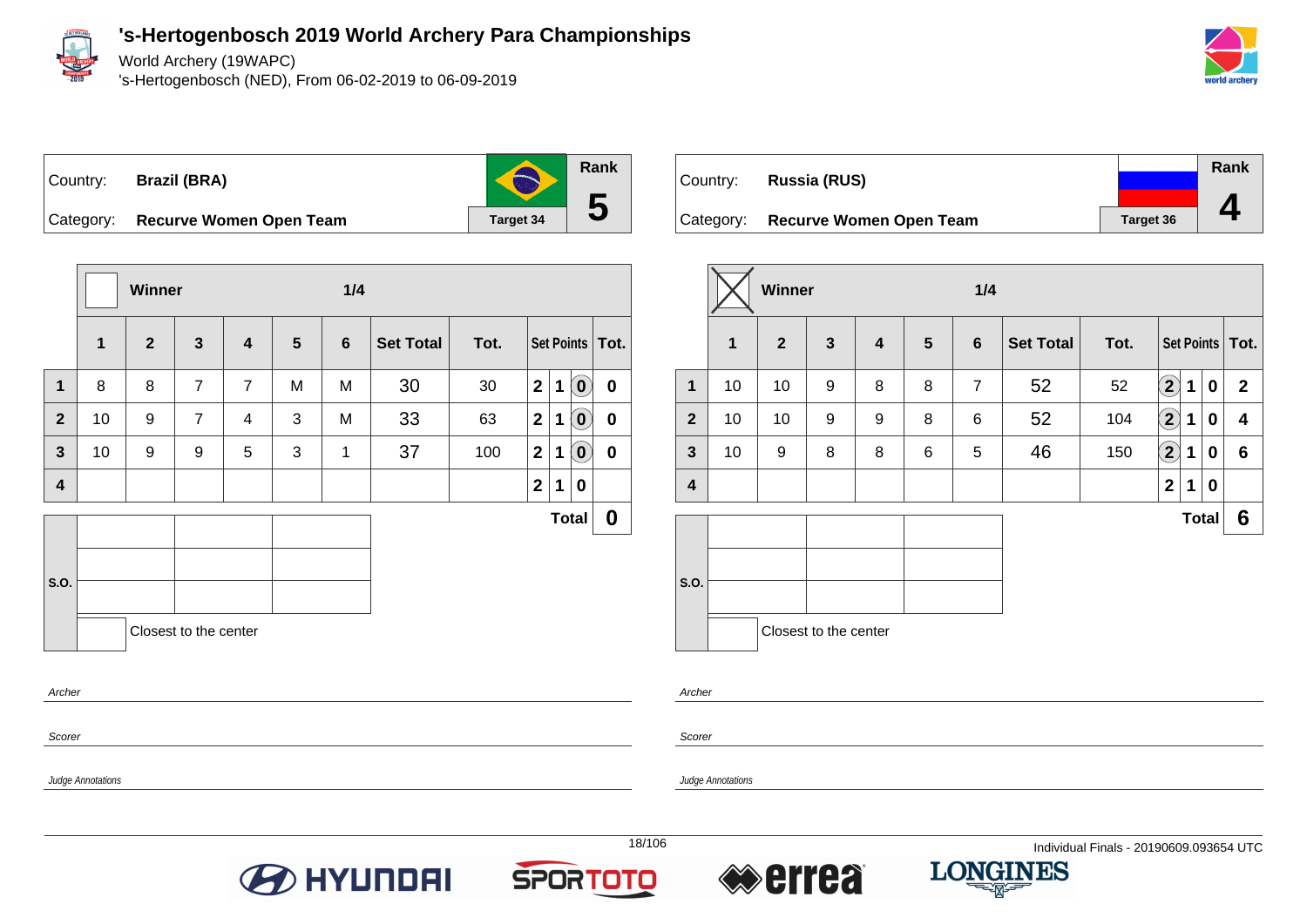# 's-Hertogenbosch 2019 World Archery Para Championships

World Archery (19WAPC)
's-Hertogenbosch (NED), From 06-02-2019 to 06-09-2019

Country: **Brazil (BRA)**
Category: **Recurve Women Open Team**
Target 34
Rank **5**

| | Winner | | | | | 1/4 | | | | | | |
|---|---|---|---|---|---|---|---|---|---|---|---|---|
| | 1 | 2 | 3 | 4 | 5 | 6 | Set Total | Tot. | Set Points | | | Tot. |
| 1 | 8 | 8 | 7 | 7 | M | M | 30 | 30 | 2 | 1 | (0) | 0 |
| 2 | 10 | 9 | 7 | 4 | 3 | M | 33 | 63 | 2 | 1 | (0) | 0 |
| 3 | 10 | 9 | 9 | 5 | 3 | 1 | 37 | 100 | 2 | 1 | (0) | 0 |
| 4 | | | | | | | | | 2 | 1 | 0 | |
| | | | | | | | | | | | Total | 0 |

S.O.

Closest to the center

Archer

Scorer

Judge Annotations

Country: **Russia (RUS)**
Category: **Recurve Women Open Team**
Target 36
Rank **4**

| | Winner (X) | | | | | 1/4 | | | | | | |
|---|---|---|---|---|---|---|---|---|---|---|---|---|
| | 1 | 2 | 3 | 4 | 5 | 6 | Set Total | Tot. | Set Points | | | Tot. |
| 1 | 10 | 10 | 9 | 8 | 8 | 7 | 52 | 52 | (2) | 1 | 0 | 2 |
| 2 | 10 | 10 | 9 | 9 | 8 | 6 | 52 | 104 | (2) | 1 | 0 | 4 |
| 3 | 10 | 9 | 8 | 8 | 6 | 5 | 46 | 150 | (2) | 1 | 0 | 6 |
| 4 | | | | | | | | | 2 | 1 | 0 | |
| | | | | | | | | | | | Total | 6 |

S.O.

Closest to the center

Archer

Scorer

Judge Annotations

Individual Finals - 20190609.093654 UTC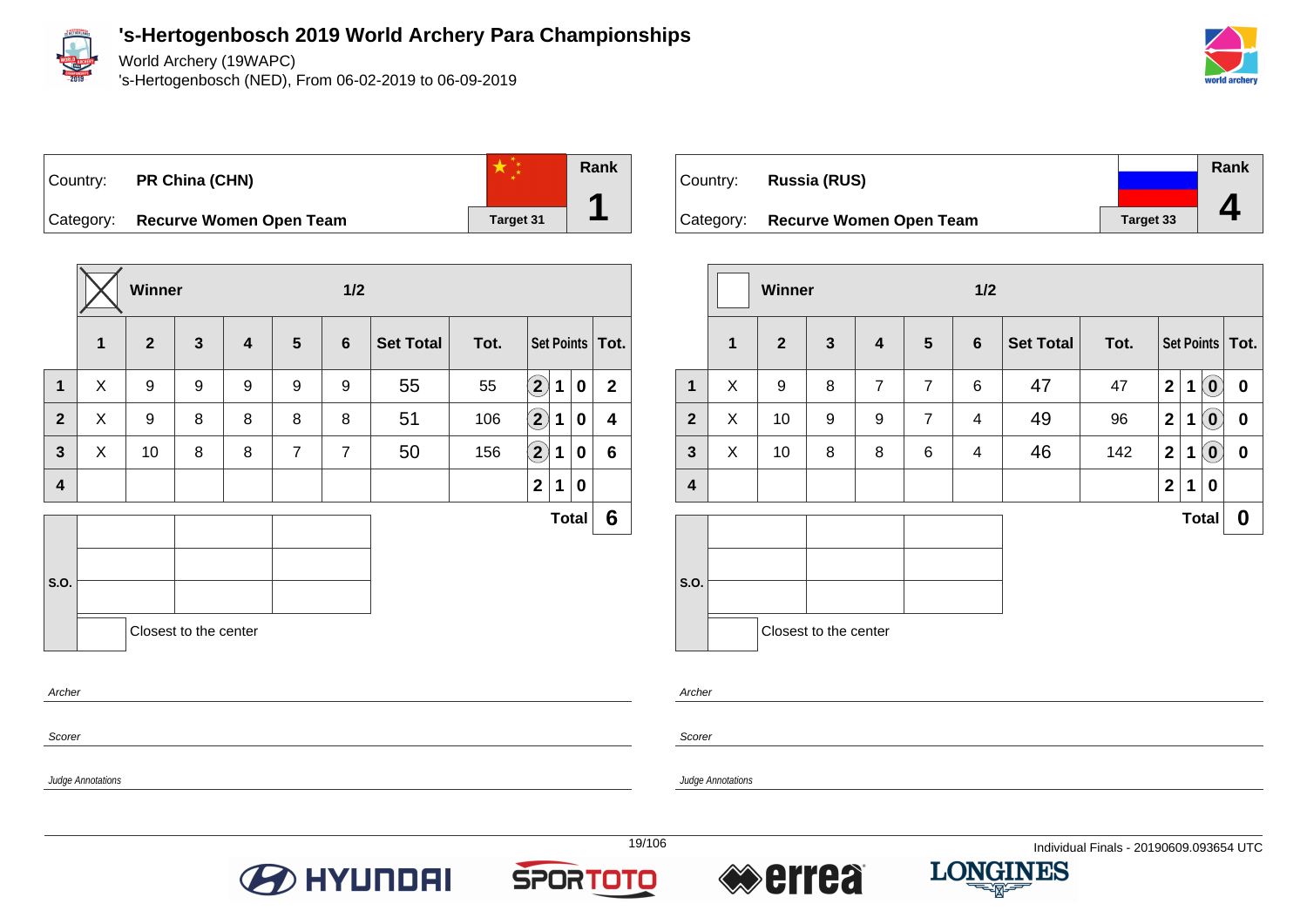# 's-Hertogenbosch 2019 World Archery Para Championships

World Archery (19WAPC)

's-Hertogenbosch (NED), From 06-02-2019 to 06-09-2019

| Country: | PR China (CHN) | Rank |
|---|---|---|
| Category: | Recurve Women Open Team | Target 31 | 1 |

Winner — 1/2 (marked X)

| | 1 | 2 | 3 | 4 | 5 | 6 | Set Total | Tot. | Set Points | | | Tot. |
|---|---|---|---|---|---|---|---|---|---|---|---|---|
| 1 | X | 9 | 9 | 9 | 9 | 9 | 55 | 55 | (2) | 1 | 0 | 2 |
| 2 | X | 9 | 8 | 8 | 8 | 8 | 51 | 106 | (2) | 1 | 0 | 4 |
| 3 | X | 10 | 8 | 8 | 7 | 7 | 50 | 156 | (2) | 1 | 0 | 6 |
| 4 | | | | | | | | | 2 | 1 | 0 | |
| | | | | | | | | | | | Total | 6 |

S.O.

Closest to the center

*Archer*

*Scorer*

*Judge Annotations*

| Country: | Russia (RUS) | Rank |
|---|---|---|
| Category: | Recurve Women Open Team | Target 33 | 4 |

Winner — 1/2

| | 1 | 2 | 3 | 4 | 5 | 6 | Set Total | Tot. | Set Points | | | Tot. |
|---|---|---|---|---|---|---|---|---|---|---|---|---|
| 1 | X | 9 | 8 | 7 | 7 | 6 | 47 | 47 | 2 | 1 | (0) | 0 |
| 2 | X | 10 | 9 | 9 | 7 | 4 | 49 | 96 | 2 | 1 | (0) | 0 |
| 3 | X | 10 | 8 | 8 | 6 | 4 | 46 | 142 | 2 | 1 | (0) | 0 |
| 4 | | | | | | | | | 2 | 1 | 0 | |
| | | | | | | | | | | | Total | 0 |

S.O.

Closest to the center

*Archer*

*Scorer*

*Judge Annotations*

Individual Finals - 20190609.093654 UTC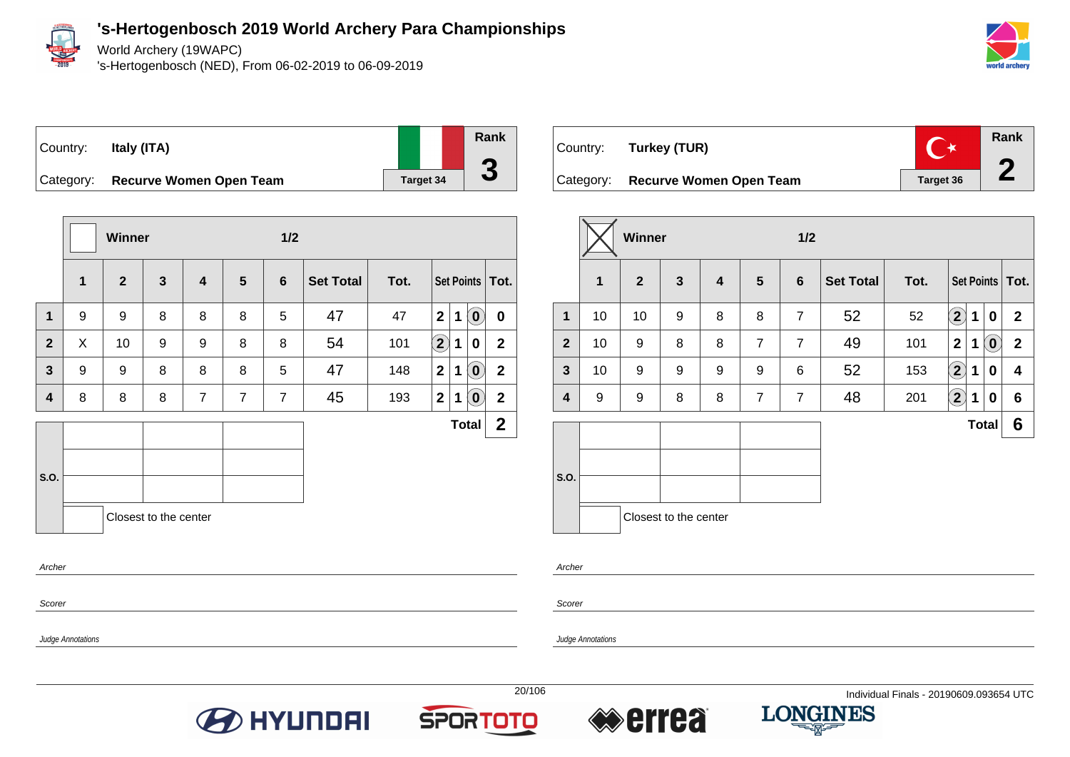# 's-Hertogenbosch 2019 World Archery Para Championships

World Archery (19WAPC)
's-Hertogenbosch (NED), From 06-02-2019 to 06-09-2019

| Country: | Italy (ITA) | Rank |
|---|---|---|
| Category: | Recurve Women Open Team | 3 |
| | Target 34 | |

| | Winner | | | | | 1/2 | | | | | | |
|---|---|---|---|---|---|---|---|---|---|---|---|---|
| | 1 | 2 | 3 | 4 | 5 | 6 | Set Total | Tot. | Set Points | | | Tot. |
| 1 | 9 | 9 | 8 | 8 | 8 | 5 | 47 | 47 | 2 | 1 | (0) | 0 |
| 2 | X | 10 | 9 | 9 | 8 | 8 | 54 | 101 | (2) | 1 | 0 | 2 |
| 3 | 9 | 9 | 8 | 8 | 8 | 5 | 47 | 148 | 2 | 1 | (0) | 2 |
| 4 | 8 | 8 | 8 | 7 | 7 | 7 | 45 | 193 | 2 | 1 | (0) | 2 |
| | | | | | | | | | | | Total | 2 |

S.O.

Closest to the center

*Archer*

*Scorer*

*Judge Annotations*

| Country: | Turkey (TUR) | Rank |
|---|---|---|
| Category: | Recurve Women Open Team | 2 |
| | Target 36 | |

| | Winner (X) | | | | | 1/2 | | | | | | |
|---|---|---|---|---|---|---|---|---|---|---|---|---|
| | 1 | 2 | 3 | 4 | 5 | 6 | Set Total | Tot. | Set Points | | | Tot. |
| 1 | 10 | 10 | 9 | 8 | 8 | 7 | 52 | 52 | (2) | 1 | 0 | 2 |
| 2 | 10 | 9 | 8 | 8 | 7 | 7 | 49 | 101 | 2 | 1 | (0) | 2 |
| 3 | 10 | 9 | 9 | 9 | 9 | 6 | 52 | 153 | (2) | 1 | 0 | 4 |
| 4 | 9 | 9 | 8 | 8 | 7 | 7 | 48 | 201 | (2) | 1 | 0 | 6 |
| | | | | | | | | | | | Total | 6 |

S.O.

Closest to the center

*Archer*

*Scorer*

*Judge Annotations*

Individual Finals - 20190609.093654 UTC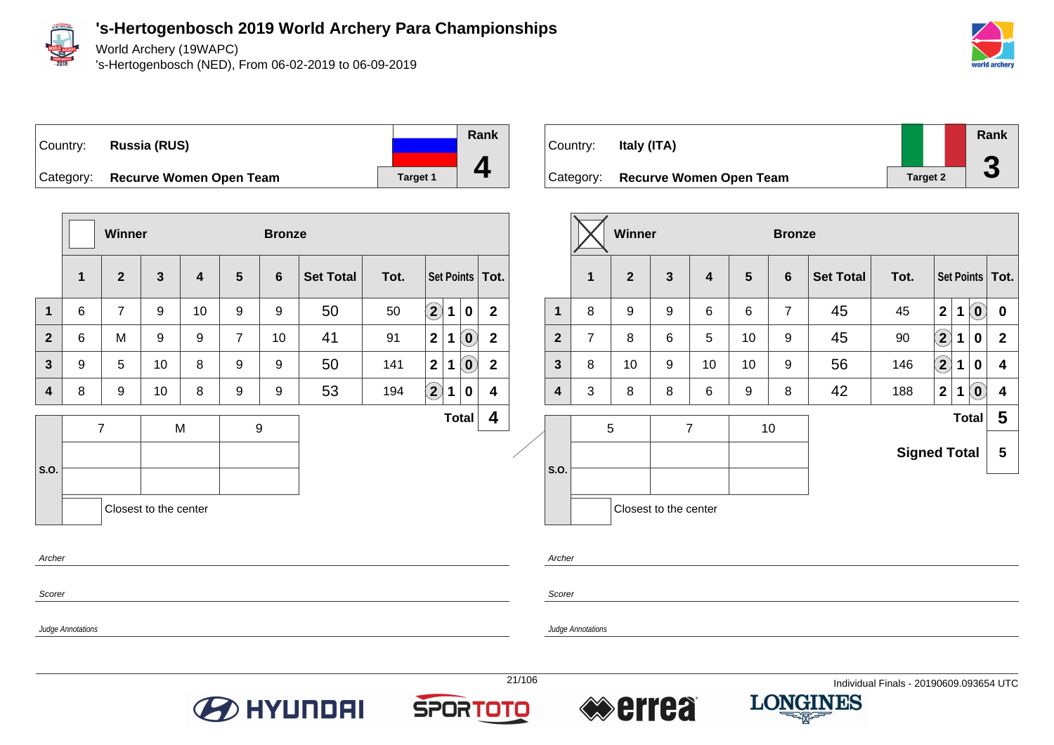# 's-Hertogenbosch 2019 World Archery Para Championships

World Archery (19WAPC)

's-Hertogenbosch (NED), From 06-02-2019 to 06-09-2019

| Country: | Russia (RUS) | Rank |
|---|---|---|
| Category: | Recurve Women Open Team | 4 |
| | Target 1 | |

**Winner** ☐ **Bronze**

| | 1 | 2 | 3 | 4 | 5 | 6 | Set Total | Tot. | Set Points | | | Tot. |
|---|---|---|---|---|---|---|---|---|---|---|---|---|
| 1 | 6 | 7 | 9 | 10 | 9 | 9 | 50 | 50 | (2) | 1 | 0 | 2 |
| 2 | 6 | M | 9 | 9 | 7 | 10 | 41 | 91 | 2 | 1 | (0) | 2 |
| 3 | 9 | 5 | 10 | 8 | 9 | 9 | 50 | 141 | 2 | 1 | (0) | 2 |
| 4 | 8 | 9 | 10 | 8 | 9 | 9 | 53 | 194 | (2) | 1 | 0 | 4 |

**Total** 4

| S.O. | | | |
|---|---|---|---|
| | 7 | M | 9 |
| | | | |
| | | | |

Closest to the center

Archer

Scorer

Judge Annotations

| Country: | Italy (ITA) | Rank |
|---|---|---|
| Category: | Recurve Women Open Team | 3 |
| | Target 2 | |

**Winner** ☒ **Bronze**

| | 1 | 2 | 3 | 4 | 5 | 6 | Set Total | Tot. | Set Points | | | Tot. |
|---|---|---|---|---|---|---|---|---|---|---|---|---|
| 1 | 8 | 9 | 9 | 6 | 6 | 7 | 45 | 45 | 2 | 1 | (0) | 0 |
| 2 | 7 | 8 | 6 | 5 | 10 | 9 | 45 | 90 | (2) | 1 | 0 | 2 |
| 3 | 8 | 10 | 9 | 10 | 10 | 9 | 56 | 146 | (2) | 1 | 0 | 4 |
| 4 | 3 | 8 | 8 | 6 | 9 | 8 | 42 | 188 | 2 | 1 | (0) | 4 |

**Total** 5

**Signed Total** 5

| S.O. | | | |
|---|---|---|---|
| | 5 | 7 | 10 |
| | | | |
| | | | |

Closest to the center

Archer

Scorer

Judge Annotations

Individual Finals - 20190609.093654 UTC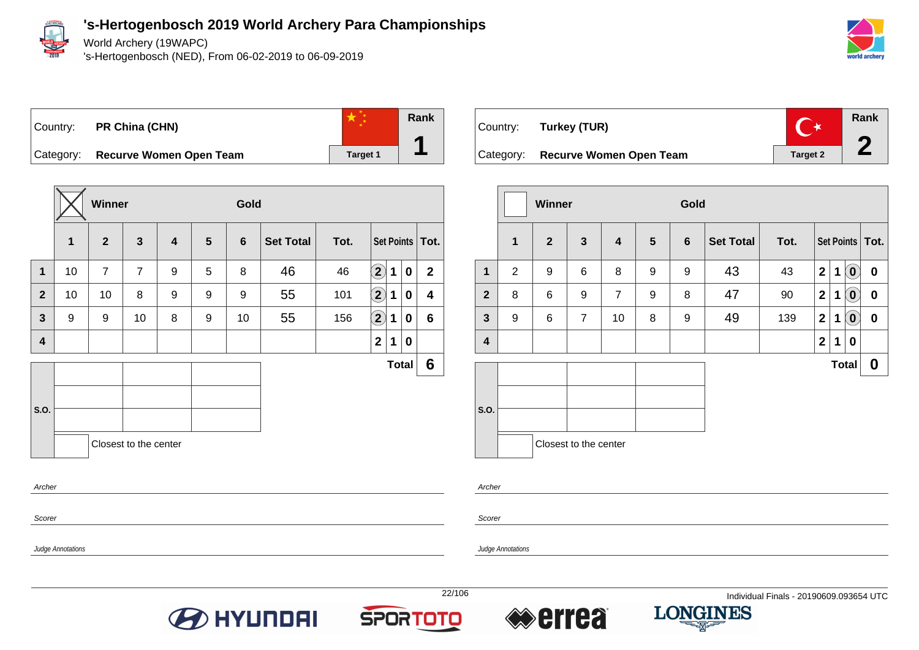# 's-Hertogenbosch 2019 World Archery Para Championships

World Archery (19WAPC)
's-Hertogenbosch (NED), From 06-02-2019 to 06-09-2019

| Country: | PR China (CHN) | Target 1 | Rank |
|---|---|---|---|
| Category: | Recurve Women Open Team | | 1 |

Winner: X — Gold

| | 1 | 2 | 3 | 4 | 5 | 6 | Set Total | Tot. | Set Points | | | Tot. |
|---|---|---|---|---|---|---|---|---|---|---|---|---|
| 1 | 10 | 7 | 7 | 9 | 5 | 8 | 46 | 46 | (2) | 1 | 0 | 2 |
| 2 | 10 | 10 | 8 | 9 | 9 | 9 | 55 | 101 | (2) | 1 | 0 | 4 |
| 3 | 9 | 9 | 10 | 8 | 9 | 10 | 55 | 156 | (2) | 1 | 0 | 6 |
| 4 | | | | | | | | | 2 | 1 | 0 | |
| | | | | | | | | | | | Total | 6 |

S.O.

| | | |
|---|---|---|
| | | |
| | | |
| | | |

Closest to the center

*Archer*

*Scorer*

*Judge Annotations*

| Country: | Turkey (TUR) | Target 2 | Rank |
|---|---|---|---|
| Category: | Recurve Women Open Team | | 2 |

Winner: — Gold

| | 1 | 2 | 3 | 4 | 5 | 6 | Set Total | Tot. | Set Points | | | Tot. |
|---|---|---|---|---|---|---|---|---|---|---|---|---|
| 1 | 2 | 9 | 6 | 8 | 9 | 9 | 43 | 43 | 2 | 1 | (0) | 0 |
| 2 | 8 | 6 | 9 | 7 | 9 | 8 | 47 | 90 | 2 | 1 | (0) | 0 |
| 3 | 9 | 6 | 7 | 10 | 8 | 9 | 49 | 139 | 2 | 1 | (0) | 0 |
| 4 | | | | | | | | | 2 | 1 | 0 | |
| | | | | | | | | | | | Total | 0 |

S.O.

| | | |
|---|---|---|
| | | |
| | | |
| | | |

Closest to the center

*Archer*

*Scorer*

*Judge Annotations*

Individual Finals - 20190609.093654 UTC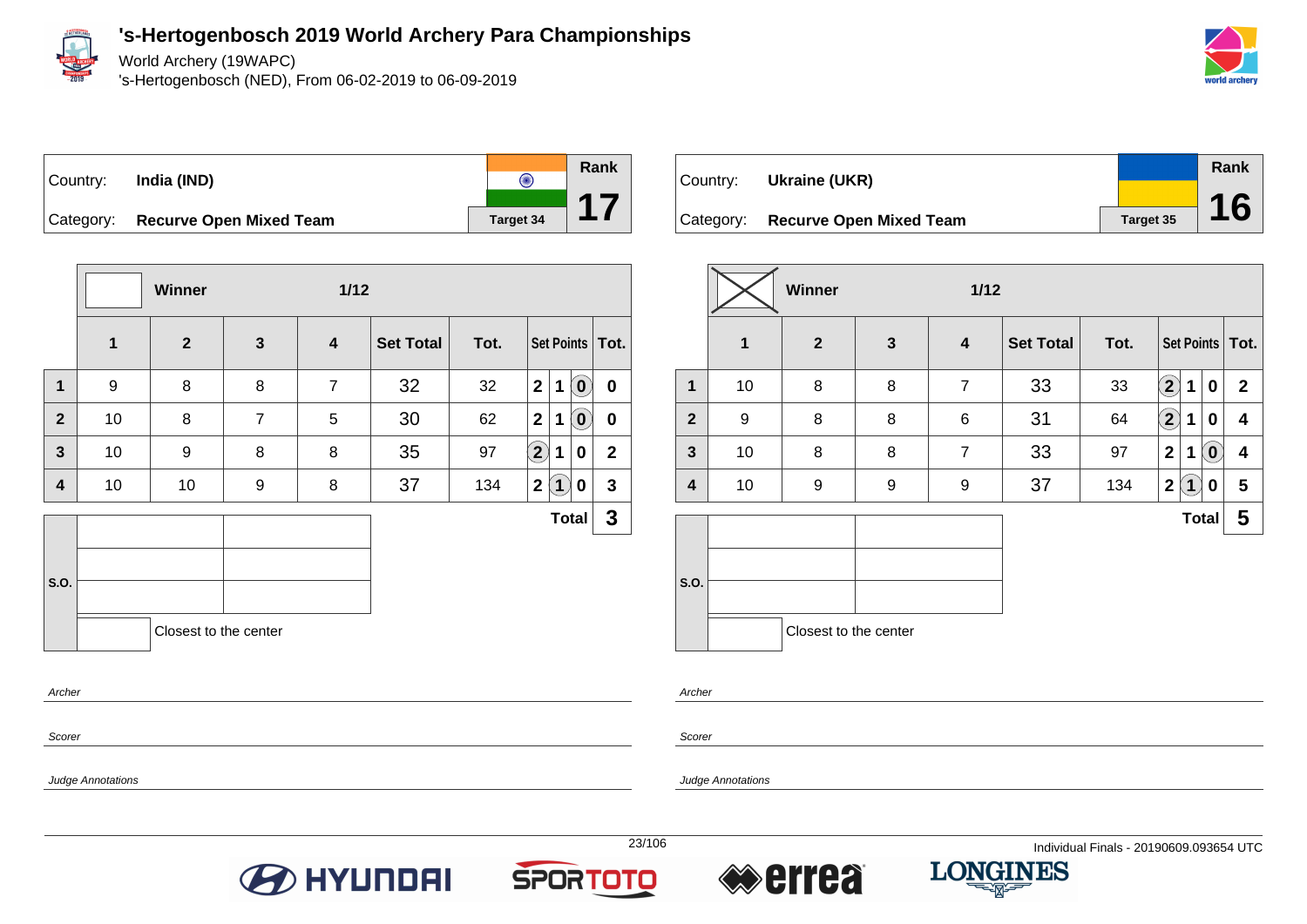# 's-Hertogenbosch 2019 World Archery Para Championships

World Archery (19WAPC)
's-Hertogenbosch (NED), From 06-02-2019 to 06-09-2019

| Country: | India (IND) | Rank |
|---|---|---|
| Category: | Recurve Open Mixed Team | 17 |
| | Target 34 | |

| | 1 | 2 | 3 | 4 | Set Total | Tot. | Set Points | | | Tot. |
|---|---|---|---|---|---|---|---|---|---|---|
| Winner | | | 1/12 | | | | | | | |
| 1 | 9 | 8 | 8 | 7 | 32 | 32 | 2 | 1 | (0) | 0 |
| 2 | 10 | 8 | 7 | 5 | 30 | 62 | 2 | 1 | (0) | 0 |
| 3 | 10 | 9 | 8 | 8 | 35 | 97 | (2) | 1 | 0 | 2 |
| 4 | 10 | 10 | 9 | 8 | 37 | 134 | 2 | (1) | 0 | 3 |
| | | | | | | | | | Total | 3 |

S.O.

Closest to the center

*Archer*

*Scorer*

*Judge Annotations*

| Country: | Ukraine (UKR) | Rank |
|---|---|---|
| Category: | Recurve Open Mixed Team | 16 |
| | Target 35 | |

| | 1 | 2 | 3 | 4 | Set Total | Tot. | Set Points | | | Tot. |
|---|---|---|---|---|---|---|---|---|---|---|
| Winner (X) | | | 1/12 | | | | | | | |
| 1 | 10 | 8 | 8 | 7 | 33 | 33 | (2) | 1 | 0 | 2 |
| 2 | 9 | 8 | 8 | 6 | 31 | 64 | (2) | 1 | 0 | 4 |
| 3 | 10 | 8 | 8 | 7 | 33 | 97 | 2 | 1 | (0) | 4 |
| 4 | 10 | 9 | 9 | 9 | 37 | 134 | 2 | (1) | 0 | 5 |
| | | | | | | | | | Total | 5 |

S.O.

Closest to the center

*Archer*

*Scorer*

*Judge Annotations*

Individual Finals - 20190609.093654 UTC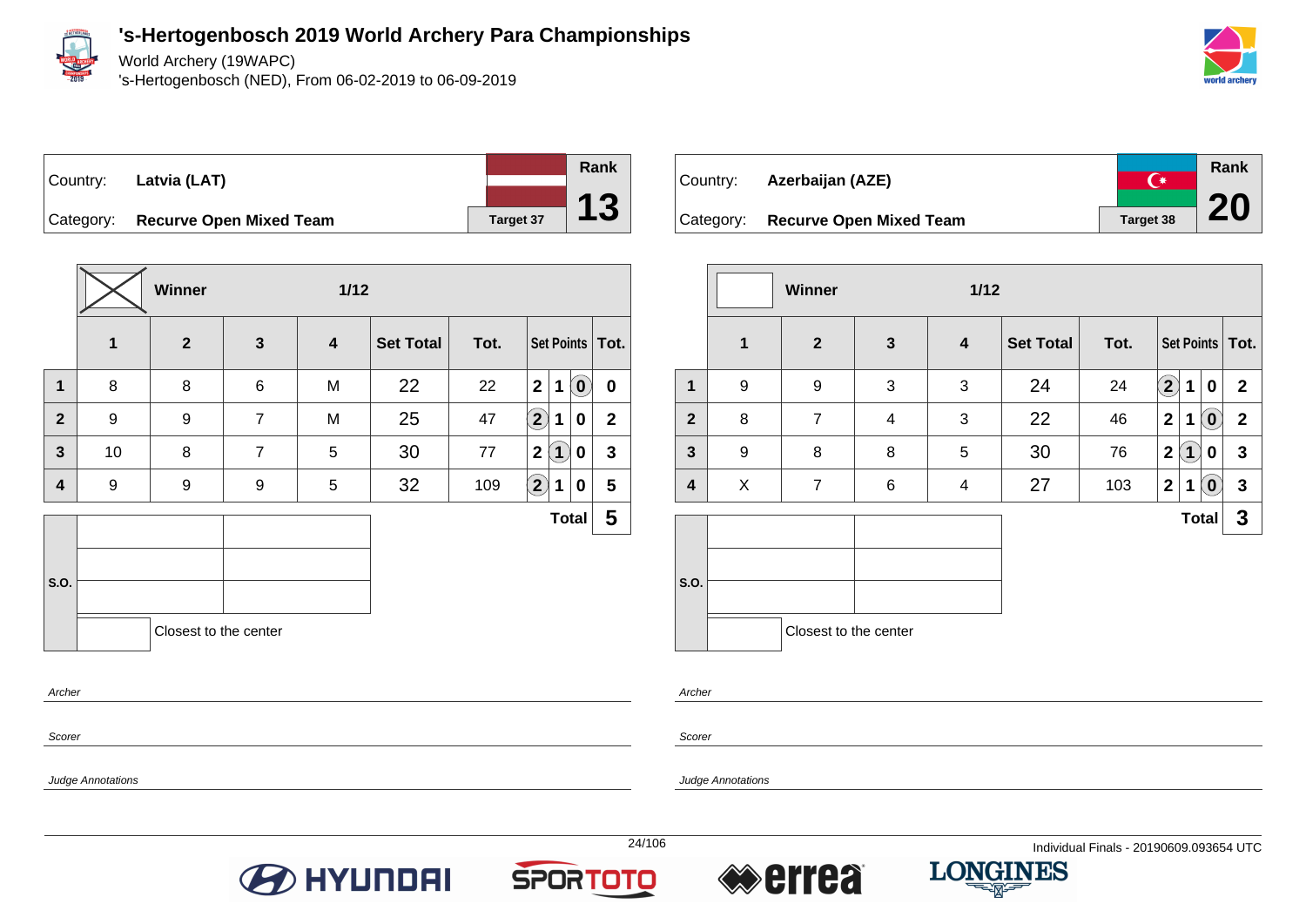# 's-Hertogenbosch 2019 World Archery Para Championships

World Archery (19WAPC)

's-Hertogenbosch (NED), From 06-02-2019 to 06-09-2019

| Country: | Latvia (LAT) | Rank |
|---|---|---|
| Category: | Recurve Open Mixed Team | Target 37 | 13 |

**Winner** (X) — 1/12

| | 1 | 2 | 3 | 4 | Set Total | Tot. | Set Points | | | Tot. |
|---|---|---|---|---|---|---|---|---|---|---|
| 1 | 8 | 8 | 6 | M | 22 | 22 | 2 | 1 | (0) | 0 |
| 2 | 9 | 9 | 7 | M | 25 | 47 | (2) | 1 | 0 | 2 |
| 3 | 10 | 8 | 7 | 5 | 30 | 77 | 2 | (1) | 0 | 3 |
| 4 | 9 | 9 | 9 | 5 | 32 | 109 | (2) | 1 | 0 | 5 |
| | | | | | | | | | **Total** | **5** |

S.O.

Closest to the center

| Country: | Azerbaijan (AZE) | Rank |
|---|---|---|
| Category: | Recurve Open Mixed Team | Target 38 | 20 |

**Winner** — 1/12

| | 1 | 2 | 3 | 4 | Set Total | Tot. | Set Points | | | Tot. |
|---|---|---|---|---|---|---|---|---|---|---|
| 1 | 9 | 9 | 3 | 3 | 24 | 24 | (2) | 1 | 0 | 2 |
| 2 | 8 | 7 | 4 | 3 | 22 | 46 | 2 | 1 | (0) | 2 |
| 3 | 9 | 8 | 8 | 5 | 30 | 76 | 2 | (1) | 0 | 3 |
| 4 | X | 7 | 6 | 4 | 27 | 103 | 2 | 1 | (0) | 3 |
| | | | | | | | | | **Total** | **3** |

S.O.

Closest to the center

Archer

Scorer

Judge Annotations

Individual Finals - 20190609.093654 UTC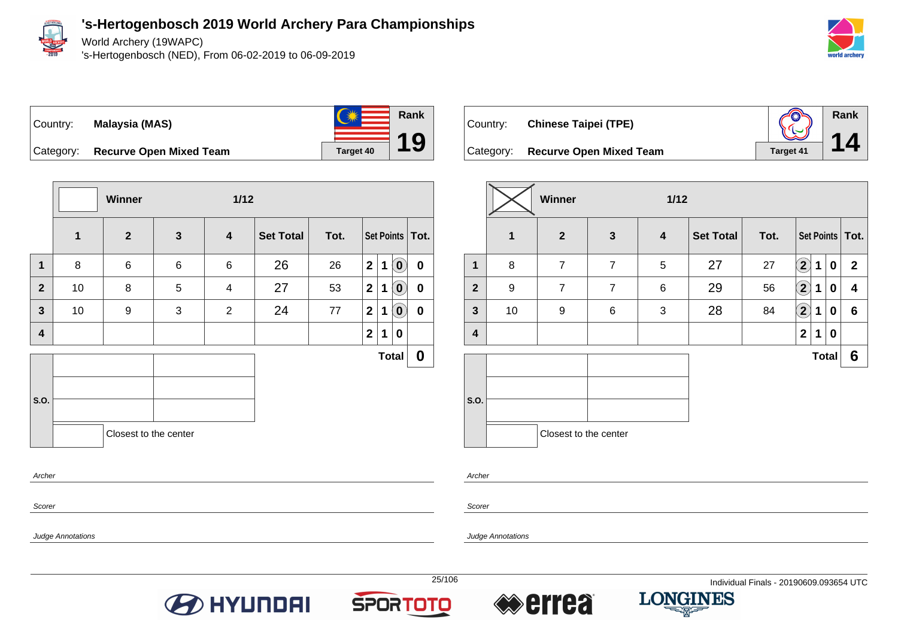# 's-Hertogenbosch 2019 World Archery Para Championships

World Archery (19WAPC)
's-Hertogenbosch (NED), From 06-02-2019 to 06-09-2019

| Country: | Malaysia (MAS) | Rank |
|---|---|---|
| Category: | Recurve Open Mixed Team | 19 |
| | Target 40 | |

| | Winner | | 1/12 | | | | | | | |
|---|---|---|---|---|---|---|---|---|---|---|
| | 1 | 2 | 3 | 4 | Set Total | Tot. | Set Points | | | Tot. |
| 1 | 8 | 6 | 6 | 6 | 26 | 26 | 2 | 1 | (0) | 0 |
| 2 | 10 | 8 | 5 | 4 | 27 | 53 | 2 | 1 | (0) | 0 |
| 3 | 10 | 9 | 3 | 2 | 24 | 77 | 2 | 1 | (0) | 0 |
| 4 | | | | | | | 2 | 1 | 0 | |
| | | | | | | | | | Total | 0 |

S.O.

Closest to the center

| Country: | Chinese Taipei (TPE) | Rank |
|---|---|---|
| Category: | Recurve Open Mixed Team | 14 |
| | Target 41 | |

| | Winner (X) | | 1/12 | | | | | | | |
|---|---|---|---|---|---|---|---|---|---|---|
| | 1 | 2 | 3 | 4 | Set Total | Tot. | Set Points | | | Tot. |
| 1 | 8 | 7 | 7 | 5 | 27 | 27 | (2) | 1 | 0 | 2 |
| 2 | 9 | 7 | 7 | 6 | 29 | 56 | (2) | 1 | 0 | 4 |
| 3 | 10 | 9 | 6 | 3 | 28 | 84 | (2) | 1 | 0 | 6 |
| 4 | | | | | | | 2 | 1 | 0 | |
| | | | | | | | | | Total | 6 |

S.O.

Closest to the center

*Archer*

*Scorer*

*Judge Annotations*

*Archer*

*Scorer*

*Judge Annotations*

Individual Finals - 20190609.093654 UTC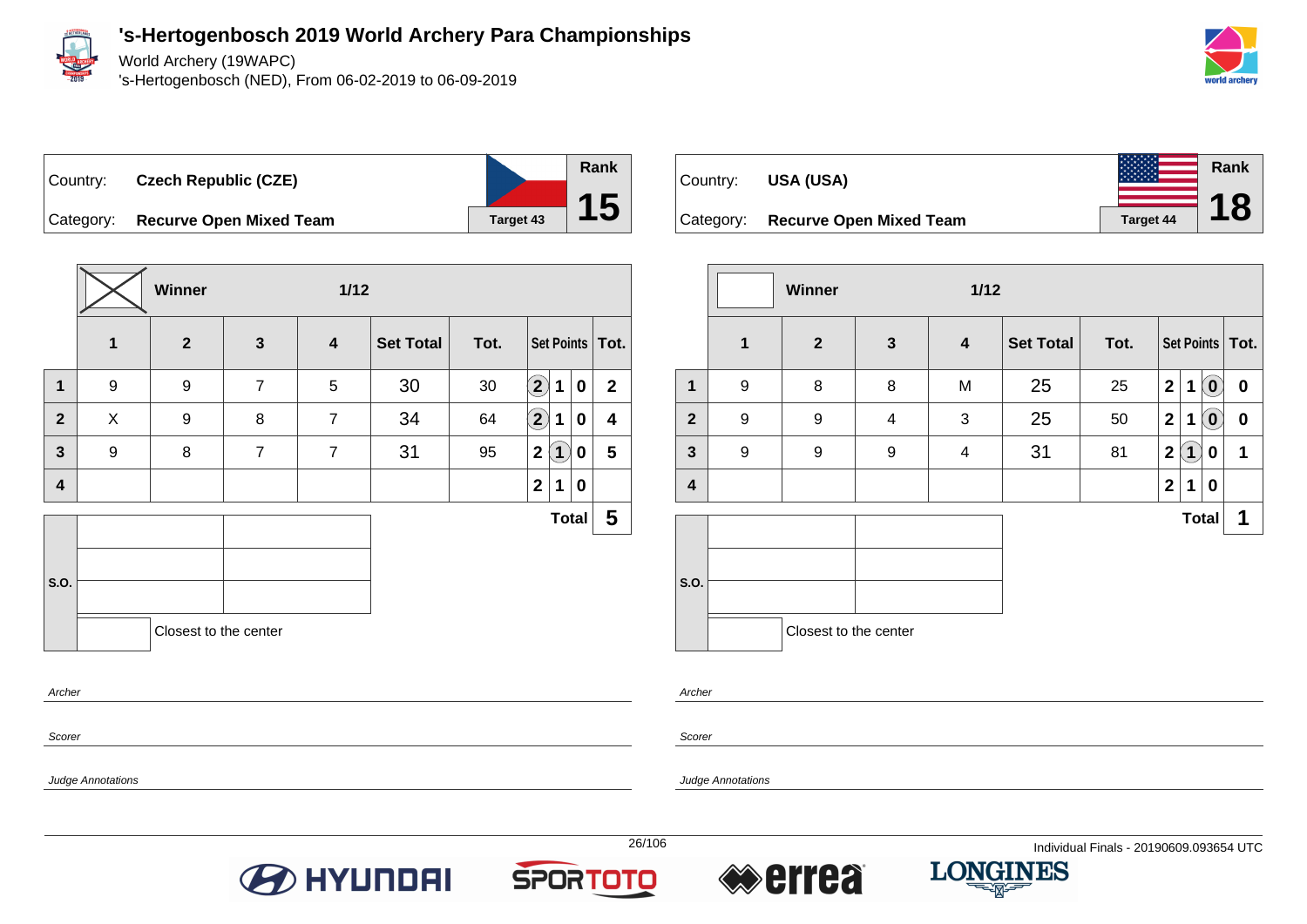# 's-Hertogenbosch 2019 World Archery Para Championships

World Archery (19WAPC)

's-Hertogenbosch (NED), From 06-02-2019 to 06-09-2019

| Country: | Czech Republic (CZE) | Rank |
|---|---|---|
| Category: | Recurve Open Mixed Team | 15 |
| | Target 43 | |

**Winner** — 1/12

| | 1 | 2 | 3 | 4 | Set Total | Tot. | Set Points | | | Tot. |
|---|---|---|---|---|---|---|---|---|---|---|
| 1 | 9 | 9 | 7 | 5 | 30 | 30 | (2) | 1 | 0 | 2 |
| 2 | X | 9 | 8 | 7 | 34 | 64 | (2) | 1 | 0 | 4 |
| 3 | 9 | 8 | 7 | 7 | 31 | 95 | 2 | (1) | 0 | 5 |
| 4 | | | | | | | 2 | 1 | 0 | |
| | | | | | | | | | Total | 5 |

S.O.

Closest to the center

Archer

Scorer

Judge Annotations

| Country: | USA (USA) | Rank |
|---|---|---|
| Category: | Recurve Open Mixed Team | 18 |
| | Target 44 | |

**Winner** — 1/12

| | 1 | 2 | 3 | 4 | Set Total | Tot. | Set Points | | | Tot. |
|---|---|---|---|---|---|---|---|---|---|---|
| 1 | 9 | 8 | 8 | M | 25 | 25 | 2 | 1 | (0) | 0 |
| 2 | 9 | 9 | 4 | 3 | 25 | 50 | 2 | 1 | (0) | 0 |
| 3 | 9 | 9 | 9 | 4 | 31 | 81 | 2 | (1) | 0 | 1 |
| 4 | | | | | | | 2 | 1 | 0 | |
| | | | | | | | | | Total | 1 |

S.O.

Closest to the center

Archer

Scorer

Judge Annotations

Individual Finals - 20190609.093654 UTC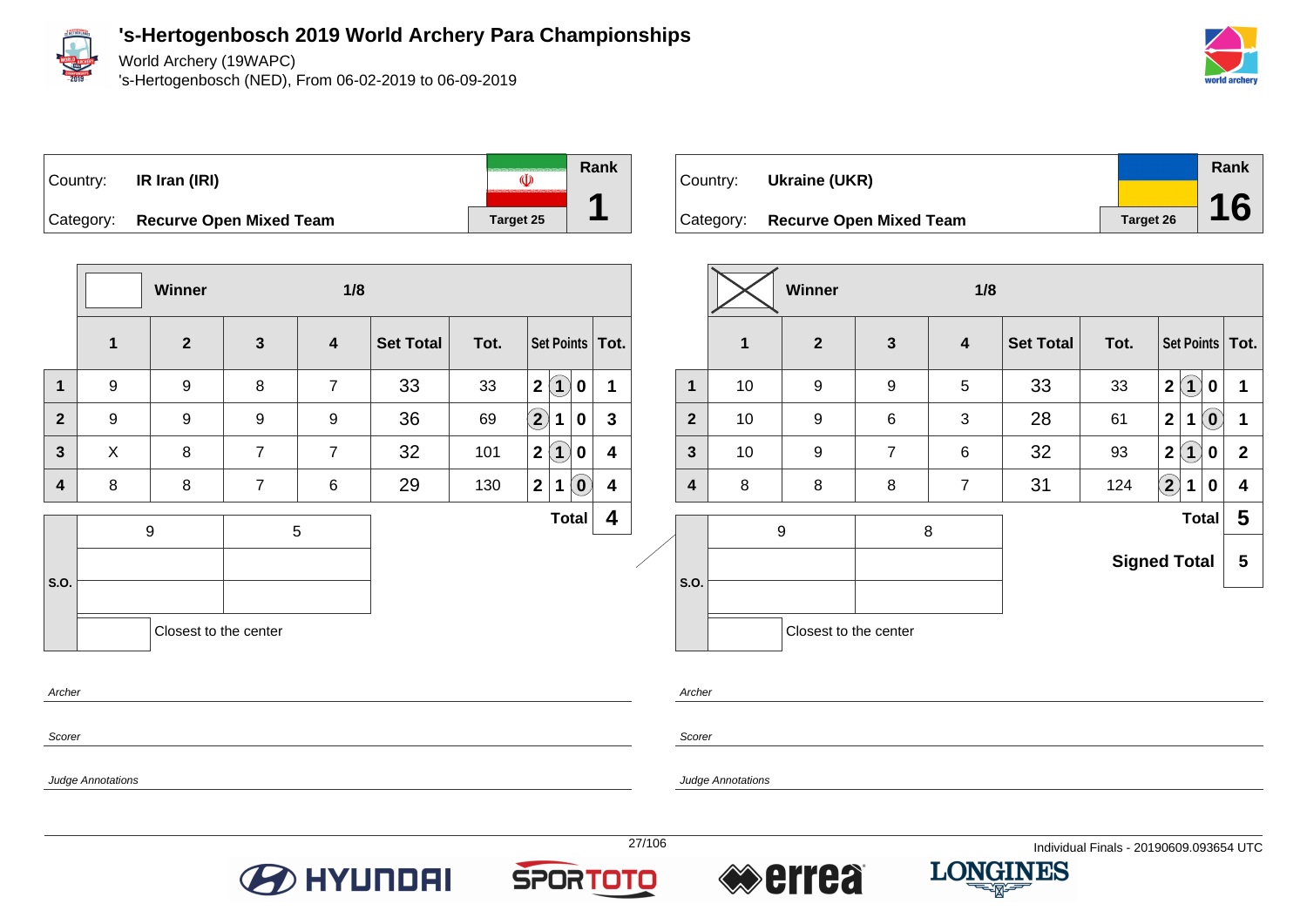# 's-Hertogenbosch 2019 World Archery Para Championships

World Archery (19WAPC)
's-Hertogenbosch (NED), From 06-02-2019 to 06-09-2019

| Country: | IR Iran (IRI) | Rank |
|---|---|---|
| Category: | Recurve Open Mixed Team | Target 25 | 1 |

| | Winner | | | 1/8 | | | | | | |
|---|---|---|---|---|---|---|---|---|---|---|
| | 1 | 2 | 3 | 4 | Set Total | Tot. | Set Points | | | Tot. |
| 1 | 9 | 9 | 8 | 7 | 33 | 33 | 2 | (1) | 0 | 1 |
| 2 | 9 | 9 | 9 | 9 | 36 | 69 | (2) | 1 | 0 | 3 |
| 3 | X | 8 | 7 | 7 | 32 | 101 | 2 | (1) | 0 | 4 |
| 4 | 8 | 8 | 7 | 6 | 29 | 130 | 2 | 1 | (0) | 4 |

| S.O. | 9 | 5 |
|---|---|---|
| | | |
| | | |
| | Closest to the center | |

**Total** 4

Archer

Scorer

Judge Annotations

| Country: | Ukraine (UKR) | Rank |
|---|---|---|
| Category: | Recurve Open Mixed Team | Target 26 | 16 |

| | Winner | | | 1/8 | | | | | | |
|---|---|---|---|---|---|---|---|---|---|---|
| | 1 | 2 | 3 | 4 | Set Total | Tot. | Set Points | | | Tot. |
| 1 | 10 | 9 | 9 | 5 | 33 | 33 | 2 | (1) | 0 | 1 |
| 2 | 10 | 9 | 6 | 3 | 28 | 61 | 2 | 1 | (0) | 1 |
| 3 | 10 | 9 | 7 | 6 | 32 | 93 | 2 | (1) | 0 | 2 |
| 4 | 8 | 8 | 8 | 7 | 31 | 124 | (2) | 1 | 0 | 4 |

| S.O. | 9 | 8 |
|---|---|---|
| | | |
| | | |
| | Closest to the center | |

**Total** 5

**Signed Total** 5

Archer

Scorer

Judge Annotations

Individual Finals - 20190609.093654 UTC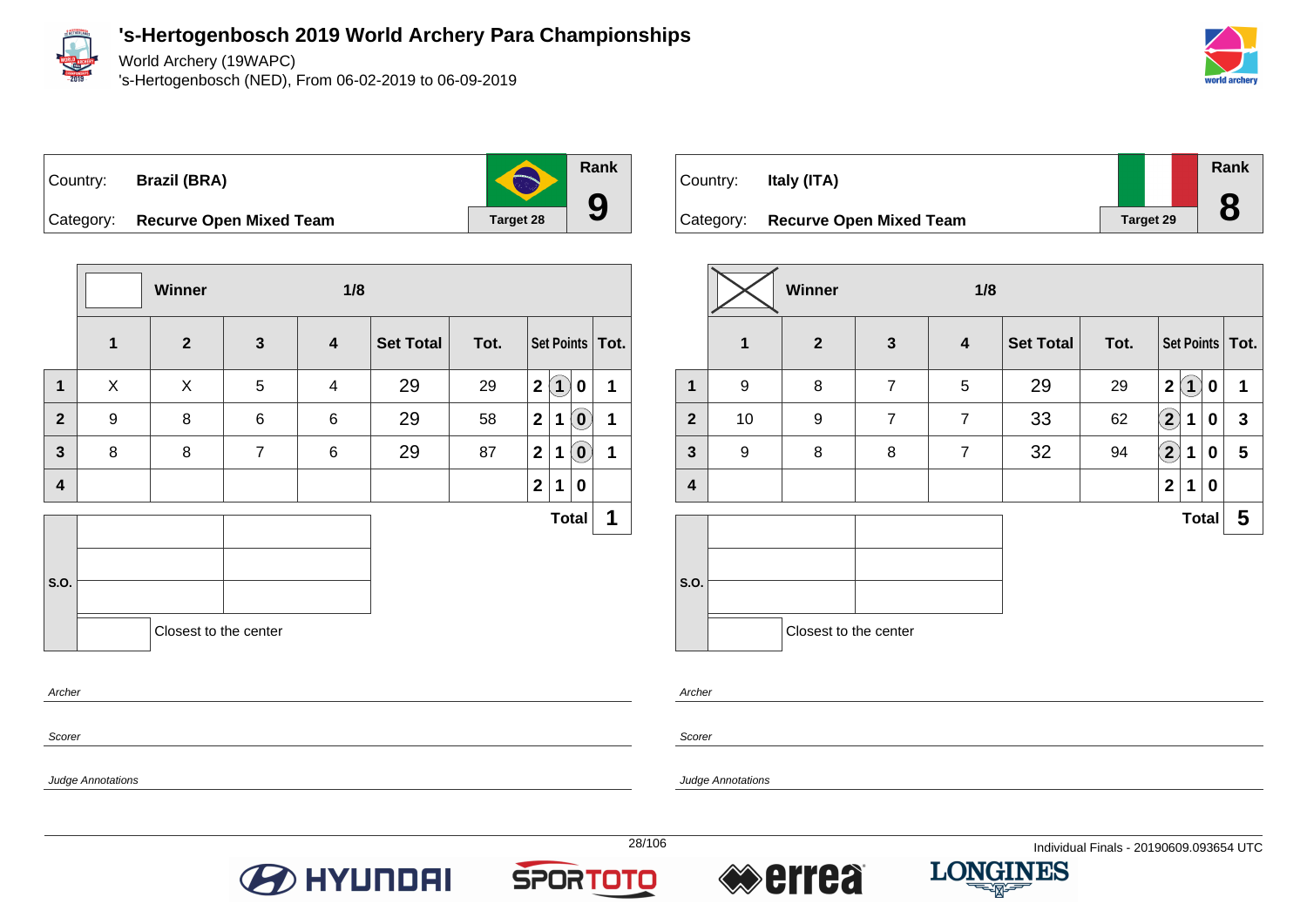# 's-Hertogenbosch 2019 World Archery Para Championships

World Archery (19WAPC)

's-Hertogenbosch (NED), From 06-02-2019 to 06-09-2019

| Country: | Brazil (BRA) | Rank |
|---|---|---|
| Category: | Recurve Open Mixed Team | 9 |
| | Target 28 | |

| | Winner | | 1/8 | | | | | | | |
|---|---|---|---|---|---|---|---|---|---|---|
| | 1 | 2 | 3 | 4 | Set Total | Tot. | Set Points | | | Tot. |
| 1 | X | X | 5 | 4 | 29 | 29 | 2 | (1) | 0 | 1 |
| 2 | 9 | 8 | 6 | 6 | 29 | 58 | 2 | 1 | (0) | 1 |
| 3 | 8 | 8 | 7 | 6 | 29 | 87 | 2 | 1 | (0) | 1 |
| 4 | | | | | | | 2 | 1 | 0 | |
| | | | | | | | | | Total | 1 |

S.O.

Closest to the center

| Country: | Italy (ITA) | Rank |
|---|---|---|
| Category: | Recurve Open Mixed Team | 8 |
| | Target 29 | |

| | Winner (X) | | 1/8 | | | | | | | |
|---|---|---|---|---|---|---|---|---|---|---|
| | 1 | 2 | 3 | 4 | Set Total | Tot. | Set Points | | | Tot. |
| 1 | 9 | 8 | 7 | 5 | 29 | 29 | 2 | (1) | 0 | 1 |
| 2 | 10 | 9 | 7 | 7 | 33 | 62 | (2) | 1 | 0 | 3 |
| 3 | 9 | 8 | 8 | 7 | 32 | 94 | (2) | 1 | 0 | 5 |
| 4 | | | | | | | 2 | 1 | 0 | |
| | | | | | | | | | Total | 5 |

S.O.

Closest to the center

*Archer*

*Scorer*

*Judge Annotations*

Individual Finals - 20190609.093654 UTC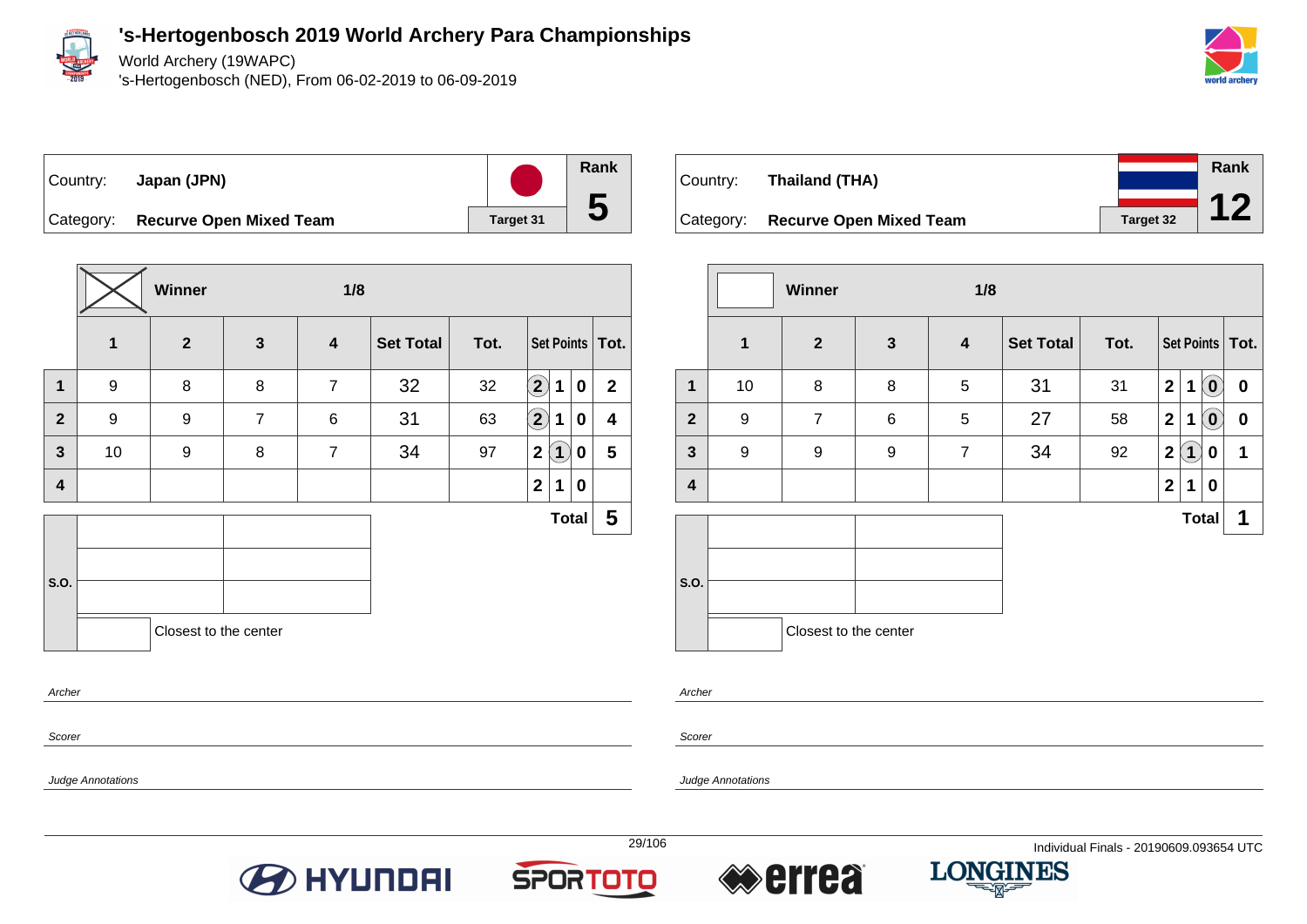# 's-Hertogenbosch 2019 World Archery Para Championships

World Archery (19WAPC)

's-Hertogenbosch (NED), From 06-02-2019 to 06-09-2019

| Country: | Japan (JPN) | | Rank |
|---|---|---|---|
| Category: | Recurve Open Mixed Team | Target 31 | 5 |

| | Winner | | | 1/8 | | | | | | |
|---|---|---|---|---|---|---|---|---|---|---|
| | 1 | 2 | 3 | 4 | Set Total | Tot. | Set Points | | | Tot. |
| 1 | 9 | 8 | 8 | 7 | 32 | 32 | (2) | 1 | 0 | 2 |
| 2 | 9 | 9 | 7 | 6 | 31 | 63 | (2) | 1 | 0 | 4 |
| 3 | 10 | 9 | 8 | 7 | 34 | 97 | 2 | (1) | 0 | 5 |
| 4 | | | | | | | 2 | 1 | 0 | |
| | | | | | | | | | Total | 5 |

S.O.

Closest to the center

*Archer*

*Scorer*

*Judge Annotations*

| Country: | Thailand (THA) | | Rank |
|---|---|---|---|
| Category: | Recurve Open Mixed Team | Target 32 | 12 |

| | Winner | | | 1/8 | | | | | | |
|---|---|---|---|---|---|---|---|---|---|---|
| | 1 | 2 | 3 | 4 | Set Total | Tot. | Set Points | | | Tot. |
| 1 | 10 | 8 | 8 | 5 | 31 | 31 | 2 | 1 | (0) | 0 |
| 2 | 9 | 7 | 6 | 5 | 27 | 58 | 2 | 1 | (0) | 0 |
| 3 | 9 | 9 | 9 | 7 | 34 | 92 | 2 | (1) | 0 | 1 |
| 4 | | | | | | | 2 | 1 | 0 | |
| | | | | | | | | | Total | 1 |

S.O.

Closest to the center

*Archer*

*Scorer*

*Judge Annotations*

Individual Finals - 20190609.093654 UTC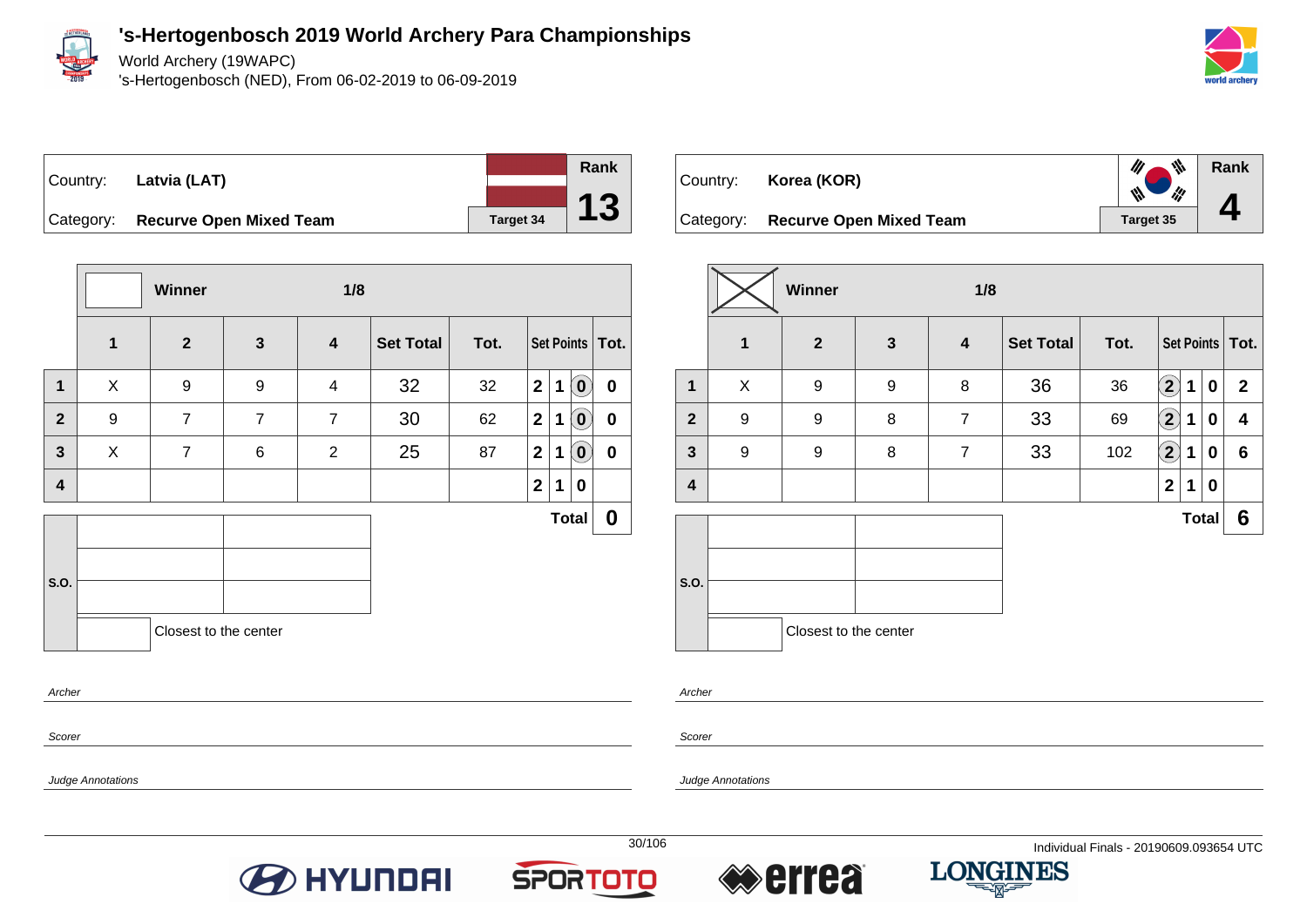# 's-Hertogenbosch 2019 World Archery Para Championships

World Archery (19WAPC)

's-Hertogenbosch (NED), From 06-02-2019 to 06-09-2019

| Country: | Latvia (LAT) | Rank |
|---|---|---|
| Category: | Recurve Open Mixed Team | 13 |
| | Target 34 | |

| | Winner | | 1/8 | | | | | | | |
|---|---|---|---|---|---|---|---|---|---|---|
| | 1 | 2 | 3 | 4 | Set Total | Tot. | Set Points | | | Tot. |
| 1 | X | 9 | 9 | 4 | 32 | 32 | 2 | 1 | (0) | 0 |
| 2 | 9 | 7 | 7 | 7 | 30 | 62 | 2 | 1 | (0) | 0 |
| 3 | X | 7 | 6 | 2 | 25 | 87 | 2 | 1 | (0) | 0 |
| 4 | | | | | | | 2 | 1 | 0 | |
| | | | | | | | | | Total | 0 |

S.O.

Closest to the center

*Archer*

*Scorer*

*Judge Annotations*

| Country: | Korea (KOR) | Rank |
|---|---|---|
| Category: | Recurve Open Mixed Team | 4 |
| | Target 35 | |

| | Winner (X) | | 1/8 | | | | | | | |
|---|---|---|---|---|---|---|---|---|---|---|
| | 1 | 2 | 3 | 4 | Set Total | Tot. | Set Points | | | Tot. |
| 1 | X | 9 | 9 | 8 | 36 | 36 | (2) | 1 | 0 | 2 |
| 2 | 9 | 9 | 8 | 7 | 33 | 69 | (2) | 1 | 0 | 4 |
| 3 | 9 | 9 | 8 | 7 | 33 | 102 | (2) | 1 | 0 | 6 |
| 4 | | | | | | | 2 | 1 | 0 | |
| | | | | | | | | | Total | 6 |

S.O.

Closest to the center

*Archer*

*Scorer*

*Judge Annotations*

Individual Finals - 20190609.093654 UTC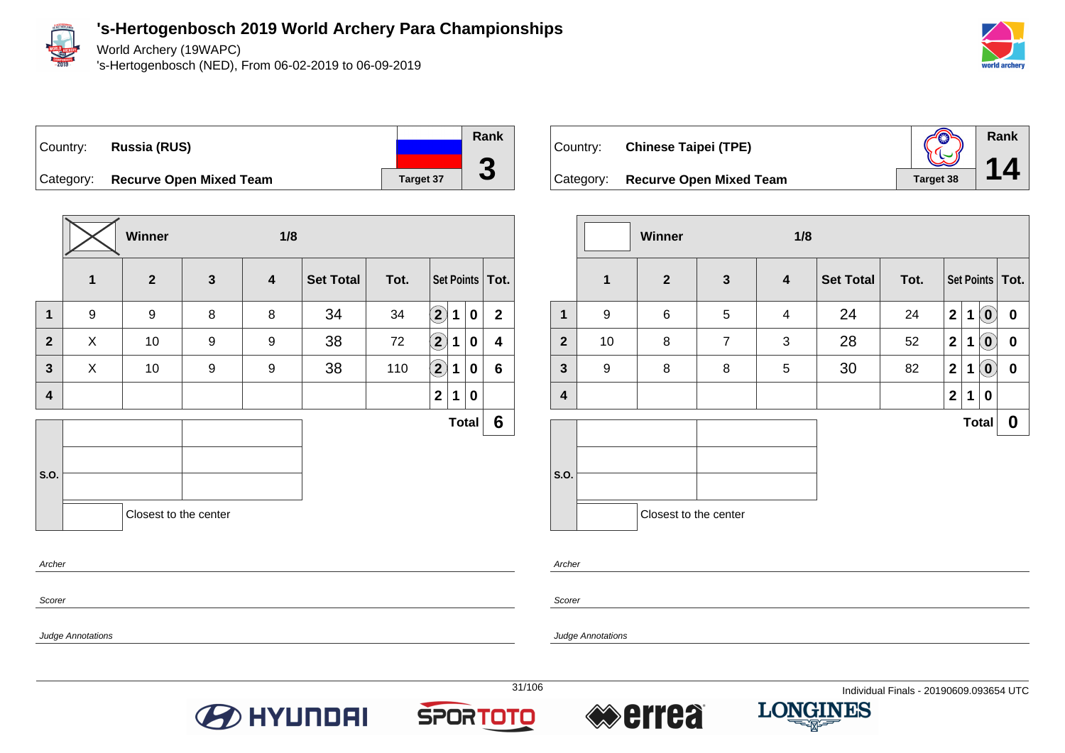# 's-Hertogenbosch 2019 World Archery Para Championships

World Archery (19WAPC)

's-Hertogenbosch (NED), From 06-02-2019 to 06-09-2019

| Country: | Russia (RUS) | | Rank |
|---|---|---|---|
| Category: | Recurve Open Mixed Team | Target 37 | 3 |

**Winner** — 1/8

| | 1 | 2 | 3 | 4 | Set Total | Tot. | Set Points | | | Tot. |
|---|---|---|---|---|---|---|---|---|---|---|
| 1 | 9 | 9 | 8 | 8 | 34 | 34 | (2) | 1 | 0 | 2 |
| 2 | X | 10 | 9 | 9 | 38 | 72 | (2) | 1 | 0 | 4 |
| 3 | X | 10 | 9 | 9 | 38 | 110 | (2) | 1 | 0 | 6 |
| 4 | | | | | | | 2 | 1 | 0 | |
| | | | | | | | | | Total | 6 |

S.O.

Closest to the center

Archer

Scorer

Judge Annotations

| Country: | Chinese Taipei (TPE) | | Rank |
|---|---|---|---|
| Category: | Recurve Open Mixed Team | Target 38 | 14 |

**Winner** — 1/8

| | 1 | 2 | 3 | 4 | Set Total | Tot. | Set Points | | | Tot. |
|---|---|---|---|---|---|---|---|---|---|---|
| 1 | 9 | 6 | 5 | 4 | 24 | 24 | 2 | 1 | (0) | 0 |
| 2 | 10 | 8 | 7 | 3 | 28 | 52 | 2 | 1 | (0) | 0 |
| 3 | 9 | 8 | 8 | 5 | 30 | 82 | 2 | 1 | (0) | 0 |
| 4 | | | | | | | 2 | 1 | 0 | |
| | | | | | | | | | Total | 0 |

S.O.

Closest to the center

Archer

Scorer

Judge Annotations

Individual Finals - 20190609.093654 UTC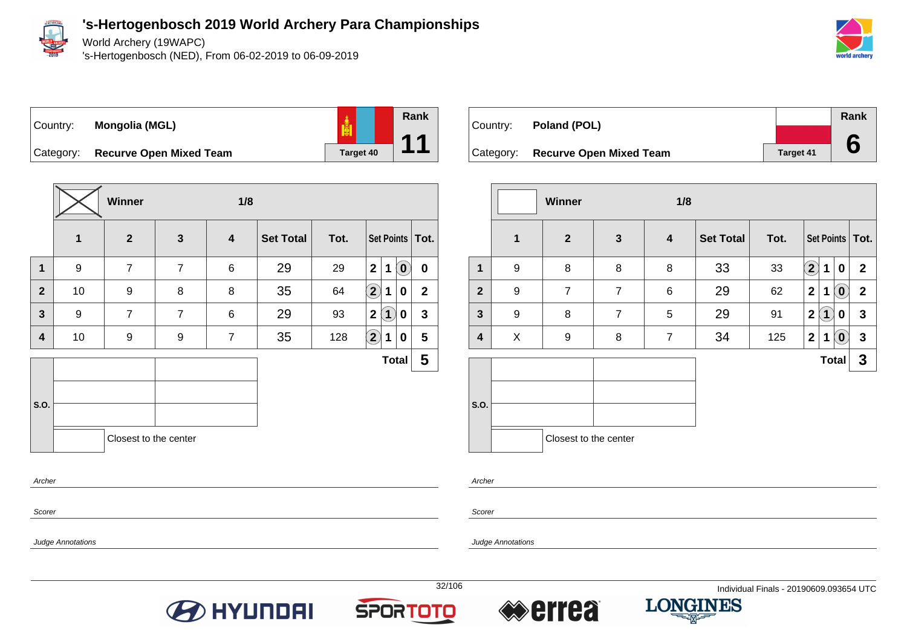# 's-Hertogenbosch 2019 World Archery Para Championships

World Archery (19WAPC)
's-Hertogenbosch (NED), From 06-02-2019 to 06-09-2019

Country: **Mongolia (MGL)**
Category: **Recurve Open Mixed Team**
Target 40
Rank **11**

Winner: X — 1/8

| | 1 | 2 | 3 | 4 | Set Total | Tot. | Set Points | | | Tot. |
|---|---|---|---|---|---|---|---|---|---|---|
| 1 | 9 | 7 | 7 | 6 | 29 | 29 | 2 | 1 | (0) | 0 |
| 2 | 10 | 9 | 8 | 8 | 35 | 64 | (2) | 1 | 0 | 2 |
| 3 | 9 | 7 | 7 | 6 | 29 | 93 | 2 | (1) | 0 | 3 |
| 4 | 10 | 9 | 9 | 7 | 35 | 128 | (2) | 1 | 0 | 5 |
| | | | | | | | | | **Total** | **5** |

S.O.

Closest to the center

Country: **Poland (POL)**
Category: **Recurve Open Mixed Team**
Target 41
Rank **6**

Winner: — 1/8

| | 1 | 2 | 3 | 4 | Set Total | Tot. | Set Points | | | Tot. |
|---|---|---|---|---|---|---|---|---|---|---|
| 1 | 9 | 8 | 8 | 8 | 33 | 33 | (2) | 1 | 0 | 2 |
| 2 | 9 | 7 | 7 | 6 | 29 | 62 | 2 | 1 | (0) | 2 |
| 3 | 9 | 8 | 7 | 5 | 29 | 91 | 2 | (1) | 0 | 3 |
| 4 | X | 9 | 8 | 7 | 34 | 125 | 2 | 1 | (0) | 3 |
| | | | | | | | | | **Total** | **3** |

S.O.

Closest to the center

Archer

Scorer

Judge Annotations

Individual Finals - 20190609.093654 UTC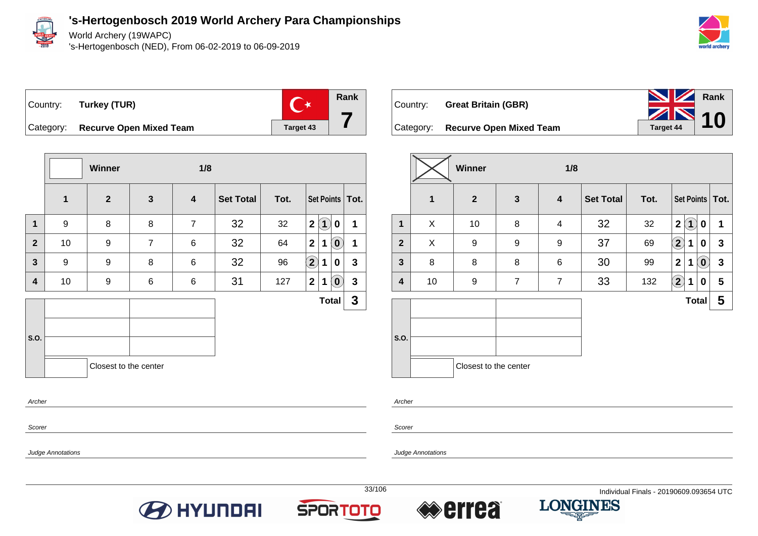# 's-Hertogenbosch 2019 World Archery Para Championships

World Archery (19WAPC)
's-Hertogenbosch (NED), From 06-02-2019 to 06-09-2019

Country: **Turkey (TUR)**
Category: **Recurve Open Mixed Team**
Target 43
Rank **7**

**Winner** **1/8**

| | 1 | 2 | 3 | 4 | Set Total | Tot. | Set Points | | | Tot. |
|---|---|---|---|---|---|---|---|---|---|---|
| 1 | 9 | 8 | 8 | 7 | 32 | 32 | 2 | (1) | 0 | 1 |
| 2 | 10 | 9 | 7 | 6 | 32 | 64 | 2 | 1 | (0) | 1 |
| 3 | 9 | 9 | 8 | 6 | 32 | 96 | (2) | 1 | 0 | 3 |
| 4 | 10 | 9 | 6 | 6 | 31 | 127 | 2 | 1 | (0) | 3 |
| | | | | | | | | | **Total** | **3** |

S.O.

Closest to the center

*Archer*

*Scorer*

*Judge Annotations*

Country: **Great Britain (GBR)**
Category: **Recurve Open Mixed Team**
Target 44
Rank **10**

**Winner** ☒ **1/8**

| | 1 | 2 | 3 | 4 | Set Total | Tot. | Set Points | | | Tot. |
|---|---|---|---|---|---|---|---|---|---|---|
| 1 | X | 10 | 8 | 4 | 32 | 32 | 2 | (1) | 0 | 1 |
| 2 | X | 9 | 9 | 9 | 37 | 69 | (2) | 1 | 0 | 3 |
| 3 | 8 | 8 | 8 | 6 | 30 | 99 | 2 | 1 | (0) | 3 |
| 4 | 10 | 9 | 7 | 7 | 33 | 132 | (2) | 1 | 0 | 5 |
| | | | | | | | | | **Total** | **5** |

S.O.

Closest to the center

*Archer*

*Scorer*

*Judge Annotations*

Individual Finals - 20190609.093654 UTC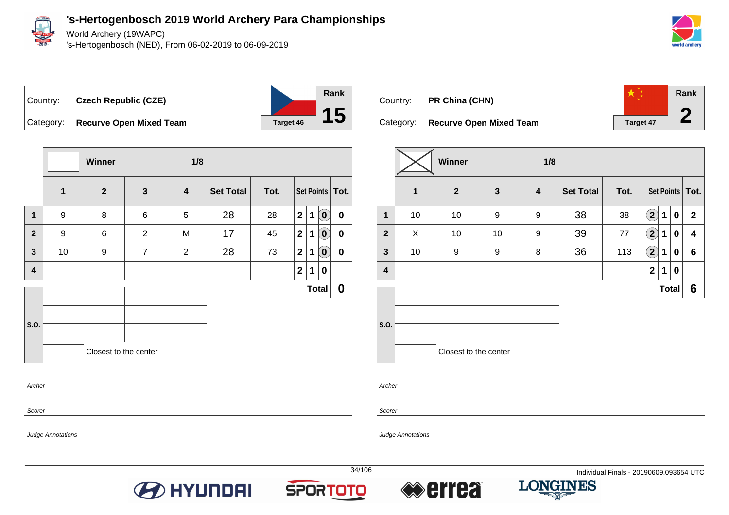# 's-Hertogenbosch 2019 World Archery Para Championships

World Archery (19WAPC)

's-Hertogenbosch (NED), From 06-02-2019 to 06-09-2019

| Country: | Czech Republic (CZE) | | Rank |
|---|---|---|---|
| Category: | Recurve Open Mixed Team | Target 46 | 15 |

| | Winner | | 1/8 | | | | | | | |
|---|---|---|---|---|---|---|---|---|---|---|
| | 1 | 2 | 3 | 4 | Set Total | Tot. | Set Points | | | Tot. |
| 1 | 9 | 8 | 6 | 5 | 28 | 28 | 2 | 1 | 0 | 0 |
| 2 | 9 | 6 | 2 | M | 17 | 45 | 2 | 1 | 0 | 0 |
| 3 | 10 | 9 | 7 | 2 | 28 | 73 | 2 | 1 | 0 | 0 |
| 4 | | | | | | | 2 | 1 | 0 | |
| | | | | | | | | | Total | 0 |

S.O.

Closest to the center

*Archer*

*Scorer*

*Judge Annotations*

| Country: | PR China (CHN) | | Rank |
|---|---|---|---|
| Category: | Recurve Open Mixed Team | Target 47 | 2 |

| | Winner | | 1/8 | | | | | | | |
|---|---|---|---|---|---|---|---|---|---|---|
| | 1 | 2 | 3 | 4 | Set Total | Tot. | Set Points | | | Tot. |
| 1 | 10 | 10 | 9 | 9 | 38 | 38 | 2 | 1 | 0 | 2 |
| 2 | X | 10 | 10 | 9 | 39 | 77 | 2 | 1 | 0 | 4 |
| 3 | 10 | 9 | 9 | 8 | 36 | 113 | 2 | 1 | 0 | 6 |
| 4 | | | | | | | 2 | 1 | 0 | |
| | | | | | | | | | Total | 6 |

S.O.

Closest to the center

*Archer*

*Scorer*

*Judge Annotations*

Individual Finals - 20190609.093654 UTC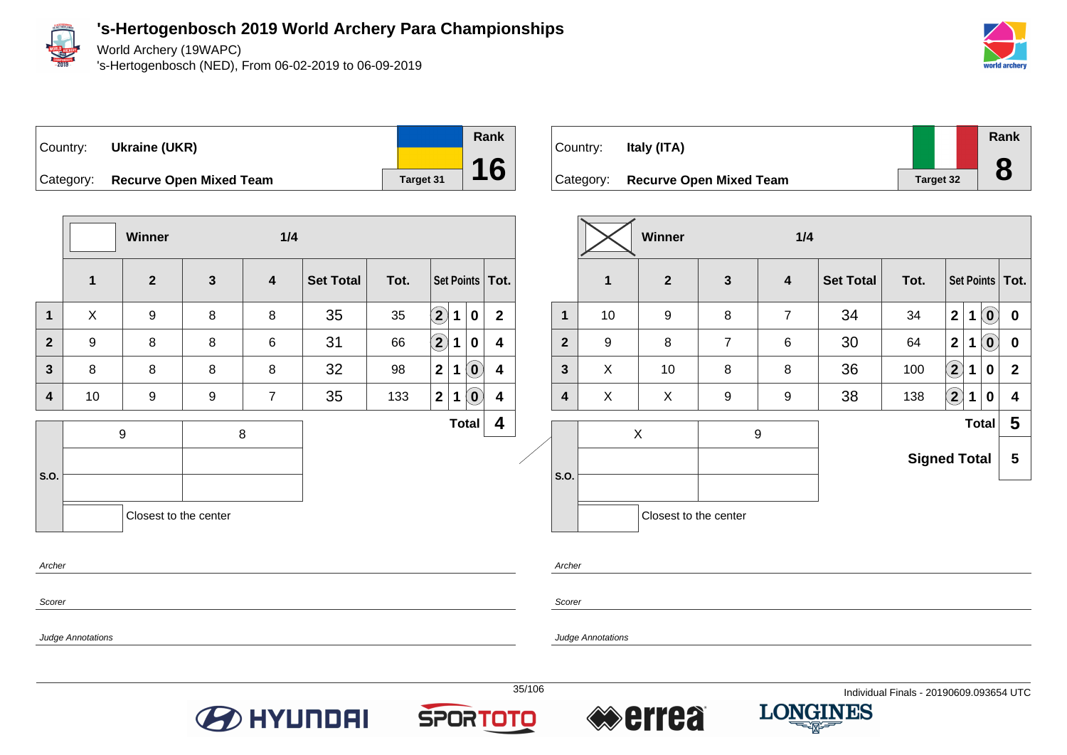# 's-Hertogenbosch 2019 World Archery Para Championships

World Archery (19WAPC)
's-Hertogenbosch (NED), From 06-02-2019 to 06-09-2019

| Country: | Ukraine (UKR) | Rank |
|---|---|---|
| Category: | Recurve Open Mixed Team | 16 |
| | Target 31 | |

Winner 1/4

| | 1 | 2 | 3 | 4 | Set Total | Tot. | Set Points | | | Tot. |
|---|---|---|---|---|---|---|---|---|---|---|
| 1 | X | 9 | 8 | 8 | 35 | 35 | (2) | 1 | 0 | 2 |
| 2 | 9 | 8 | 8 | 6 | 31 | 66 | (2) | 1 | 0 | 4 |
| 3 | 8 | 8 | 8 | 8 | 32 | 98 | 2 | 1 | (0) | 4 |
| 4 | 10 | 9 | 9 | 7 | 35 | 133 | 2 | 1 | (0) | 4 |
| | | | | | | | | | Total | 4 |

| S.O. | | |
|---|---|---|
| | 9 | 8 |
| | | |
| | | |

Closest to the center

*Archer*

*Scorer*

*Judge Annotations*

| Country: | Italy (ITA) | Rank |
|---|---|---|
| Category: | Recurve Open Mixed Team | 8 |
| | Target 32 | |

Winner 1/4

| | 1 | 2 | 3 | 4 | Set Total | Tot. | Set Points | | | Tot. |
|---|---|---|---|---|---|---|---|---|---|---|
| 1 | 10 | 9 | 8 | 7 | 34 | 34 | 2 | 1 | (0) | 0 |
| 2 | 9 | 8 | 7 | 6 | 30 | 64 | 2 | 1 | (0) | 0 |
| 3 | X | 10 | 8 | 8 | 36 | 100 | (2) | 1 | 0 | 2 |
| 4 | X | X | 9 | 9 | 38 | 138 | (2) | 1 | 0 | 4 |
| | | | | | | | | | Total | 5 |
| | | | | | | | | | Signed Total | 5 |

| S.O. | | |
|---|---|---|
| | X | 9 |
| | | |
| | | |

Closest to the center

*Archer*

*Scorer*

*Judge Annotations*

Individual Finals - 20190609.093654 UTC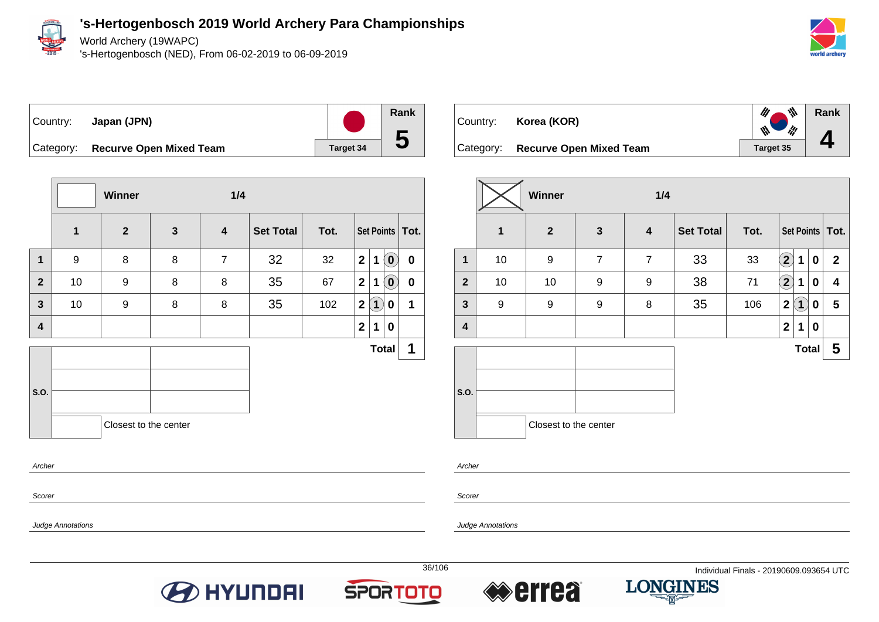# 's-Hertogenbosch 2019 World Archery Para Championships

World Archery (19WAPC)

's-Hertogenbosch (NED), From 06-02-2019 to 06-09-2019

Country: **Japan (JPN)**

Category: **Recurve Open Mixed Team**

Target 34

Rank **5**

Winner 1/4

| | 1 | 2 | 3 | 4 | Set Total | Tot. | Set Points | | | Tot. |
|---|---|---|---|---|---|---|---|---|---|---|
| 1 | 9 | 8 | 8 | 7 | 32 | 32 | 2 | 1 | (0) | 0 |
| 2 | 10 | 9 | 8 | 8 | 35 | 67 | 2 | 1 | (0) | 0 |
| 3 | 10 | 9 | 8 | 8 | 35 | 102 | 2 | (1) | 0 | 1 |
| 4 | | | | | | | 2 | 1 | 0 | |
| | | | | | | | | | Total | 1 |

S.O.

Closest to the center

*Archer*

*Scorer*

*Judge Annotations*

Country: **Korea (KOR)**

Category: **Recurve Open Mixed Team**

Target 35

Rank **4**

Winner (X) 1/4

| | 1 | 2 | 3 | 4 | Set Total | Tot. | Set Points | | | Tot. |
|---|---|---|---|---|---|---|---|---|---|---|
| 1 | 10 | 9 | 7 | 7 | 33 | 33 | (2) | 1 | 0 | 2 |
| 2 | 10 | 10 | 9 | 9 | 38 | 71 | (2) | 1 | 0 | 4 |
| 3 | 9 | 9 | 9 | 8 | 35 | 106 | 2 | (1) | 0 | 5 |
| 4 | | | | | | | 2 | 1 | 0 | |
| | | | | | | | | | Total | 5 |

S.O.

Closest to the center

*Archer*

*Scorer*

*Judge Annotations*

Individual Finals - 20190609.093654 UTC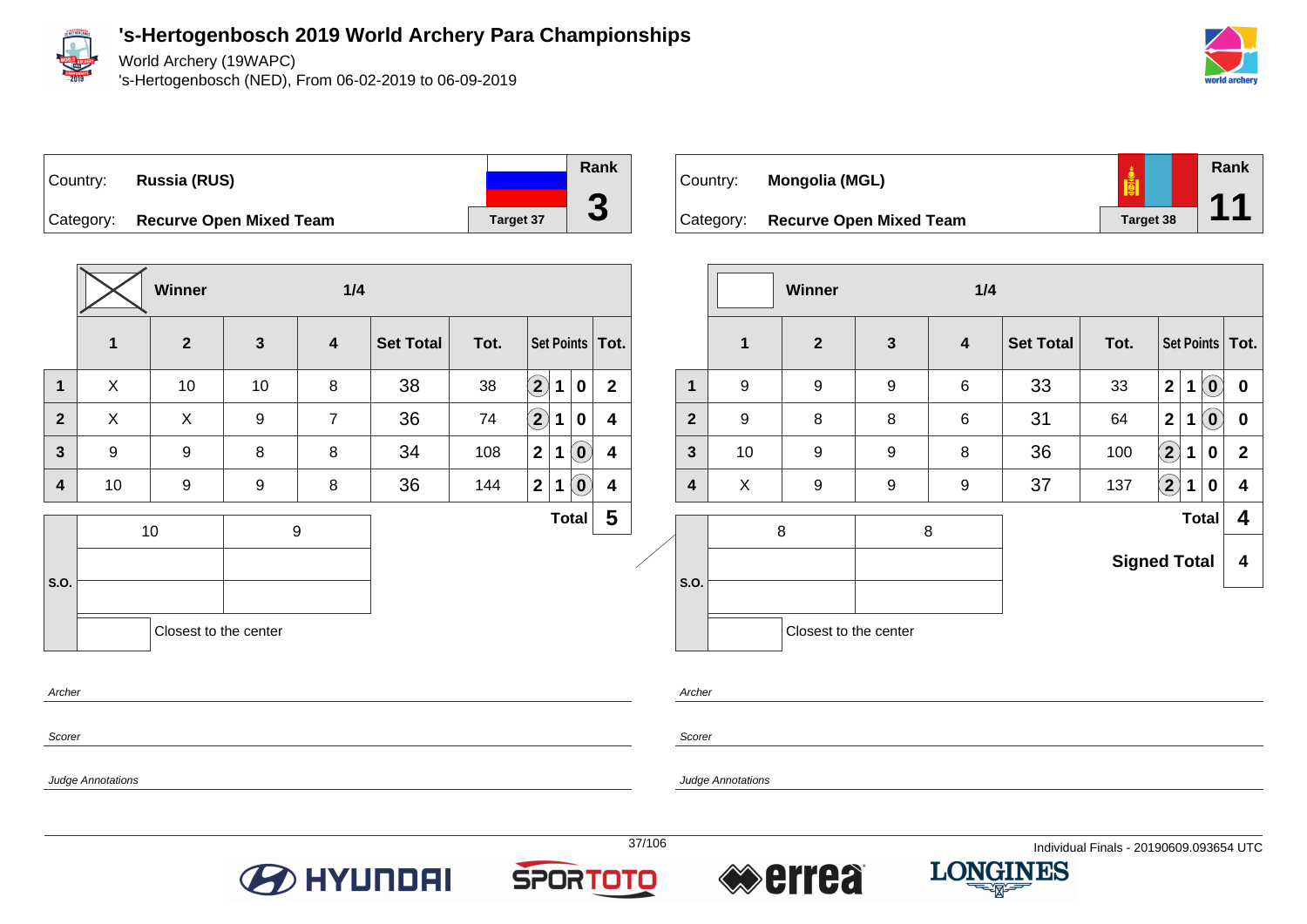# 's-Hertogenbosch 2019 World Archery Para Championships

World Archery (19WAPC)
's-Hertogenbosch (NED), From 06-02-2019 to 06-09-2019

| Country: | Russia (RUS) | Rank |
|---|---|---|
| Category: | Recurve Open Mixed Team | 3 |
| | Target 37 | |

**Winner** (X) — 1/4

| | 1 | 2 | 3 | 4 | Set Total | Tot. | Set Points | | | Tot. |
|---|---|---|---|---|---|---|---|---|---|---|
| 1 | X | 10 | 10 | 8 | 38 | 38 | (2) | 1 | 0 | 2 |
| 2 | X | X | 9 | 7 | 36 | 74 | (2) | 1 | 0 | 4 |
| 3 | 9 | 9 | 8 | 8 | 34 | 108 | 2 | 1 | (0) | 4 |
| 4 | 10 | 9 | 9 | 8 | 36 | 144 | 2 | 1 | (0) | 4 |
| | | | | | | | | | Total | 5 |

| S.O. | | |
|---|---|---|
| | 10 | 9 |
| | | |
| | | |
| | Closest to the center | |

Archer

Scorer

Judge Annotations

| Country: | Mongolia (MGL) | Rank |
|---|---|---|
| Category: | Recurve Open Mixed Team | 11 |
| | Target 38 | |

**Winner** — 1/4

| | 1 | 2 | 3 | 4 | Set Total | Tot. | Set Points | | | Tot. |
|---|---|---|---|---|---|---|---|---|---|---|
| 1 | 9 | 9 | 9 | 6 | 33 | 33 | 2 | 1 | (0) | 0 |
| 2 | 9 | 8 | 8 | 6 | 31 | 64 | 2 | 1 | (0) | 0 |
| 3 | 10 | 9 | 9 | 8 | 36 | 100 | (2) | 1 | 0 | 2 |
| 4 | X | 9 | 9 | 9 | 37 | 137 | (2) | 1 | 0 | 4 |
| | | | | | | | | | Total | 4 |
| | | | | | | | | | Signed Total | 4 |

| S.O. | | |
|---|---|---|
| | 8 | 8 |
| | | |
| | | |
| | Closest to the center | |

Archer

Scorer

Judge Annotations

Individual Finals - 20190609.093654 UTC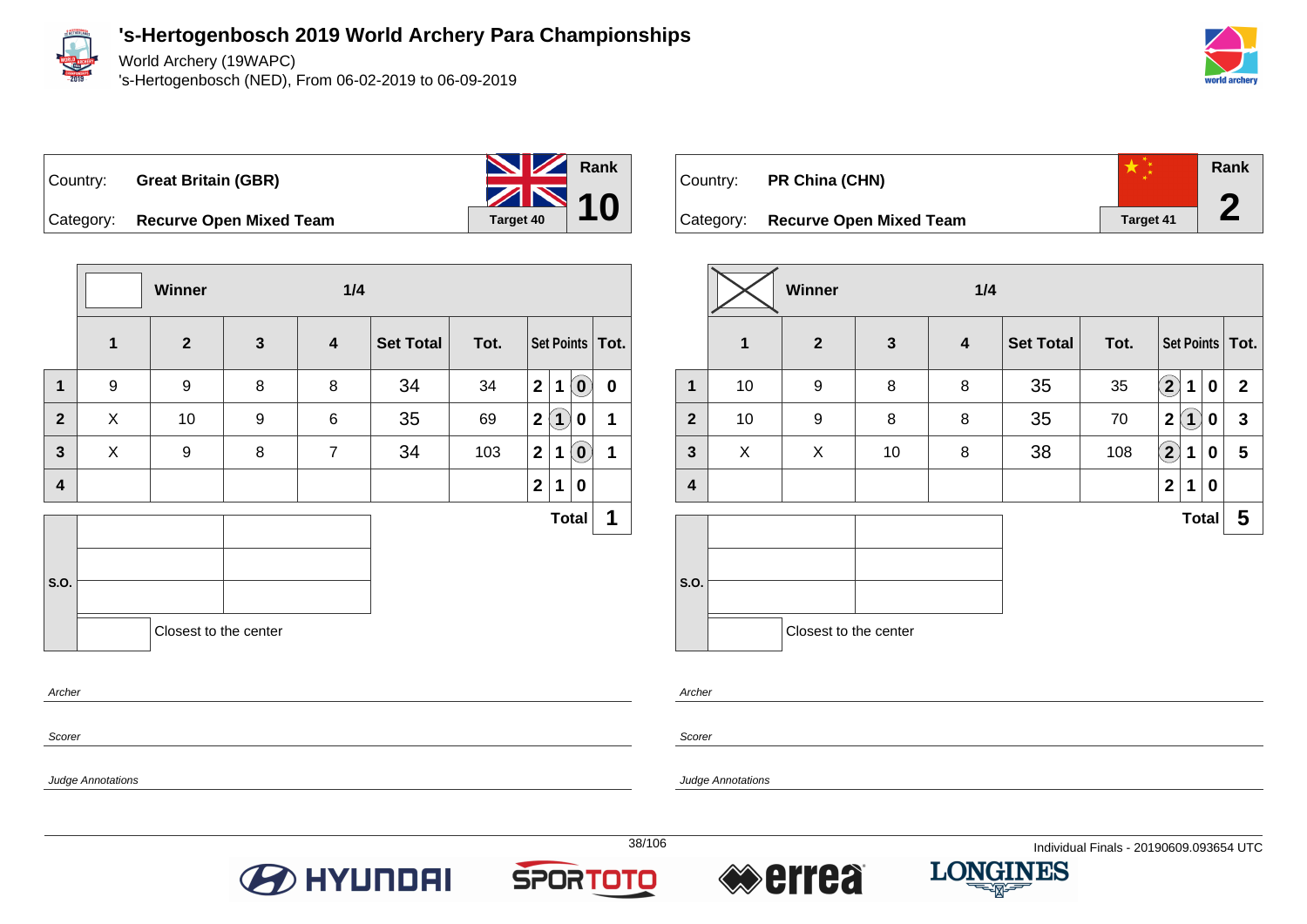# 's-Hertogenbosch 2019 World Archery Para Championships

World Archery (19WAPC)

's-Hertogenbosch (NED), From 06-02-2019 to 06-09-2019

Country: **Great Britain (GBR)**

Category: **Recurve Open Mixed Team**

Target 40

Rank **10**

Winner: | 1/4

| | 1 | 2 | 3 | 4 | Set Total | Tot. | Set Points | | | Tot. |
|---|---|---|---|---|---|---|---|---|---|---|
| 1 | 9 | 9 | 8 | 8 | 34 | 34 | 2 | 1 | (0) | 0 |
| 2 | X | 10 | 9 | 6 | 35 | 69 | 2 | (1) | 0 | 1 |
| 3 | X | 9 | 8 | 7 | 34 | 103 | 2 | 1 | (0) | 1 |
| 4 | | | | | | | 2 | 1 | 0 | |
| | | | | | | | | | **Total** | **1** |

S.O.: | Closest to the center

Archer

Scorer

Judge Annotations

Country: **PR China (CHN)**

Category: **Recurve Open Mixed Team**

Target 41

Rank **2**

Winner: X | 1/4

| | 1 | 2 | 3 | 4 | Set Total | Tot. | Set Points | | | Tot. |
|---|---|---|---|---|---|---|---|---|---|---|
| 1 | 10 | 9 | 8 | 8 | 35 | 35 | (2) | 1 | 0 | 2 |
| 2 | 10 | 9 | 8 | 8 | 35 | 70 | 2 | (1) | 0 | 3 |
| 3 | X | X | 10 | 8 | 38 | 108 | (2) | 1 | 0 | 5 |
| 4 | | | | | | | 2 | 1 | 0 | |
| | | | | | | | | | **Total** | **5** |

S.O.: | Closest to the center

Archer

Scorer

Judge Annotations

Individual Finals - 20190609.093654 UTC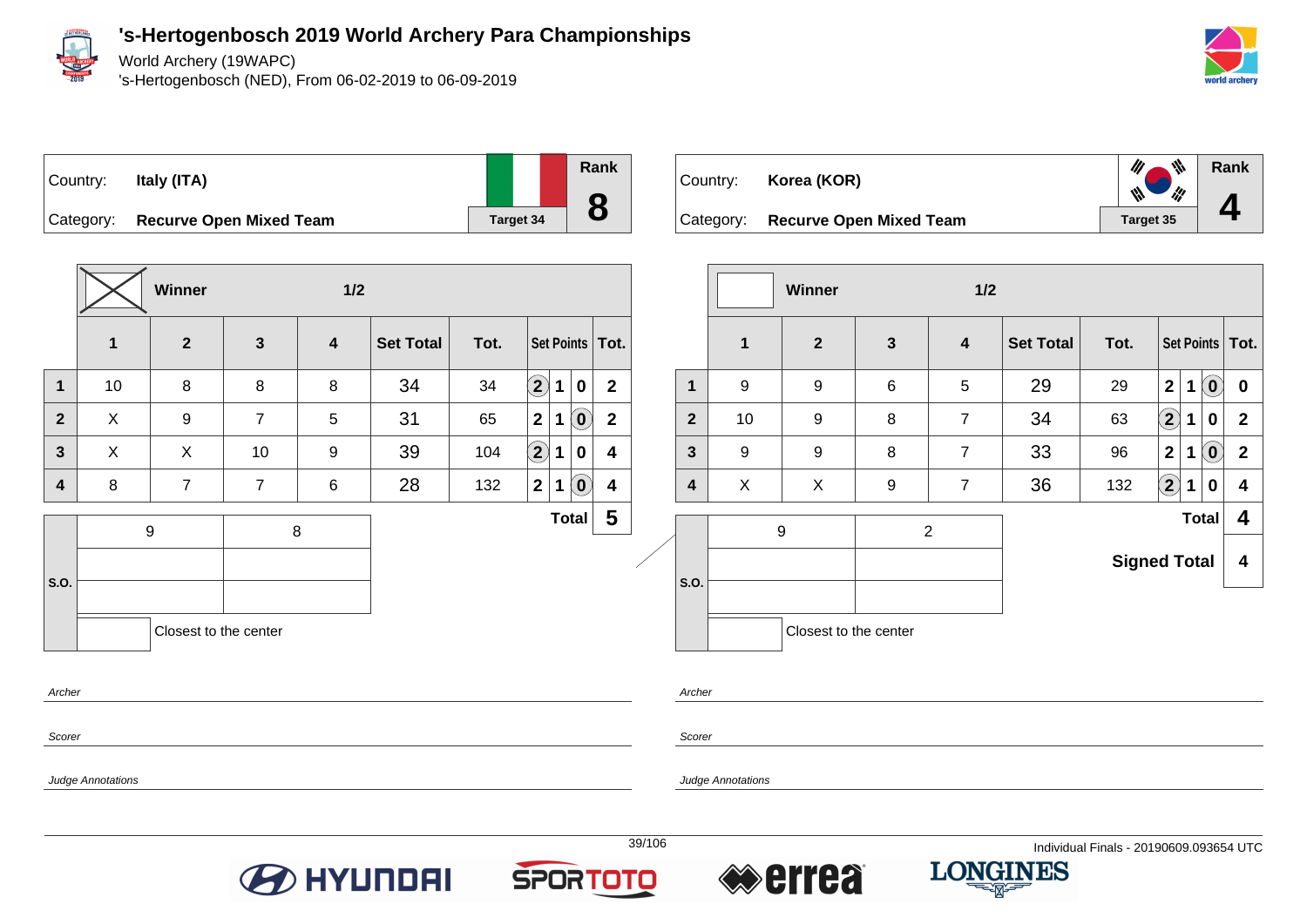# 's-Hertogenbosch 2019 World Archery Para Championships

World Archery (19WAPC)

's-Hertogenbosch (NED), From 06-02-2019 to 06-09-2019

| Country: | Italy (ITA) | Rank |
|---|---|---|
| Category: | Recurve Open Mixed Team | 8 |
| | Target 34 | |

Winner — 1/2

| | 1 | 2 | 3 | 4 | Set Total | Tot. | Set Points | | | Tot. |
|---|---|---|---|---|---|---|---|---|---|---|
| 1 | 10 | 8 | 8 | 8 | 34 | 34 | (2) | 1 | 0 | 2 |
| 2 | X | 9 | 7 | 5 | 31 | 65 | 2 | 1 | (0) | 2 |
| 3 | X | X | 10 | 9 | 39 | 104 | (2) | 1 | 0 | 4 |
| 4 | 8 | 7 | 7 | 6 | 28 | 132 | 2 | 1 | (0) | 4 |

| S.O. | | |
|---|---|---|
| | 9 | 8 |
| | | |
| | | |

Closest to the center

**Total: 5**

| Country: | Korea (KOR) | Rank |
|---|---|---|
| Category: | Recurve Open Mixed Team | 4 |
| | Target 35 | |

Winner — 1/2

| | 1 | 2 | 3 | 4 | Set Total | Tot. | Set Points | | | Tot. |
|---|---|---|---|---|---|---|---|---|---|---|
| 1 | 9 | 9 | 6 | 5 | 29 | 29 | 2 | 1 | (0) | 0 |
| 2 | 10 | 9 | 8 | 7 | 34 | 63 | (2) | 1 | 0 | 2 |
| 3 | 9 | 9 | 8 | 7 | 33 | 96 | 2 | 1 | (0) | 2 |
| 4 | X | X | 9 | 7 | 36 | 132 | (2) | 1 | 0 | 4 |

| S.O. | | |
|---|---|---|
| | 9 | 2 |
| | | |
| | | |

Closest to the center

**Total: 4**

**Signed Total: 4**

Archer

Scorer

Judge Annotations

Individual Finals - 20190609.093654 UTC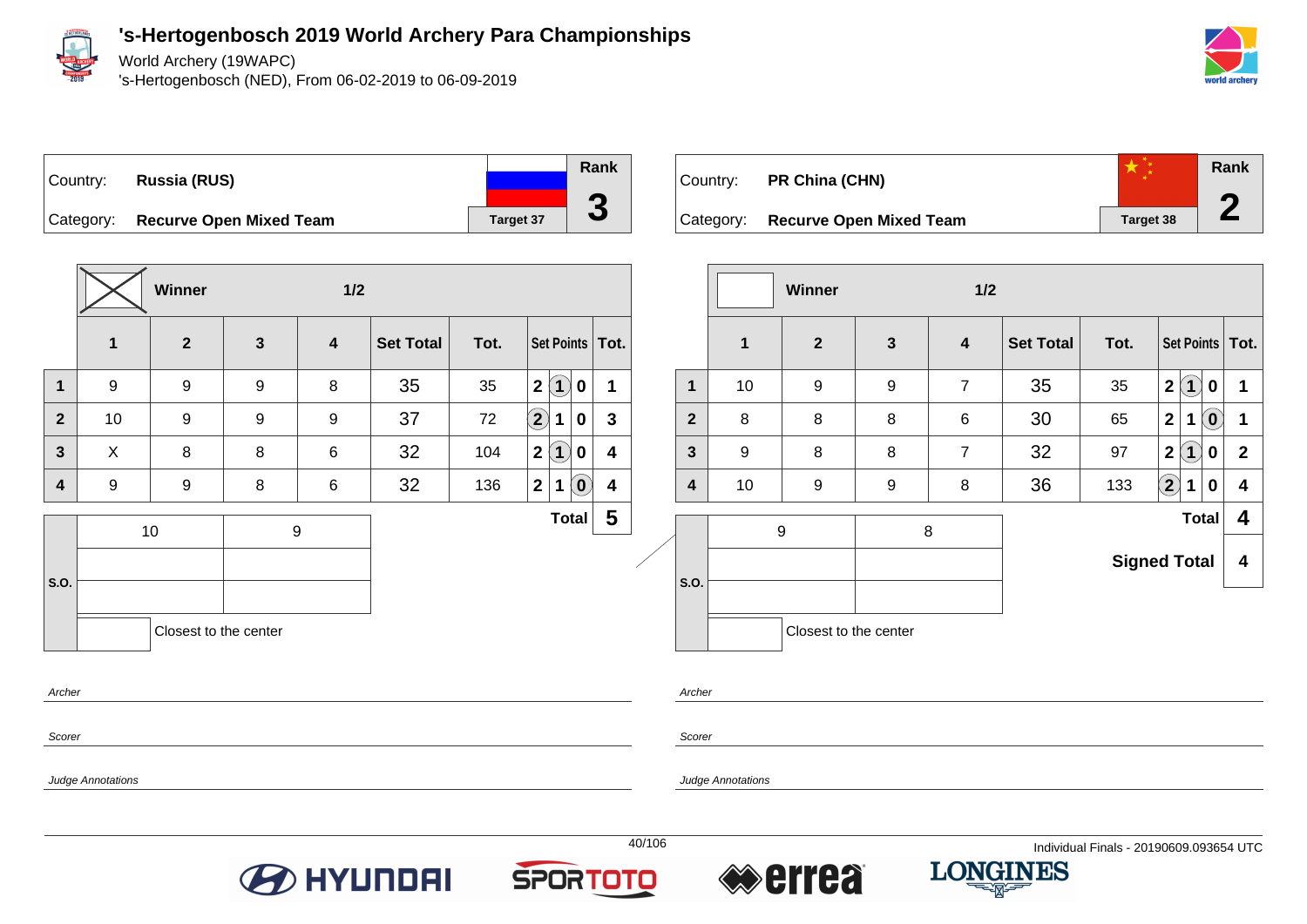# 's-Hertogenbosch 2019 World Archery Para Championships

World Archery (19WAPC)

's-Hertogenbosch (NED), From 06-02-2019 to 06-09-2019

Country: **Russia (RUS)**

Category: **Recurve Open Mixed Team**

Target 37

Rank **3**

Winner 1/2

| | 1 | 2 | 3 | 4 | Set Total | Tot. | Set Points | | | Tot. |
|---|---|---|---|---|---|---|---|---|---|---|
| 1 | 9 | 9 | 9 | 8 | 35 | 35 | 2 | (1) | 0 | 1 |
| 2 | 10 | 9 | 9 | 9 | 37 | 72 | (2) | 1 | 0 | 3 |
| 3 | X | 8 | 8 | 6 | 32 | 104 | 2 | (1) | 0 | 4 |
| 4 | 9 | 9 | 8 | 6 | 32 | 136 | 2 | 1 | (0) | 4 |

| S.O. | | |
|---|---|---|
| | 10 | 9 |
| | | |
| | | |

Closest to the center

**Total** 5

Archer

Scorer

Judge Annotations

Country: **PR China (CHN)**

Category: **Recurve Open Mixed Team**

Target 38

Rank **2**

Winner 1/2

| | 1 | 2 | 3 | 4 | Set Total | Tot. | Set Points | | | Tot. |
|---|---|---|---|---|---|---|---|---|---|---|
| 1 | 10 | 9 | 9 | 7 | 35 | 35 | 2 | (1) | 0 | 1 |
| 2 | 8 | 8 | 8 | 6 | 30 | 65 | 2 | 1 | (0) | 1 |
| 3 | 9 | 8 | 8 | 7 | 32 | 97 | 2 | (1) | 0 | 2 |
| 4 | 10 | 9 | 9 | 8 | 36 | 133 | (2) | 1 | 0 | 4 |

| S.O. | | |
|---|---|---|
| | 9 | 8 |
| | | |
| | | |

Closest to the center

**Total** 4

**Signed Total** 4

Archer

Scorer

Judge Annotations

Individual Finals - 20190609.093654 UTC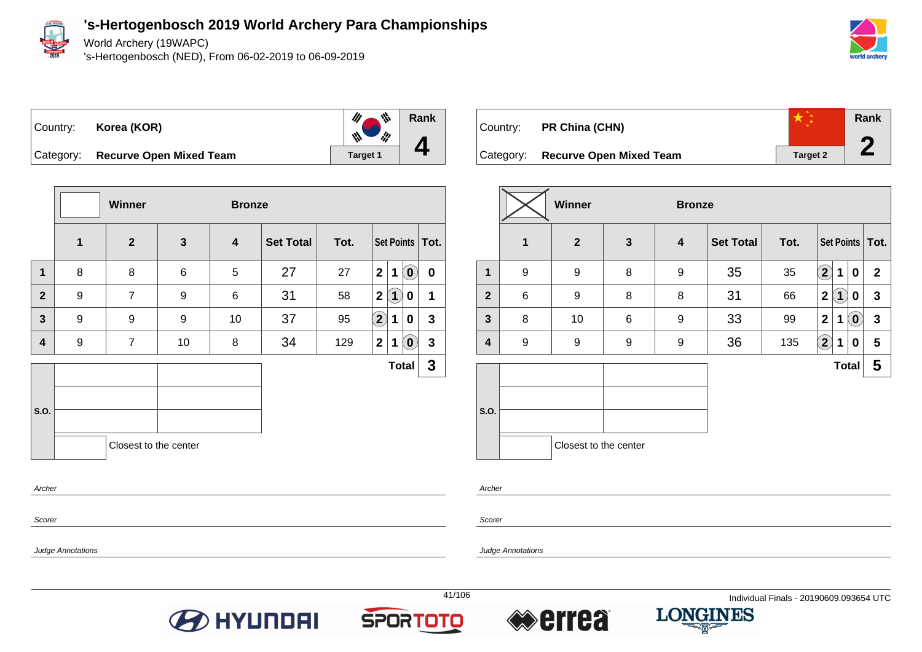# 's-Hertogenbosch 2019 World Archery Para Championships

World Archery (19WAPC)

's-Hertogenbosch (NED), From 06-02-2019 to 06-09-2019

| Country: | Korea (KOR) | Rank |
|---|---|---|
| Category: | Recurve Open Mixed Team | 4 |
| | Target 1 | |

Winner / Bronze

| | 1 | 2 | 3 | 4 | Set Total | Tot. | Set Points | | | Tot. |
|---|---|---|---|---|---|---|---|---|---|---|
| 1 | 8 | 8 | 6 | 5 | 27 | 27 | 2 | 1 | (0) | 0 |
| 2 | 9 | 7 | 9 | 6 | 31 | 58 | 2 | (1) | 0 | 1 |
| 3 | 9 | 9 | 9 | 10 | 37 | 95 | (2) | 1 | 0 | 3 |
| 4 | 9 | 7 | 10 | 8 | 34 | 129 | 2 | 1 | (0) | 3 |
| | | | | | | | | | Total | 3 |

S.O.

Closest to the center

*Archer*

*Scorer*

*Judge Annotations*

| Country: | PR China (CHN) | Rank |
|---|---|---|
| Category: | Recurve Open Mixed Team | 2 |
| | Target 2 | |

Winner / Bronze

| | 1 | 2 | 3 | 4 | Set Total | Tot. | Set Points | | | Tot. |
|---|---|---|---|---|---|---|---|---|---|---|
| 1 | 9 | 9 | 8 | 9 | 35 | 35 | (2) | 1 | 0 | 2 |
| 2 | 6 | 9 | 8 | 8 | 31 | 66 | 2 | (1) | 0 | 3 |
| 3 | 8 | 10 | 6 | 9 | 33 | 99 | 2 | 1 | (0) | 3 |
| 4 | 9 | 9 | 9 | 9 | 36 | 135 | (2) | 1 | 0 | 5 |
| | | | | | | | | | Total | 5 |

S.O.

Closest to the center

*Archer*

*Scorer*

*Judge Annotations*

Individual Finals - 20190609.093654 UTC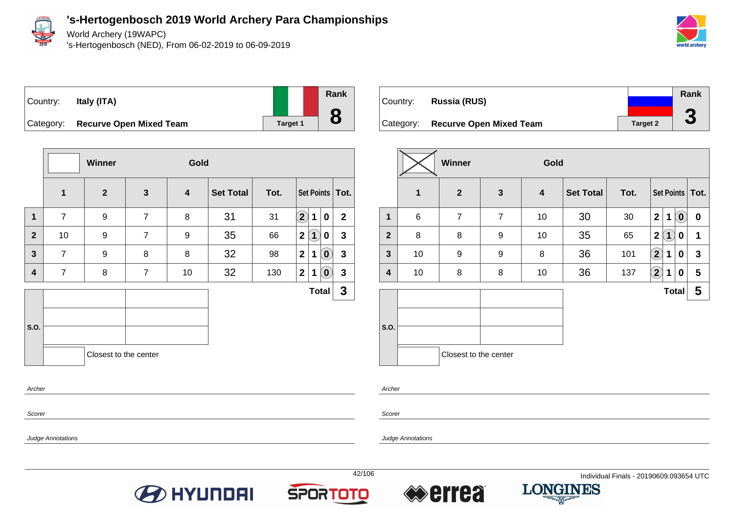# 's-Hertogenbosch 2019 World Archery Para Championships

World Archery (19WAPC)
's-Hertogenbosch (NED), From 06-02-2019 to 06-09-2019

Country: **Italy (ITA)**
Category: **Recurve Open Mixed Team**
Target 1
Rank **8**

| | Winner | | Gold | | | | | | | |
|---|---|---|---|---|---|---|---|---|---|---|
| | **1** | **2** | **3** | **4** | **Set Total** | **Tot.** | **Set Points** | | | **Tot.** |
| **1** | 7 | 9 | 7 | 8 | 31 | 31 | (2) | 1 | 0 | 2 |
| **2** | 10 | 9 | 7 | 9 | 35 | 66 | 2 | (1) | 0 | 3 |
| **3** | 7 | 9 | 8 | 8 | 32 | 98 | 2 | 1 | (0) | 3 |
| **4** | 7 | 8 | 7 | 10 | 32 | 130 | 2 | 1 | (0) | 3 |
| | | | | | | | | | **Total** | **3** |

S.O.

Closest to the center

Country: **Russia (RUS)**
Category: **Recurve Open Mixed Team**
Target 2
Rank **3**

| | Winner (X) | | Gold | | | | | | | |
|---|---|---|---|---|---|---|---|---|---|---|
| | **1** | **2** | **3** | **4** | **Set Total** | **Tot.** | **Set Points** | | | **Tot.** |
| **1** | 6 | 7 | 7 | 10 | 30 | 30 | 2 | 1 | (0) | 0 |
| **2** | 8 | 8 | 9 | 10 | 35 | 65 | 2 | (1) | 0 | 1 |
| **3** | 10 | 9 | 9 | 8 | 36 | 101 | (2) | 1 | 0 | 3 |
| **4** | 10 | 8 | 8 | 10 | 36 | 137 | (2) | 1 | 0 | 5 |
| | | | | | | | | | **Total** | **5** |

S.O.

Closest to the center

*Archer*

*Scorer*

*Judge Annotations*

Individual Finals - 20190609.093654 UTC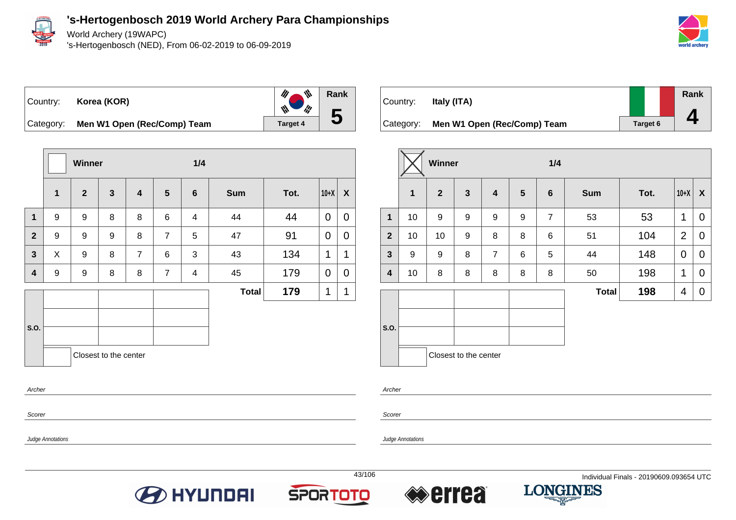# 's-Hertogenbosch 2019 World Archery Para Championships

World Archery (19WAPC)

's-Hertogenbosch (NED), From 06-02-2019 to 06-09-2019

Country: **Korea (KOR)**

Category: **Men W1 Open (Rec/Comp) Team**

Target 4

Rank **5**

Winner — 1/4

| | 1 | 2 | 3 | 4 | 5 | 6 | Sum | Tot. | 10+X | X |
|---|---|---|---|---|---|---|---|---|---|---|
| 1 | 9 | 9 | 8 | 8 | 6 | 4 | 44 | 44 | 0 | 0 |
| 2 | 9 | 9 | 9 | 8 | 7 | 5 | 47 | 91 | 0 | 0 |
| 3 | X | 9 | 8 | 7 | 6 | 3 | 43 | 134 | 1 | 1 |
| 4 | 9 | 9 | 8 | 8 | 7 | 4 | 45 | 179 | 0 | 0 |
| | | | | | | | **Total** | **179** | 1 | 1 |

S.O.

Closest to the center

Archer

Scorer

Judge Annotations

Country: **Italy (ITA)**

Category: **Men W1 Open (Rec/Comp) Team**

Target 6

Rank **4**

Winner (X) — 1/4

| | 1 | 2 | 3 | 4 | 5 | 6 | Sum | Tot. | 10+X | X |
|---|---|---|---|---|---|---|---|---|---|---|
| 1 | 10 | 9 | 9 | 9 | 9 | 7 | 53 | 53 | 1 | 0 |
| 2 | 10 | 10 | 9 | 8 | 8 | 6 | 51 | 104 | 2 | 0 |
| 3 | 9 | 9 | 8 | 7 | 6 | 5 | 44 | 148 | 0 | 0 |
| 4 | 10 | 8 | 8 | 8 | 8 | 8 | 50 | 198 | 1 | 0 |
| | | | | | | | **Total** | **198** | 4 | 0 |

S.O.

Closest to the center

Archer

Scorer

Judge Annotations

Individual Finals - 20190609.093654 UTC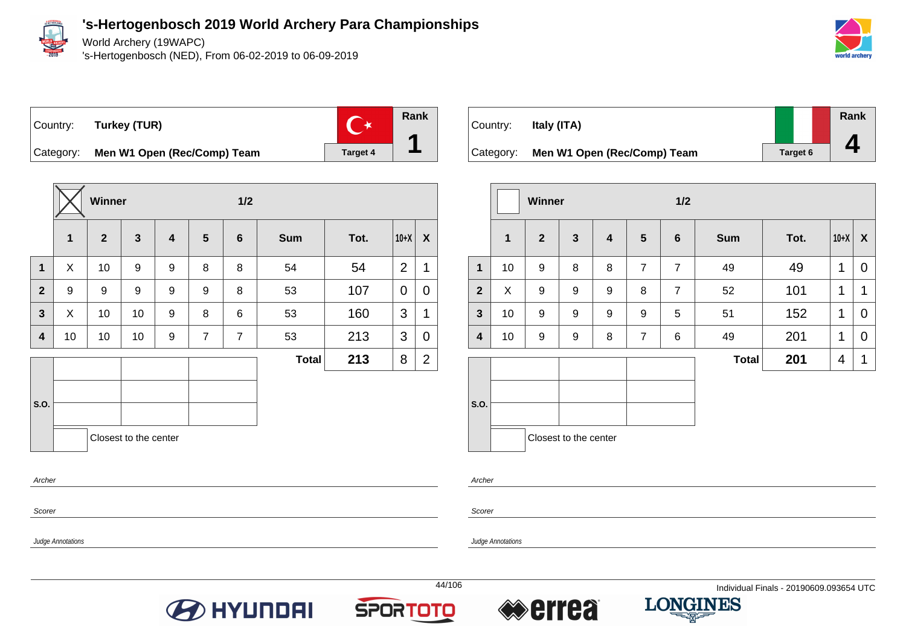# 's-Hertogenbosch 2019 World Archery Para Championships

World Archery (19WAPC)

's-Hertogenbosch (NED), From 06-02-2019 to 06-09-2019

| Country: | Turkey (TUR) | Target 4 | Rank 1 |
|---|---|---|---|
| Category: | Men W1 Open (Rec/Comp) Team | | |

**Winner** (X) — 1/2

| | 1 | 2 | 3 | 4 | 5 | 6 | Sum | Tot. | 10+X | X |
|---|---|---|---|---|---|---|---|---|---|---|
| 1 | X | 10 | 9 | 9 | 8 | 8 | 54 | 54 | 2 | 1 |
| 2 | 9 | 9 | 9 | 9 | 9 | 8 | 53 | 107 | 0 | 0 |
| 3 | X | 10 | 10 | 9 | 8 | 6 | 53 | 160 | 3 | 1 |
| 4 | 10 | 10 | 10 | 9 | 7 | 7 | 53 | 213 | 3 | 0 |
| | | | | | | | Total | 213 | 8 | 2 |

S.O.

Closest to the center

Archer

Scorer

Judge Annotations

| Country: | Italy (ITA) | Target 6 | Rank 4 |
|---|---|---|---|
| Category: | Men W1 Open (Rec/Comp) Team | | |

**Winner** — 1/2

| | 1 | 2 | 3 | 4 | 5 | 6 | Sum | Tot. | 10+X | X |
|---|---|---|---|---|---|---|---|---|---|---|
| 1 | 10 | 9 | 8 | 8 | 7 | 7 | 49 | 49 | 1 | 0 |
| 2 | X | 9 | 9 | 9 | 8 | 7 | 52 | 101 | 1 | 1 |
| 3 | 10 | 9 | 9 | 9 | 9 | 5 | 51 | 152 | 1 | 0 |
| 4 | 10 | 9 | 9 | 8 | 7 | 6 | 49 | 201 | 1 | 0 |
| | | | | | | | Total | 201 | 4 | 1 |

S.O.

Closest to the center

Archer

Scorer

Judge Annotations

Individual Finals - 20190609.093654 UTC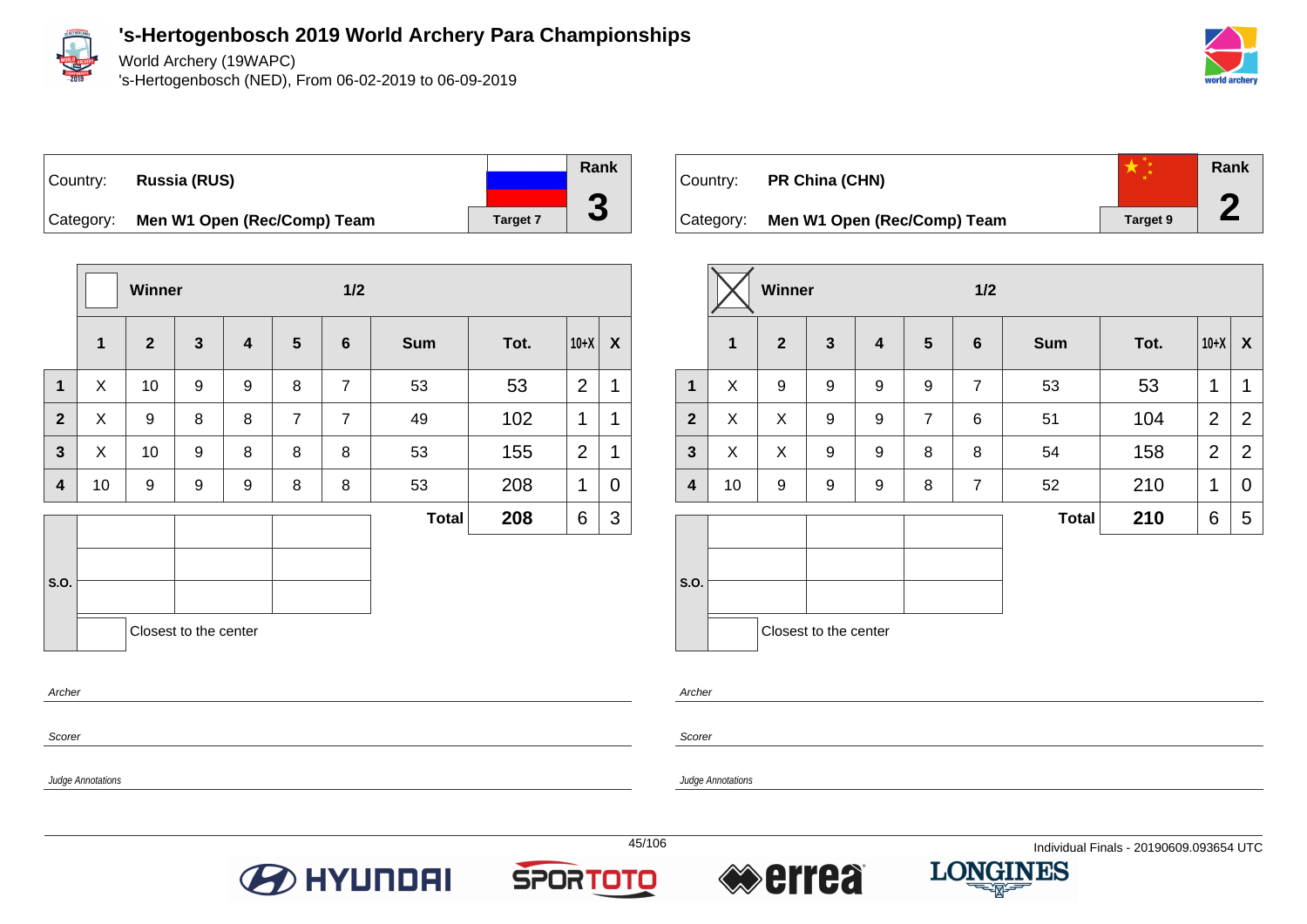# 's-Hertogenbosch 2019 World Archery Para Championships

World Archery (19WAPC)

's-Hertogenbosch (NED), From 06-02-2019 to 06-09-2019

Country: **Russia (RUS)**

Category: **Men W1 Open (Rec/Comp) Team**

Target 7 — Rank **3**

| | Winner | | | | | 1/2 | | | | |
|---|---|---|---|---|---|---|---|---|---|---|
| | 1 | 2 | 3 | 4 | 5 | 6 | Sum | Tot. | 10+X | X |
| 1 | X | 10 | 9 | 9 | 8 | 7 | 53 | 53 | 2 | 1 |
| 2 | X | 9 | 8 | 8 | 7 | 7 | 49 | 102 | 1 | 1 |
| 3 | X | 10 | 9 | 8 | 8 | 8 | 53 | 155 | 2 | 1 |
| 4 | 10 | 9 | 9 | 9 | 8 | 8 | 53 | 208 | 1 | 0 |
| | | | | | | | Total | 208 | 6 | 3 |

S.O.

Closest to the center

*Archer*

*Scorer*

*Judge Annotations*

Country: **PR China (CHN)**

Category: **Men W1 Open (Rec/Comp) Team**

Target 9 — Rank **2**

| | Winner (X) | | | | | 1/2 | | | | |
|---|---|---|---|---|---|---|---|---|---|---|
| | 1 | 2 | 3 | 4 | 5 | 6 | Sum | Tot. | 10+X | X |
| 1 | X | 9 | 9 | 9 | 9 | 7 | 53 | 53 | 1 | 1 |
| 2 | X | X | 9 | 9 | 7 | 6 | 51 | 104 | 2 | 2 |
| 3 | X | X | 9 | 9 | 8 | 8 | 54 | 158 | 2 | 2 |
| 4 | 10 | 9 | 9 | 9 | 8 | 7 | 52 | 210 | 1 | 0 |
| | | | | | | | Total | 210 | 6 | 5 |

S.O.

Closest to the center

*Archer*

*Scorer*

*Judge Annotations*

Individual Finals - 20190609.093654 UTC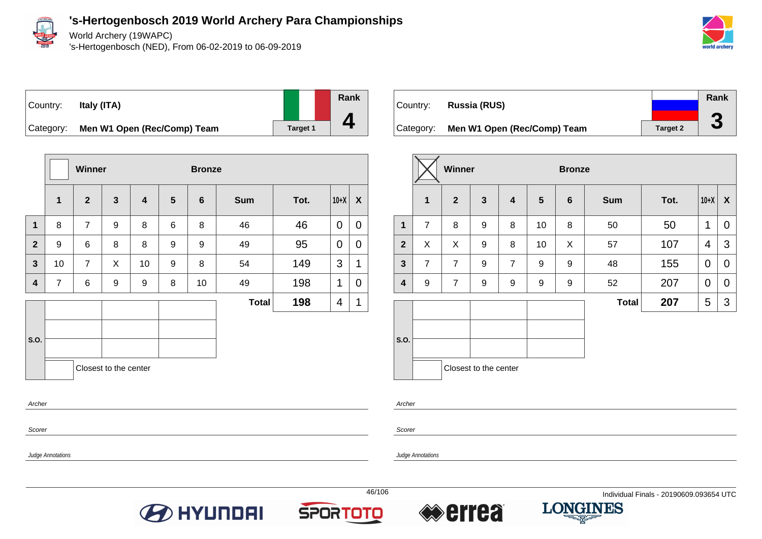# 's-Hertogenbosch 2019 World Archery Para Championships

World Archery (19WAPC)
's-Hertogenbosch (NED), From 06-02-2019 to 06-09-2019

Country: **Italy (ITA)**
Category: **Men W1 Open (Rec/Comp) Team**
Target 1
Rank **4**

| | Winner | | | Bronze | | | | | | |
|---|---|---|---|---|---|---|---|---|---|---|
| | 1 | 2 | 3 | 4 | 5 | 6 | Sum | Tot. | 10+X | X |
| 1 | 8 | 7 | 9 | 8 | 6 | 8 | 46 | 46 | 0 | 0 |
| 2 | 9 | 6 | 8 | 8 | 9 | 9 | 49 | 95 | 0 | 0 |
| 3 | 10 | 7 | X | 10 | 9 | 8 | 54 | 149 | 3 | 1 |
| 4 | 7 | 6 | 9 | 9 | 8 | 10 | 49 | 198 | 1 | 0 |
| | | | | | | | **Total** | **198** | 4 | 1 |

S.O.

Closest to the center

*Archer*

*Scorer*

*Judge Annotations*

Country: **Russia (RUS)**
Category: **Men W1 Open (Rec/Comp) Team**
Target 2
Rank **3**

| | Winner (X) | | | Bronze | | | | | | |
|---|---|---|---|---|---|---|---|---|---|---|
| | 1 | 2 | 3 | 4 | 5 | 6 | Sum | Tot. | 10+X | X |
| 1 | 7 | 8 | 9 | 8 | 10 | 8 | 50 | 50 | 1 | 0 |
| 2 | X | X | 9 | 8 | 10 | X | 57 | 107 | 4 | 3 |
| 3 | 7 | 7 | 9 | 7 | 9 | 9 | 48 | 155 | 0 | 0 |
| 4 | 9 | 7 | 9 | 9 | 9 | 9 | 52 | 207 | 0 | 0 |
| | | | | | | | **Total** | **207** | 5 | 3 |

S.O.

Closest to the center

*Archer*

*Scorer*

*Judge Annotations*

Individual Finals - 20190609.093654 UTC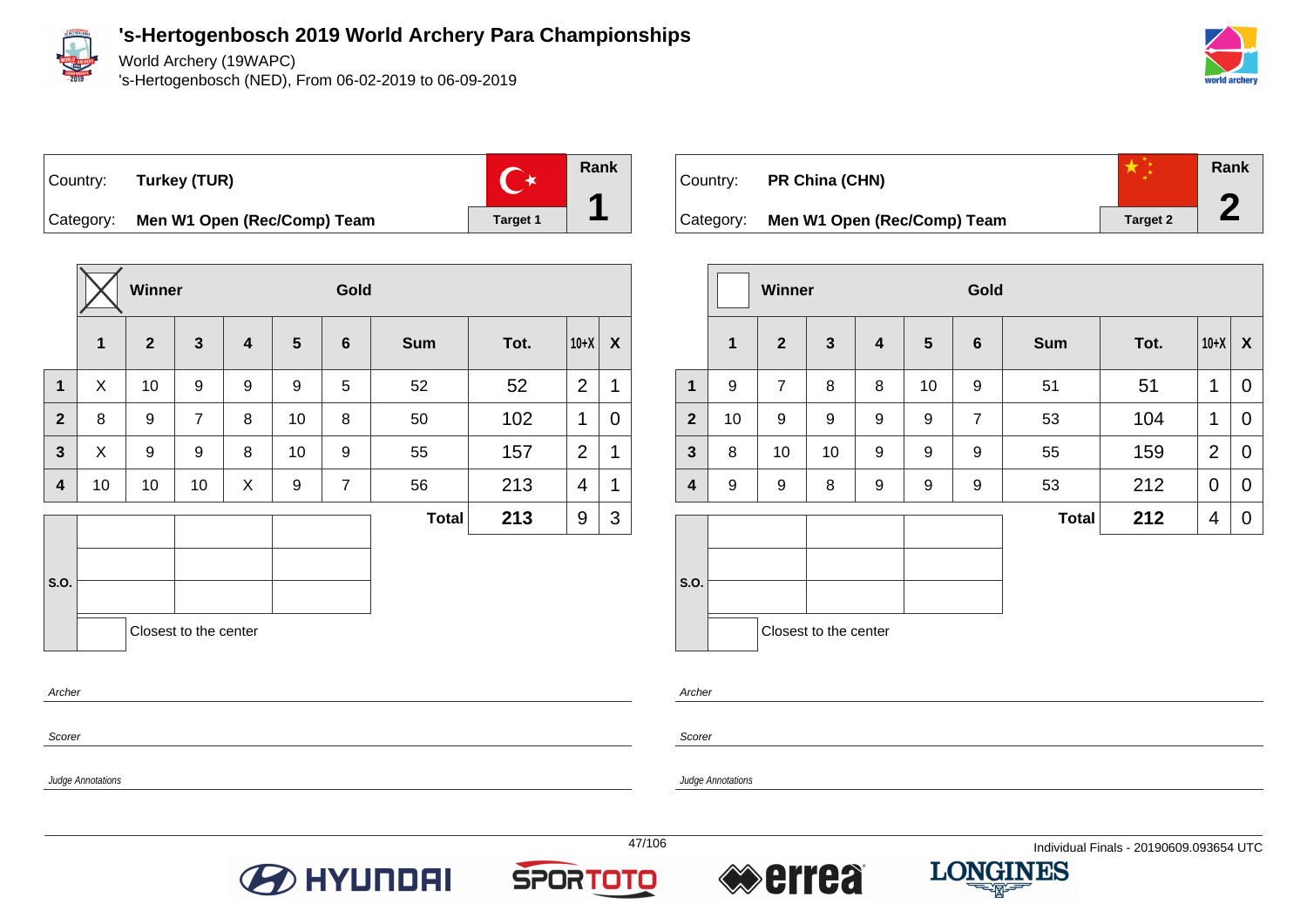# 's-Hertogenbosch 2019 World Archery Para Championships

World Archery (19WAPC)

's-Hertogenbosch (NED), From 06-02-2019 to 06-09-2019

| Country: | Turkey (TUR) | Target 1 | Rank |
|---|---|---|---|
| Category: | Men W1 Open (Rec/Comp) Team | | 1 |

Winner: X — Gold

| | 1 | 2 | 3 | 4 | 5 | 6 | Sum | Tot. | 10+X | X |
|---|---|---|---|---|---|---|---|---|---|---|
| 1 | X | 10 | 9 | 9 | 9 | 5 | 52 | 52 | 2 | 1 |
| 2 | 8 | 9 | 7 | 8 | 10 | 8 | 50 | 102 | 1 | 0 |
| 3 | X | 9 | 9 | 8 | 10 | 9 | 55 | 157 | 2 | 1 |
| 4 | 10 | 10 | 10 | X | 9 | 7 | 56 | 213 | 4 | 1 |
| | | | | | | | **Total** | **213** | 9 | 3 |

S.O.

Closest to the center

*Archer*

*Scorer*

*Judge Annotations*

| Country: | PR China (CHN) | Target 2 | Rank |
|---|---|---|---|
| Category: | Men W1 Open (Rec/Comp) Team | | 2 |

Winner — Gold

| | 1 | 2 | 3 | 4 | 5 | 6 | Sum | Tot. | 10+X | X |
|---|---|---|---|---|---|---|---|---|---|---|
| 1 | 9 | 7 | 8 | 8 | 10 | 9 | 51 | 51 | 1 | 0 |
| 2 | 10 | 9 | 9 | 9 | 9 | 7 | 53 | 104 | 1 | 0 |
| 3 | 8 | 10 | 10 | 9 | 9 | 9 | 55 | 159 | 2 | 0 |
| 4 | 9 | 9 | 8 | 9 | 9 | 9 | 53 | 212 | 0 | 0 |
| | | | | | | | **Total** | **212** | 4 | 0 |

S.O.

Closest to the center

*Archer*

*Scorer*

*Judge Annotations*

Individual Finals - 20190609.093654 UTC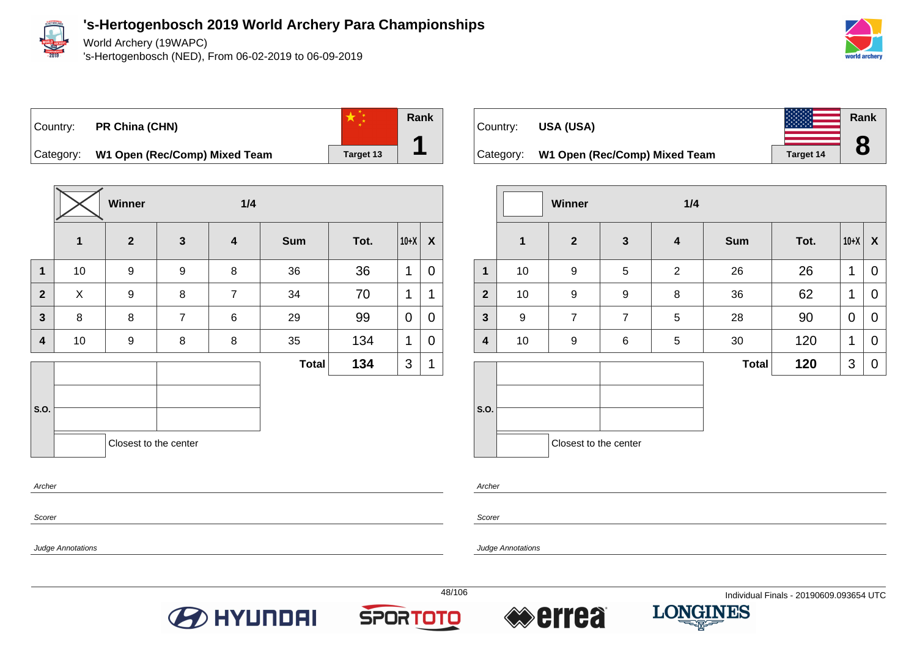# 's-Hertogenbosch 2019 World Archery Para Championships

World Archery (19WAPC)

's-Hertogenbosch (NED), From 06-02-2019 to 06-09-2019

Country: **PR China (CHN)**

Category: **W1 Open (Rec/Comp) Mixed Team**

Target 13

Rank **1**

| | Winner (X) | | 1/4 | | | | | |
|---|---|---|---|---|---|---|---|---|
| | 1 | 2 | 3 | 4 | Sum | Tot. | 10+X | X |
| 1 | 10 | 9 | 9 | 8 | 36 | 36 | 1 | 0 |
| 2 | X | 9 | 8 | 7 | 34 | 70 | 1 | 1 |
| 3 | 8 | 8 | 7 | 6 | 29 | 99 | 0 | 0 |
| 4 | 10 | 9 | 8 | 8 | 35 | 134 | 1 | 0 |
| | | | | | Total | 134 | 3 | 1 |

S.O.

Closest to the center

*Archer*

*Scorer*

*Judge Annotations*

Country: **USA (USA)**

Category: **W1 Open (Rec/Comp) Mixed Team**

Target 14

Rank **8**

| | Winner | | 1/4 | | | | | |
|---|---|---|---|---|---|---|---|---|
| | 1 | 2 | 3 | 4 | Sum | Tot. | 10+X | X |
| 1 | 10 | 9 | 5 | 2 | 26 | 26 | 1 | 0 |
| 2 | 10 | 9 | 9 | 8 | 36 | 62 | 1 | 0 |
| 3 | 9 | 7 | 7 | 5 | 28 | 90 | 0 | 0 |
| 4 | 10 | 9 | 6 | 5 | 30 | 120 | 1 | 0 |
| | | | | | Total | 120 | 3 | 0 |

S.O.

Closest to the center

*Archer*

*Scorer*

*Judge Annotations*

Individual Finals - 20190609.093654 UTC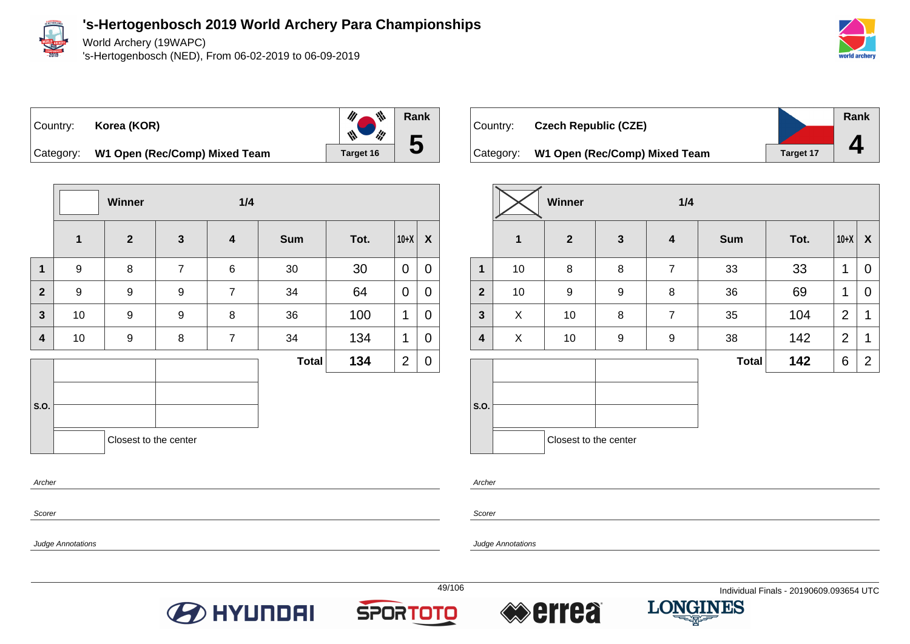# 's-Hertogenbosch 2019 World Archery Para Championships

World Archery (19WAPC)
's-Hertogenbosch (NED), From 06-02-2019 to 06-09-2019

| Country: | Korea (KOR) | Rank |
|---|---|---|
| Category: | W1 Open (Rec/Comp) Mixed Team | 5 |
| | Target 16 | |

| | Winner | | | 1/4 | | | | |
|---|---|---|---|---|---|---|---|---|
| | 1 | 2 | 3 | 4 | Sum | Tot. | 10+X | X |
| 1 | 9 | 8 | 7 | 6 | 30 | 30 | 0 | 0 |
| 2 | 9 | 9 | 9 | 7 | 34 | 64 | 0 | 0 |
| 3 | 10 | 9 | 9 | 8 | 36 | 100 | 1 | 0 |
| 4 | 10 | 9 | 8 | 7 | 34 | 134 | 1 | 0 |
| | | | | | Total | 134 | 2 | 0 |

S.O.

Closest to the center

*Archer*

*Scorer*

*Judge Annotations*

| Country: | Czech Republic (CZE) | Rank |
|---|---|---|
| Category: | W1 Open (Rec/Comp) Mixed Team | 4 |
| | Target 17 | |

| | Winner | | | 1/4 | | | | |
|---|---|---|---|---|---|---|---|---|
| | 1 | 2 | 3 | 4 | Sum | Tot. | 10+X | X |
| 1 | 10 | 8 | 8 | 7 | 33 | 33 | 1 | 0 |
| 2 | 10 | 9 | 9 | 8 | 36 | 69 | 1 | 0 |
| 3 | X | 10 | 8 | 7 | 35 | 104 | 2 | 1 |
| 4 | X | 10 | 9 | 9 | 38 | 142 | 2 | 1 |
| | | | | | Total | 142 | 6 | 2 |

S.O.

Closest to the center

*Archer*

*Scorer*

*Judge Annotations*

Individual Finals - 20190609.093654 UTC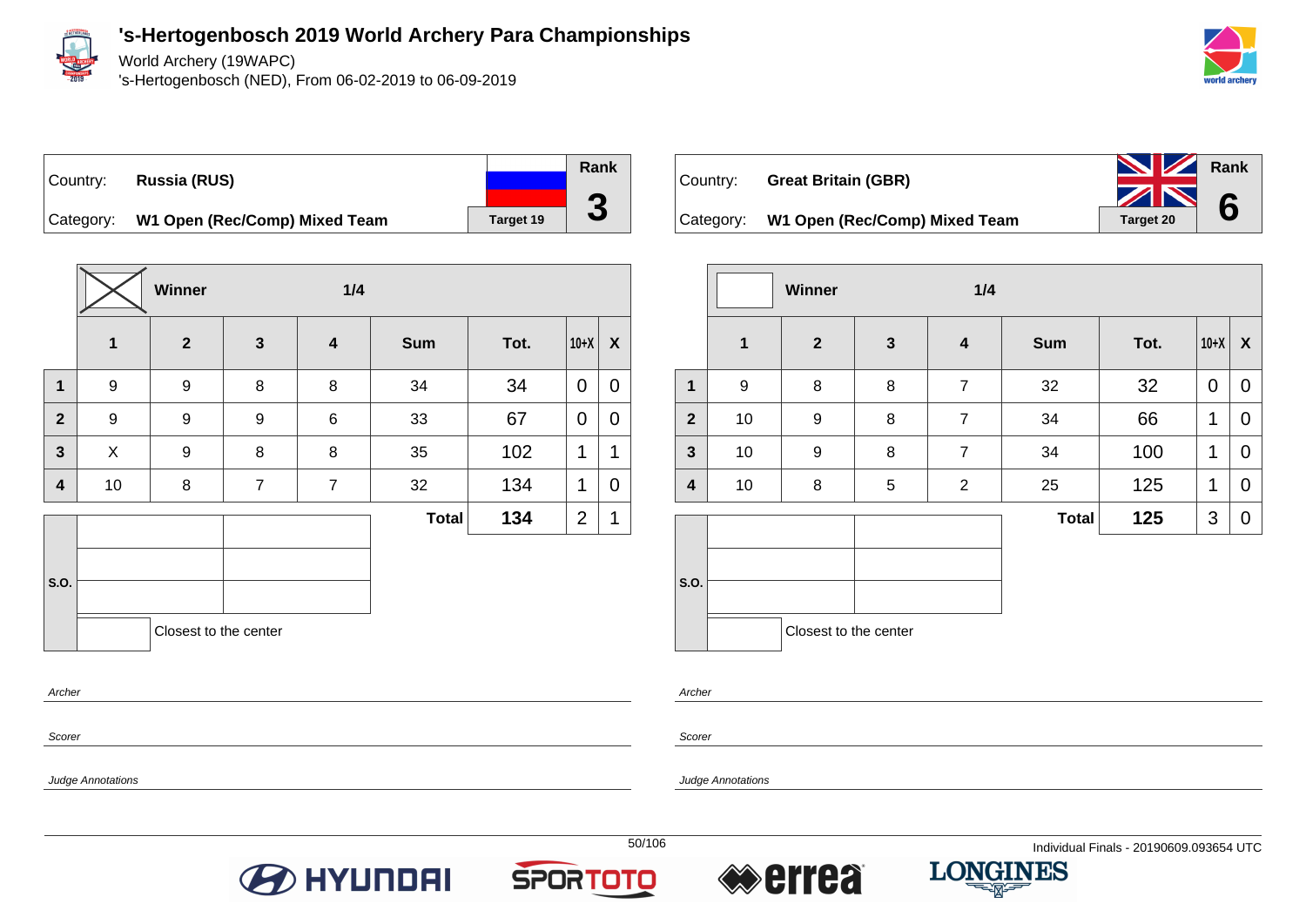# 's-Hertogenbosch 2019 World Archery Para Championships

World Archery (19WAPC)
's-Hertogenbosch (NED), From 06-02-2019 to 06-09-2019

| Country: | Russia (RUS) | Rank |
|---|---|---|
| Category: | W1 Open (Rec/Comp) Mixed Team | 3 |
| | Target 19 | |

Winner: X — 1/4

| | 1 | 2 | 3 | 4 | Sum | Tot. | 10+X | X |
|---|---|---|---|---|---|---|---|---|
| 1 | 9 | 9 | 8 | 8 | 34 | 34 | 0 | 0 |
| 2 | 9 | 9 | 9 | 6 | 33 | 67 | 0 | 0 |
| 3 | X | 9 | 8 | 8 | 35 | 102 | 1 | 1 |
| 4 | 10 | 8 | 7 | 7 | 32 | 134 | 1 | 0 |
| | | | | | Total | 134 | 2 | 1 |

S.O.

Closest to the center

Archer

Scorer

Judge Annotations

| Country: | Great Britain (GBR) | Rank |
|---|---|---|
| Category: | W1 Open (Rec/Comp) Mixed Team | 6 |
| | Target 20 | |

Winner: — 1/4

| | 1 | 2 | 3 | 4 | Sum | Tot. | 10+X | X |
|---|---|---|---|---|---|---|---|---|
| 1 | 9 | 8 | 8 | 7 | 32 | 32 | 0 | 0 |
| 2 | 10 | 9 | 8 | 7 | 34 | 66 | 1 | 0 |
| 3 | 10 | 9 | 8 | 7 | 34 | 100 | 1 | 0 |
| 4 | 10 | 8 | 5 | 2 | 25 | 125 | 1 | 0 |
| | | | | | Total | 125 | 3 | 0 |

S.O.

Closest to the center

Archer

Scorer

Judge Annotations

Individual Finals - 20190609.093654 UTC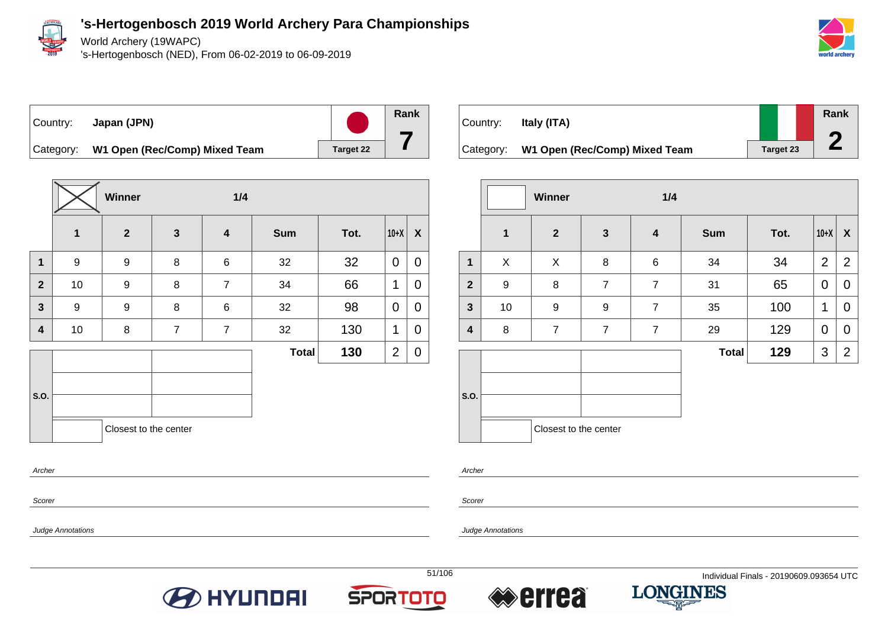# 's-Hertogenbosch 2019 World Archery Para Championships

World Archery (19WAPC)

's-Hertogenbosch (NED), From 06-02-2019 to 06-09-2019

Country: **Japan (JPN)**

Category: **W1 Open (Rec/Comp) Mixed Team**

Target 22

Rank **7**

Winner ☒ — 1/4

| | 1 | 2 | 3 | 4 | Sum | Tot. | 10+X | X |
|---|---|---|---|---|---|---|---|---|
| 1 | 9 | 9 | 8 | 6 | 32 | 32 | 0 | 0 |
| 2 | 10 | 9 | 8 | 7 | 34 | 66 | 1 | 0 |
| 3 | 9 | 9 | 8 | 6 | 32 | 98 | 0 | 0 |
| 4 | 10 | 8 | 7 | 7 | 32 | 130 | 1 | 0 |
| | | | | | **Total** | **130** | 2 | 0 |

S.O.

Closest to the center

*Archer*

*Scorer*

*Judge Annotations*

Country: **Italy (ITA)**

Category: **W1 Open (Rec/Comp) Mixed Team**

Target 23

Rank **2**

Winner ☐ — 1/4

| | 1 | 2 | 3 | 4 | Sum | Tot. | 10+X | X |
|---|---|---|---|---|---|---|---|---|
| 1 | X | X | 8 | 6 | 34 | 34 | 2 | 2 |
| 2 | 9 | 8 | 7 | 7 | 31 | 65 | 0 | 0 |
| 3 | 10 | 9 | 9 | 7 | 35 | 100 | 1 | 0 |
| 4 | 8 | 7 | 7 | 7 | 29 | 129 | 0 | 0 |
| | | | | | **Total** | **129** | 3 | 2 |

S.O.

Closest to the center

*Archer*

*Scorer*

*Judge Annotations*

Individual Finals - 20190609.093654 UTC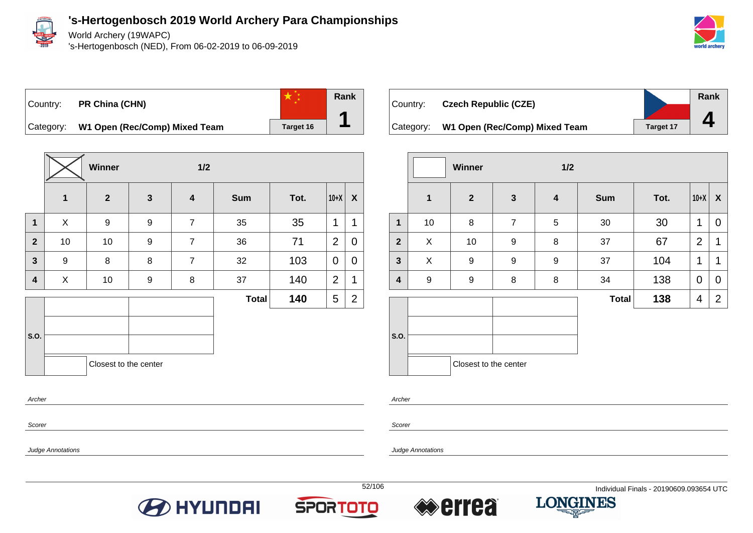# 's-Hertogenbosch 2019 World Archery Para Championships

World Archery (19WAPC)

's-Hertogenbosch (NED), From 06-02-2019 to 06-09-2019

| Country: | PR China (CHN) | Target 16 | Rank |
|---|---|---|---|
| Category: | W1 Open (Rec/Comp) Mixed Team | | 1 |

| | Winner (X) | | 1/2 | | | | | |
|---|---|---|---|---|---|---|---|---|
| | 1 | 2 | 3 | 4 | Sum | Tot. | 10+X | X |
| 1 | X | 9 | 9 | 7 | 35 | 35 | 1 | 1 |
| 2 | 10 | 10 | 9 | 7 | 36 | 71 | 2 | 0 |
| 3 | 9 | 8 | 8 | 7 | 32 | 103 | 0 | 0 |
| 4 | X | 10 | 9 | 8 | 37 | 140 | 2 | 1 |
| | | | | | Total | 140 | 5 | 2 |

S.O.

Closest to the center

*Archer*

*Scorer*

*Judge Annotations*

| Country: | Czech Republic (CZE) | Target 17 | Rank |
|---|---|---|---|
| Category: | W1 Open (Rec/Comp) Mixed Team | | 4 |

| | Winner | | 1/2 | | | | | |
|---|---|---|---|---|---|---|---|---|
| | 1 | 2 | 3 | 4 | Sum | Tot. | 10+X | X |
| 1 | 10 | 8 | 7 | 5 | 30 | 30 | 1 | 0 |
| 2 | X | 10 | 9 | 8 | 37 | 67 | 2 | 1 |
| 3 | X | 9 | 9 | 9 | 37 | 104 | 1 | 1 |
| 4 | 9 | 9 | 8 | 8 | 34 | 138 | 0 | 0 |
| | | | | | Total | 138 | 4 | 2 |

S.O.

Closest to the center

*Archer*

*Scorer*

*Judge Annotations*

Individual Finals - 20190609.093654 UTC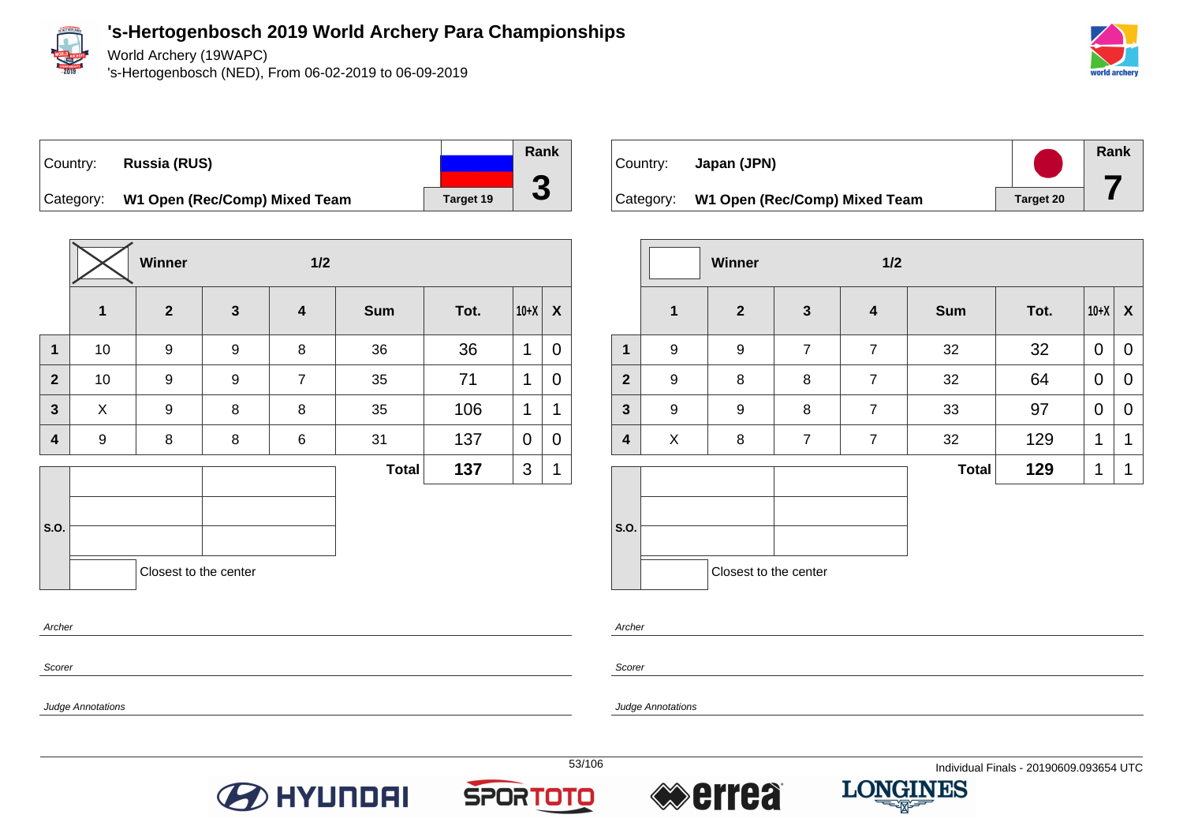# 's-Hertogenbosch 2019 World Archery Para Championships

World Archery (19WAPC)

's-Hertogenbosch (NED), From 06-02-2019 to 06-09-2019

| Country: | Russia (RUS) | | Rank |
|---|---|---|---|
| Category: | W1 Open (Rec/Comp) Mixed Team | Target 19 | 3 |

| | Winner (X) | | 1/2 | | | | | |
|---|---|---|---|---|---|---|---|---|
| | 1 | 2 | 3 | 4 | Sum | Tot. | 10+X | X |
| 1 | 10 | 9 | 9 | 8 | 36 | 36 | 1 | 0 |
| 2 | 10 | 9 | 9 | 7 | 35 | 71 | 1 | 0 |
| 3 | X | 9 | 8 | 8 | 35 | 106 | 1 | 1 |
| 4 | 9 | 8 | 8 | 6 | 31 | 137 | 0 | 0 |
| | | | | | Total | 137 | 3 | 1 |

S.O.

Closest to the center

*Archer*

*Scorer*

*Judge Annotations*

| Country: | Japan (JPN) | | Rank |
|---|---|---|---|
| Category: | W1 Open (Rec/Comp) Mixed Team | Target 20 | 7 |

| | Winner | | 1/2 | | | | | |
|---|---|---|---|---|---|---|---|---|
| | 1 | 2 | 3 | 4 | Sum | Tot. | 10+X | X |
| 1 | 9 | 9 | 7 | 7 | 32 | 32 | 0 | 0 |
| 2 | 9 | 8 | 8 | 7 | 32 | 64 | 0 | 0 |
| 3 | 9 | 9 | 8 | 7 | 33 | 97 | 0 | 0 |
| 4 | X | 8 | 7 | 7 | 32 | 129 | 1 | 1 |
| | | | | | Total | 129 | 1 | 1 |

S.O.

Closest to the center

*Archer*

*Scorer*

*Judge Annotations*

Individual Finals - 20190609.093654 UTC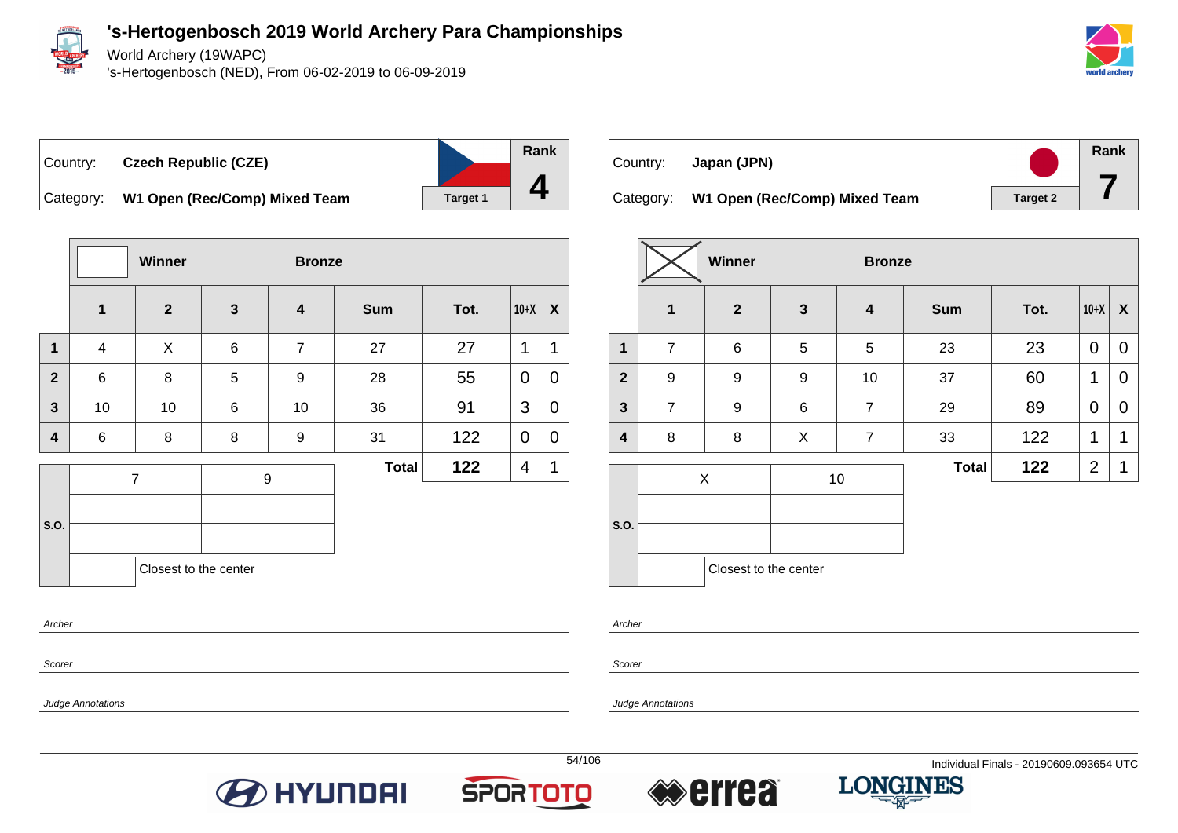# 's-Hertogenbosch 2019 World Archery Para Championships

World Archery (19WAPC)
's-Hertogenbosch (NED), From 06-02-2019 to 06-09-2019

| Country: | Czech Republic (CZE) | Rank |
|---|---|---|
| Category: | W1 Open (Rec/Comp) Mixed Team | Target 1 | 4 |

| | Winner | | Bronze | | | | | |
|---|---|---|---|---|---|---|---|---|
| | 1 | 2 | 3 | 4 | Sum | Tot. | 10+X | X |
| 1 | 4 | X | 6 | 7 | 27 | 27 | 1 | 1 |
| 2 | 6 | 8 | 5 | 9 | 28 | 55 | 0 | 0 |
| 3 | 10 | 10 | 6 | 10 | 36 | 91 | 3 | 0 |
| 4 | 6 | 8 | 8 | 9 | 31 | 122 | 0 | 0 |
| | | | | | Total | 122 | 4 | 1 |

| S.O. | | |
|---|---|---|
| | 7 | 9 |
| | | |
| | | |
| | | Closest to the center |

*Archer*

*Scorer*

*Judge Annotations*

| Country: | Japan (JPN) | Rank |
|---|---|---|
| Category: | W1 Open (Rec/Comp) Mixed Team | Target 2 | 7 |

| | Winner | | Bronze | | | | | |
|---|---|---|---|---|---|---|---|---|
| | 1 | 2 | 3 | 4 | Sum | Tot. | 10+X | X |
| 1 | 7 | 6 | 5 | 5 | 23 | 23 | 0 | 0 |
| 2 | 9 | 9 | 9 | 10 | 37 | 60 | 1 | 0 |
| 3 | 7 | 9 | 6 | 7 | 29 | 89 | 0 | 0 |
| 4 | 8 | 8 | X | 7 | 33 | 122 | 1 | 1 |
| | | | | | Total | 122 | 2 | 1 |

| S.O. | | |
|---|---|---|
| | X | 10 |
| | | |
| | | |
| | | Closest to the center |

*Archer*

*Scorer*

*Judge Annotations*

Individual Finals - 20190609.093654 UTC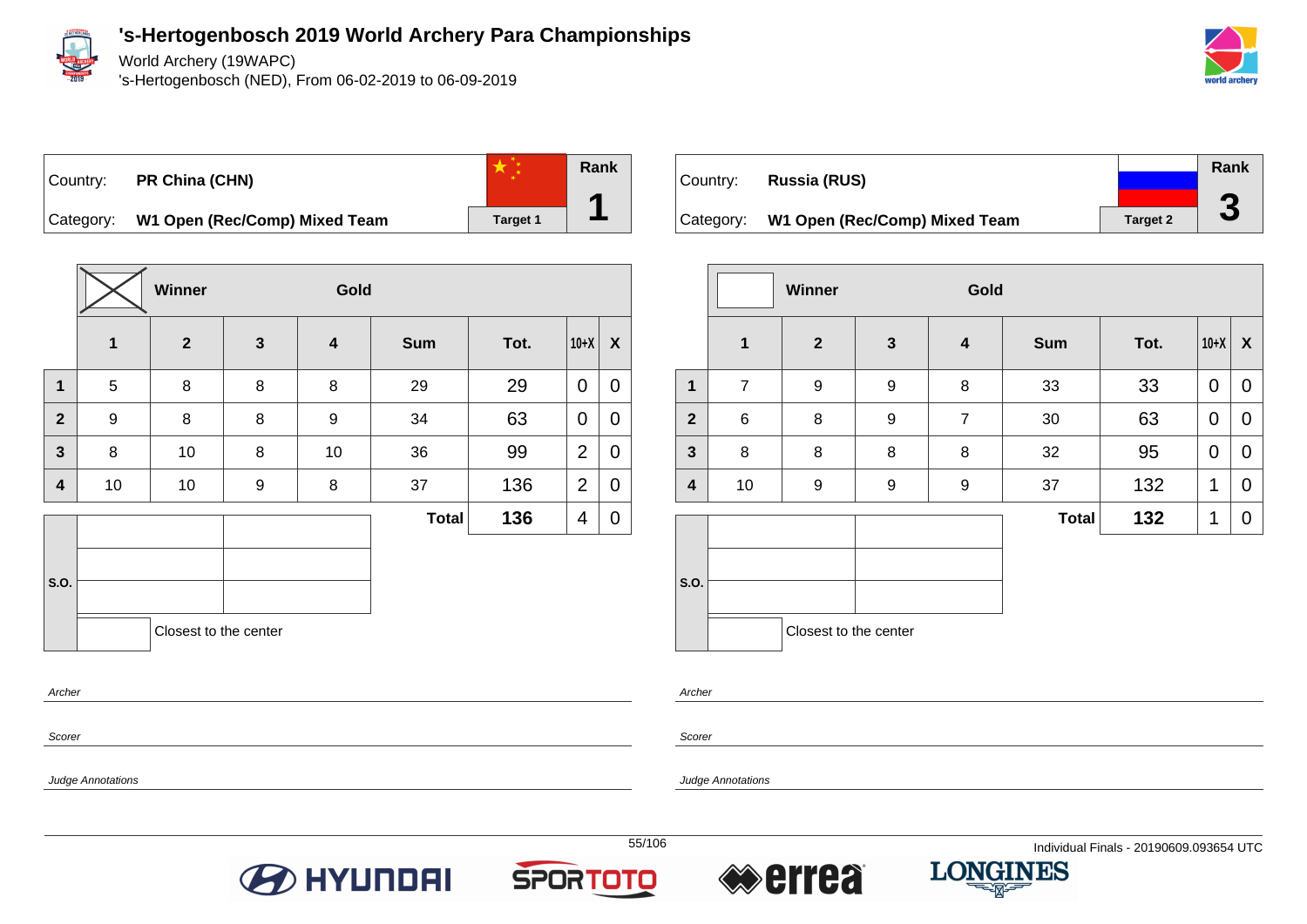# 's-Hertogenbosch 2019 World Archery Para Championships

World Archery (19WAPC)
's-Hertogenbosch (NED), From 06-02-2019 to 06-09-2019

| Country: | PR China (CHN) | Rank |
|---|---|---|
| Category: | W1 Open (Rec/Comp) Mixed Team | Target 1 | 1 |

Winner — Gold

| | 1 | 2 | 3 | 4 | Sum | Tot. | 10+X | X |
|---|---|---|---|---|---|---|---|---|
| 1 | 5 | 8 | 8 | 8 | 29 | 29 | 0 | 0 |
| 2 | 9 | 8 | 8 | 9 | 34 | 63 | 0 | 0 |
| 3 | 8 | 10 | 8 | 10 | 36 | 99 | 2 | 0 |
| 4 | 10 | 10 | 9 | 8 | 37 | 136 | 2 | 0 |
| | | | | | **Total** | **136** | 4 | 0 |

S.O.

Closest to the center

*Archer*

*Scorer*

*Judge Annotations*

| Country: | Russia (RUS) | Rank |
|---|---|---|
| Category: | W1 Open (Rec/Comp) Mixed Team | Target 2 | 3 |

Winner — Gold

| | 1 | 2 | 3 | 4 | Sum | Tot. | 10+X | X |
|---|---|---|---|---|---|---|---|---|
| 1 | 7 | 9 | 9 | 8 | 33 | 33 | 0 | 0 |
| 2 | 6 | 8 | 9 | 7 | 30 | 63 | 0 | 0 |
| 3 | 8 | 8 | 8 | 8 | 32 | 95 | 0 | 0 |
| 4 | 10 | 9 | 9 | 9 | 37 | 132 | 1 | 0 |
| | | | | | **Total** | **132** | 1 | 0 |

S.O.

Closest to the center

*Archer*

*Scorer*

*Judge Annotations*

Individual Finals - 20190609.093654 UTC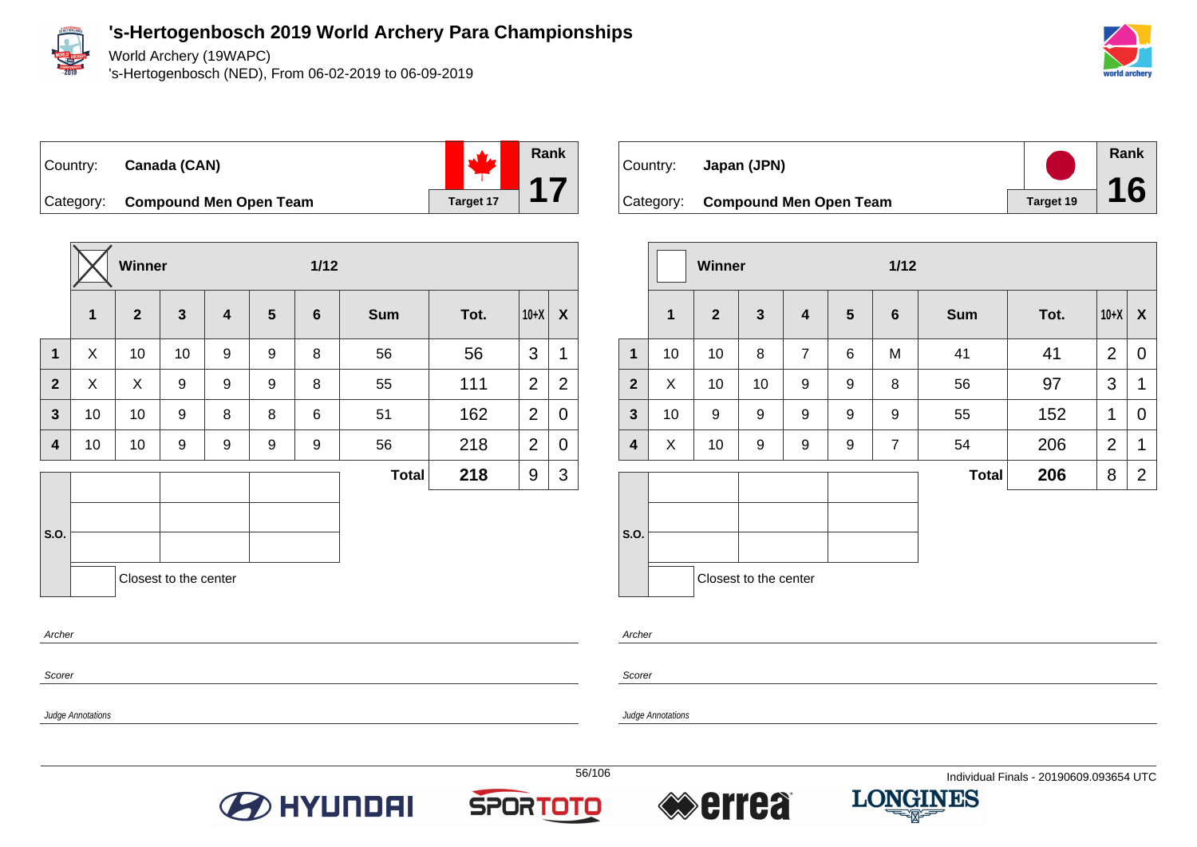# 's-Hertogenbosch 2019 World Archery Para Championships

World Archery (19WAPC)

's-Hertogenbosch (NED), From 06-02-2019 to 06-09-2019

Country: **Canada (CAN)**

Category: **Compound Men Open Team**

Target 17

**Rank 17**

| | Winner [X] | | | | | 1/12 | | | | |
|---|---|---|---|---|---|---|---|---|---|---|
| | 1 | 2 | 3 | 4 | 5 | 6 | Sum | Tot. | 10+X | X |
| 1 | X | 10 | 10 | 9 | 9 | 8 | 56 | 56 | 3 | 1 |
| 2 | X | X | 9 | 9 | 9 | 8 | 55 | 111 | 2 | 2 |
| 3 | 10 | 10 | 9 | 8 | 8 | 6 | 51 | 162 | 2 | 0 |
| 4 | 10 | 10 | 9 | 9 | 9 | 9 | 56 | 218 | 2 | 0 |
| | | | | | | | Total | 218 | 9 | 3 |

S.O.

Closest to the center

*Archer*

*Scorer*

*Judge Annotations*

Country: **Japan (JPN)**

Category: **Compound Men Open Team**

Target 19

**Rank 16**

| | Winner [ ] | | | | | 1/12 | | | | |
|---|---|---|---|---|---|---|---|---|---|---|
| | 1 | 2 | 3 | 4 | 5 | 6 | Sum | Tot. | 10+X | X |
| 1 | 10 | 10 | 8 | 7 | 6 | M | 41 | 41 | 2 | 0 |
| 2 | X | 10 | 10 | 9 | 9 | 8 | 56 | 97 | 3 | 1 |
| 3 | 10 | 9 | 9 | 9 | 9 | 9 | 55 | 152 | 1 | 0 |
| 4 | X | 10 | 9 | 9 | 9 | 7 | 54 | 206 | 2 | 1 |
| | | | | | | | Total | 206 | 8 | 2 |

S.O.

Closest to the center

*Archer*

*Scorer*

*Judge Annotations*

Individual Finals - 20190609.093654 UTC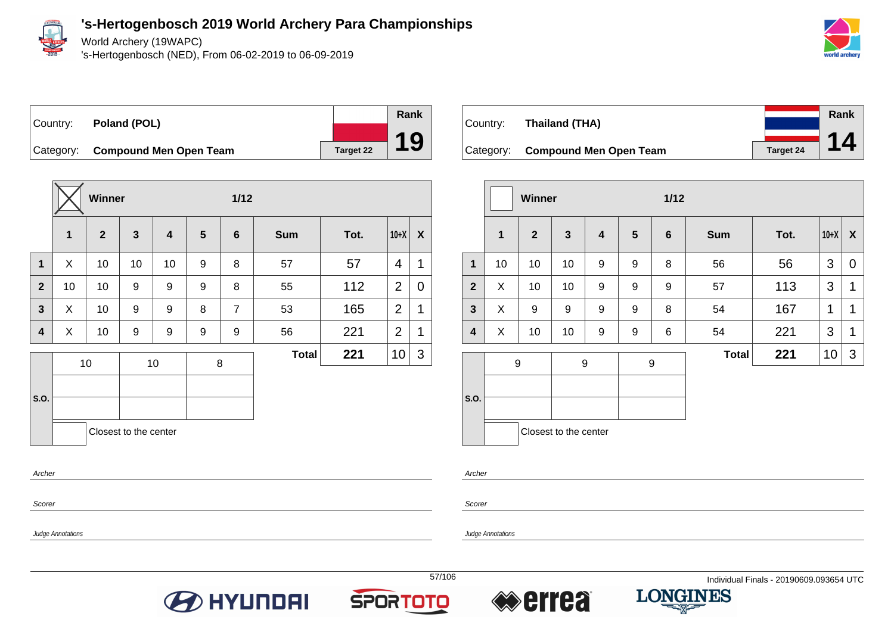# 's-Hertogenbosch 2019 World Archery Para Championships

World Archery (19WAPC)

's-Hertogenbosch (NED), From 06-02-2019 to 06-09-2019

| Country: | Poland (POL) | Rank |
|---|---|---|
| Category: | Compound Men Open Team | Target 22 | 19 |

| | Winner ☒ | | | | | 1/12 | | | | |
|---|---|---|---|---|---|---|---|---|---|---|
| | 1 | 2 | 3 | 4 | 5 | 6 | Sum | Tot. | 10+X | X |
| 1 | X | 10 | 10 | 10 | 9 | 8 | 57 | 57 | 4 | 1 |
| 2 | 10 | 10 | 9 | 9 | 9 | 8 | 55 | 112 | 2 | 0 |
| 3 | X | 10 | 9 | 9 | 8 | 7 | 53 | 165 | 2 | 1 |
| 4 | X | 10 | 9 | 9 | 9 | 9 | 56 | 221 | 2 | 1 |
| | | | | | | | Total | 221 | 10 | 3 |

| S.O. | | | |
|---|---|---|---|
| | 10 | 10 | 8 |
| | | | |
| | | | |
| | Closest to the center | | |

Archer

Scorer

Judge Annotations

| Country: | Thailand (THA) | Rank |
|---|---|---|
| Category: | Compound Men Open Team | Target 24 | 14 |

| | Winner ☐ | | | | | 1/12 | | | | |
|---|---|---|---|---|---|---|---|---|---|---|
| | 1 | 2 | 3 | 4 | 5 | 6 | Sum | Tot. | 10+X | X |
| 1 | 10 | 10 | 10 | 9 | 9 | 8 | 56 | 56 | 3 | 0 |
| 2 | X | 10 | 10 | 9 | 9 | 9 | 57 | 113 | 3 | 1 |
| 3 | X | 9 | 9 | 9 | 9 | 8 | 54 | 167 | 1 | 1 |
| 4 | X | 10 | 10 | 9 | 9 | 6 | 54 | 221 | 3 | 1 |
| | | | | | | | Total | 221 | 10 | 3 |

| S.O. | | | |
|---|---|---|---|
| | 9 | 9 | 9 |
| | | | |
| | | | |
| | Closest to the center | | |

Archer

Scorer

Judge Annotations

Individual Finals - 20190609.093654 UTC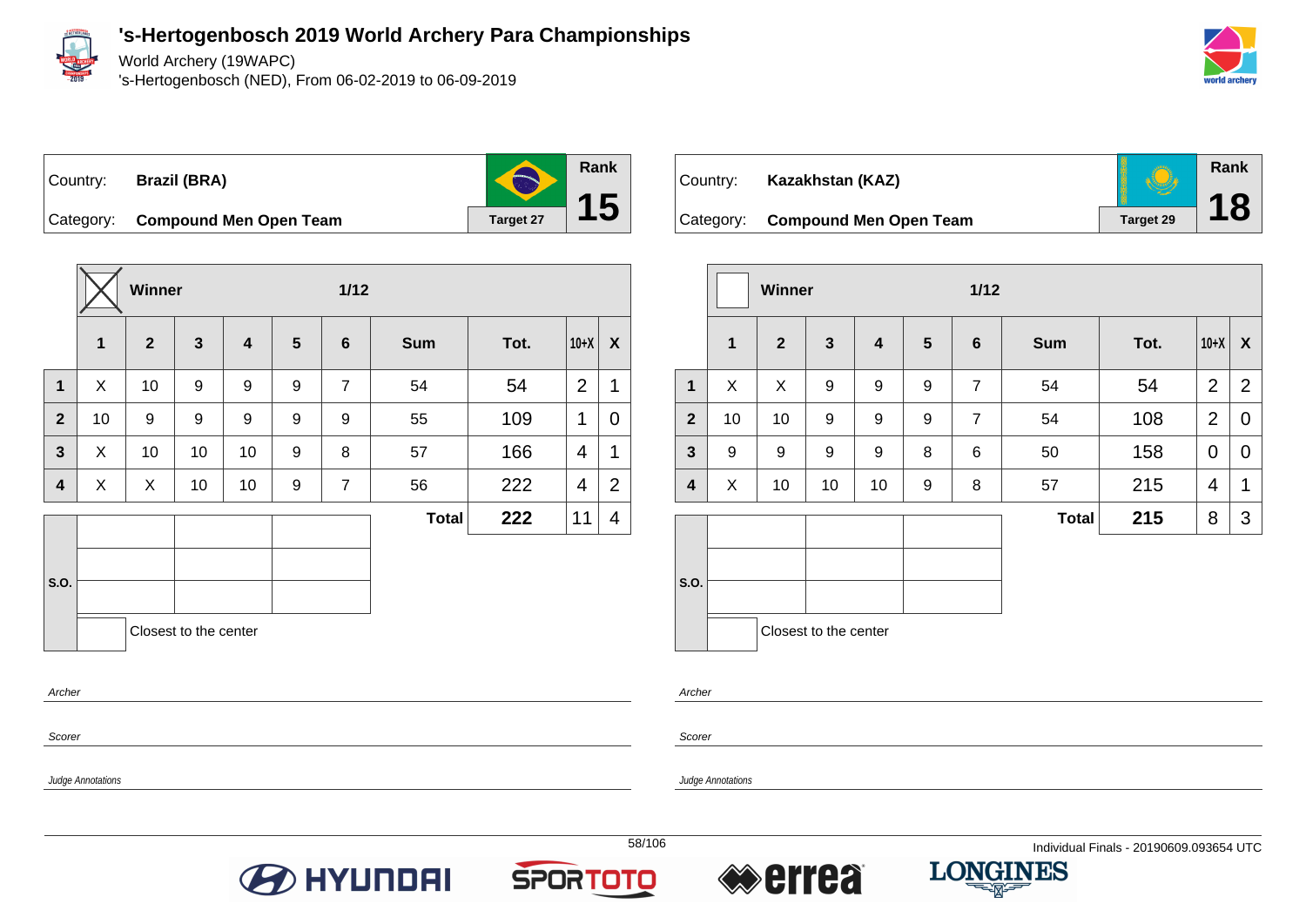# 's-Hertogenbosch 2019 World Archery Para Championships

World Archery (19WAPC)

's-Hertogenbosch (NED), From 06-02-2019 to 06-09-2019

| Country: | Brazil (BRA) | Target 27 | Rank 15 |
|---|---|---|---|
| Category: | Compound Men Open Team | | |

Winner: X — 1/12

| | 1 | 2 | 3 | 4 | 5 | 6 | Sum | Tot. | 10+X | X |
|---|---|---|---|---|---|---|---|---|---|---|
| 1 | X | 10 | 9 | 9 | 9 | 7 | 54 | 54 | 2 | 1 |
| 2 | 10 | 9 | 9 | 9 | 9 | 9 | 55 | 109 | 1 | 0 |
| 3 | X | 10 | 10 | 10 | 9 | 8 | 57 | 166 | 4 | 1 |
| 4 | X | X | 10 | 10 | 9 | 7 | 56 | 222 | 4 | 2 |
| | | | | | | | **Total** | **222** | 11 | 4 |

S.O.

Closest to the center

*Archer*

*Scorer*

*Judge Annotations*

| Country: | Kazakhstan (KAZ) | Target 29 | Rank 18 |
|---|---|---|---|
| Category: | Compound Men Open Team | | |

Winner: — 1/12

| | 1 | 2 | 3 | 4 | 5 | 6 | Sum | Tot. | 10+X | X |
|---|---|---|---|---|---|---|---|---|---|---|
| 1 | X | X | 9 | 9 | 9 | 7 | 54 | 54 | 2 | 2 |
| 2 | 10 | 10 | 9 | 9 | 9 | 7 | 54 | 108 | 2 | 0 |
| 3 | 9 | 9 | 9 | 9 | 8 | 6 | 50 | 158 | 0 | 0 |
| 4 | X | 10 | 10 | 10 | 9 | 8 | 57 | 215 | 4 | 1 |
| | | | | | | | **Total** | **215** | 8 | 3 |

S.O.

Closest to the center

*Archer*

*Scorer*

*Judge Annotations*

Individual Finals - 20190609.093654 UTC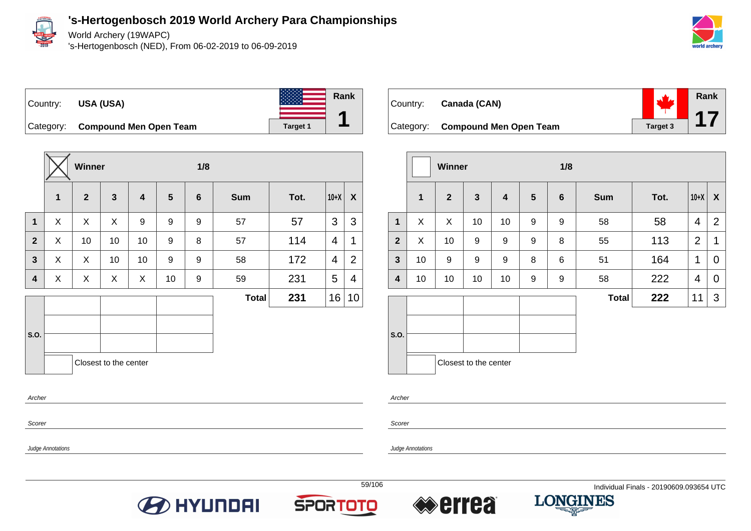# 's-Hertogenbosch 2019 World Archery Para Championships

World Archery (19WAPC)
's-Hertogenbosch (NED), From 06-02-2019 to 06-09-2019

Country: **USA (USA)**
Category: **Compound Men Open Team**
Target 1
Rank **1**

| | 1 | 2 | 3 | 4 | 5 | 6 | Sum | Tot. | 10+X | X |
|---|---|---|---|---|---|---|---|---|---|---|
| **Winner** (X) | | | | | | **1/8** | | | | |
| **1** | X | X | X | 9 | 9 | 9 | 57 | 57 | 3 | 3 |
| **2** | X | 10 | 10 | 10 | 9 | 8 | 57 | 114 | 4 | 1 |
| **3** | X | X | 10 | 10 | 9 | 9 | 58 | 172 | 4 | 2 |
| **4** | X | X | X | X | 10 | 9 | 59 | 231 | 5 | 4 |
| | | | | | | | **Total** | **231** | 16 | 10 |

S.O.

Closest to the center

*Archer*

*Scorer*

*Judge Annotations*

Country: **Canada (CAN)**
Category: **Compound Men Open Team**
Target 3
Rank **17**

| | 1 | 2 | 3 | 4 | 5 | 6 | Sum | Tot. | 10+X | X |
|---|---|---|---|---|---|---|---|---|---|---|
| **Winner** | | | | | | **1/8** | | | | |
| **1** | X | X | 10 | 10 | 9 | 9 | 58 | 58 | 4 | 2 |
| **2** | X | 10 | 9 | 9 | 9 | 8 | 55 | 113 | 2 | 1 |
| **3** | 10 | 9 | 9 | 9 | 8 | 6 | 51 | 164 | 1 | 0 |
| **4** | 10 | 10 | 10 | 10 | 9 | 9 | 58 | 222 | 4 | 0 |
| | | | | | | | **Total** | **222** | 11 | 3 |

S.O.

Closest to the center

*Archer*

*Scorer*

*Judge Annotations*

Individual Finals - 20190609.093654 UTC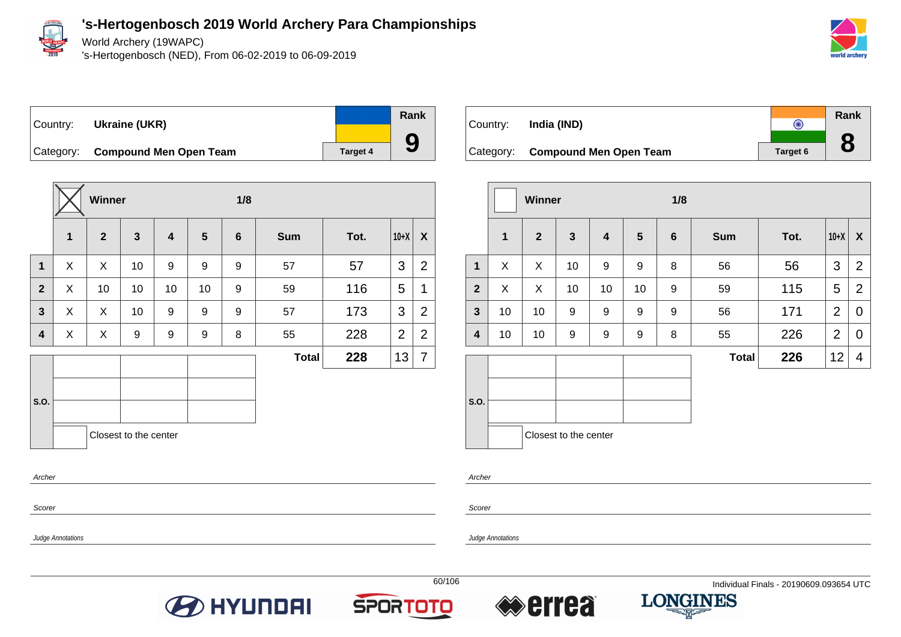# 's-Hertogenbosch 2019 World Archery Para Championships

World Archery (19WAPC)

's-Hertogenbosch (NED), From 06-02-2019 to 06-09-2019

Country: **Ukraine (UKR)**

Category: **Compound Men Open Team**

Target 4

Rank **9**

| | Winner ☒ | | | | | 1/8 | | | | |
|---|---|---|---|---|---|---|---|---|---|---|
| | 1 | 2 | 3 | 4 | 5 | 6 | Sum | Tot. | 10+X | X |
| 1 | X | X | 10 | 9 | 9 | 9 | 57 | 57 | 3 | 2 |
| 2 | X | 10 | 10 | 10 | 10 | 9 | 59 | 116 | 5 | 1 |
| 3 | X | X | 10 | 9 | 9 | 9 | 57 | 173 | 3 | 2 |
| 4 | X | X | 9 | 9 | 9 | 8 | 55 | 228 | 2 | 2 |
| | | | | | | | **Total** | **228** | 13 | 7 |

S.O.

Closest to the center

*Archer*

*Scorer*

*Judge Annotations*

Country: **India (IND)**

Category: **Compound Men Open Team**

Target 6

Rank **8**

| | Winner ☐ | | | | | 1/8 | | | | |
|---|---|---|---|---|---|---|---|---|---|---|
| | 1 | 2 | 3 | 4 | 5 | 6 | Sum | Tot. | 10+X | X |
| 1 | X | X | 10 | 9 | 9 | 8 | 56 | 56 | 3 | 2 |
| 2 | X | X | 10 | 10 | 10 | 9 | 59 | 115 | 5 | 2 |
| 3 | 10 | 10 | 9 | 9 | 9 | 9 | 56 | 171 | 2 | 0 |
| 4 | 10 | 10 | 9 | 9 | 9 | 8 | 55 | 226 | 2 | 0 |
| | | | | | | | **Total** | **226** | 12 | 4 |

S.O.

Closest to the center

*Archer*

*Scorer*

*Judge Annotations*

Individual Finals - 20190609.093654 UTC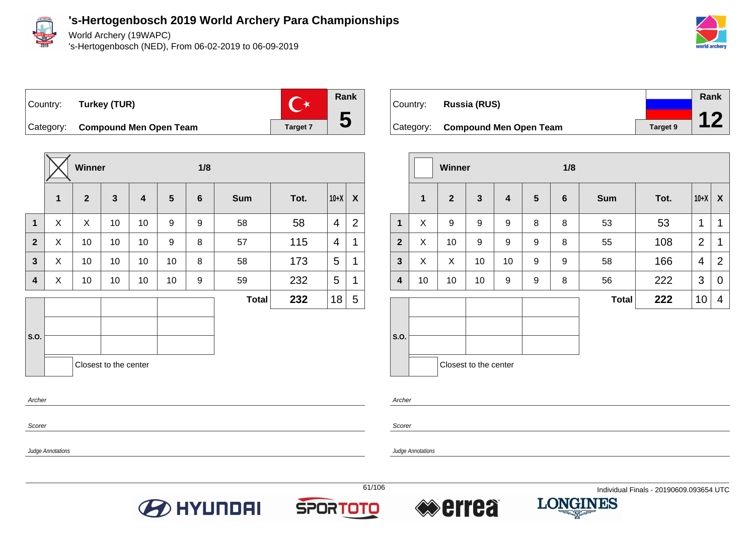# 's-Hertogenbosch 2019 World Archery Para Championships

World Archery (19WAPC)

's-Hertogenbosch (NED), From 06-02-2019 to 06-09-2019

| Country: | Turkey (TUR) | Rank |
|---|---|---|
| Category: | Compound Men Open Team | 5 |
| | Target 7 | |

Winner: X — 1/8

| | 1 | 2 | 3 | 4 | 5 | 6 | Sum | Tot. | 10+X | X |
|---|---|---|---|---|---|---|---|---|---|---|
| 1 | X | X | 10 | 10 | 9 | 9 | 58 | 58 | 4 | 2 |
| 2 | X | 10 | 10 | 10 | 9 | 8 | 57 | 115 | 4 | 1 |
| 3 | X | 10 | 10 | 10 | 10 | 8 | 58 | 173 | 5 | 1 |
| 4 | X | 10 | 10 | 10 | 10 | 9 | 59 | 232 | 5 | 1 |
| | | | | | | | Total | 232 | 18 | 5 |

S.O.

Closest to the center

Archer

Scorer

Judge Annotations

| Country: | Russia (RUS) | Rank |
|---|---|---|
| Category: | Compound Men Open Team | 12 |
| | Target 9 | |

Winner: — 1/8

| | 1 | 2 | 3 | 4 | 5 | 6 | Sum | Tot. | 10+X | X |
|---|---|---|---|---|---|---|---|---|---|---|
| 1 | X | 9 | 9 | 9 | 8 | 8 | 53 | 53 | 1 | 1 |
| 2 | X | 10 | 9 | 9 | 9 | 8 | 55 | 108 | 2 | 1 |
| 3 | X | X | 10 | 10 | 9 | 9 | 58 | 166 | 4 | 2 |
| 4 | 10 | 10 | 10 | 9 | 9 | 8 | 56 | 222 | 3 | 0 |
| | | | | | | | Total | 222 | 10 | 4 |

S.O.

Closest to the center

Archer

Scorer

Judge Annotations

Individual Finals - 20190609.093654 UTC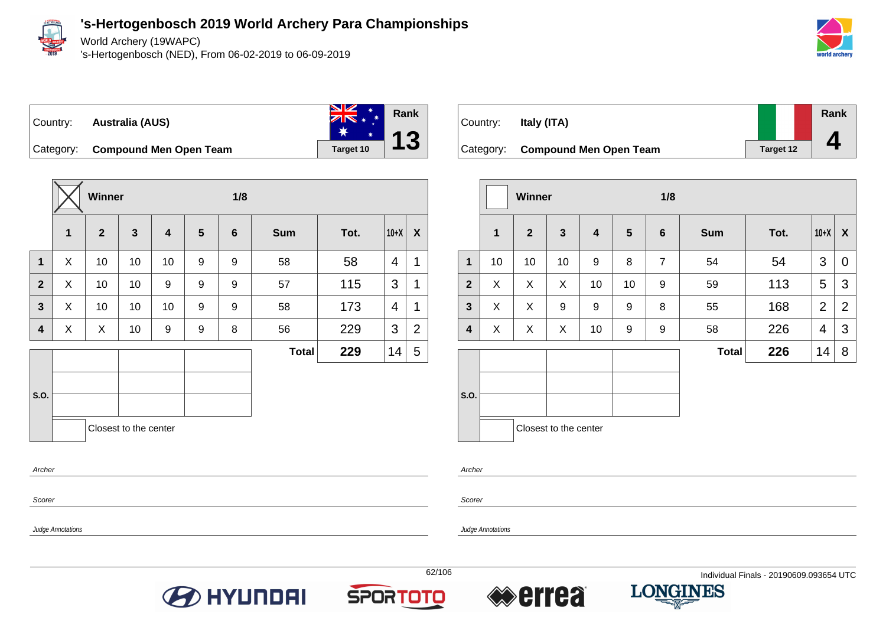# 's-Hertogenbosch 2019 World Archery Para Championships

World Archery (19WAPC)

's-Hertogenbosch (NED), From 06-02-2019 to 06-09-2019

Country: **Australia (AUS)**

Category: **Compound Men Open Team**

Target 10

Rank **13**

Winner: X — 1/8

| | 1 | 2 | 3 | 4 | 5 | 6 | Sum | Tot. | 10+X | X |
|---|---|---|---|---|---|---|---|---|---|---|
| 1 | X | 10 | 10 | 10 | 9 | 9 | 58 | 58 | 4 | 1 |
| 2 | X | 10 | 10 | 9 | 9 | 9 | 57 | 115 | 3 | 1 |
| 3 | X | 10 | 10 | 10 | 9 | 9 | 58 | 173 | 4 | 1 |
| 4 | X | X | 10 | 9 | 9 | 8 | 56 | 229 | 3 | 2 |
| | | | | | | | **Total** | **229** | 14 | 5 |

S.O.

Closest to the center

Archer

Scorer

Judge Annotations

Country: **Italy (ITA)**

Category: **Compound Men Open Team**

Target 12

Rank **4**

Winner: — 1/8

| | 1 | 2 | 3 | 4 | 5 | 6 | Sum | Tot. | 10+X | X |
|---|---|---|---|---|---|---|---|---|---|---|
| 1 | 10 | 10 | 10 | 9 | 8 | 7 | 54 | 54 | 3 | 0 |
| 2 | X | X | X | 10 | 10 | 9 | 59 | 113 | 5 | 3 |
| 3 | X | X | 9 | 9 | 9 | 8 | 55 | 168 | 2 | 2 |
| 4 | X | X | X | 10 | 9 | 9 | 58 | 226 | 4 | 3 |
| | | | | | | | **Total** | **226** | 14 | 8 |

S.O.

Closest to the center

Archer

Scorer

Judge Annotations

Individual Finals - 20190609.093654 UTC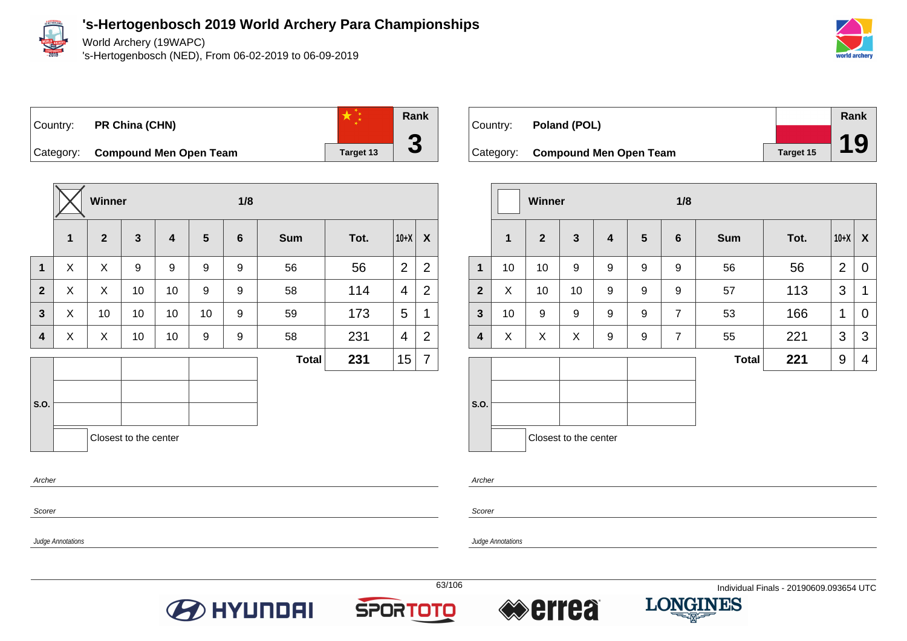# 's-Hertogenbosch 2019 World Archery Para Championships

World Archery (19WAPC)

's-Hertogenbosch (NED), From 06-02-2019 to 06-09-2019

| Country: | PR China (CHN) | | Rank |
|---|---|---|---|
| Category: | Compound Men Open Team | Target 13 | 3 |

| | Winner: X | | | | | 1/8 | | | | |
|---|---|---|---|---|---|---|---|---|---|---|
| | 1 | 2 | 3 | 4 | 5 | 6 | Sum | Tot. | 10+X | X |
| 1 | X | X | 9 | 9 | 9 | 9 | 56 | 56 | 2 | 2 |
| 2 | X | X | 10 | 10 | 9 | 9 | 58 | 114 | 4 | 2 |
| 3 | X | 10 | 10 | 10 | 10 | 9 | 59 | 173 | 5 | 1 |
| 4 | X | X | 10 | 10 | 9 | 9 | 58 | 231 | 4 | 2 |
| | | | | | | | Total | 231 | 15 | 7 |

S.O.

Closest to the center

Archer

Scorer

Judge Annotations

| Country: | Poland (POL) | | Rank |
|---|---|---|---|
| Category: | Compound Men Open Team | Target 15 | 19 |

| | Winner | | | | | 1/8 | | | | |
|---|---|---|---|---|---|---|---|---|---|---|
| | 1 | 2 | 3 | 4 | 5 | 6 | Sum | Tot. | 10+X | X |
| 1 | 10 | 10 | 9 | 9 | 9 | 9 | 56 | 56 | 2 | 0 |
| 2 | X | 10 | 10 | 9 | 9 | 9 | 57 | 113 | 3 | 1 |
| 3 | 10 | 9 | 9 | 9 | 9 | 7 | 53 | 166 | 1 | 0 |
| 4 | X | X | X | 9 | 9 | 7 | 55 | 221 | 3 | 3 |
| | | | | | | | Total | 221 | 9 | 4 |

S.O.

Closest to the center

Archer

Scorer

Judge Annotations

Individual Finals - 20190609.093654 UTC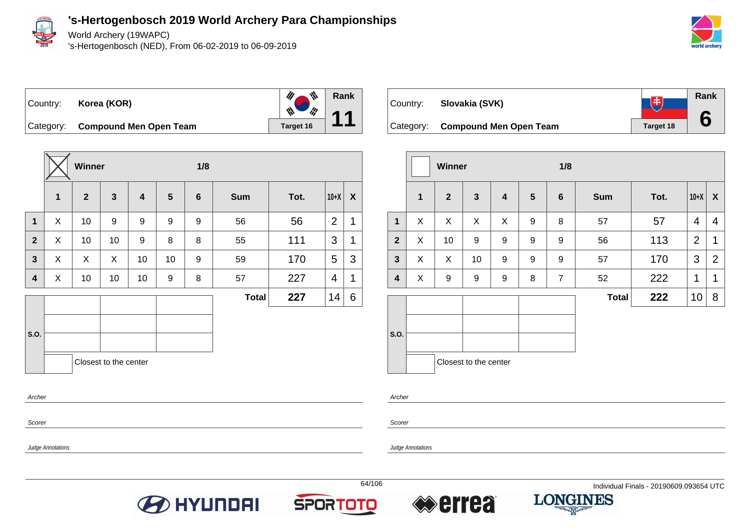# 's-Hertogenbosch 2019 World Archery Para Championships

World Archery (19WAPC)

's-Hertogenbosch (NED), From 06-02-2019 to 06-09-2019

| Country: | Korea (KOR) | Rank |
|---|---|---|
| Category: | Compound Men Open Team | 11 |
| | Target 16 | |

**Winner: X** — 1/8

| | 1 | 2 | 3 | 4 | 5 | 6 | Sum | Tot. | 10+X | X |
|---|---|---|---|---|---|---|---|---|---|---|
| 1 | X | 10 | 9 | 9 | 9 | 9 | 56 | 56 | 2 | 1 |
| 2 | X | 10 | 10 | 9 | 8 | 8 | 55 | 111 | 3 | 1 |
| 3 | X | X | X | 10 | 10 | 9 | 59 | 170 | 5 | 3 |
| 4 | X | 10 | 10 | 10 | 9 | 8 | 57 | 227 | 4 | 1 |
| | | | | | | | **Total** | **227** | 14 | 6 |

S.O.

Closest to the center

Archer

Scorer

Judge Annotations

| Country: | Slovakia (SVK) | Rank |
|---|---|---|
| Category: | Compound Men Open Team | 6 |
| | Target 18 | |

**Winner:** — 1/8

| | 1 | 2 | 3 | 4 | 5 | 6 | Sum | Tot. | 10+X | X |
|---|---|---|---|---|---|---|---|---|---|---|
| 1 | X | X | X | X | 9 | 8 | 57 | 57 | 4 | 4 |
| 2 | X | 10 | 9 | 9 | 9 | 9 | 56 | 113 | 2 | 1 |
| 3 | X | X | 10 | 9 | 9 | 9 | 57 | 170 | 3 | 2 |
| 4 | X | 9 | 9 | 9 | 8 | 7 | 52 | 222 | 1 | 1 |
| | | | | | | | **Total** | **222** | 10 | 8 |

S.O.

Closest to the center

Archer

Scorer

Judge Annotations

Individual Finals - 20190609.093654 UTC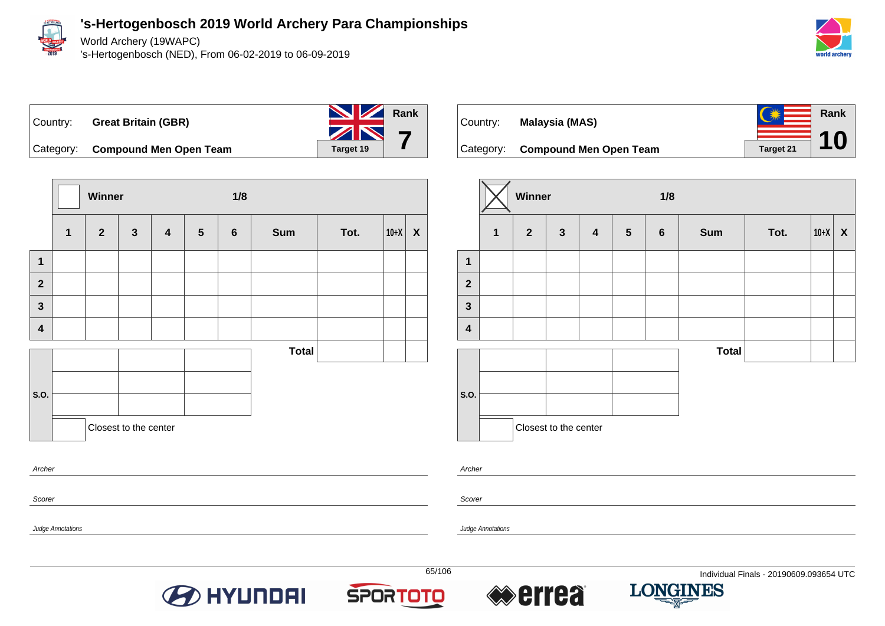# 's-Hertogenbosch 2019 World Archery Para Championships

World Archery (19WAPC)

's-Hertogenbosch (NED), From 06-02-2019 to 06-09-2019

| Country: | Great Britain (GBR) | Rank |
|---|---|---|
| Category: | Compound Men Open Team | 7 |
| | Target 19 | |

Winner — 1/8

| | 1 | 2 | 3 | 4 | 5 | 6 | Sum | Tot. | 10+X | X |
|---|---|---|---|---|---|---|---|---|---|---|
| 1 | | | | | | | | | | |
| 2 | | | | | | | | | | |
| 3 | | | | | | | | | | |
| 4 | | | | | | | | | | |
| | | | | | | | Total | | | |

| S.O. | | | |
|---|---|---|---|
| | | | |
| | | | |
| | | | |
| | Closest to the center | | |

*Archer*

*Scorer*

*Judge Annotations*

| Country: | Malaysia (MAS) | Rank |
|---|---|---|
| Category: | Compound Men Open Team | 10 |
| | Target 21 | |

☒ Winner — 1/8

| | 1 | 2 | 3 | 4 | 5 | 6 | Sum | Tot. | 10+X | X |
|---|---|---|---|---|---|---|---|---|---|---|
| 1 | | | | | | | | | | |
| 2 | | | | | | | | | | |
| 3 | | | | | | | | | | |
| 4 | | | | | | | | | | |
| | | | | | | | Total | | | |

| S.O. | | | |
|---|---|---|---|
| | | | |
| | | | |
| | | | |
| | Closest to the center | | |

*Archer*

*Scorer*

*Judge Annotations*

Individual Finals - 20190609.093654 UTC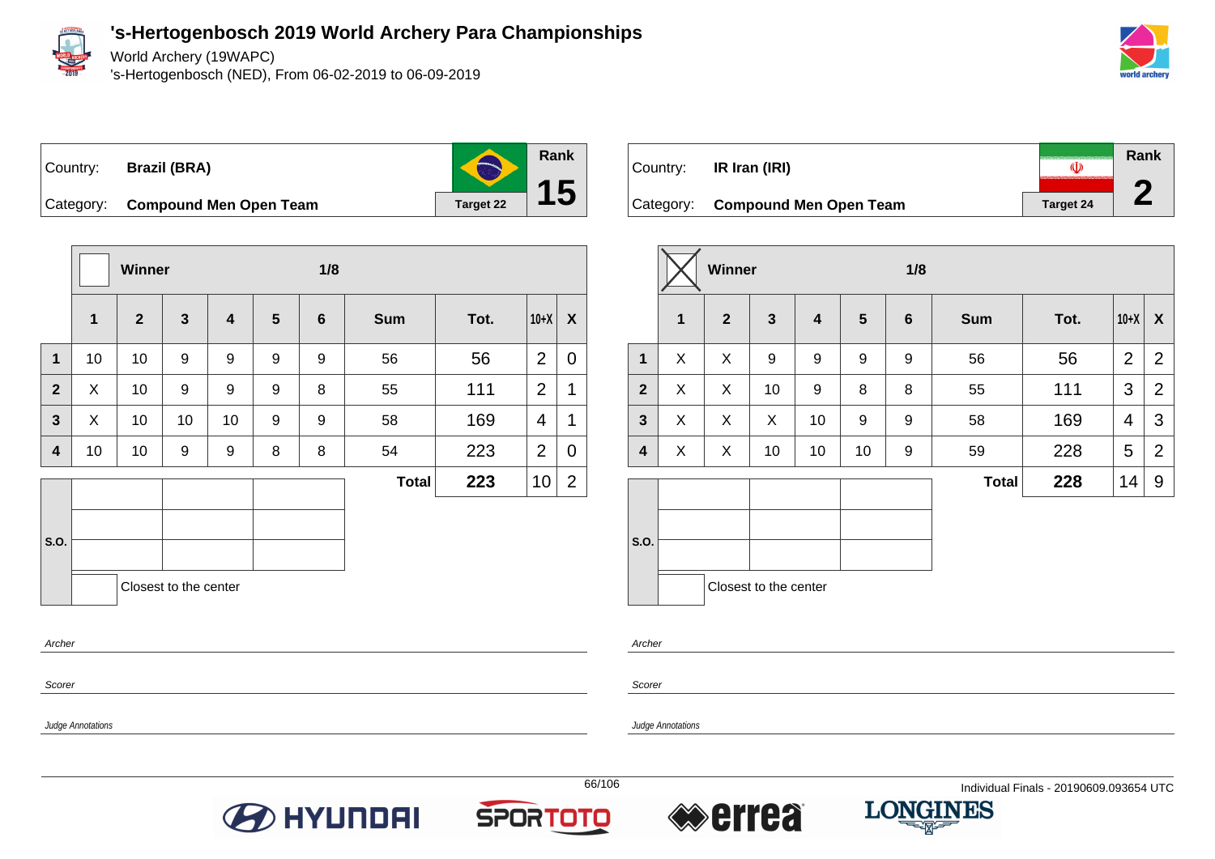# 's-Hertogenbosch 2019 World Archery Para Championships

World Archery (19WAPC)
's-Hertogenbosch (NED), From 06-02-2019 to 06-09-2019

| Country: | Brazil (BRA) | Rank |
|---|---|---|
| Category: | Compound Men Open Team | 15 |
| | Target 22 | |

Winner: ☐ — 1/8

| | 1 | 2 | 3 | 4 | 5 | 6 | Sum | Tot. | 10+X | X |
|---|---|---|---|---|---|---|---|---|---|---|
| 1 | 10 | 10 | 9 | 9 | 9 | 9 | 56 | 56 | 2 | 0 |
| 2 | X | 10 | 9 | 9 | 9 | 8 | 55 | 111 | 2 | 1 |
| 3 | X | 10 | 10 | 10 | 9 | 9 | 58 | 169 | 4 | 1 |
| 4 | 10 | 10 | 9 | 9 | 8 | 8 | 54 | 223 | 2 | 0 |
| | | | | | | | Total | 223 | 10 | 2 |

S.O.

Closest to the center

Archer

Scorer

*Judge Annotations*

| Country: | IR Iran (IRI) | Rank |
|---|---|---|
| Category: | Compound Men Open Team | 2 |
| | Target 24 | |

Winner: ☒ — 1/8

| | 1 | 2 | 3 | 4 | 5 | 6 | Sum | Tot. | 10+X | X |
|---|---|---|---|---|---|---|---|---|---|---|
| 1 | X | X | 9 | 9 | 9 | 9 | 56 | 56 | 2 | 2 |
| 2 | X | X | 10 | 9 | 8 | 8 | 55 | 111 | 3 | 2 |
| 3 | X | X | X | 10 | 9 | 9 | 58 | 169 | 4 | 3 |
| 4 | X | X | 10 | 10 | 10 | 9 | 59 | 228 | 5 | 2 |
| | | | | | | | Total | 228 | 14 | 9 |

S.O.

Closest to the center

Archer

Scorer

*Judge Annotations*

Individual Finals - 20190609.093654 UTC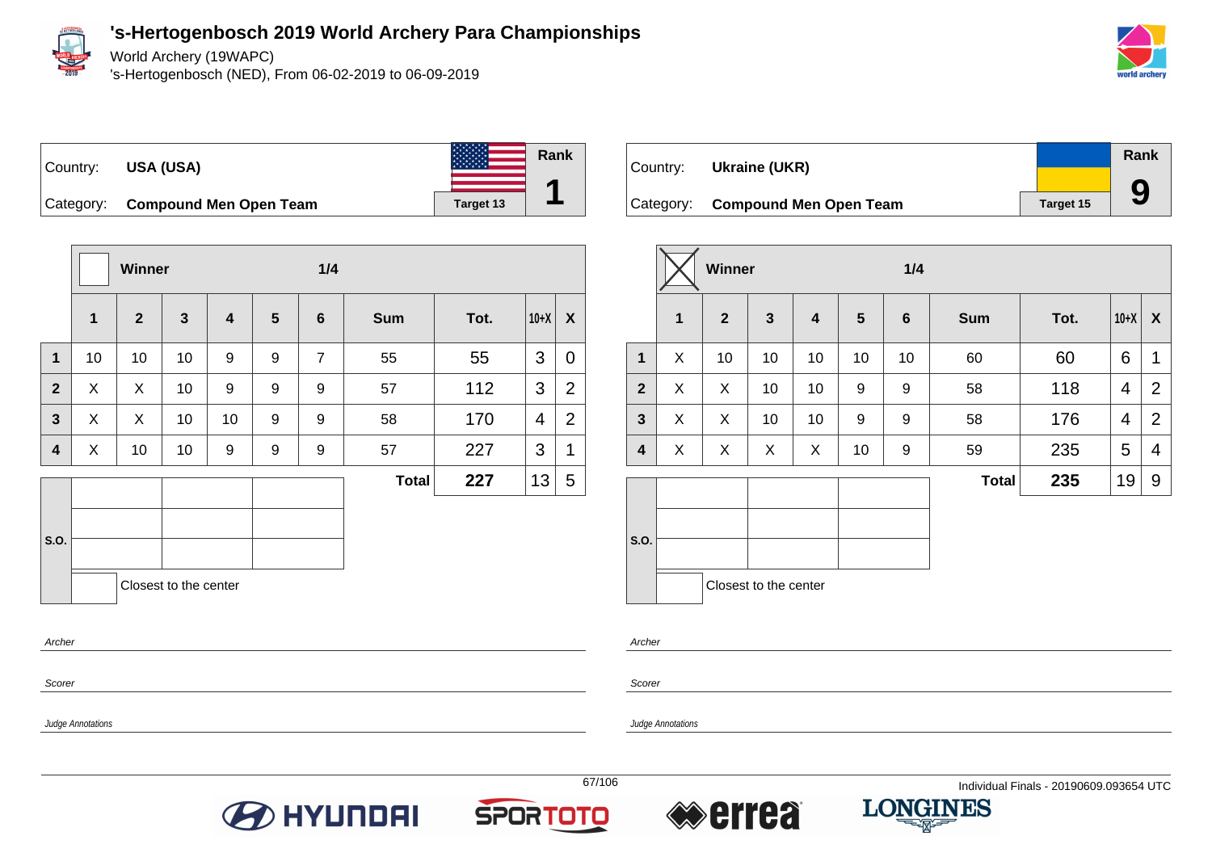# 's-Hertogenbosch 2019 World Archery Para Championships

World Archery (19WAPC)

's-Hertogenbosch (NED), From 06-02-2019 to 06-09-2019

| Country: | USA (USA) | Rank |
|---|---|---|
| Category: | Compound Men Open Team | Target 13 | 1 |

| | Winner | | | | | 1/4 | | | | |
|---|---|---|---|---|---|---|---|---|---|---|
| | 1 | 2 | 3 | 4 | 5 | 6 | Sum | Tot. | 10+X | X |
| 1 | 10 | 10 | 10 | 9 | 9 | 7 | 55 | 55 | 3 | 0 |
| 2 | X | X | 10 | 9 | 9 | 9 | 57 | 112 | 3 | 2 |
| 3 | X | X | 10 | 10 | 9 | 9 | 58 | 170 | 4 | 2 |
| 4 | X | 10 | 10 | 9 | 9 | 9 | 57 | 227 | 3 | 1 |
| | | | | | | | Total | 227 | 13 | 5 |

S.O.

Closest to the center

Archer

Scorer

Judge Annotations

| Country: | Ukraine (UKR) | Rank |
|---|---|---|
| Category: | Compound Men Open Team | Target 15 | 9 |

| | Winner (X) | | | | | 1/4 | | | | |
|---|---|---|---|---|---|---|---|---|---|---|
| | 1 | 2 | 3 | 4 | 5 | 6 | Sum | Tot. | 10+X | X |
| 1 | X | 10 | 10 | 10 | 10 | 10 | 60 | 60 | 6 | 1 |
| 2 | X | X | 10 | 10 | 9 | 9 | 58 | 118 | 4 | 2 |
| 3 | X | X | 10 | 10 | 9 | 9 | 58 | 176 | 4 | 2 |
| 4 | X | X | X | X | 10 | 9 | 59 | 235 | 5 | 4 |
| | | | | | | | Total | 235 | 19 | 9 |

S.O.

Closest to the center

Archer

Scorer

Judge Annotations

Individual Finals - 20190609.093654 UTC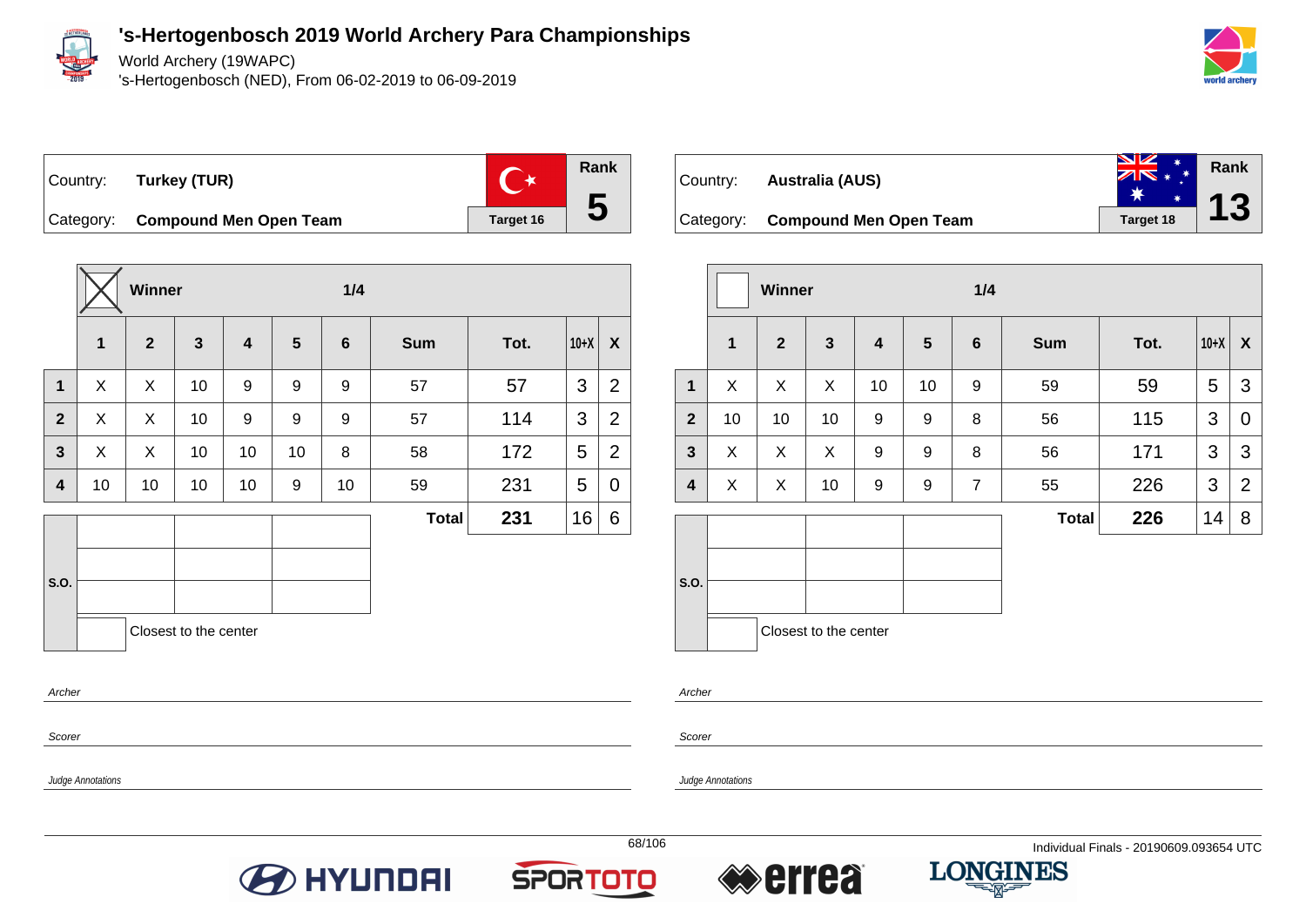# 's-Hertogenbosch 2019 World Archery Para Championships

World Archery (19WAPC)

's-Hertogenbosch (NED), From 06-02-2019 to 06-09-2019

Country: **Turkey (TUR)**

Category: **Compound Men Open Team**

Target 16

Rank **5**

| | Winner (X) | | | | | 1/4 | | | | |
|---|---|---|---|---|---|---|---|---|---|---|
| | 1 | 2 | 3 | 4 | 5 | 6 | Sum | Tot. | 10+X | X |
| 1 | X | X | 10 | 9 | 9 | 9 | 57 | 57 | 3 | 2 |
| 2 | X | X | 10 | 9 | 9 | 9 | 57 | 114 | 3 | 2 |
| 3 | X | X | 10 | 10 | 10 | 8 | 58 | 172 | 5 | 2 |
| 4 | 10 | 10 | 10 | 10 | 9 | 10 | 59 | 231 | 5 | 0 |
| | | | | | | | **Total** | **231** | 16 | 6 |

S.O.

Closest to the center

*Archer*

*Scorer*

*Judge Annotations*

Country: **Australia (AUS)**

Category: **Compound Men Open Team**

Target 18

Rank **13**

| | Winner | | | | | 1/4 | | | | |
|---|---|---|---|---|---|---|---|---|---|---|
| | 1 | 2 | 3 | 4 | 5 | 6 | Sum | Tot. | 10+X | X |
| 1 | X | X | X | 10 | 10 | 9 | 59 | 59 | 5 | 3 |
| 2 | 10 | 10 | 10 | 9 | 9 | 8 | 56 | 115 | 3 | 0 |
| 3 | X | X | X | 9 | 9 | 8 | 56 | 171 | 3 | 3 |
| 4 | X | X | 10 | 9 | 9 | 7 | 55 | 226 | 3 | 2 |
| | | | | | | | **Total** | **226** | 14 | 8 |

S.O.

Closest to the center

*Archer*

*Scorer*

*Judge Annotations*

Individual Finals - 20190609.093654 UTC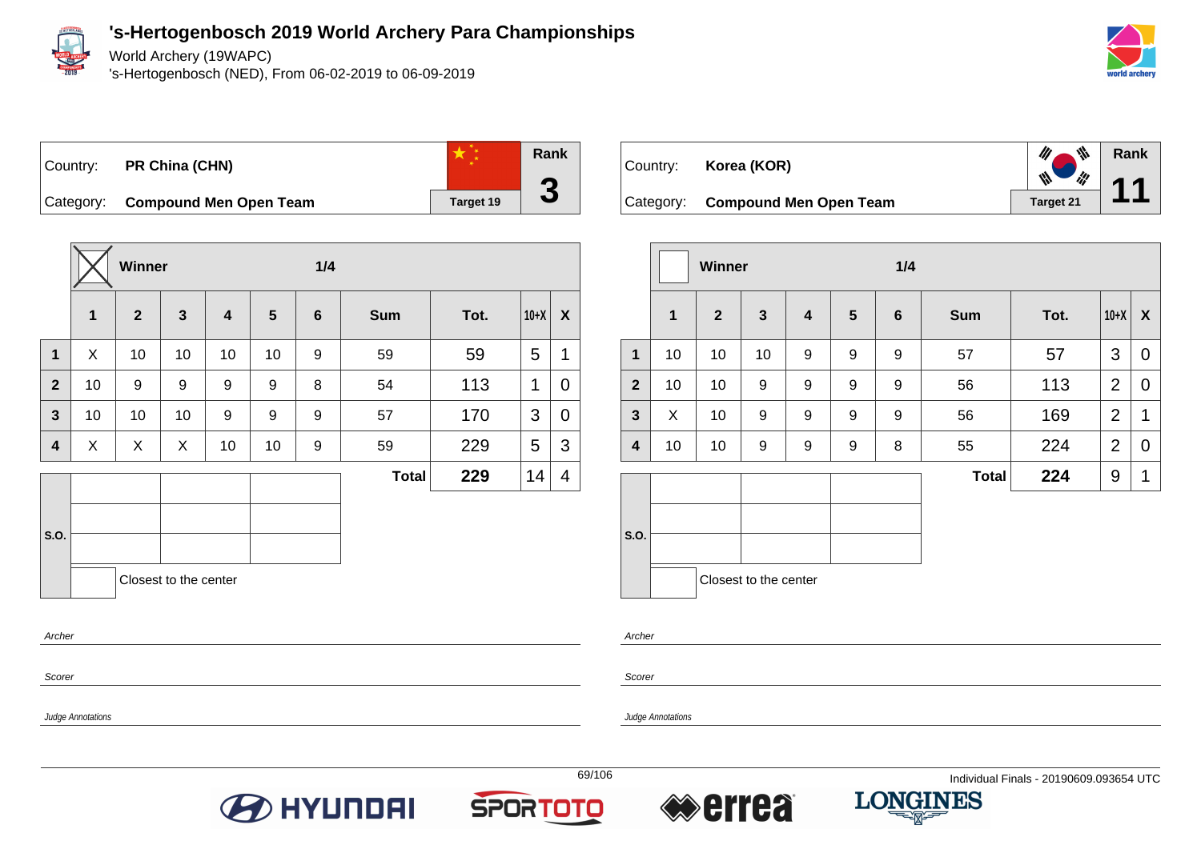# 's-Hertogenbosch 2019 World Archery Para Championships

World Archery (19WAPC)

's-Hertogenbosch (NED), From 06-02-2019 to 06-09-2019

| Country: | PR China (CHN) | Rank |
|---|---|---|
| Category: | Compound Men Open Team | 3 |
| | Target 19 | |

| | Winner (X) | | | | | 1/4 | | | | |
|---|---|---|---|---|---|---|---|---|---|---|
| | 1 | 2 | 3 | 4 | 5 | 6 | Sum | Tot. | 10+X | X |
| 1 | X | 10 | 10 | 10 | 10 | 9 | 59 | 59 | 5 | 1 |
| 2 | 10 | 9 | 9 | 9 | 9 | 8 | 54 | 113 | 1 | 0 |
| 3 | 10 | 10 | 10 | 9 | 9 | 9 | 57 | 170 | 3 | 0 |
| 4 | X | X | X | 10 | 10 | 9 | 59 | 229 | 5 | 3 |
| | | | | | | | Total | 229 | 14 | 4 |

S.O.

Closest to the center

*Archer*

*Scorer*

*Judge Annotations*

| Country: | Korea (KOR) | Rank |
|---|---|---|
| Category: | Compound Men Open Team | 11 |
| | Target 21 | |

| | Winner | | | | | 1/4 | | | | |
|---|---|---|---|---|---|---|---|---|---|---|
| | 1 | 2 | 3 | 4 | 5 | 6 | Sum | Tot. | 10+X | X |
| 1 | 10 | 10 | 10 | 9 | 9 | 9 | 57 | 57 | 3 | 0 |
| 2 | 10 | 10 | 9 | 9 | 9 | 9 | 56 | 113 | 2 | 0 |
| 3 | X | 10 | 9 | 9 | 9 | 9 | 56 | 169 | 2 | 1 |
| 4 | 10 | 10 | 9 | 9 | 9 | 8 | 55 | 224 | 2 | 0 |
| | | | | | | | Total | 224 | 9 | 1 |

S.O.

Closest to the center

*Archer*

*Scorer*

*Judge Annotations*

Individual Finals - 20190609.093654 UTC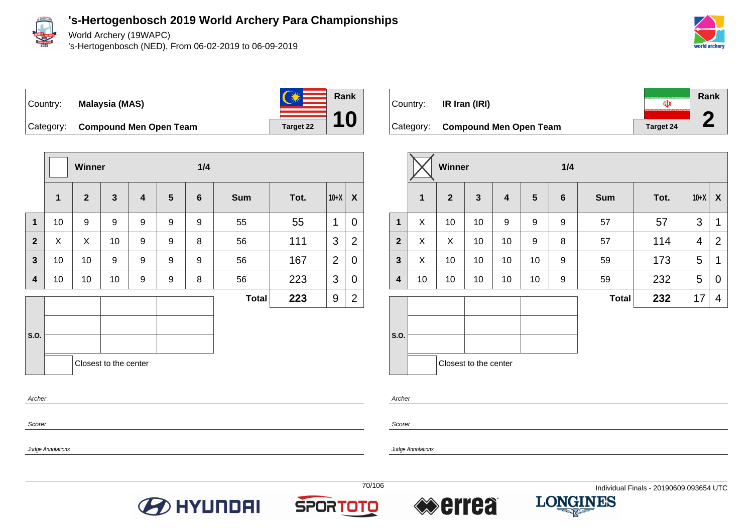# 's-Hertogenbosch 2019 World Archery Para Championships

World Archery (19WAPC)
's-Hertogenbosch (NED), From 06-02-2019 to 06-09-2019

Country: **Malaysia (MAS)**
Category: **Compound Men Open Team**
Target 22
Rank **10**

| | Winner | | | | | 1/4 | | | | |
|---|---|---|---|---|---|---|---|---|---|---|
| | 1 | 2 | 3 | 4 | 5 | 6 | Sum | Tot. | 10+X | X |
| 1 | 10 | 9 | 9 | 9 | 9 | 9 | 55 | 55 | 1 | 0 |
| 2 | X | X | 10 | 9 | 9 | 8 | 56 | 111 | 3 | 2 |
| 3 | 10 | 10 | 9 | 9 | 9 | 9 | 56 | 167 | 2 | 0 |
| 4 | 10 | 10 | 10 | 9 | 9 | 8 | 56 | 223 | 3 | 0 |
| | | | | | | | **Total** | **223** | 9 | 2 |

S.O.

Closest to the center

*Archer*

*Scorer*

*Judge Annotations*

Country: **IR Iran (IRI)**
Category: **Compound Men Open Team**
Target 24
Rank **2**

| | Winner (X) | | | | | 1/4 | | | | |
|---|---|---|---|---|---|---|---|---|---|---|
| | 1 | 2 | 3 | 4 | 5 | 6 | Sum | Tot. | 10+X | X |
| 1 | X | 10 | 10 | 9 | 9 | 9 | 57 | 57 | 3 | 1 |
| 2 | X | X | 10 | 10 | 9 | 8 | 57 | 114 | 4 | 2 |
| 3 | X | 10 | 10 | 10 | 10 | 9 | 59 | 173 | 5 | 1 |
| 4 | 10 | 10 | 10 | 10 | 10 | 9 | 59 | 232 | 5 | 0 |
| | | | | | | | **Total** | **232** | 17 | 4 |

S.O.

Closest to the center

*Archer*

*Scorer*

*Judge Annotations*

Individual Finals - 20190609.093654 UTC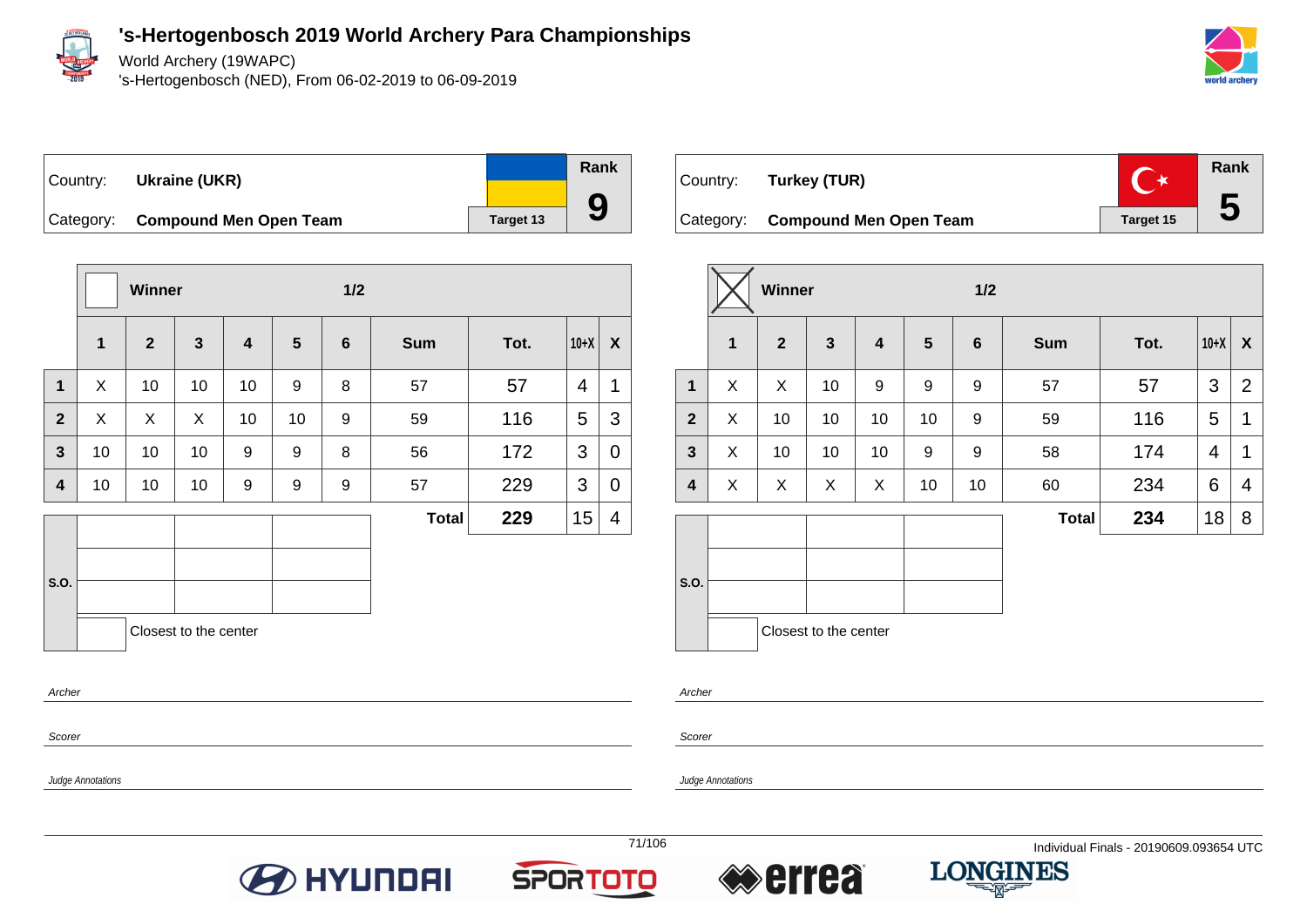# 's-Hertogenbosch 2019 World Archery Para Championships

World Archery (19WAPC)

's-Hertogenbosch (NED), From 06-02-2019 to 06-09-2019

| Country: | Ukraine (UKR) | Rank |
|---|---|---|
| Category: | Compound Men Open Team | 9 |
| | Target 13 | |

| | Winner | | | | | 1/2 | | | | |
|---|---|---|---|---|---|---|---|---|---|---|
| | 1 | 2 | 3 | 4 | 5 | 6 | Sum | Tot. | 10+X | X |
| 1 | X | 10 | 10 | 10 | 9 | 8 | 57 | 57 | 4 | 1 |
| 2 | X | X | X | 10 | 10 | 9 | 59 | 116 | 5 | 3 |
| 3 | 10 | 10 | 10 | 9 | 9 | 8 | 56 | 172 | 3 | 0 |
| 4 | 10 | 10 | 10 | 9 | 9 | 9 | 57 | 229 | 3 | 0 |
| | | | | | | | Total | 229 | 15 | 4 |

S.O.

Closest to the center

*Archer*

*Scorer*

*Judge Annotations*

| Country: | Turkey (TUR) | Rank |
|---|---|---|
| Category: | Compound Men Open Team | 5 |
| | Target 15 | |

| | Winner (X) | | | | | 1/2 | | | | |
|---|---|---|---|---|---|---|---|---|---|---|
| | 1 | 2 | 3 | 4 | 5 | 6 | Sum | Tot. | 10+X | X |
| 1 | X | X | 10 | 9 | 9 | 9 | 57 | 57 | 3 | 2 |
| 2 | X | 10 | 10 | 10 | 10 | 9 | 59 | 116 | 5 | 1 |
| 3 | X | 10 | 10 | 10 | 9 | 9 | 58 | 174 | 4 | 1 |
| 4 | X | X | X | X | 10 | 10 | 60 | 234 | 6 | 4 |
| | | | | | | | Total | 234 | 18 | 8 |

S.O.

Closest to the center

*Archer*

*Scorer*

*Judge Annotations*

Individual Finals - 20190609.093654 UTC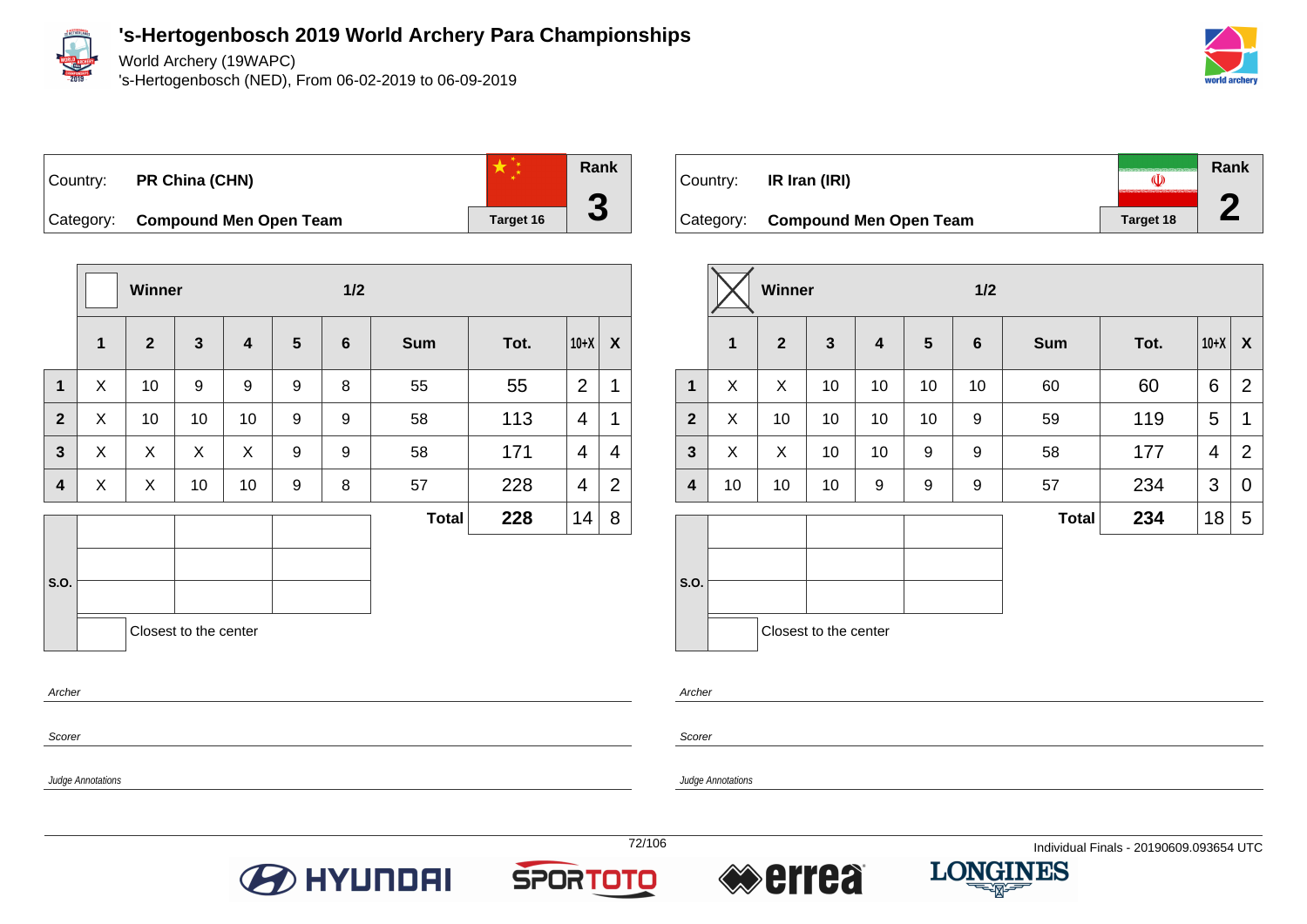# 's-Hertogenbosch 2019 World Archery Para Championships

World Archery (19WAPC)

's-Hertogenbosch (NED), From 06-02-2019 to 06-09-2019

| Country: | PR China (CHN) | Rank |
|---|---|---|
| Category: | Compound Men Open Team | 3 |
| | Target 16 | |

| | Winner | | | | | 1/2 | | | | |
|---|---|---|---|---|---|---|---|---|---|---|
| | 1 | 2 | 3 | 4 | 5 | 6 | Sum | Tot. | 10+X | X |
| 1 | X | 10 | 9 | 9 | 9 | 8 | 55 | 55 | 2 | 1 |
| 2 | X | 10 | 10 | 10 | 9 | 9 | 58 | 113 | 4 | 1 |
| 3 | X | X | X | X | 9 | 9 | 58 | 171 | 4 | 4 |
| 4 | X | X | 10 | 10 | 9 | 8 | 57 | 228 | 4 | 2 |
| | | | | | | | Total | 228 | 14 | 8 |

S.O.

Closest to the center

*Archer*

*Scorer*

*Judge Annotations*

| Country: | IR Iran (IRI) | Rank |
|---|---|---|
| Category: | Compound Men Open Team | 2 |
| | Target 18 | |

| | Winner ☒ | | | | | 1/2 | | | | |
|---|---|---|---|---|---|---|---|---|---|---|
| | 1 | 2 | 3 | 4 | 5 | 6 | Sum | Tot. | 10+X | X |
| 1 | X | X | 10 | 10 | 10 | 10 | 60 | 60 | 6 | 2 |
| 2 | X | 10 | 10 | 10 | 10 | 9 | 59 | 119 | 5 | 1 |
| 3 | X | X | 10 | 10 | 9 | 9 | 58 | 177 | 4 | 2 |
| 4 | 10 | 10 | 10 | 9 | 9 | 9 | 57 | 234 | 3 | 0 |
| | | | | | | | Total | 234 | 18 | 5 |

S.O.

Closest to the center

*Archer*

*Scorer*

*Judge Annotations*

Individual Finals - 20190609.093654 UTC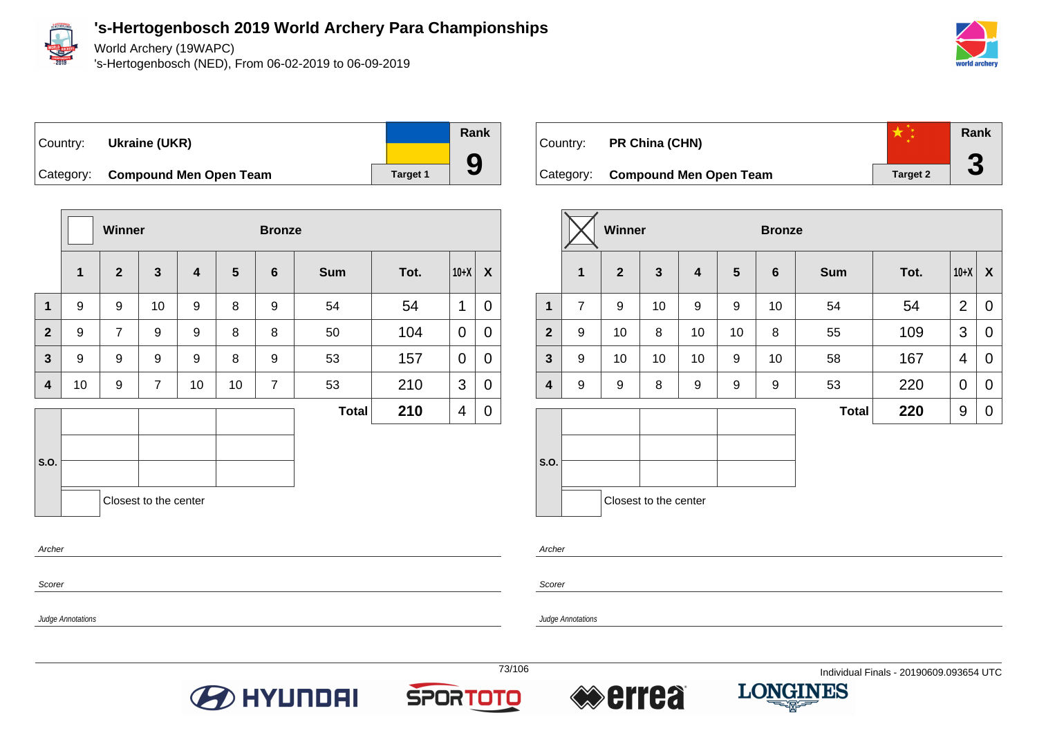# 's-Hertogenbosch 2019 World Archery Para Championships

World Archery (19WAPC)

's-Hertogenbosch (NED), From 06-02-2019 to 06-09-2019

| Country: | Ukraine (UKR) | | Rank |
|---|---|---|---|
| Category: | Compound Men Open Team | Target 1 | 9 |

| | Winner ☐ | | | | Bronze | | | | | |
|---|---|---|---|---|---|---|---|---|---|---|
| | 1 | 2 | 3 | 4 | 5 | 6 | Sum | Tot. | 10+X | X |
| 1 | 9 | 9 | 10 | 9 | 8 | 9 | 54 | 54 | 1 | 0 |
| 2 | 9 | 7 | 9 | 9 | 8 | 8 | 50 | 104 | 0 | 0 |
| 3 | 9 | 9 | 9 | 9 | 8 | 9 | 53 | 157 | 0 | 0 |
| 4 | 10 | 9 | 7 | 10 | 10 | 7 | 53 | 210 | 3 | 0 |
| | | | | | | | Total | 210 | 4 | 0 |

S.O.

Closest to the center

*Archer*

*Scorer*

*Judge Annotations*

| Country: | PR China (CHN) | | Rank |
|---|---|---|---|
| Category: | Compound Men Open Team | Target 2 | 3 |

| | Winner ☒ | | | | Bronze | | | | | |
|---|---|---|---|---|---|---|---|---|---|---|
| | 1 | 2 | 3 | 4 | 5 | 6 | Sum | Tot. | 10+X | X |
| 1 | 7 | 9 | 10 | 9 | 9 | 10 | 54 | 54 | 2 | 0 |
| 2 | 9 | 10 | 8 | 10 | 10 | 8 | 55 | 109 | 3 | 0 |
| 3 | 9 | 10 | 10 | 10 | 9 | 10 | 58 | 167 | 4 | 0 |
| 4 | 9 | 9 | 8 | 9 | 9 | 9 | 53 | 220 | 0 | 0 |
| | | | | | | | Total | 220 | 9 | 0 |

S.O.

Closest to the center

*Archer*

*Scorer*

*Judge Annotations*

Individual Finals - 20190609.093654 UTC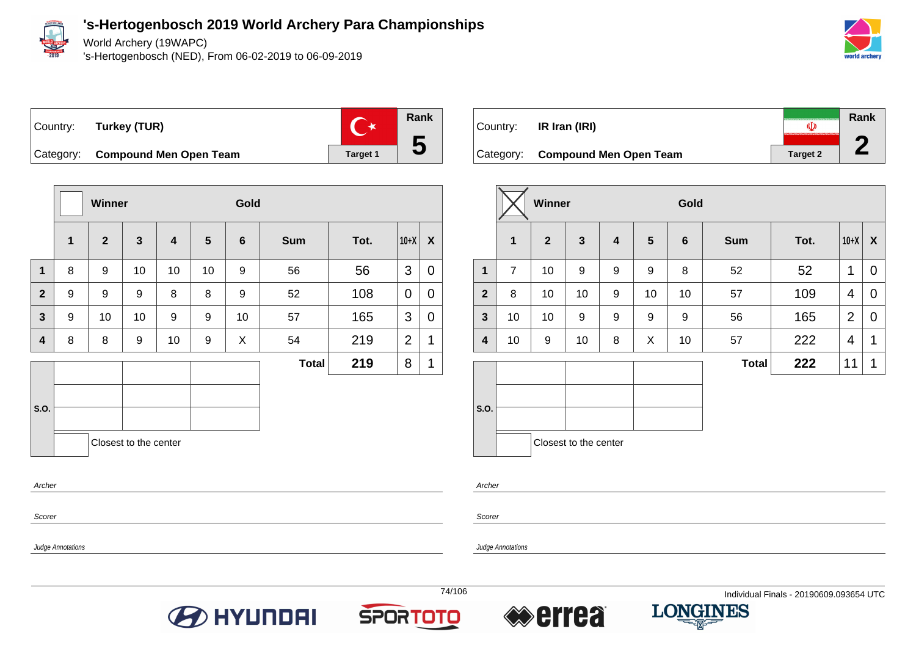# 's-Hertogenbosch 2019 World Archery Para Championships

World Archery (19WAPC)

's-Hertogenbosch (NED), From 06-02-2019 to 06-09-2019

Country: **Turkey (TUR)**

Category: **Compound Men Open Team**

Target 1

Rank **5**

| | Winner | | | | | Gold | | | | |
|---|---|---|---|---|---|---|---|---|---|---|
| | **1** | **2** | **3** | **4** | **5** | **6** | **Sum** | **Tot.** | **10+X** | **X** |
| **1** | 8 | 9 | 10 | 10 | 10 | 9 | 56 | 56 | 3 | 0 |
| **2** | 9 | 9 | 9 | 8 | 8 | 9 | 52 | 108 | 0 | 0 |
| **3** | 9 | 10 | 10 | 9 | 9 | 10 | 57 | 165 | 3 | 0 |
| **4** | 8 | 8 | 9 | 10 | 9 | X | 54 | 219 | 2 | 1 |
| | | | | | | | **Total** | **219** | 8 | 1 |

S.O.

Closest to the center

*Archer*

*Scorer*

*Judge Annotations*

Country: **IR Iran (IRI)**

Category: **Compound Men Open Team**

Target 2

Rank **2**

| | Winner (X) | | | | | Gold | | | | |
|---|---|---|---|---|---|---|---|---|---|---|
| | **1** | **2** | **3** | **4** | **5** | **6** | **Sum** | **Tot.** | **10+X** | **X** |
| **1** | 7 | 10 | 9 | 9 | 9 | 8 | 52 | 52 | 1 | 0 |
| **2** | 8 | 10 | 10 | 9 | 10 | 10 | 57 | 109 | 4 | 0 |
| **3** | 10 | 10 | 9 | 9 | 9 | 9 | 56 | 165 | 2 | 0 |
| **4** | 10 | 9 | 10 | 8 | X | 10 | 57 | 222 | 4 | 1 |
| | | | | | | | **Total** | **222** | 11 | 1 |

S.O.

Closest to the center

*Archer*

*Scorer*

*Judge Annotations*

Individual Finals - 20190609.093654 UTC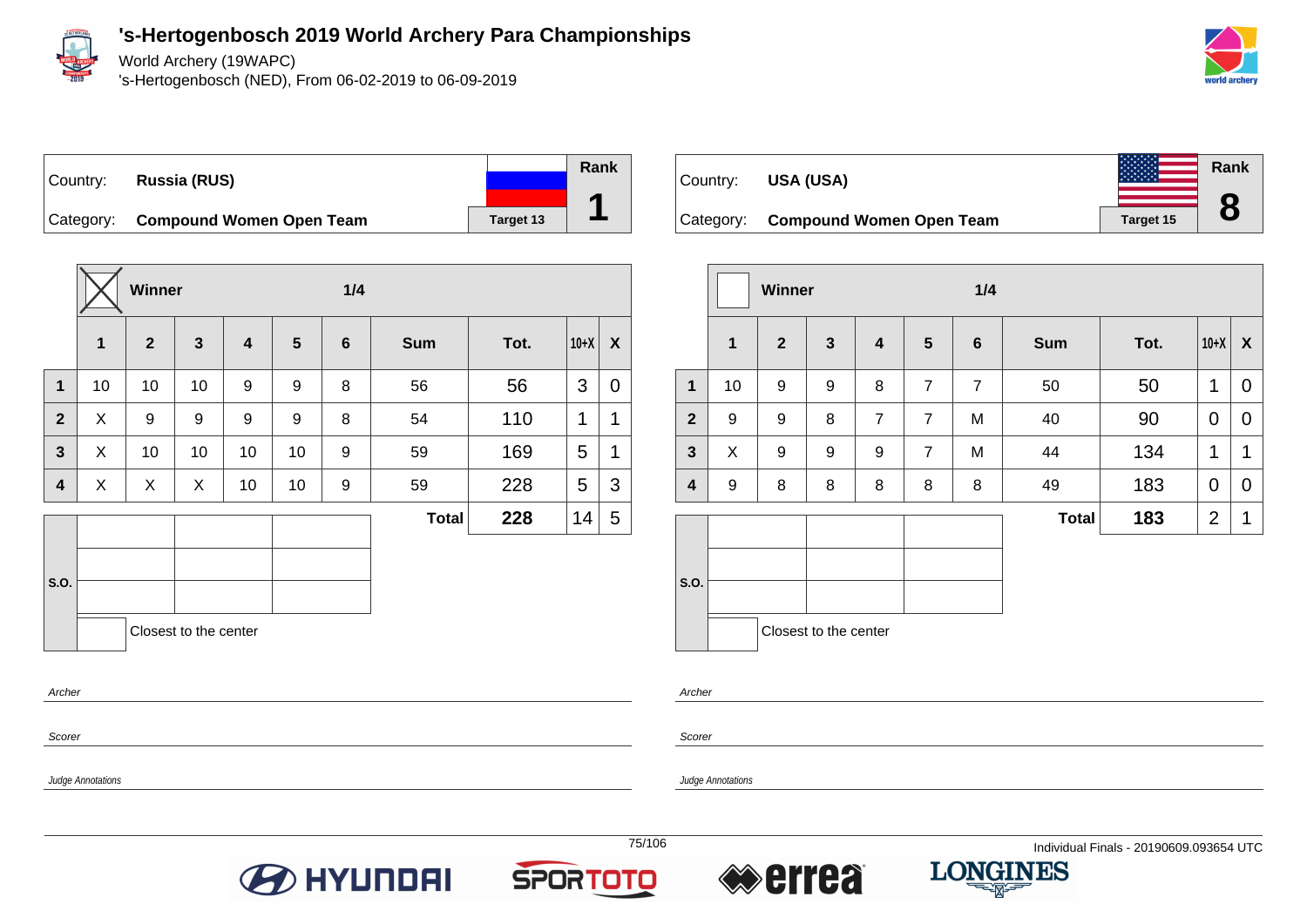# 's-Hertogenbosch 2019 World Archery Para Championships

World Archery (19WAPC)

's-Hertogenbosch (NED), From 06-02-2019 to 06-09-2019

Country: **Russia (RUS)**

Category: **Compound Women Open Team**

Target 13

Rank **1**

| | Winner (X) | | | | | 1/4 | | | | |
|---|---|---|---|---|---|---|---|---|---|---|
| | 1 | 2 | 3 | 4 | 5 | 6 | Sum | Tot. | 10+X | X |
| 1 | 10 | 10 | 10 | 9 | 9 | 8 | 56 | 56 | 3 | 0 |
| 2 | X | 9 | 9 | 9 | 9 | 8 | 54 | 110 | 1 | 1 |
| 3 | X | 10 | 10 | 10 | 10 | 9 | 59 | 169 | 5 | 1 |
| 4 | X | X | X | 10 | 10 | 9 | 59 | 228 | 5 | 3 |
| | | | | | | | Total | 228 | 14 | 5 |

S.O.

Closest to the center

*Archer*

*Scorer*

*Judge Annotations*

Country: **USA (USA)**

Category: **Compound Women Open Team**

Target 15

Rank **8**

| | Winner | | | | | 1/4 | | | | |
|---|---|---|---|---|---|---|---|---|---|---|
| | 1 | 2 | 3 | 4 | 5 | 6 | Sum | Tot. | 10+X | X |
| 1 | 10 | 9 | 9 | 8 | 7 | 7 | 50 | 50 | 1 | 0 |
| 2 | 9 | 9 | 8 | 7 | 7 | M | 40 | 90 | 0 | 0 |
| 3 | X | 9 | 9 | 9 | 7 | M | 44 | 134 | 1 | 1 |
| 4 | 9 | 8 | 8 | 8 | 8 | 8 | 49 | 183 | 0 | 0 |
| | | | | | | | Total | 183 | 2 | 1 |

S.O.

Closest to the center

*Archer*

*Scorer*

*Judge Annotations*

Individual Finals - 20190609.093654 UTC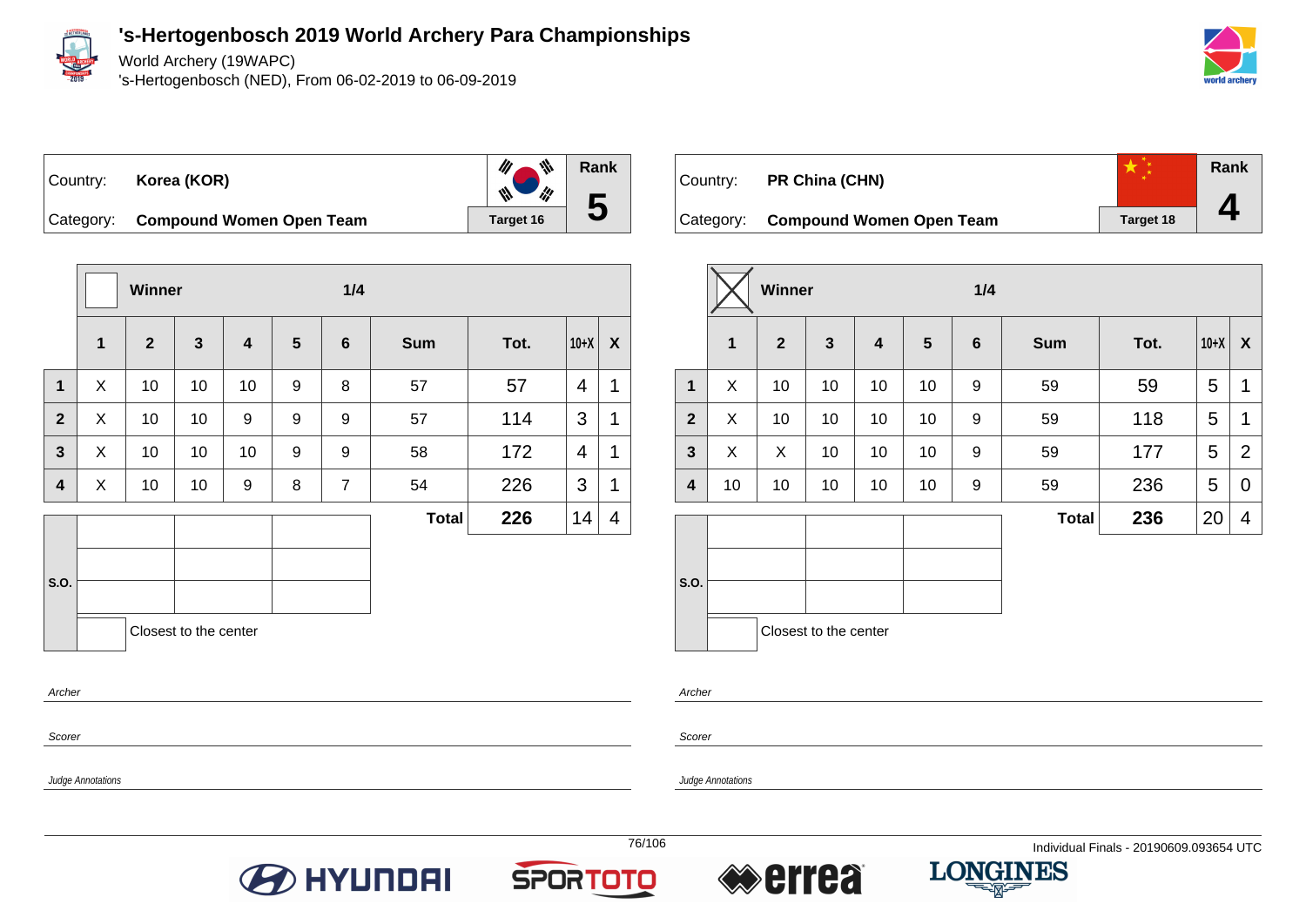# 's-Hertogenbosch 2019 World Archery Para Championships

World Archery (19WAPC)

's-Hertogenbosch (NED), From 06-02-2019 to 06-09-2019

| Country: | Korea (KOR) | Rank |
|---|---|---|
| Category: | Compound Women Open Team | 5 |
| | Target 16 | |

Winner — 1/4

| | 1 | 2 | 3 | 4 | 5 | 6 | Sum | Tot. | 10+X | X |
|---|---|---|---|---|---|---|---|---|---|---|
| 1 | X | 10 | 10 | 10 | 9 | 8 | 57 | 57 | 4 | 1 |
| 2 | X | 10 | 10 | 9 | 9 | 9 | 57 | 114 | 3 | 1 |
| 3 | X | 10 | 10 | 10 | 9 | 9 | 58 | 172 | 4 | 1 |
| 4 | X | 10 | 10 | 9 | 8 | 7 | 54 | 226 | 3 | 1 |
| | | | | | | | **Total** | **226** | 14 | 4 |

S.O.

Closest to the center

*Archer*

*Scorer*

*Judge Annotations*

| Country: | PR China (CHN) | Rank |
|---|---|---|
| Category: | Compound Women Open Team | 4 |
| | Target 18 | |

Winner (X) — 1/4

| | 1 | 2 | 3 | 4 | 5 | 6 | Sum | Tot. | 10+X | X |
|---|---|---|---|---|---|---|---|---|---|---|
| 1 | X | 10 | 10 | 10 | 10 | 9 | 59 | 59 | 5 | 1 |
| 2 | X | 10 | 10 | 10 | 10 | 9 | 59 | 118 | 5 | 1 |
| 3 | X | X | 10 | 10 | 10 | 9 | 59 | 177 | 5 | 2 |
| 4 | 10 | 10 | 10 | 10 | 10 | 9 | 59 | 236 | 5 | 0 |
| | | | | | | | **Total** | **236** | 20 | 4 |

S.O.

Closest to the center

*Archer*

*Scorer*

*Judge Annotations*

Individual Finals - 20190609.093654 UTC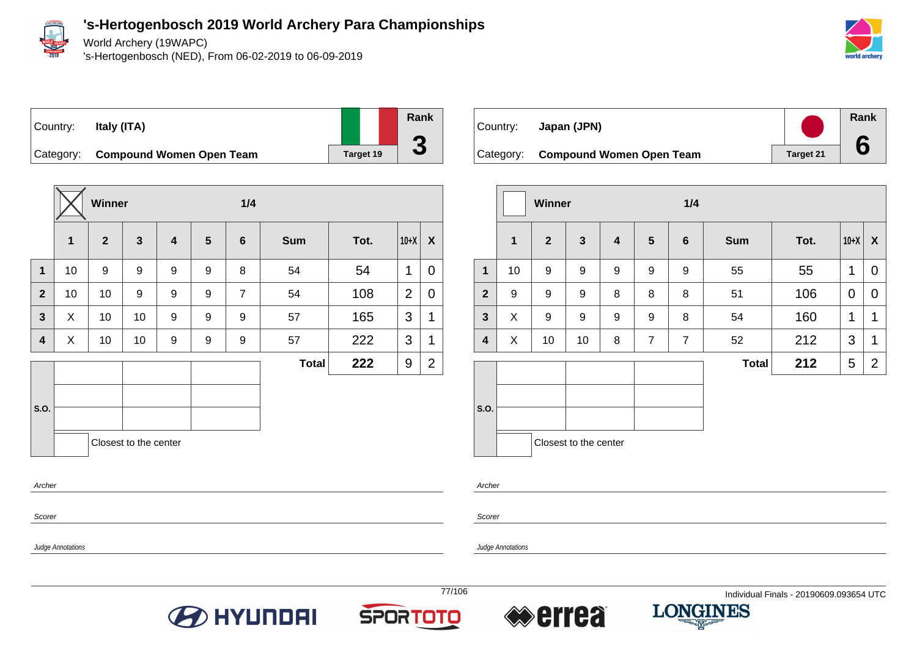# 's-Hertogenbosch 2019 World Archery Para Championships

World Archery (19WAPC)
's-Hertogenbosch (NED), From 06-02-2019 to 06-09-2019

| Country: | Italy (ITA) | | Rank |
|---|---|---|---|
| Category: | **Compound Women Open Team** | Target 19 | **3** |

| | Winner ☒ | | | | | 1/4 | | | | |
|---|---|---|---|---|---|---|---|---|---|---|
| | **1** | **2** | **3** | **4** | **5** | **6** | **Sum** | **Tot.** | **10+X** | **X** |
| **1** | 10 | 9 | 9 | 9 | 9 | 8 | 54 | 54 | 1 | 0 |
| **2** | 10 | 10 | 9 | 9 | 9 | 7 | 54 | 108 | 2 | 0 |
| **3** | X | 10 | 10 | 9 | 9 | 9 | 57 | 165 | 3 | 1 |
| **4** | X | 10 | 10 | 9 | 9 | 9 | 57 | 222 | 3 | 1 |
| | | | | | | | **Total** | **222** | 9 | 2 |

S.O.

Closest to the center

*Archer*

*Scorer*

*Judge Annotations*

| Country: | Japan (JPN) | | Rank |
|---|---|---|---|
| Category: | **Compound Women Open Team** | Target 21 | **6** |

| | Winner ☐ | | | | | 1/4 | | | | |
|---|---|---|---|---|---|---|---|---|---|---|
| | **1** | **2** | **3** | **4** | **5** | **6** | **Sum** | **Tot.** | **10+X** | **X** |
| **1** | 10 | 9 | 9 | 9 | 9 | 9 | 55 | 55 | 1 | 0 |
| **2** | 9 | 9 | 9 | 8 | 8 | 8 | 51 | 106 | 0 | 0 |
| **3** | X | 9 | 9 | 9 | 9 | 8 | 54 | 160 | 1 | 1 |
| **4** | X | 10 | 10 | 8 | 7 | 7 | 52 | 212 | 3 | 1 |
| | | | | | | | **Total** | **212** | 5 | 2 |

S.O.

Closest to the center

*Archer*

*Scorer*

*Judge Annotations*

Individual Finals - 20190609.093654 UTC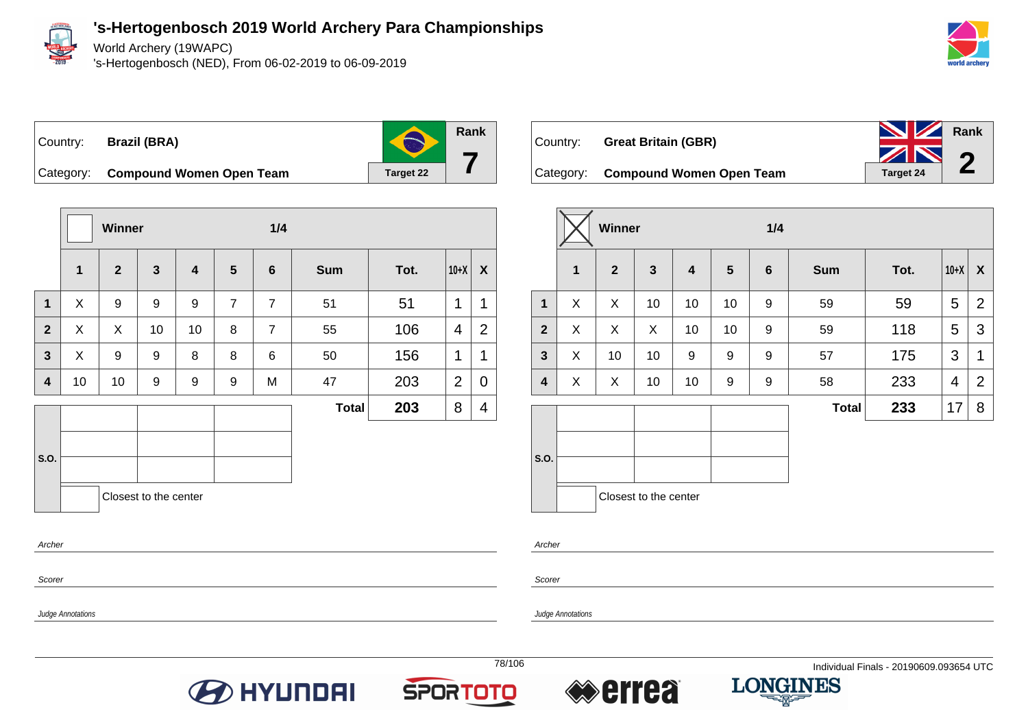# 's-Hertogenbosch 2019 World Archery Para Championships

World Archery (19WAPC)

's-Hertogenbosch (NED), From 06-02-2019 to 06-09-2019

Country: **Brazil (BRA)**

Category: **Compound Women Open Team**

Target 22

Rank **7**

| | Winner | | | | | 1/4 | | | | |
|---|---|---|---|---|---|---|---|---|---|---|
| | 1 | 2 | 3 | 4 | 5 | 6 | Sum | Tot. | 10+X | X |
| 1 | X | 9 | 9 | 9 | 7 | 7 | 51 | 51 | 1 | 1 |
| 2 | X | X | 10 | 10 | 8 | 7 | 55 | 106 | 4 | 2 |
| 3 | X | 9 | 9 | 8 | 8 | 6 | 50 | 156 | 1 | 1 |
| 4 | 10 | 10 | 9 | 9 | 9 | M | 47 | 203 | 2 | 0 |
| | | | | | | | Total | 203 | 8 | 4 |

S.O.

Closest to the center

*Archer*

*Scorer*

*Judge Annotations*

Country: **Great Britain (GBR)**

Category: **Compound Women Open Team**

Target 24

Rank **2**

| | Winner (X) | | | | | 1/4 | | | | |
|---|---|---|---|---|---|---|---|---|---|---|
| | 1 | 2 | 3 | 4 | 5 | 6 | Sum | Tot. | 10+X | X |
| 1 | X | X | 10 | 10 | 10 | 9 | 59 | 59 | 5 | 2 |
| 2 | X | X | X | 10 | 10 | 9 | 59 | 118 | 5 | 3 |
| 3 | X | 10 | 10 | 9 | 9 | 9 | 57 | 175 | 3 | 1 |
| 4 | X | X | 10 | 10 | 9 | 9 | 58 | 233 | 4 | 2 |
| | | | | | | | Total | 233 | 17 | 8 |

S.O.

Closest to the center

*Archer*

*Scorer*

*Judge Annotations*

Individual Finals - 20190609.093654 UTC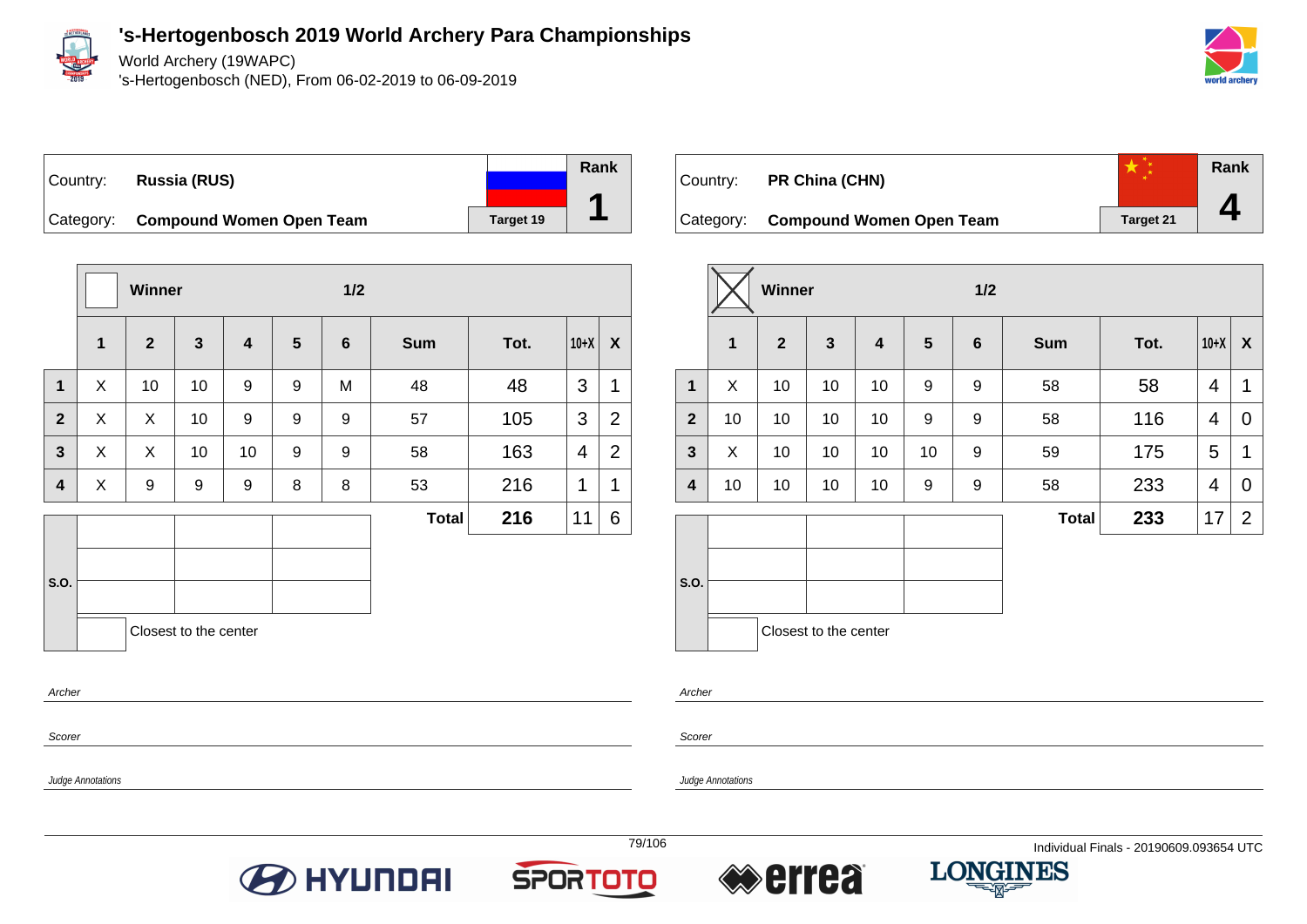# 's-Hertogenbosch 2019 World Archery Para Championships

World Archery (19WAPC)

's-Hertogenbosch (NED), From 06-02-2019 to 06-09-2019

| Country: | Russia (RUS) | Rank |
|---|---|---|
| Category: | Compound Women Open Team | Target 19 / 1 |

| | Winner | | | | | 1/2 | | | | |
|---|---|---|---|---|---|---|---|---|---|---|
| | 1 | 2 | 3 | 4 | 5 | 6 | Sum | Tot. | 10+X | X |
| 1 | X | 10 | 10 | 9 | 9 | M | 48 | 48 | 3 | 1 |
| 2 | X | X | 10 | 9 | 9 | 9 | 57 | 105 | 3 | 2 |
| 3 | X | X | 10 | 10 | 9 | 9 | 58 | 163 | 4 | 2 |
| 4 | X | 9 | 9 | 9 | 8 | 8 | 53 | 216 | 1 | 1 |
| | | | | | | | Total | 216 | 11 | 6 |

S.O.

Closest to the center

*Archer*

*Scorer*

*Judge Annotations*

| Country: | PR China (CHN) | Rank |
|---|---|---|
| Category: | Compound Women Open Team | Target 21 / 4 |

| | Winner | | | | | 1/2 | | | | |
|---|---|---|---|---|---|---|---|---|---|---|
| | 1 | 2 | 3 | 4 | 5 | 6 | Sum | Tot. | 10+X | X |
| 1 | X | 10 | 10 | 10 | 9 | 9 | 58 | 58 | 4 | 1 |
| 2 | 10 | 10 | 10 | 10 | 9 | 9 | 58 | 116 | 4 | 0 |
| 3 | X | 10 | 10 | 10 | 10 | 9 | 59 | 175 | 5 | 1 |
| 4 | 10 | 10 | 10 | 10 | 9 | 9 | 58 | 233 | 4 | 0 |
| | | | | | | | Total | 233 | 17 | 2 |

S.O.

Closest to the center

*Archer*

*Scorer*

*Judge Annotations*

Individual Finals - 20190609.093654 UTC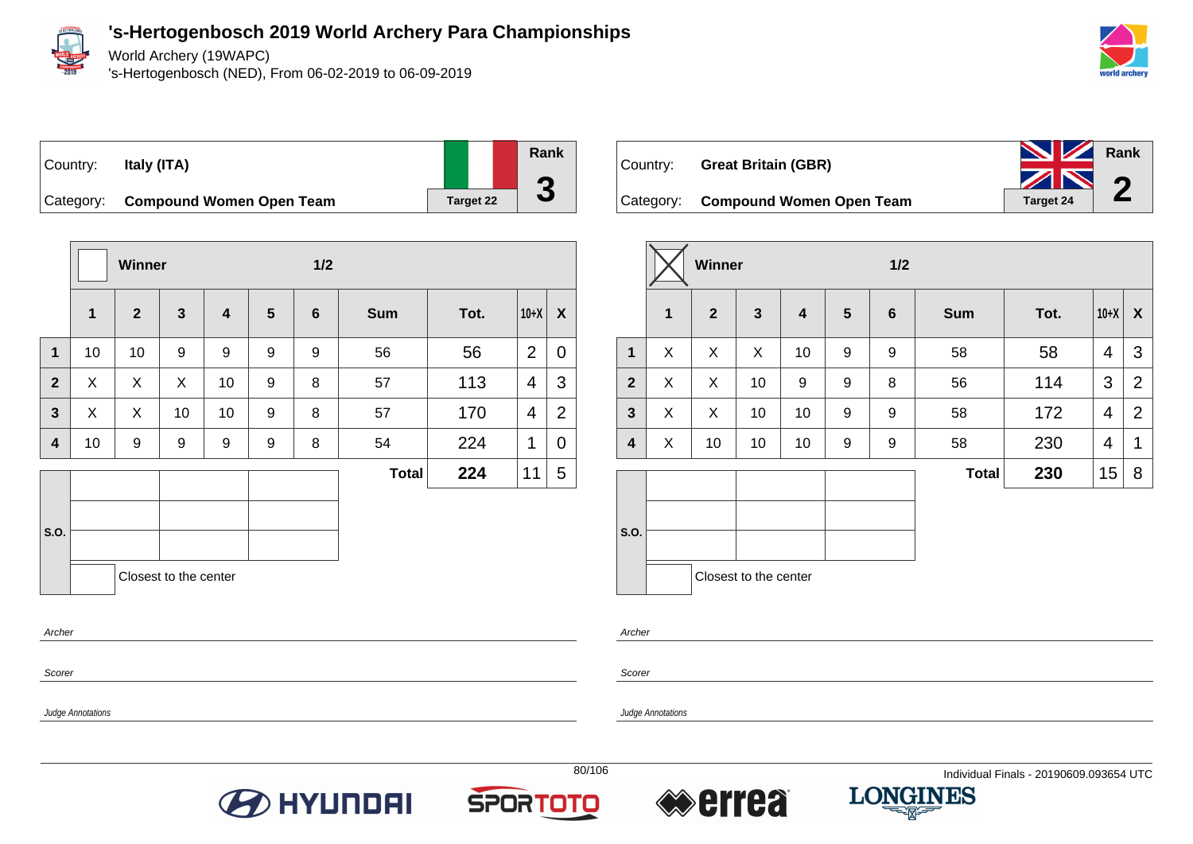# 's-Hertogenbosch 2019 World Archery Para Championships

World Archery (19WAPC)

's-Hertogenbosch (NED), From 06-02-2019 to 06-09-2019

Country: **Italy (ITA)**

Category: **Compound Women Open Team**

Target 22

Rank **3**

| | 1 | 2 | 3 | 4 | 5 | 6 | Sum | Tot. | 10+X | X |
|---|---|---|---|---|---|---|---|---|---|---|
| Winner | | | | | | | 1/2 | | | |
| 1 | 10 | 10 | 9 | 9 | 9 | 9 | 56 | 56 | 2 | 0 |
| 2 | X | X | X | 10 | 9 | 8 | 57 | 113 | 4 | 3 |
| 3 | X | X | 10 | 10 | 9 | 8 | 57 | 170 | 4 | 2 |
| 4 | 10 | 9 | 9 | 9 | 9 | 8 | 54 | 224 | 1 | 0 |
| | | | | | | | **Total** | **224** | 11 | 5 |

S.O.

Closest to the center

*Archer*

*Scorer*

*Judge Annotations*

Country: **Great Britain (GBR)**

Category: **Compound Women Open Team**

Target 24

Rank **2**

| | 1 | 2 | 3 | 4 | 5 | 6 | Sum | Tot. | 10+X | X |
|---|---|---|---|---|---|---|---|---|---|---|
| Winner ☒ | | | | | | | 1/2 | | | |
| 1 | X | X | X | 10 | 9 | 9 | 58 | 58 | 4 | 3 |
| 2 | X | X | 10 | 9 | 9 | 8 | 56 | 114 | 3 | 2 |
| 3 | X | X | 10 | 10 | 9 | 9 | 58 | 172 | 4 | 2 |
| 4 | X | 10 | 10 | 10 | 9 | 9 | 58 | 230 | 4 | 1 |
| | | | | | | | **Total** | **230** | 15 | 8 |

S.O.

Closest to the center

*Archer*

*Scorer*

*Judge Annotations*

Individual Finals - 20190609.093654 UTC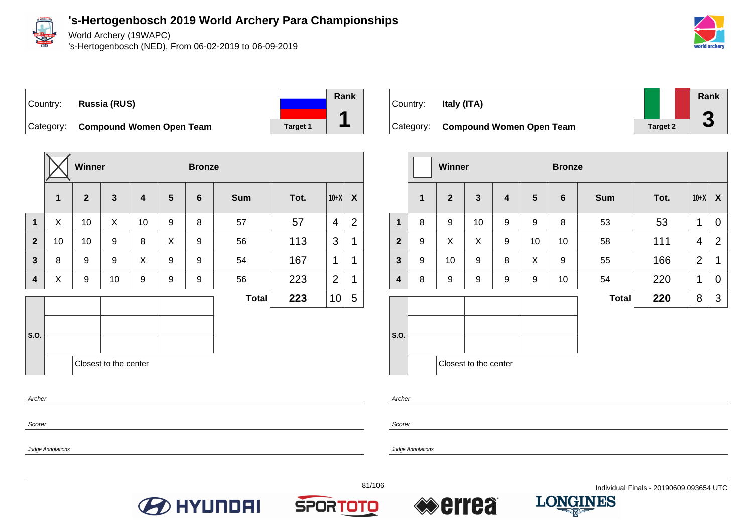# 's-Hertogenbosch 2019 World Archery Para Championships

World Archery (19WAPC)
's-Hertogenbosch (NED), From 06-02-2019 to 06-09-2019

Country: **Russia (RUS)**
Category: **Compound Women Open Team**
Target 1
Rank **1**

Winner: X — Bronze

| | 1 | 2 | 3 | 4 | 5 | 6 | Sum | Tot. | 10+X | X |
|---|---|---|---|---|---|---|---|---|---|---|
| 1 | X | 10 | X | 10 | 9 | 8 | 57 | 57 | 4 | 2 |
| 2 | 10 | 10 | 9 | 8 | X | 9 | 56 | 113 | 3 | 1 |
| 3 | 8 | 9 | 9 | X | 9 | 9 | 54 | 167 | 1 | 1 |
| 4 | X | 9 | 10 | 9 | 9 | 9 | 56 | 223 | 2 | 1 |
| | | | | | | | **Total** | **223** | 10 | 5 |

S.O.

Closest to the center

*Archer*

*Scorer*

*Judge Annotations*

Country: **Italy (ITA)**
Category: **Compound Women Open Team**
Target 2
Rank **3**

Winner — Bronze

| | 1 | 2 | 3 | 4 | 5 | 6 | Sum | Tot. | 10+X | X |
|---|---|---|---|---|---|---|---|---|---|---|
| 1 | 8 | 9 | 10 | 9 | 9 | 8 | 53 | 53 | 1 | 0 |
| 2 | 9 | X | X | 9 | 10 | 10 | 58 | 111 | 4 | 2 |
| 3 | 9 | 10 | 9 | 8 | X | 9 | 55 | 166 | 2 | 1 |
| 4 | 8 | 9 | 9 | 9 | 9 | 10 | 54 | 220 | 1 | 0 |
| | | | | | | | **Total** | **220** | 8 | 3 |

S.O.

Closest to the center

*Archer*

*Scorer*

*Judge Annotations*

Individual Finals - 20190609.093654 UTC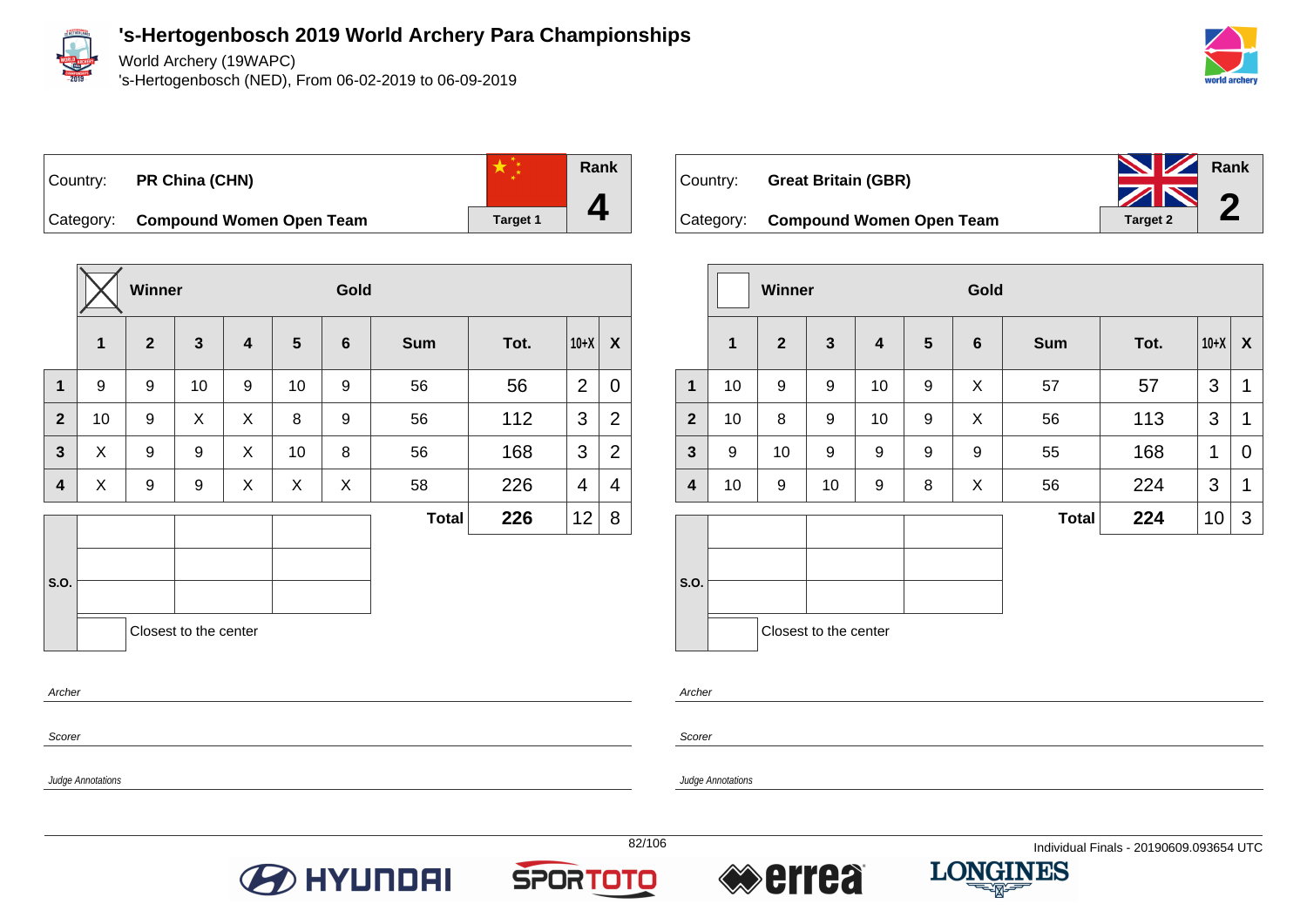# 's-Hertogenbosch 2019 World Archery Para Championships

World Archery (19WAPC)
's-Hertogenbosch (NED), From 06-02-2019 to 06-09-2019

| Country: | PR China (CHN) | | Rank |
|---|---|---|---|
| Category: | Compound Women Open Team | Target 1 | 4 |

Winner: ☒ — Gold

| | 1 | 2 | 3 | 4 | 5 | 6 | Sum | Tot. | 10+X | X |
|---|---|---|---|---|---|---|---|---|---|---|
| 1 | 9 | 9 | 10 | 9 | 10 | 9 | 56 | 56 | 2 | 0 |
| 2 | 10 | 9 | X | X | 8 | 9 | 56 | 112 | 3 | 2 |
| 3 | X | 9 | 9 | X | 10 | 8 | 56 | 168 | 3 | 2 |
| 4 | X | 9 | 9 | X | X | X | 58 | 226 | 4 | 4 |
| | | | | | | | **Total** | **226** | 12 | 8 |

S.O.

Closest to the center

*Archer*

*Scorer*

*Judge Annotations*

| Country: | Great Britain (GBR) | | Rank |
|---|---|---|---|
| Category: | Compound Women Open Team | Target 2 | 2 |

Winner: ☐ — Gold

| | 1 | 2 | 3 | 4 | 5 | 6 | Sum | Tot. | 10+X | X |
|---|---|---|---|---|---|---|---|---|---|---|
| 1 | 10 | 9 | 9 | 10 | 9 | X | 57 | 57 | 3 | 1 |
| 2 | 10 | 8 | 9 | 10 | 9 | X | 56 | 113 | 3 | 1 |
| 3 | 9 | 10 | 9 | 9 | 9 | 9 | 55 | 168 | 1 | 0 |
| 4 | 10 | 9 | 10 | 9 | 8 | X | 56 | 224 | 3 | 1 |
| | | | | | | | **Total** | **224** | 10 | 3 |

S.O.

Closest to the center

*Archer*

*Scorer*

*Judge Annotations*

Individual Finals - 20190609.093654 UTC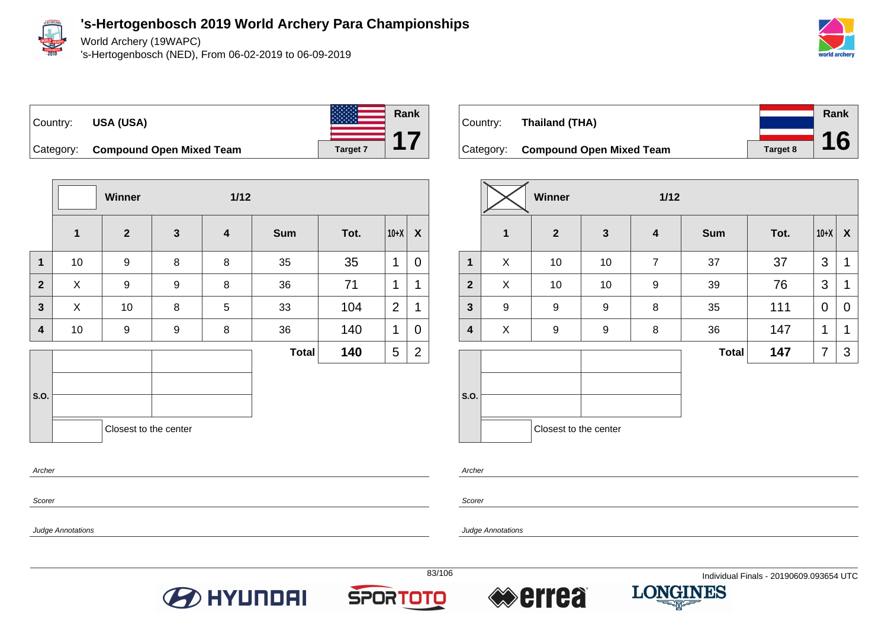# 's-Hertogenbosch 2019 World Archery Para Championships

World Archery (19WAPC)
's-Hertogenbosch (NED), From 06-02-2019 to 06-09-2019

Country: **USA (USA)**
Category: **Compound Open Mixed Team**
Target 7
Rank **17**

| | Winner | | 1/12 | | | | | |
|---|---|---|---|---|---|---|---|---|
| | **1** | **2** | **3** | **4** | **Sum** | **Tot.** | **10+X** | **X** |
| **1** | 10 | 9 | 8 | 8 | 35 | 35 | 1 | 0 |
| **2** | X | 9 | 9 | 8 | 36 | 71 | 1 | 1 |
| **3** | X | 10 | 8 | 5 | 33 | 104 | 2 | 1 |
| **4** | 10 | 9 | 9 | 8 | 36 | 140 | 1 | 0 |
| | | | | | **Total** | **140** | 5 | 2 |

S.O.

Closest to the center

*Archer*

*Scorer*

*Judge Annotations*

Country: **Thailand (THA)**
Category: **Compound Open Mixed Team**
Target 8
Rank **16**

| | Winner | | 1/12 | | | | | |
|---|---|---|---|---|---|---|---|---|
| | **1** | **2** | **3** | **4** | **Sum** | **Tot.** | **10+X** | **X** |
| **1** | X | 10 | 10 | 7 | 37 | 37 | 3 | 1 |
| **2** | X | 10 | 10 | 9 | 39 | 76 | 3 | 1 |
| **3** | 9 | 9 | 9 | 8 | 35 | 111 | 0 | 0 |
| **4** | X | 9 | 9 | 8 | 36 | 147 | 1 | 1 |
| | | | | | **Total** | **147** | 7 | 3 |

S.O.

Closest to the center

*Archer*

*Scorer*

*Judge Annotations*

Individual Finals - 20190609.093654 UTC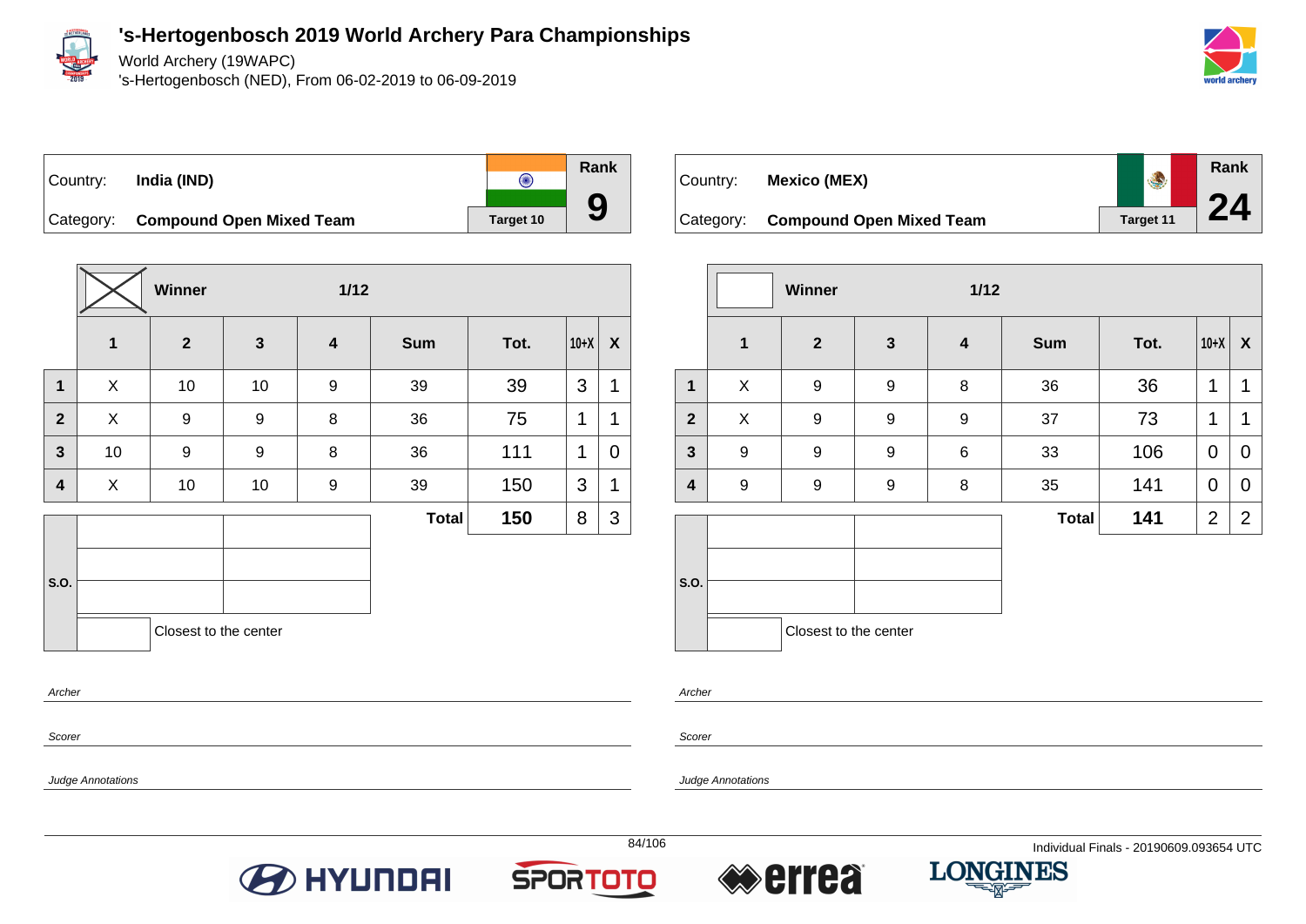# 's-Hertogenbosch 2019 World Archery Para Championships

World Archery (19WAPC)
's-Hertogenbosch (NED), From 06-02-2019 to 06-09-2019

Country: **India (IND)**
Category: **Compound Open Mixed Team**
Target 10
Rank **9**

| | 1 | 2 | 3 | 4 | Sum | Tot. | 10+X | X |
|---|---|---|---|---|---|---|---|---|
| | **Winner** | | 1/12 | | | | | |
| 1 | X | 10 | 10 | 9 | 39 | 39 | 3 | 1 |
| 2 | X | 9 | 9 | 8 | 36 | 75 | 1 | 1 |
| 3 | 10 | 9 | 9 | 8 | 36 | 111 | 1 | 0 |
| 4 | X | 10 | 10 | 9 | 39 | 150 | 3 | 1 |
| | | | | | **Total** | **150** | 8 | 3 |

S.O.

Closest to the center

*Archer*

*Scorer*

*Judge Annotations*

Country: **Mexico (MEX)**
Category: **Compound Open Mixed Team**
Target 11
Rank **24**

| | 1 | 2 | 3 | 4 | Sum | Tot. | 10+X | X |
|---|---|---|---|---|---|---|---|---|
| | **Winner** | | 1/12 | | | | | |
| 1 | X | 9 | 9 | 8 | 36 | 36 | 1 | 1 |
| 2 | X | 9 | 9 | 9 | 37 | 73 | 1 | 1 |
| 3 | 9 | 9 | 9 | 6 | 33 | 106 | 0 | 0 |
| 4 | 9 | 9 | 9 | 8 | 35 | 141 | 0 | 0 |
| | | | | | **Total** | **141** | 2 | 2 |

S.O.

Closest to the center

*Archer*

*Scorer*

*Judge Annotations*

Individual Finals - 20190609.093654 UTC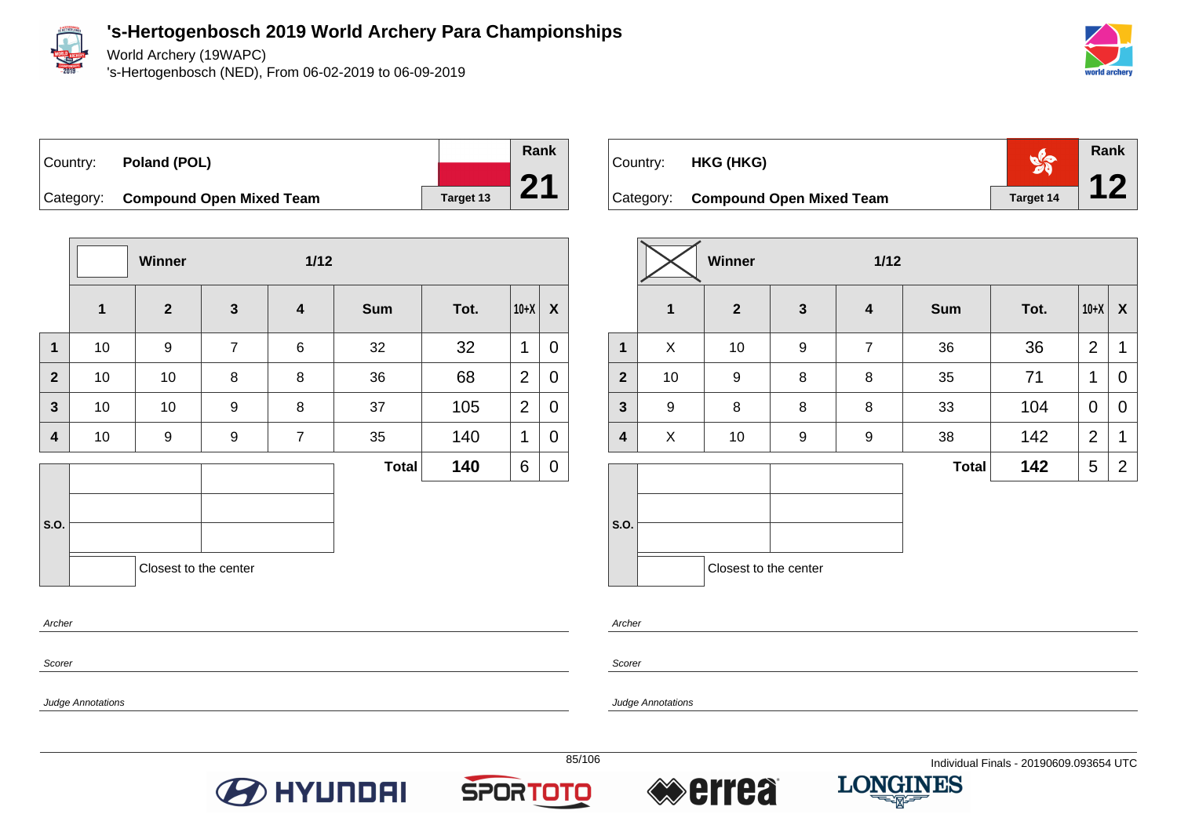# 's-Hertogenbosch 2019 World Archery Para Championships

World Archery (19WAPC)

's-Hertogenbosch (NED), From 06-02-2019 to 06-09-2019

| Country: | Poland (POL) | Rank |
|---|---|---|
| Category: | Compound Open Mixed Team | 21 |
| | Target 13 | |

| | Winner | | 1/12 | | | | | |
|---|---|---|---|---|---|---|---|---|
| | 1 | 2 | 3 | 4 | Sum | Tot. | 10+X | X |
| 1 | 10 | 9 | 7 | 6 | 32 | 32 | 1 | 0 |
| 2 | 10 | 10 | 8 | 8 | 36 | 68 | 2 | 0 |
| 3 | 10 | 10 | 9 | 8 | 37 | 105 | 2 | 0 |
| 4 | 10 | 9 | 9 | 7 | 35 | 140 | 1 | 0 |
| | | | | | Total | 140 | 6 | 0 |

S.O.

Closest to the center

*Archer*

*Scorer*

*Judge Annotations*

| Country: | HKG (HKG) | Rank |
|---|---|---|
| Category: | Compound Open Mixed Team | 12 |
| | Target 14 | |

| | Winner | | 1/12 | | | | | |
|---|---|---|---|---|---|---|---|---|
| | 1 | 2 | 3 | 4 | Sum | Tot. | 10+X | X |
| 1 | X | 10 | 9 | 7 | 36 | 36 | 2 | 1 |
| 2 | 10 | 9 | 8 | 8 | 35 | 71 | 1 | 0 |
| 3 | 9 | 8 | 8 | 8 | 33 | 104 | 0 | 0 |
| 4 | X | 10 | 9 | 9 | 38 | 142 | 2 | 1 |
| | | | | | Total | 142 | 5 | 2 |

S.O.

Closest to the center

*Archer*

*Scorer*

*Judge Annotations*

Individual Finals - 20190609.093654 UTC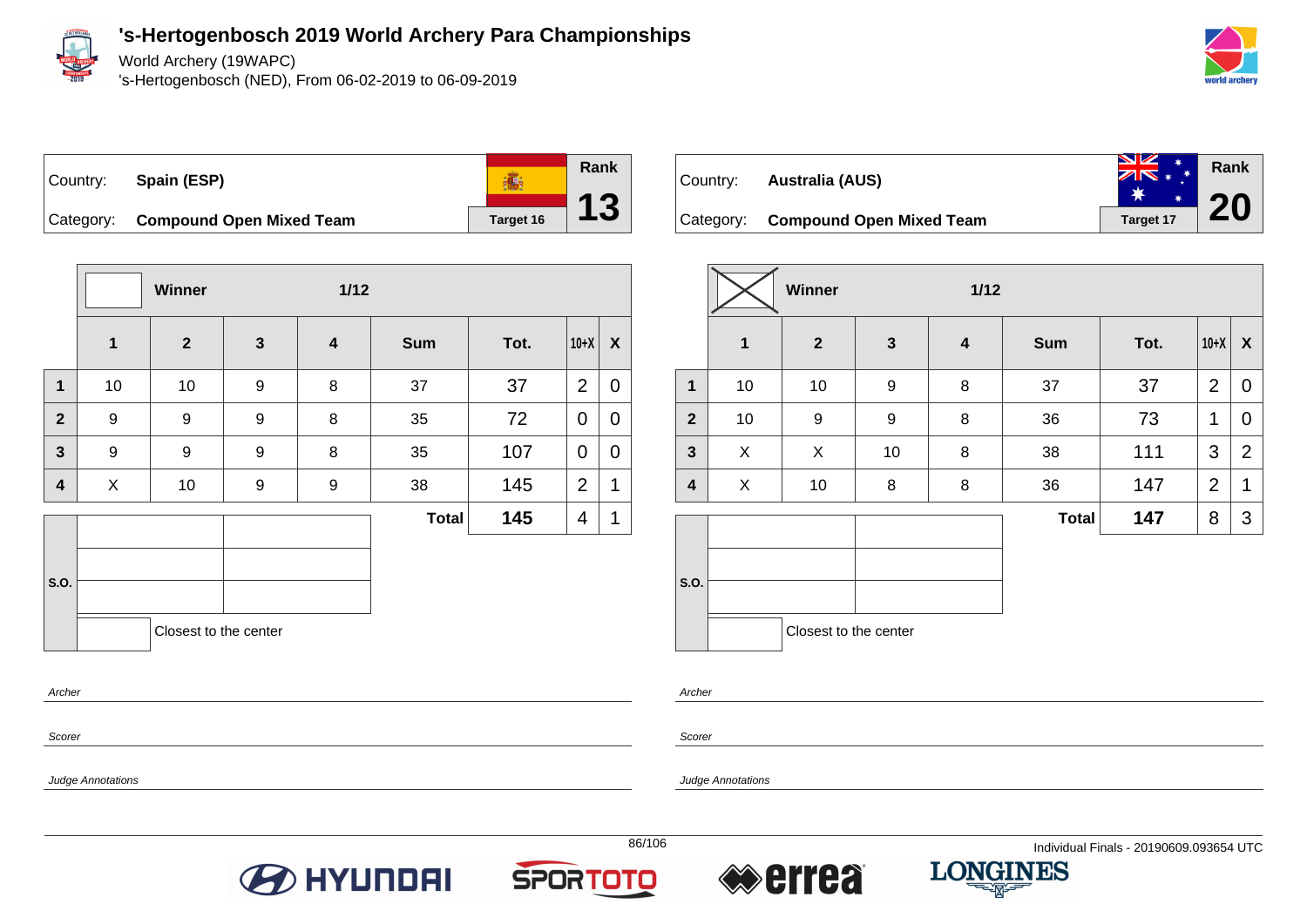# 's-Hertogenbosch 2019 World Archery Para Championships

World Archery (19WAPC)
's-Hertogenbosch (NED), From 06-02-2019 to 06-09-2019

Country: **Spain (ESP)**
Category: **Compound Open Mixed Team**
Target 16
Rank **13**

| | Winner | | 1/12 | | | | | |
|---|---|---|---|---|---|---|---|---|
| | **1** | **2** | **3** | **4** | **Sum** | **Tot.** | **10+X** | **X** |
| **1** | 10 | 10 | 9 | 8 | 37 | 37 | 2 | 0 |
| **2** | 9 | 9 | 9 | 8 | 35 | 72 | 0 | 0 |
| **3** | 9 | 9 | 9 | 8 | 35 | 107 | 0 | 0 |
| **4** | X | 10 | 9 | 9 | 38 | 145 | 2 | 1 |
| | | | | | **Total** | **145** | 4 | 1 |

S.O.

Closest to the center

*Archer*

*Scorer*

*Judge Annotations*

Country: **Australia (AUS)**
Category: **Compound Open Mixed Team**
Target 17
Rank **20**

| | Winner | | 1/12 | | | | | |
|---|---|---|---|---|---|---|---|---|
| | **1** | **2** | **3** | **4** | **Sum** | **Tot.** | **10+X** | **X** |
| **1** | 10 | 10 | 9 | 8 | 37 | 37 | 2 | 0 |
| **2** | 10 | 9 | 9 | 8 | 36 | 73 | 1 | 0 |
| **3** | X | X | 10 | 8 | 38 | 111 | 3 | 2 |
| **4** | X | 10 | 8 | 8 | 36 | 147 | 2 | 1 |
| | | | | | **Total** | **147** | 8 | 3 |

S.O.

Closest to the center

*Archer*

*Scorer*

*Judge Annotations*

Individual Finals - 20190609.093654 UTC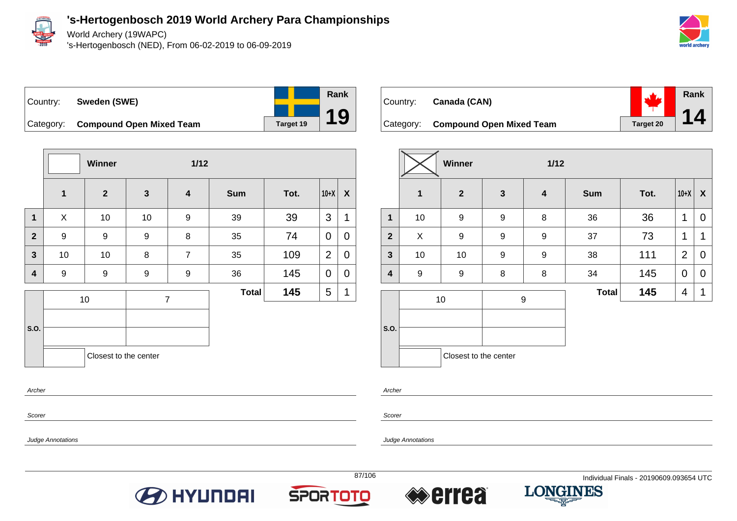# 's-Hertogenbosch 2019 World Archery Para Championships

World Archery (19WAPC)

's-Hertogenbosch (NED), From 06-02-2019 to 06-09-2019

## Sweden (SWE)

Country: **Sweden (SWE)**

Category: **Compound Open Mixed Team**

Target 19

Rank **19**

Winner — 1/12

| | 1 | 2 | 3 | 4 | Sum | Tot. | 10+X | X |
|---|---|---|---|---|---|---|---|---|
| 1 | X | 10 | 10 | 9 | 39 | 39 | 3 | 1 |
| 2 | 9 | 9 | 9 | 8 | 35 | 74 | 0 | 0 |
| 3 | 10 | 10 | 8 | 7 | 35 | 109 | 2 | 0 |
| 4 | 9 | 9 | 9 | 9 | 36 | 145 | 0 | 0 |
| | | | | | **Total** | **145** | 5 | 1 |

S.O.: 10, 7

Closest to the center

Archer

Scorer

Judge Annotations

## Canada (CAN)

Country: **Canada (CAN)**

Category: **Compound Open Mixed Team**

Target 20

Rank **14**

Winner (X) — 1/12

| | 1 | 2 | 3 | 4 | Sum | Tot. | 10+X | X |
|---|---|---|---|---|---|---|---|---|
| 1 | 10 | 9 | 9 | 8 | 36 | 36 | 1 | 0 |
| 2 | X | 9 | 9 | 9 | 37 | 73 | 1 | 1 |
| 3 | 10 | 10 | 9 | 9 | 38 | 111 | 2 | 0 |
| 4 | 9 | 9 | 8 | 8 | 34 | 145 | 0 | 0 |
| | | | | | **Total** | **145** | 4 | 1 |

S.O.: 10, 9

Closest to the center

Archer

Scorer

Judge Annotations

Individual Finals - 20190609.093654 UTC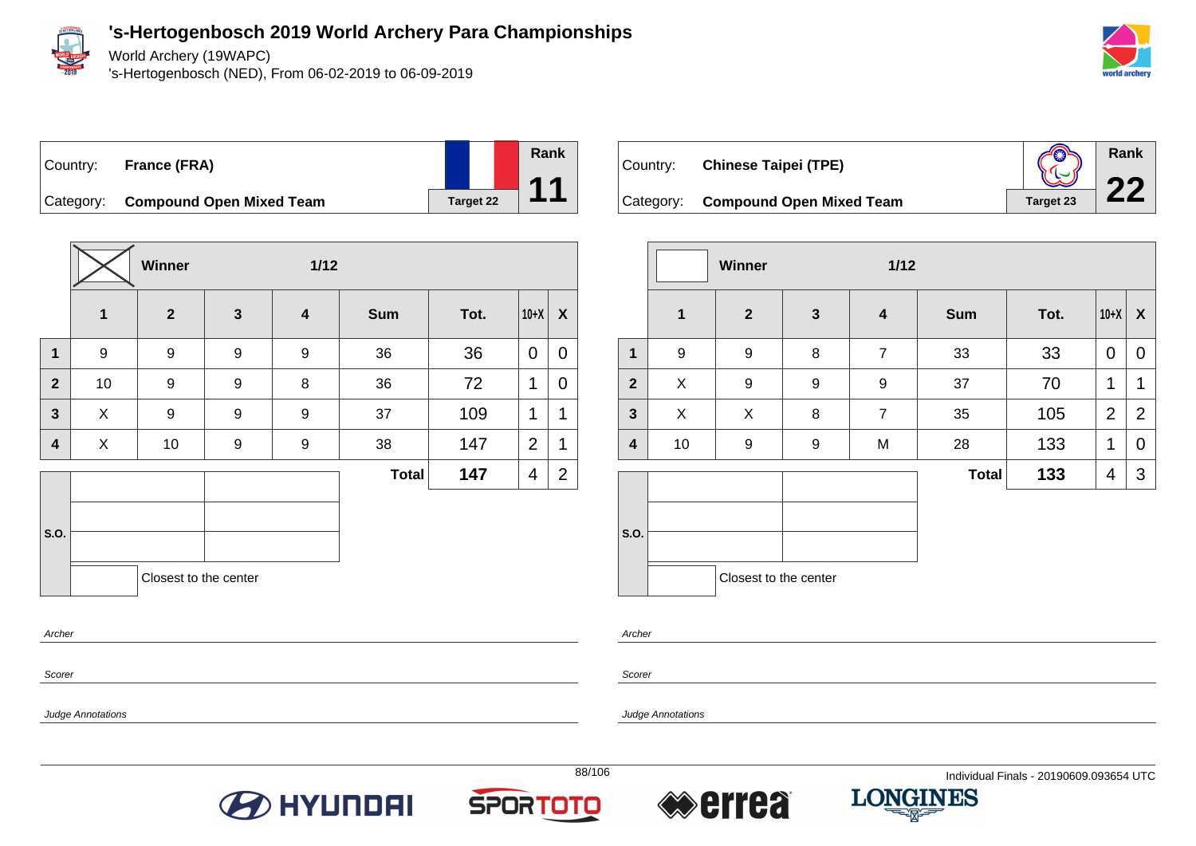# 's-Hertogenbosch 2019 World Archery Para Championships

World Archery (19WAPC)
's-Hertogenbosch (NED), From 06-02-2019 to 06-09-2019

| Country: | France (FRA) | Rank |
|---|---|---|
| Category: | Compound Open Mixed Team | 11 |
| | Target 22 | |

**Winner** (marked) — **1/12**

| | 1 | 2 | 3 | 4 | Sum | Tot. | 10+X | X |
|---|---|---|---|---|---|---|---|---|
| 1 | 9 | 9 | 9 | 9 | 36 | 36 | 0 | 0 |
| 2 | 10 | 9 | 9 | 8 | 36 | 72 | 1 | 0 |
| 3 | X | 9 | 9 | 9 | 37 | 109 | 1 | 1 |
| 4 | X | 10 | 9 | 9 | 38 | 147 | 2 | 1 |
| | | | | | **Total** | **147** | 4 | 2 |

S.O.

Closest to the center

*Archer*

*Scorer*

*Judge Annotations*

| Country: | Chinese Taipei (TPE) | Rank |
|---|---|---|
| Category: | Compound Open Mixed Team | 22 |
| | Target 23 | |

**Winner** — **1/12**

| | 1 | 2 | 3 | 4 | Sum | Tot. | 10+X | X |
|---|---|---|---|---|---|---|---|---|
| 1 | 9 | 9 | 8 | 7 | 33 | 33 | 0 | 0 |
| 2 | X | 9 | 9 | 9 | 37 | 70 | 1 | 1 |
| 3 | X | X | 8 | 7 | 35 | 105 | 2 | 2 |
| 4 | 10 | 9 | 9 | M | 28 | 133 | 1 | 0 |
| | | | | | **Total** | **133** | 4 | 3 |

S.O.

Closest to the center

*Archer*

*Scorer*

*Judge Annotations*

Individual Finals - 20190609.093654 UTC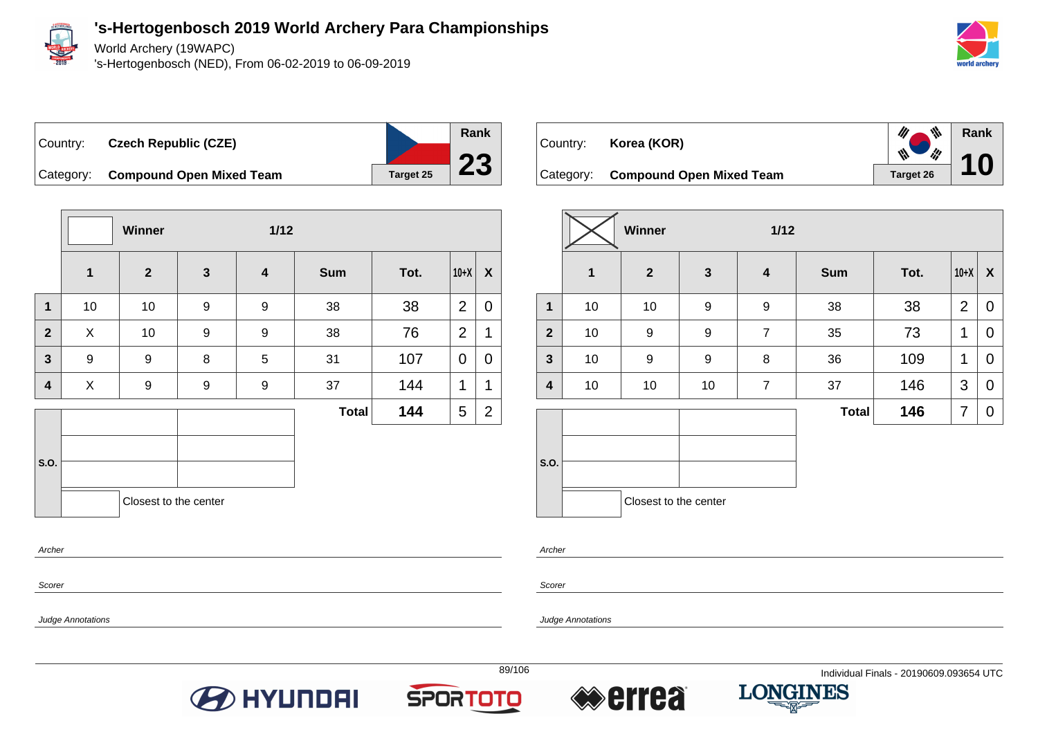# 's-Hertogenbosch 2019 World Archery Para Championships

World Archery (19WAPC)

's-Hertogenbosch (NED), From 06-02-2019 to 06-09-2019

Country: **Czech Republic (CZE)**

Category: **Compound Open Mixed Team**

Target 25

Rank **23**

| | Winner | | | 1/12 | | | | |
|---|---|---|---|---|---|---|---|---|
| | 1 | 2 | 3 | 4 | Sum | Tot. | 10+X | X |
| 1 | 10 | 10 | 9 | 9 | 38 | 38 | 2 | 0 |
| 2 | X | 10 | 9 | 9 | 38 | 76 | 2 | 1 |
| 3 | 9 | 9 | 8 | 5 | 31 | 107 | 0 | 0 |
| 4 | X | 9 | 9 | 9 | 37 | 144 | 1 | 1 |
| | | | | | **Total** | **144** | 5 | 2 |

S.O.

Closest to the center

*Archer*

*Scorer*

*Judge Annotations*

Country: **Korea (KOR)**

Category: **Compound Open Mixed Team**

Target 26

Rank **10**

| | Winner | | | 1/12 | | | | |
|---|---|---|---|---|---|---|---|---|
| | 1 | 2 | 3 | 4 | Sum | Tot. | 10+X | X |
| 1 | 10 | 10 | 9 | 9 | 38 | 38 | 2 | 0 |
| 2 | 10 | 9 | 9 | 7 | 35 | 73 | 1 | 0 |
| 3 | 10 | 9 | 9 | 8 | 36 | 109 | 1 | 0 |
| 4 | 10 | 10 | 10 | 7 | 37 | 146 | 3 | 0 |
| | | | | | **Total** | **146** | 7 | 0 |

S.O.

Closest to the center

*Archer*

*Scorer*

*Judge Annotations*

Individual Finals - 20190609.093654 UTC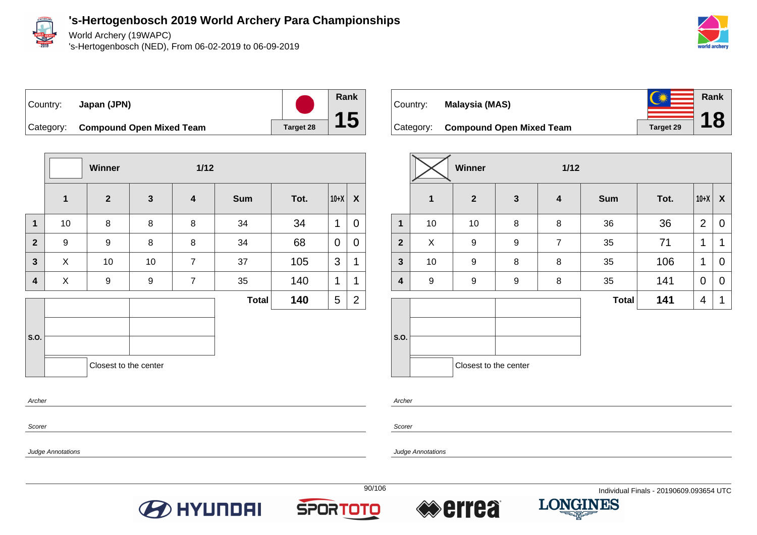# 's-Hertogenbosch 2019 World Archery Para Championships

World Archery (19WAPC)

's-Hertogenbosch (NED), From 06-02-2019 to 06-09-2019

Country: **Japan (JPN)**

Category: **Compound Open Mixed Team**

Target 28

Rank **15**

Winner | 1/12

| | 1 | 2 | 3 | 4 | Sum | Tot. | 10+X | X |
|---|---|---|---|---|---|---|---|---|
| 1 | 10 | 8 | 8 | 8 | 34 | 34 | 1 | 0 |
| 2 | 9 | 9 | 8 | 8 | 34 | 68 | 0 | 0 |
| 3 | X | 10 | 10 | 7 | 37 | 105 | 3 | 1 |
| 4 | X | 9 | 9 | 7 | 35 | 140 | 1 | 1 |
| | | | | | **Total** | **140** | 5 | 2 |

S.O.

Closest to the center

*Archer*

*Scorer*

*Judge Annotations*

Country: **Malaysia (MAS)**

Category: **Compound Open Mixed Team**

Target 29

Rank **18**

Winner (X) | 1/12

| | 1 | 2 | 3 | 4 | Sum | Tot. | 10+X | X |
|---|---|---|---|---|---|---|---|---|
| 1 | 10 | 10 | 8 | 8 | 36 | 36 | 2 | 0 |
| 2 | X | 9 | 9 | 7 | 35 | 71 | 1 | 1 |
| 3 | 10 | 9 | 8 | 8 | 35 | 106 | 1 | 0 |
| 4 | 9 | 9 | 9 | 8 | 35 | 141 | 0 | 0 |
| | | | | | **Total** | **141** | 4 | 1 |

S.O.

Closest to the center

*Archer*

*Scorer*

*Judge Annotations*

Individual Finals - 20190609.093654 UTC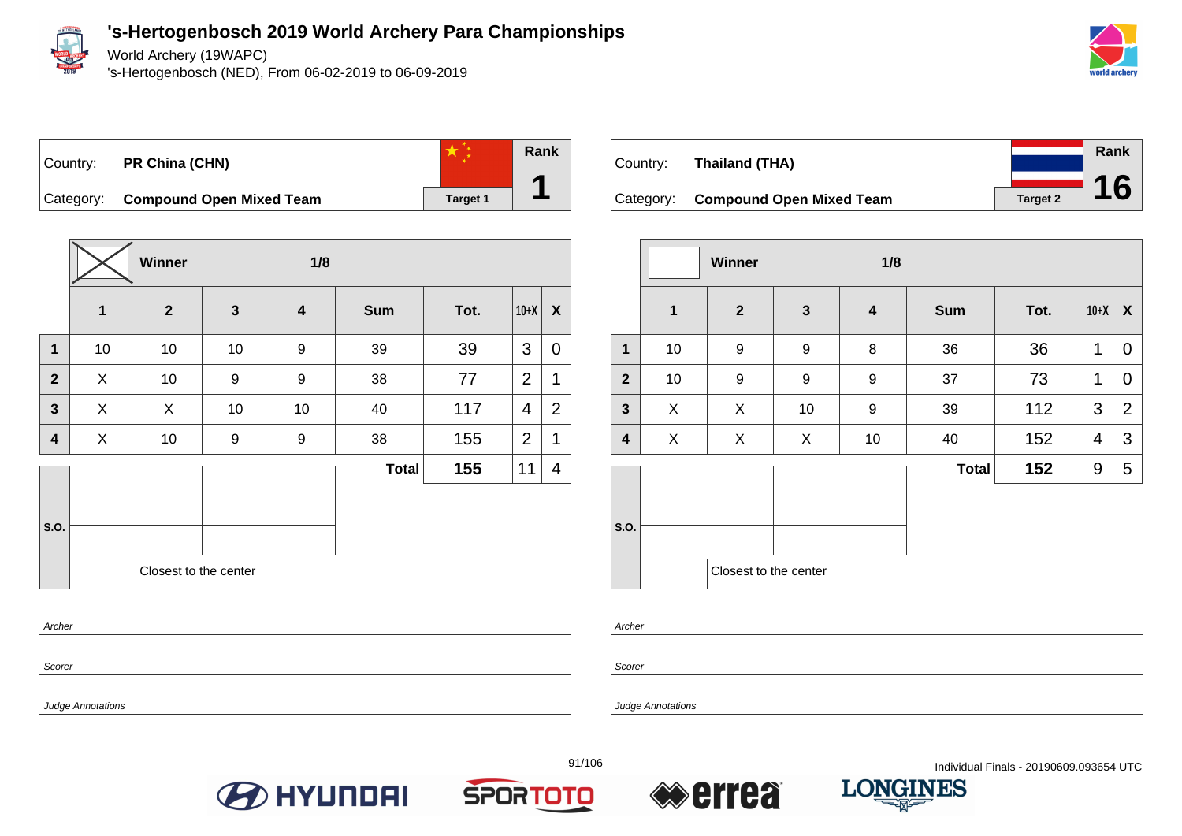# 's-Hertogenbosch 2019 World Archery Para Championships

World Archery (19WAPC)

's-Hertogenbosch (NED), From 06-02-2019 to 06-09-2019

| Country: | PR China (CHN) | Target 1 | Rank |
|---|---|---|---|
| Category: | Compound Open Mixed Team | | 1 |

Winner — 1/8

| | 1 | 2 | 3 | 4 | Sum | Tot. | 10+X | X |
|---|---|---|---|---|---|---|---|---|
| 1 | 10 | 10 | 10 | 9 | 39 | 39 | 3 | 0 |
| 2 | X | 10 | 9 | 9 | 38 | 77 | 2 | 1 |
| 3 | X | X | 10 | 10 | 40 | 117 | 4 | 2 |
| 4 | X | 10 | 9 | 9 | 38 | 155 | 2 | 1 |
| | | | | | **Total** | **155** | 11 | 4 |

S.O.

Closest to the center

Archer

Scorer

Judge Annotations

| Country: | Thailand (THA) | Target 2 | Rank |
|---|---|---|---|
| Category: | Compound Open Mixed Team | | 16 |

Winner — 1/8

| | 1 | 2 | 3 | 4 | Sum | Tot. | 10+X | X |
|---|---|---|---|---|---|---|---|---|
| 1 | 10 | 9 | 9 | 8 | 36 | 36 | 1 | 0 |
| 2 | 10 | 9 | 9 | 9 | 37 | 73 | 1 | 0 |
| 3 | X | X | 10 | 9 | 39 | 112 | 3 | 2 |
| 4 | X | X | X | 10 | 40 | 152 | 4 | 3 |
| | | | | | **Total** | **152** | 9 | 5 |

S.O.

Closest to the center

Archer

Scorer

Judge Annotations

Individual Finals - 20190609.093654 UTC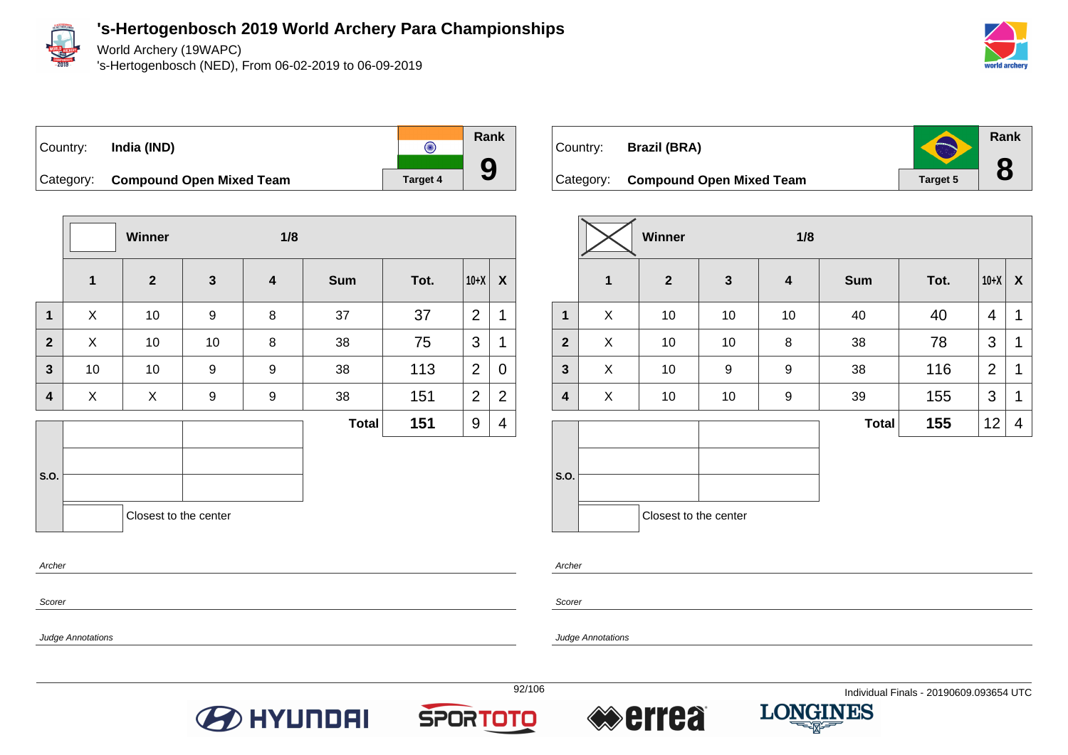# 's-Hertogenbosch 2019 World Archery Para Championships

World Archery (19WAPC)
's-Hertogenbosch (NED), From 06-02-2019 to 06-09-2019

Country: **India (IND)**
Category: **Compound Open Mixed Team**
Target 4
Rank **9**

| | Winner | | 1/8 | | | | | |
|---|---|---|---|---|---|---|---|---|
| | **1** | **2** | **3** | **4** | **Sum** | **Tot.** | **10+X** | **X** |
| **1** | X | 10 | 9 | 8 | 37 | 37 | 2 | 1 |
| **2** | X | 10 | 10 | 8 | 38 | 75 | 3 | 1 |
| **3** | 10 | 10 | 9 | 9 | 38 | 113 | 2 | 0 |
| **4** | X | X | 9 | 9 | 38 | 151 | 2 | 2 |
| | | | | | **Total** | **151** | 9 | 4 |

S.O.

Closest to the center

*Archer*

*Scorer*

*Judge Annotations*

Country: **Brazil (BRA)**
Category: **Compound Open Mixed Team**
Target 5
Rank **8**

| | Winner (X) | | 1/8 | | | | | |
|---|---|---|---|---|---|---|---|---|
| | **1** | **2** | **3** | **4** | **Sum** | **Tot.** | **10+X** | **X** |
| **1** | X | 10 | 10 | 10 | 40 | 40 | 4 | 1 |
| **2** | X | 10 | 10 | 8 | 38 | 78 | 3 | 1 |
| **3** | X | 10 | 9 | 9 | 38 | 116 | 2 | 1 |
| **4** | X | 10 | 10 | 9 | 39 | 155 | 3 | 1 |
| | | | | | **Total** | **155** | 12 | 4 |

S.O.

Closest to the center

*Archer*

*Scorer*

*Judge Annotations*

Individual Finals - 20190609.093654 UTC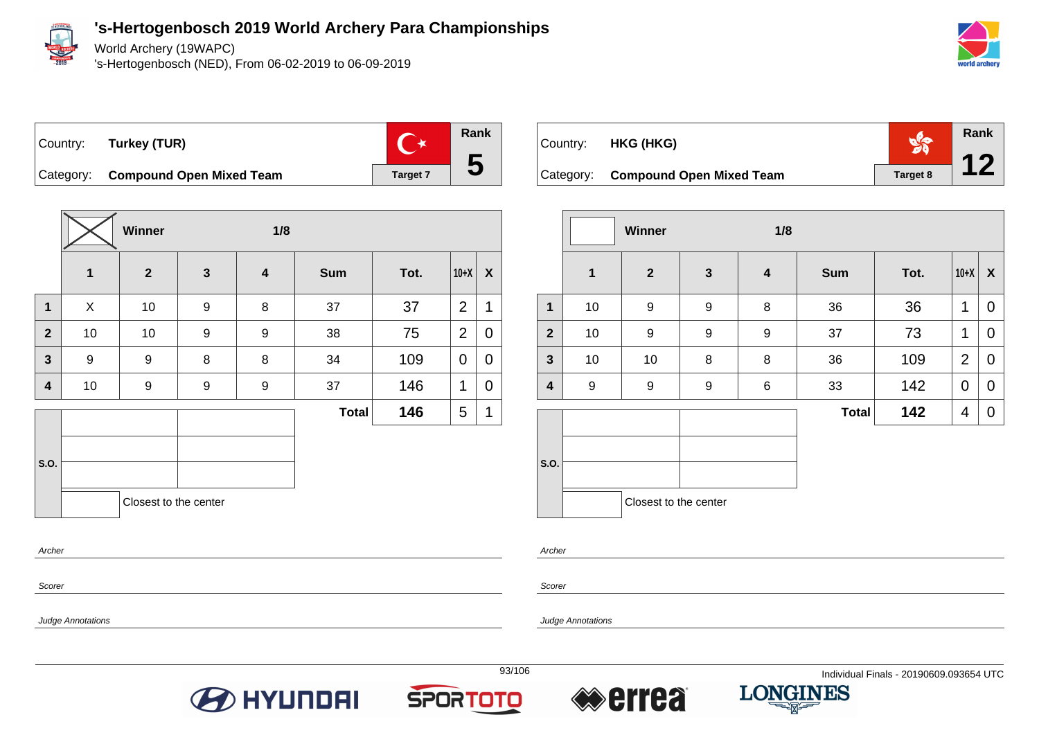# 's-Hertogenbosch 2019 World Archery Para Championships

World Archery (19WAPC)

's-Hertogenbosch (NED), From 06-02-2019 to 06-09-2019

Country: **Turkey (TUR)**

Category: **Compound Open Mixed Team**

Target 7

Rank **5**

Winner (X) — 1/8

| | 1 | 2 | 3 | 4 | Sum | Tot. | 10+X | X |
|---|---|---|---|---|---|---|---|---|
| 1 | X | 10 | 9 | 8 | 37 | 37 | 2 | 1 |
| 2 | 10 | 10 | 9 | 9 | 38 | 75 | 2 | 0 |
| 3 | 9 | 9 | 8 | 8 | 34 | 109 | 0 | 0 |
| 4 | 10 | 9 | 9 | 9 | 37 | 146 | 1 | 0 |
| | | | | | **Total** | **146** | 5 | 1 |

S.O.

Closest to the center

*Archer*

*Scorer*

*Judge Annotations*

Country: **HKG (HKG)**

Category: **Compound Open Mixed Team**

Target 8

Rank **12**

Winner — 1/8

| | 1 | 2 | 3 | 4 | Sum | Tot. | 10+X | X |
|---|---|---|---|---|---|---|---|---|
| 1 | 10 | 9 | 9 | 8 | 36 | 36 | 1 | 0 |
| 2 | 10 | 9 | 9 | 9 | 37 | 73 | 1 | 0 |
| 3 | 10 | 10 | 8 | 8 | 36 | 109 | 2 | 0 |
| 4 | 9 | 9 | 9 | 6 | 33 | 142 | 0 | 0 |
| | | | | | **Total** | **142** | 4 | 0 |

S.O.

Closest to the center

*Archer*

*Scorer*

*Judge Annotations*

Individual Finals - 20190609.093654 UTC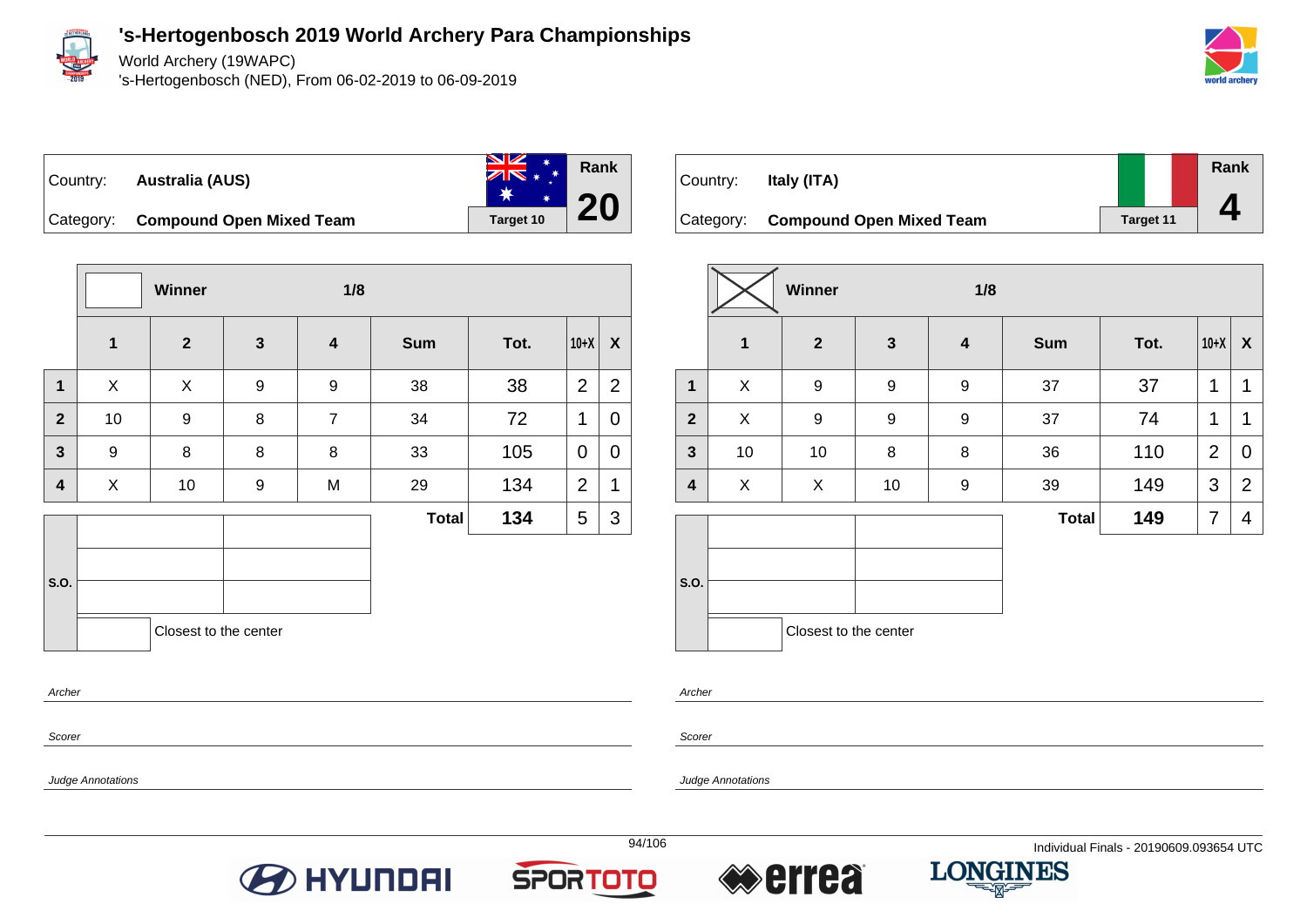# 's-Hertogenbosch 2019 World Archery Para Championships

World Archery (19WAPC)

's-Hertogenbosch (NED), From 06-02-2019 to 06-09-2019

Country: **Australia (AUS)**

Category: **Compound Open Mixed Team**

Target 10

Rank **20**

| | Winner | | 1/8 | | | | | |
|---|---|---|---|---|---|---|---|---|
| | **1** | **2** | **3** | **4** | **Sum** | **Tot.** | **10+X** | **X** |
| **1** | X | X | 9 | 9 | 38 | 38 | 2 | 2 |
| **2** | 10 | 9 | 8 | 7 | 34 | 72 | 1 | 0 |
| **3** | 9 | 8 | 8 | 8 | 33 | 105 | 0 | 0 |
| **4** | X | 10 | 9 | M | 29 | 134 | 2 | 1 |
| | | | | | **Total** | **134** | 5 | 3 |

S.O.

Closest to the center

*Archer*

*Scorer*

*Judge Annotations*

Country: **Italy (ITA)**

Category: **Compound Open Mixed Team**

Target 11

Rank **4**

| | Winner (X) | | 1/8 | | | | | |
|---|---|---|---|---|---|---|---|---|
| | **1** | **2** | **3** | **4** | **Sum** | **Tot.** | **10+X** | **X** |
| **1** | X | 9 | 9 | 9 | 37 | 37 | 1 | 1 |
| **2** | X | 9 | 9 | 9 | 37 | 74 | 1 | 1 |
| **3** | 10 | 10 | 8 | 8 | 36 | 110 | 2 | 0 |
| **4** | X | X | 10 | 9 | 39 | 149 | 3 | 2 |
| | | | | | **Total** | **149** | 7 | 4 |

S.O.

Closest to the center

*Archer*

*Scorer*

*Judge Annotations*

Individual Finals - 20190609.093654 UTC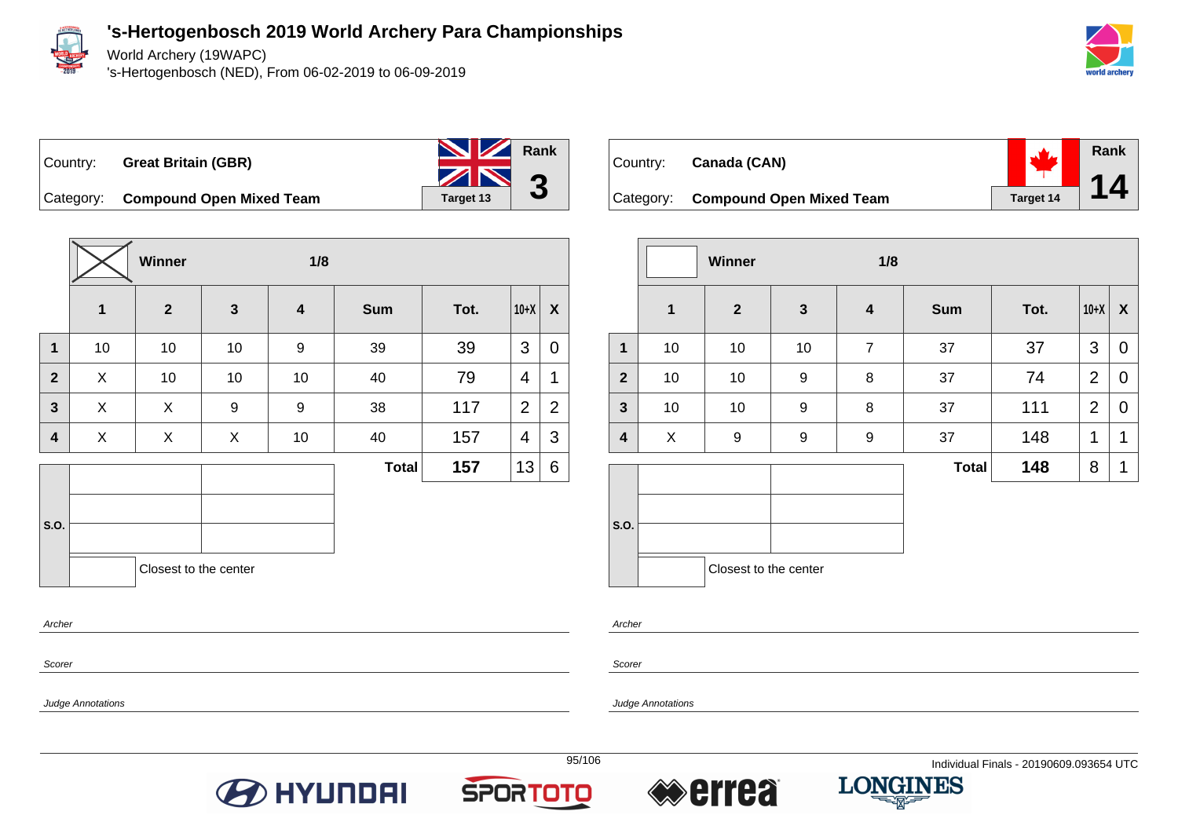# 's-Hertogenbosch 2019 World Archery Para Championships

World Archery (19WAPC)

's-Hertogenbosch (NED), From 06-02-2019 to 06-09-2019

| Country: | Great Britain (GBR) | Rank |
|---|---|---|
| Category: | Compound Open Mixed Team | 3 |
| | Target 13 | |

| | Winner | | | 1/8 | | | | |
|---|---|---|---|---|---|---|---|---|
| | 1 | 2 | 3 | 4 | Sum | Tot. | 10+X | X |
| 1 | 10 | 10 | 10 | 9 | 39 | 39 | 3 | 0 |
| 2 | X | 10 | 10 | 10 | 40 | 79 | 4 | 1 |
| 3 | X | X | 9 | 9 | 38 | 117 | 2 | 2 |
| 4 | X | X | X | 10 | 40 | 157 | 4 | 3 |
| | | | | | Total | 157 | 13 | 6 |

S.O.

Closest to the center

*Archer*

*Scorer*

*Judge Annotations*

| Country: | Canada (CAN) | Rank |
|---|---|---|
| Category: | Compound Open Mixed Team | 14 |
| | Target 14 | |

| | Winner | | | 1/8 | | | | |
|---|---|---|---|---|---|---|---|---|
| | 1 | 2 | 3 | 4 | Sum | Tot. | 10+X | X |
| 1 | 10 | 10 | 10 | 7 | 37 | 37 | 3 | 0 |
| 2 | 10 | 10 | 9 | 8 | 37 | 74 | 2 | 0 |
| 3 | 10 | 10 | 9 | 8 | 37 | 111 | 2 | 0 |
| 4 | X | 9 | 9 | 9 | 37 | 148 | 1 | 1 |
| | | | | | Total | 148 | 8 | 1 |

S.O.

Closest to the center

*Archer*

*Scorer*

*Judge Annotations*

Individual Finals - 20190609.093654 UTC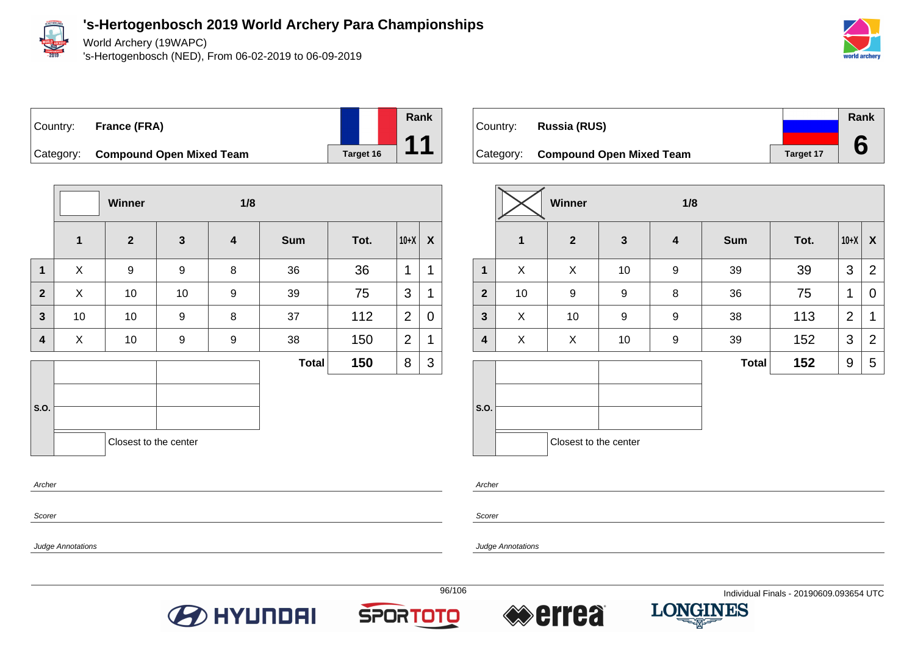# 's-Hertogenbosch 2019 World Archery Para Championships

World Archery (19WAPC)
's-Hertogenbosch (NED), From 06-02-2019 to 06-09-2019

| Country: | France (FRA) | | Rank |
|---|---|---|---|
| Category: | Compound Open Mixed Team | Target 16 | 11 |

| | Winner | | 1/8 | | | | | |
|---|---|---|---|---|---|---|---|---|
| | 1 | 2 | 3 | 4 | Sum | Tot. | 10+X | X |
| 1 | X | 9 | 9 | 8 | 36 | 36 | 1 | 1 |
| 2 | X | 10 | 10 | 9 | 39 | 75 | 3 | 1 |
| 3 | 10 | 10 | 9 | 8 | 37 | 112 | 2 | 0 |
| 4 | X | 10 | 9 | 9 | 38 | 150 | 2 | 1 |
| | | | | | **Total** | **150** | 8 | 3 |

S.O.

Closest to the center

*Archer*

*Scorer*

*Judge Annotations*

| Country: | Russia (RUS) | | Rank |
|---|---|---|---|
| Category: | Compound Open Mixed Team | Target 17 | 6 |

| | Winner (X) | | 1/8 | | | | | |
|---|---|---|---|---|---|---|---|---|
| | 1 | 2 | 3 | 4 | Sum | Tot. | 10+X | X |
| 1 | X | X | 10 | 9 | 39 | 39 | 3 | 2 |
| 2 | 10 | 9 | 9 | 8 | 36 | 75 | 1 | 0 |
| 3 | X | 10 | 9 | 9 | 38 | 113 | 2 | 1 |
| 4 | X | X | 10 | 9 | 39 | 152 | 3 | 2 |
| | | | | | **Total** | **152** | 9 | 5 |

S.O.

Closest to the center

*Archer*

*Scorer*

*Judge Annotations*

Individual Finals - 20190609.093654 UTC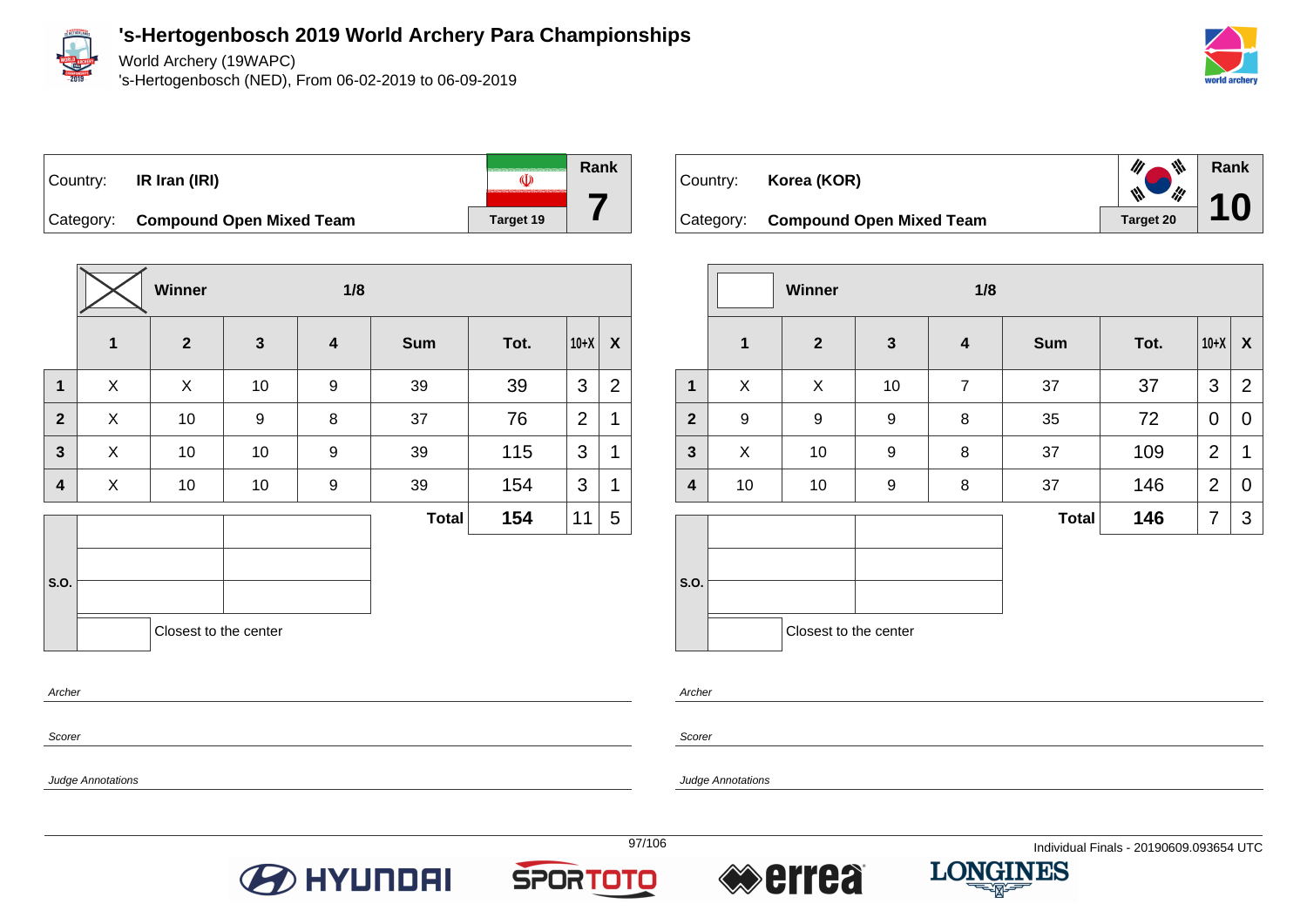# 's-Hertogenbosch 2019 World Archery Para Championships

World Archery (19WAPC)

's-Hertogenbosch (NED), From 06-02-2019 to 06-09-2019

| Country: | IR Iran (IRI) | Rank |
|---|---|---|
| Category: | Compound Open Mixed Team | 7 |
| | Target 19 | |

**Winner** — 1/8

| | 1 | 2 | 3 | 4 | Sum | Tot. | 10+X | X |
|---|---|---|---|---|---|---|---|---|
| 1 | X | X | 10 | 9 | 39 | 39 | 3 | 2 |
| 2 | X | 10 | 9 | 8 | 37 | 76 | 2 | 1 |
| 3 | X | 10 | 10 | 9 | 39 | 115 | 3 | 1 |
| 4 | X | 10 | 10 | 9 | 39 | 154 | 3 | 1 |
| | | | | | Total | 154 | 11 | 5 |

S.O.

Closest to the center

Archer

Scorer

Judge Annotations

| Country: | Korea (KOR) | Rank |
|---|---|---|
| Category: | Compound Open Mixed Team | 10 |
| | Target 20 | |

Winner — 1/8

| | 1 | 2 | 3 | 4 | Sum | Tot. | 10+X | X |
|---|---|---|---|---|---|---|---|---|
| 1 | X | X | 10 | 7 | 37 | 37 | 3 | 2 |
| 2 | 9 | 9 | 9 | 8 | 35 | 72 | 0 | 0 |
| 3 | X | 10 | 9 | 8 | 37 | 109 | 2 | 1 |
| 4 | 10 | 10 | 9 | 8 | 37 | 146 | 2 | 0 |
| | | | | | Total | 146 | 7 | 3 |

S.O.

Closest to the center

Archer

Scorer

Judge Annotations

Individual Finals - 20190609.093654 UTC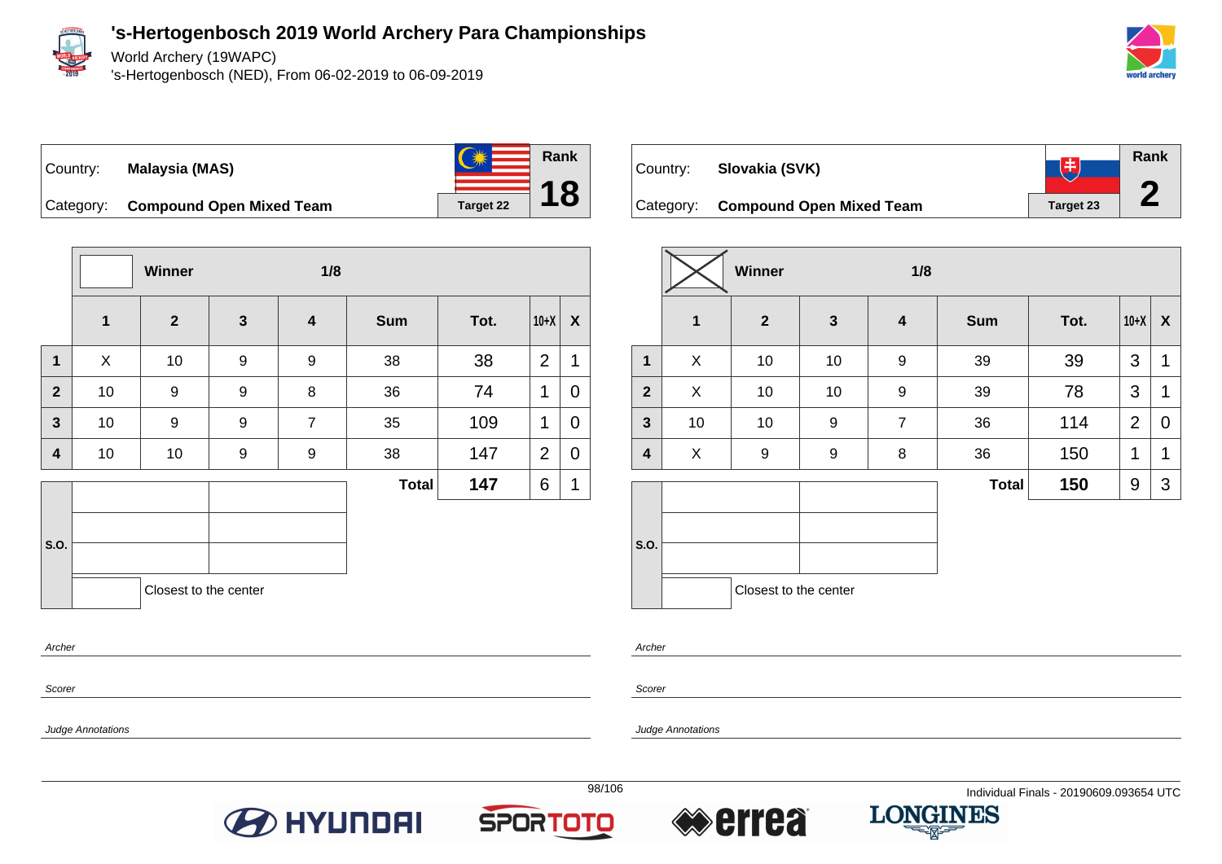# 's-Hertogenbosch 2019 World Archery Para Championships

World Archery (19WAPC)
's-Hertogenbosch (NED), From 06-02-2019 to 06-09-2019

Country: **Malaysia (MAS)**
Category: **Compound Open Mixed Team**
Target 22
Rank **18**

| | Winner | | 1/8 | | | | | |
|---|---|---|---|---|---|---|---|---|
| | 1 | 2 | 3 | 4 | Sum | Tot. | 10+X | X |
| 1 | X | 10 | 9 | 9 | 38 | 38 | 2 | 1 |
| 2 | 10 | 9 | 9 | 8 | 36 | 74 | 1 | 0 |
| 3 | 10 | 9 | 9 | 7 | 35 | 109 | 1 | 0 |
| 4 | 10 | 10 | 9 | 9 | 38 | 147 | 2 | 0 |
| | | | | | **Total** | **147** | 6 | 1 |

S.O.

Closest to the center

*Archer*

*Scorer*

*Judge Annotations*

Country: **Slovakia (SVK)**
Category: **Compound Open Mixed Team**
Target 23
Rank **2**

| | Winner (X) | | 1/8 | | | | | |
|---|---|---|---|---|---|---|---|---|
| | 1 | 2 | 3 | 4 | Sum | Tot. | 10+X | X |
| 1 | X | 10 | 10 | 9 | 39 | 39 | 3 | 1 |
| 2 | X | 10 | 10 | 9 | 39 | 78 | 3 | 1 |
| 3 | 10 | 10 | 9 | 7 | 36 | 114 | 2 | 0 |
| 4 | X | 9 | 9 | 8 | 36 | 150 | 1 | 1 |
| | | | | | **Total** | **150** | 9 | 3 |

S.O.

Closest to the center

*Archer*

*Scorer*

*Judge Annotations*

Individual Finals - 20190609.093654 UTC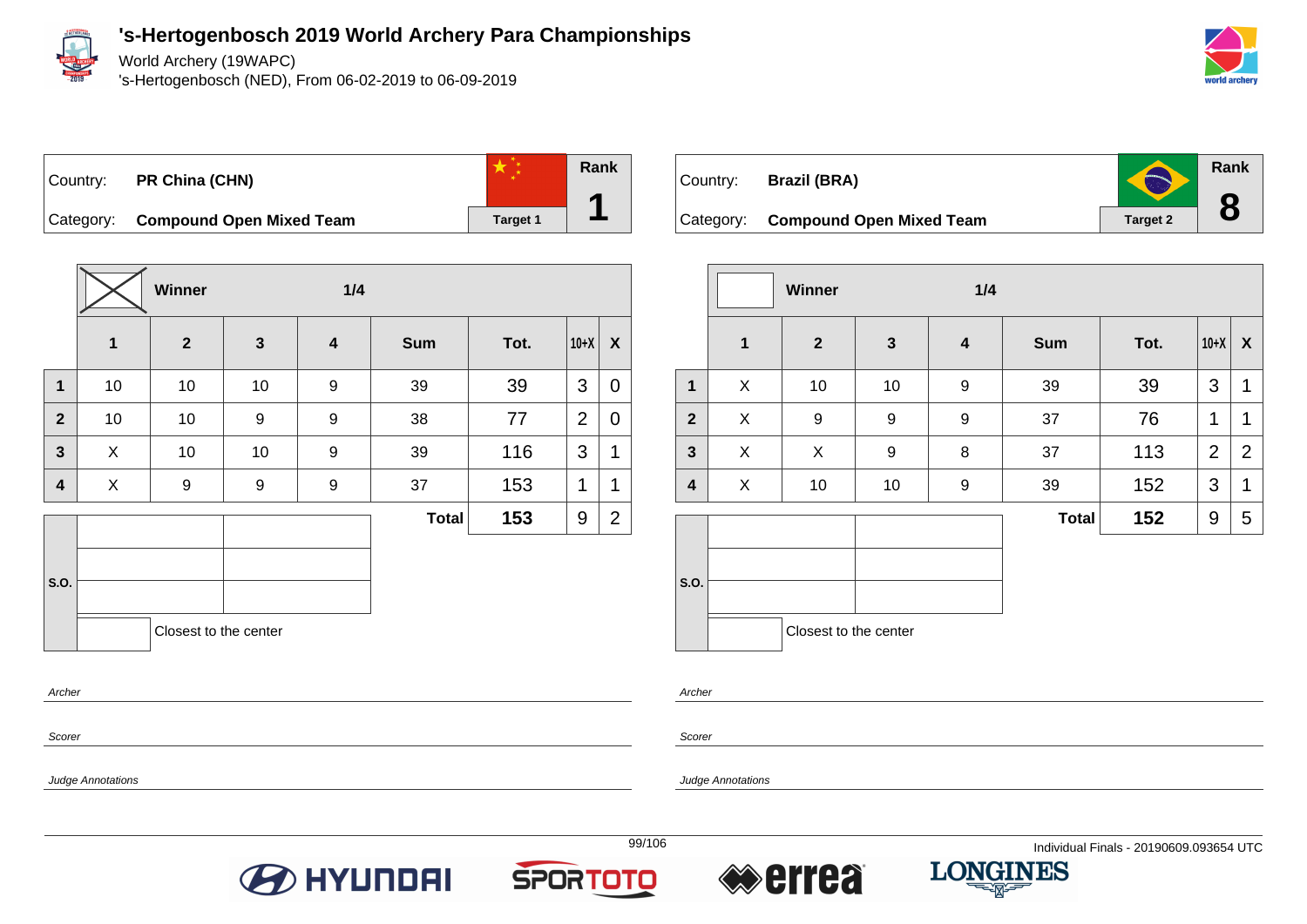# 's-Hertogenbosch 2019 World Archery Para Championships

World Archery (19WAPC)
's-Hertogenbosch (NED), From 06-02-2019 to 06-09-2019

| Country: | PR China (CHN) | Rank |
|---|---|---|
| Category: | Compound Open Mixed Team | Target 1 | 1 |

| | Winner (X) | | 1/4 | | | | | |
|---|---|---|---|---|---|---|---|---|
| | 1 | 2 | 3 | 4 | Sum | Tot. | 10+X | X |
| 1 | 10 | 10 | 10 | 9 | 39 | 39 | 3 | 0 |
| 2 | 10 | 10 | 9 | 9 | 38 | 77 | 2 | 0 |
| 3 | X | 10 | 10 | 9 | 39 | 116 | 3 | 1 |
| 4 | X | 9 | 9 | 9 | 37 | 153 | 1 | 1 |
| | | | | | Total | 153 | 9 | 2 |

S.O.

Closest to the center

*Archer*

*Scorer*

*Judge Annotations*

| Country: | Brazil (BRA) | Rank |
|---|---|---|
| Category: | Compound Open Mixed Team | Target 2 | 8 |

| | Winner | | 1/4 | | | | | |
|---|---|---|---|---|---|---|---|---|
| | 1 | 2 | 3 | 4 | Sum | Tot. | 10+X | X |
| 1 | X | 10 | 10 | 9 | 39 | 39 | 3 | 1 |
| 2 | X | 9 | 9 | 9 | 37 | 76 | 1 | 1 |
| 3 | X | X | 9 | 8 | 37 | 113 | 2 | 2 |
| 4 | X | 10 | 10 | 9 | 39 | 152 | 3 | 1 |
| | | | | | Total | 152 | 9 | 5 |

S.O.

Closest to the center

*Archer*

*Scorer*

*Judge Annotations*

Individual Finals - 20190609.093654 UTC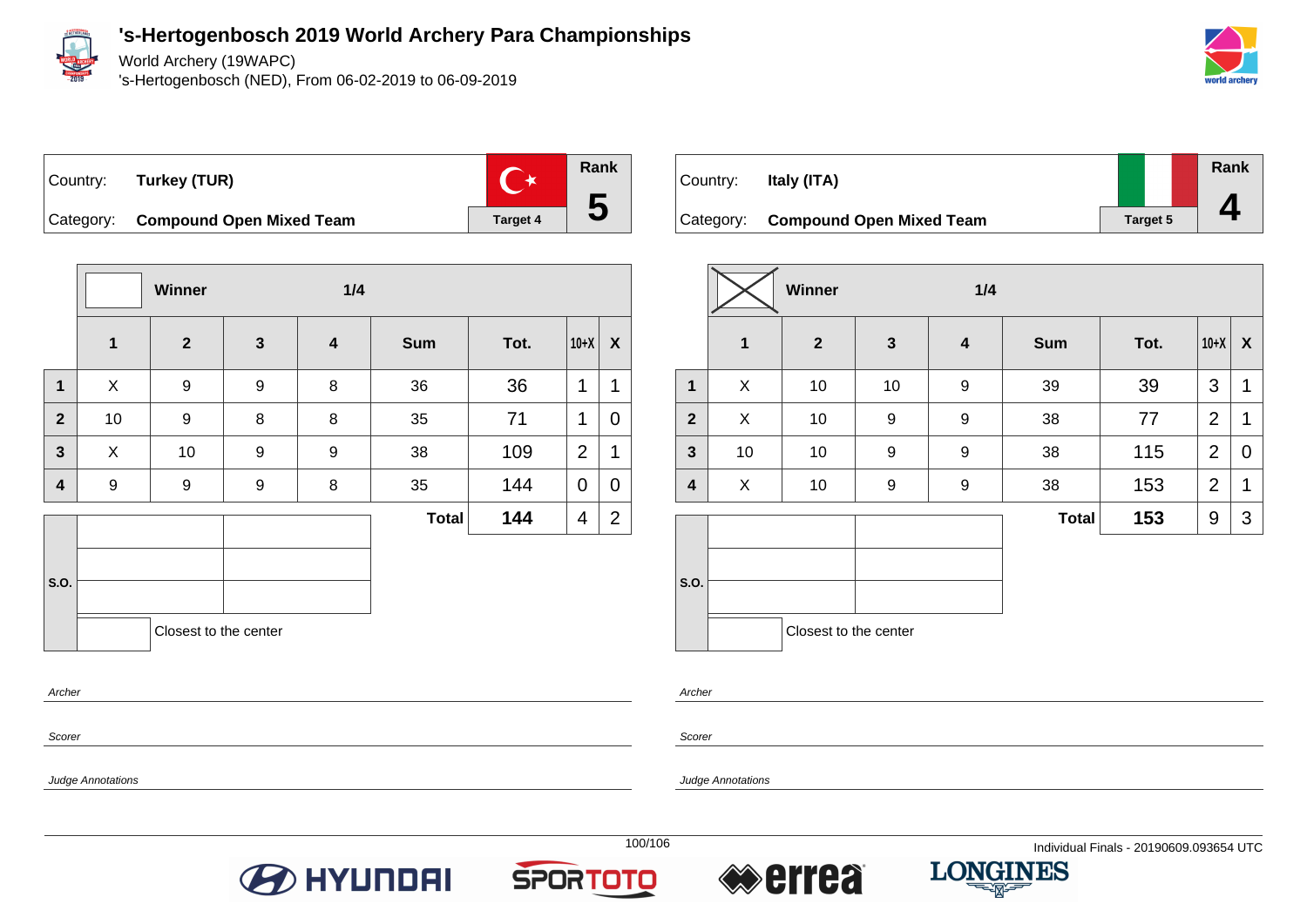# 's-Hertogenbosch 2019 World Archery Para Championships

World Archery (19WAPC)
's-Hertogenbosch (NED), From 06-02-2019 to 06-09-2019

| Country: | Turkey (TUR) | Rank |
|---|---|---|
| Category: | Compound Open Mixed Team | 5 |
| | Target 4 | |

Winner — 1/4

| | 1 | 2 | 3 | 4 | Sum | Tot. | 10+X | X |
|---|---|---|---|---|---|---|---|---|
| 1 | X | 9 | 9 | 8 | 36 | 36 | 1 | 1 |
| 2 | 10 | 9 | 8 | 8 | 35 | 71 | 1 | 0 |
| 3 | X | 10 | 9 | 9 | 38 | 109 | 2 | 1 |
| 4 | 9 | 9 | 9 | 8 | 35 | 144 | 0 | 0 |
| | | | | | Total | 144 | 4 | 2 |

S.O.

Closest to the center

*Archer*

*Scorer*

*Judge Annotations*

| Country: | Italy (ITA) | Rank |
|---|---|---|
| Category: | Compound Open Mixed Team | 4 |
| | Target 5 | |

Winner — 1/4

| | 1 | 2 | 3 | 4 | Sum | Tot. | 10+X | X |
|---|---|---|---|---|---|---|---|---|
| 1 | X | 10 | 10 | 9 | 39 | 39 | 3 | 1 |
| 2 | X | 10 | 9 | 9 | 38 | 77 | 2 | 1 |
| 3 | 10 | 10 | 9 | 9 | 38 | 115 | 2 | 0 |
| 4 | X | 10 | 9 | 9 | 38 | 153 | 2 | 1 |
| | | | | | Total | 153 | 9 | 3 |

S.O.

Closest to the center

*Archer*

*Scorer*

*Judge Annotations*

Individual Finals - 20190609.093654 UTC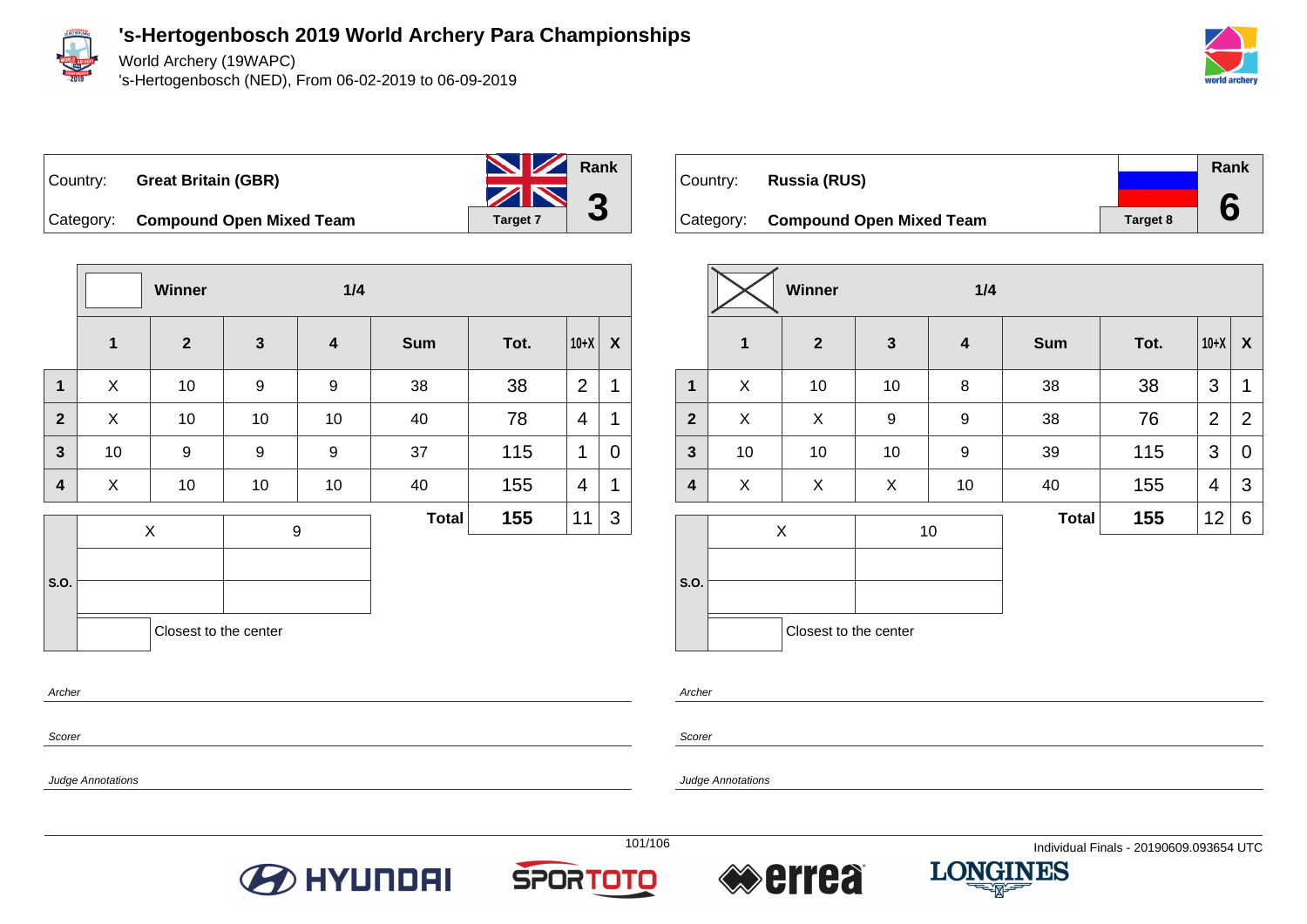# 's-Hertogenbosch 2019 World Archery Para Championships

World Archery (19WAPC)
's-Hertogenbosch (NED), From 06-02-2019 to 06-09-2019

Country: **Great Britain (GBR)**
Category: **Compound Open Mixed Team**
Target 7
Rank **3**

| | Winner | | 1/4 | | | | | |
|---|---|---|---|---|---|---|---|---|
| | **1** | **2** | **3** | **4** | **Sum** | **Tot.** | **10+X** | **X** |
| **1** | X | 10 | 9 | 9 | 38 | 38 | 2 | 1 |
| **2** | X | 10 | 10 | 10 | 40 | 78 | 4 | 1 |
| **3** | 10 | 9 | 9 | 9 | 37 | 115 | 1 | 0 |
| **4** | X | 10 | 10 | 10 | 40 | 155 | 4 | 1 |
| | | | | | **Total** | **155** | 11 | 3 |

| S.O. | | |
|---|---|---|
| | X | 9 |
| | | |
| | | |
| | | Closest to the center |

*Archer*

*Scorer*

*Judge Annotations*

Country: **Russia (RUS)**
Category: **Compound Open Mixed Team**
Target 8
Rank **6**

| | Winner | | 1/4 | | | | | |
|---|---|---|---|---|---|---|---|---|
| | **1** | **2** | **3** | **4** | **Sum** | **Tot.** | **10+X** | **X** |
| **1** | X | 10 | 10 | 8 | 38 | 38 | 3 | 1 |
| **2** | X | X | 9 | 9 | 38 | 76 | 2 | 2 |
| **3** | 10 | 10 | 10 | 9 | 39 | 115 | 3 | 0 |
| **4** | X | X | X | 10 | 40 | 155 | 4 | 3 |
| | | | | | **Total** | **155** | 12 | 6 |

| S.O. | | |
|---|---|---|
| | X | 10 |
| | | |
| | | |
| | | Closest to the center |

*Archer*

*Scorer*

*Judge Annotations*

Individual Finals - 20190609.093654 UTC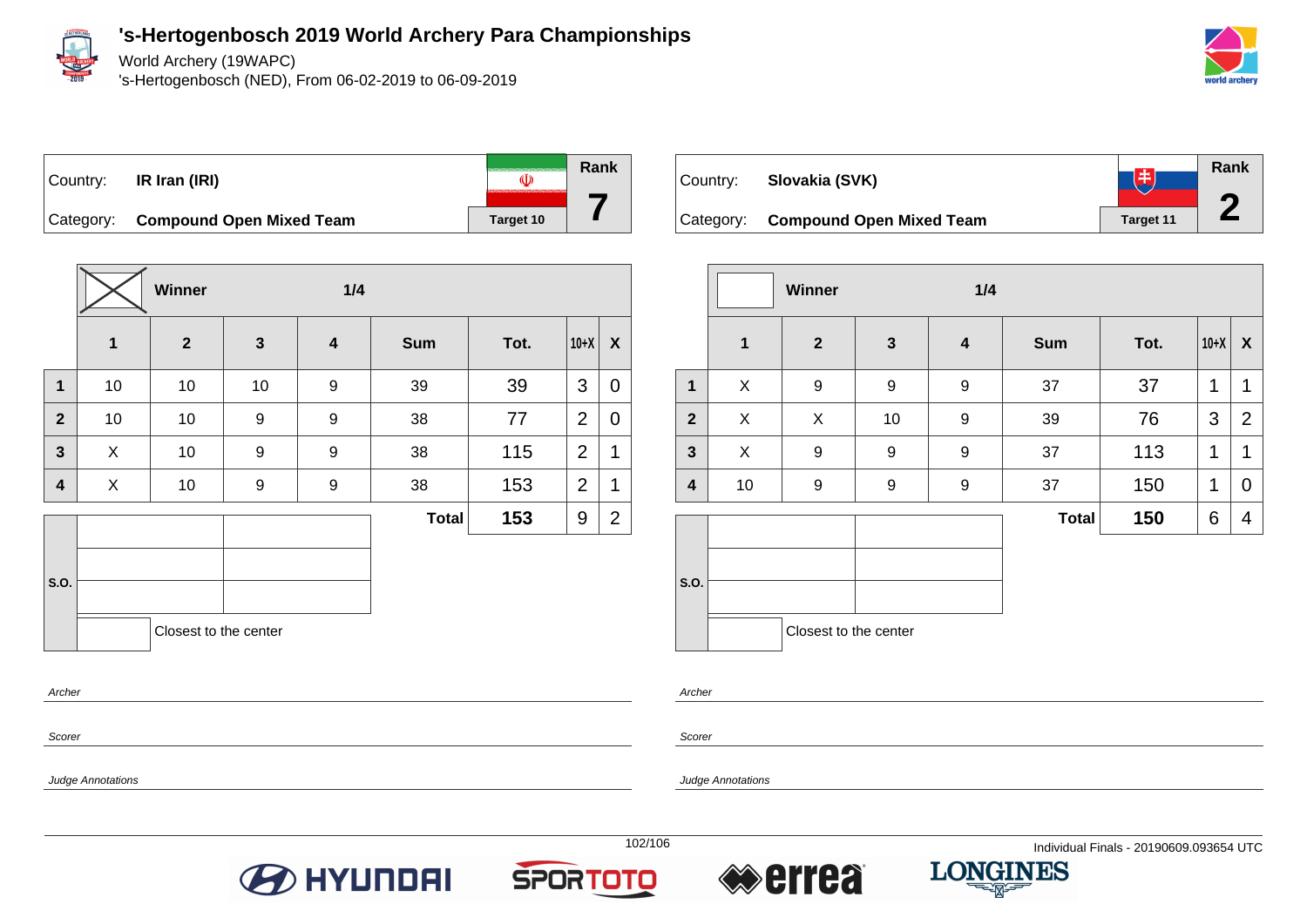# 's-Hertogenbosch 2019 World Archery Para Championships

World Archery (19WAPC)
's-Hertogenbosch (NED), From 06-02-2019 to 06-09-2019

Country: **IR Iran (IRI)**
Category: **Compound Open Mixed Team**
Target 10
Rank **7**

| | Winner | | 1/4 | | | | | |
|---|---|---|---|---|---|---|---|---|
| | 1 | 2 | 3 | 4 | Sum | Tot. | 10+X | X |
| 1 | 10 | 10 | 10 | 9 | 39 | 39 | 3 | 0 |
| 2 | 10 | 10 | 9 | 9 | 38 | 77 | 2 | 0 |
| 3 | X | 10 | 9 | 9 | 38 | 115 | 2 | 1 |
| 4 | X | 10 | 9 | 9 | 38 | 153 | 2 | 1 |
| | | | | | Total | 153 | 9 | 2 |

S.O.

Closest to the center

Archer

Scorer

Judge Annotations

Country: **Slovakia (SVK)**
Category: **Compound Open Mixed Team**
Target 11
Rank **2**

| | Winner | | 1/4 | | | | | |
|---|---|---|---|---|---|---|---|---|
| | 1 | 2 | 3 | 4 | Sum | Tot. | 10+X | X |
| 1 | X | 9 | 9 | 9 | 37 | 37 | 1 | 1 |
| 2 | X | X | 10 | 9 | 39 | 76 | 3 | 2 |
| 3 | X | 9 | 9 | 9 | 37 | 113 | 1 | 1 |
| 4 | 10 | 9 | 9 | 9 | 37 | 150 | 1 | 0 |
| | | | | | Total | 150 | 6 | 4 |

S.O.

Closest to the center

Archer

Scorer

Judge Annotations

Individual Finals - 20190609.093654 UTC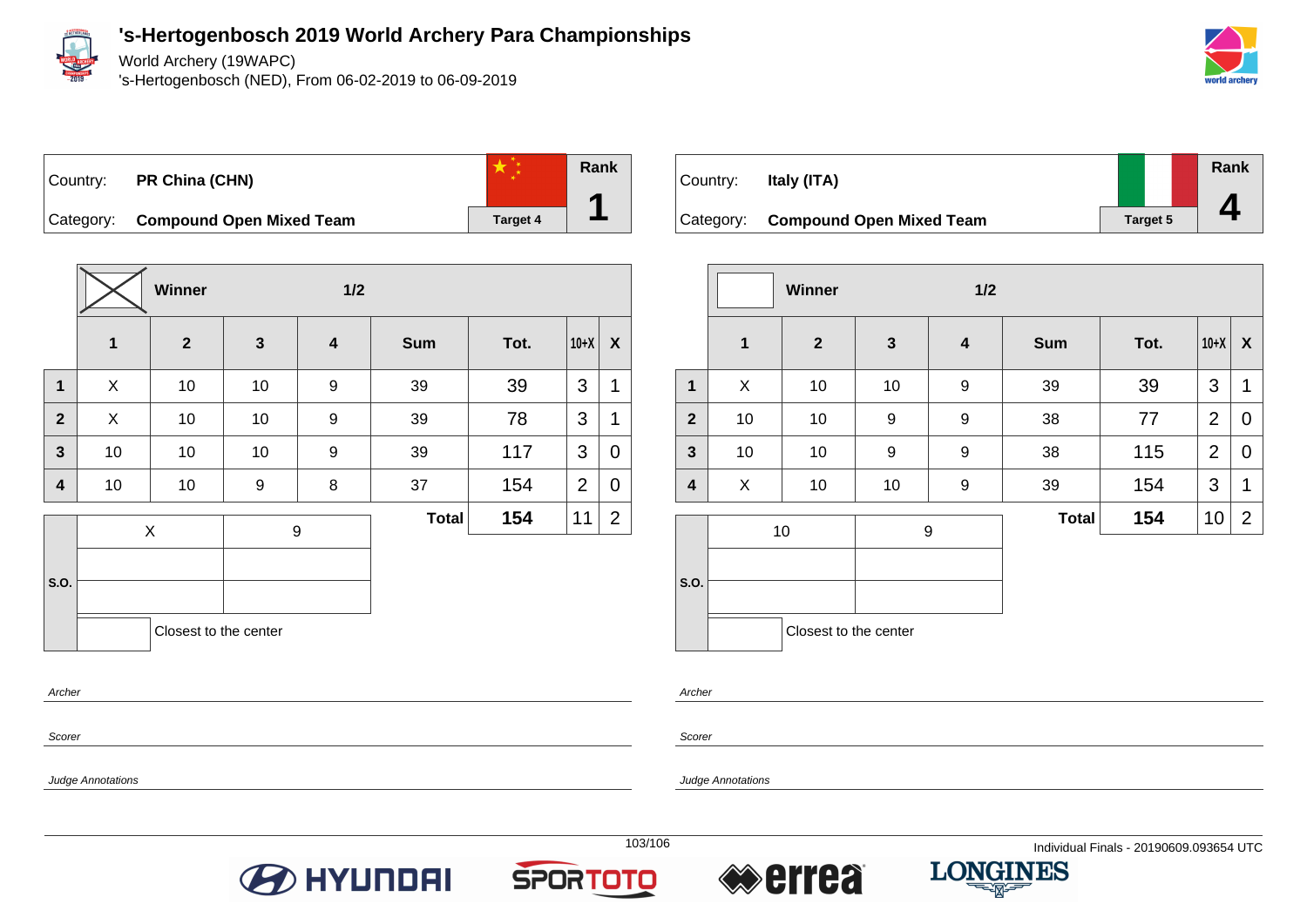# 's-Hertogenbosch 2019 World Archery Para Championships

World Archery (19WAPC)
's-Hertogenbosch (NED), From 06-02-2019 to 06-09-2019

| Country: | PR China (CHN) | | Rank |
|---|---|---|---|
| Category: | Compound Open Mixed Team | Target 4 | 1 |

Winner — 1/2

| | 1 | 2 | 3 | 4 | Sum | Tot. | 10+X | X |
|---|---|---|---|---|---|---|---|---|
| 1 | X | 10 | 10 | 9 | 39 | 39 | 3 | 1 |
| 2 | X | 10 | 10 | 9 | 39 | 78 | 3 | 1 |
| 3 | 10 | 10 | 10 | 9 | 39 | 117 | 3 | 0 |
| 4 | 10 | 10 | 9 | 8 | 37 | 154 | 2 | 0 |
| | | | | | Total | 154 | 11 | 2 |

| S.O. | | |
|---|---|---|
| | X | 9 |
| | | |
| | | |
| | Closest to the center | |

Archer

Scorer

Judge Annotations

| Country: | Italy (ITA) | | Rank |
|---|---|---|---|
| Category: | Compound Open Mixed Team | Target 5 | 4 |

Winner — 1/2

| | 1 | 2 | 3 | 4 | Sum | Tot. | 10+X | X |
|---|---|---|---|---|---|---|---|---|
| 1 | X | 10 | 10 | 9 | 39 | 39 | 3 | 1 |
| 2 | 10 | 10 | 9 | 9 | 38 | 77 | 2 | 0 |
| 3 | 10 | 10 | 9 | 9 | 38 | 115 | 2 | 0 |
| 4 | X | 10 | 10 | 9 | 39 | 154 | 3 | 1 |
| | | | | | Total | 154 | 10 | 2 |

| S.O. | | |
|---|---|---|
| | 10 | 9 |
| | | |
| | | |
| | Closest to the center | |

Archer

Scorer

Judge Annotations

Individual Finals - 20190609.093654 UTC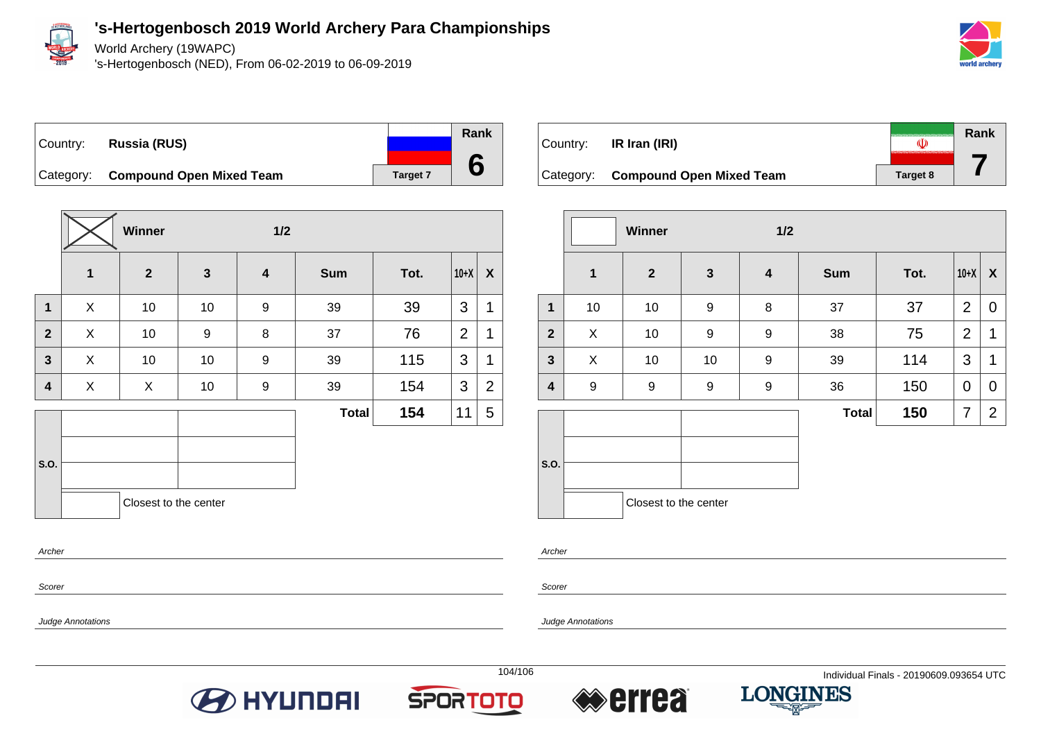# 's-Hertogenbosch 2019 World Archery Para Championships

World Archery (19WAPC)
's-Hertogenbosch (NED), From 06-02-2019 to 06-09-2019

Country: **Russia (RUS)**
Category: **Compound Open Mixed Team**
Target 7
Rank **6**

| | Winner (X) | | 1/2 | | | | | |
|---|---|---|---|---|---|---|---|---|
| | 1 | 2 | 3 | 4 | Sum | Tot. | 10+X | X |
| 1 | X | 10 | 10 | 9 | 39 | 39 | 3 | 1 |
| 2 | X | 10 | 9 | 8 | 37 | 76 | 2 | 1 |
| 3 | X | 10 | 10 | 9 | 39 | 115 | 3 | 1 |
| 4 | X | X | 10 | 9 | 39 | 154 | 3 | 2 |
| | | | | | **Total** | **154** | 11 | 5 |

S.O.

Closest to the center

Archer

Scorer

Judge Annotations

Country: **IR Iran (IRI)**
Category: **Compound Open Mixed Team**
Target 8
Rank **7**

| | Winner | | 1/2 | | | | | |
|---|---|---|---|---|---|---|---|---|
| | 1 | 2 | 3 | 4 | Sum | Tot. | 10+X | X |
| 1 | 10 | 10 | 9 | 8 | 37 | 37 | 2 | 0 |
| 2 | X | 10 | 9 | 9 | 38 | 75 | 2 | 1 |
| 3 | X | 10 | 10 | 9 | 39 | 114 | 3 | 1 |
| 4 | 9 | 9 | 9 | 9 | 36 | 150 | 0 | 0 |
| | | | | | **Total** | **150** | 7 | 2 |

S.O.

Closest to the center

Archer

Scorer

Judge Annotations

Individual Finals - 20190609.093654 UTC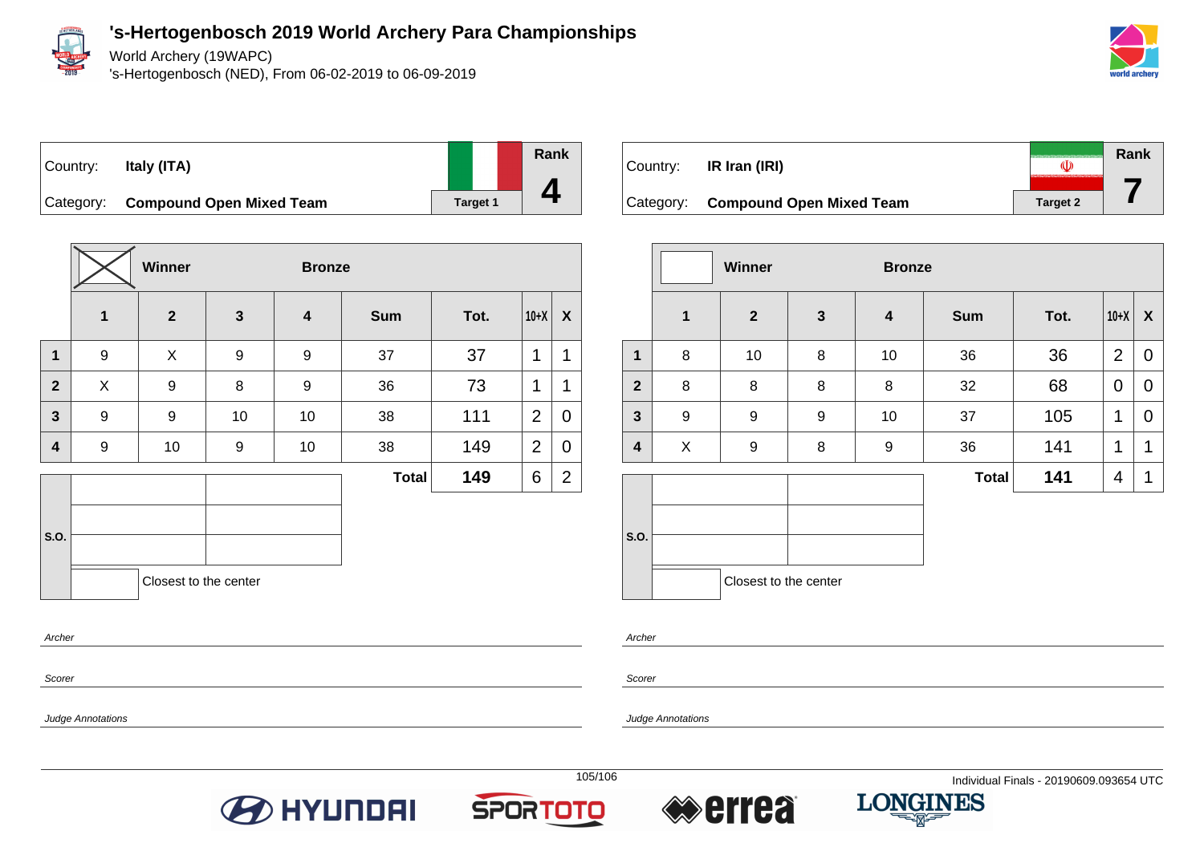# 's-Hertogenbosch 2019 World Archery Para Championships

World Archery (19WAPC)

's-Hertogenbosch (NED), From 06-02-2019 to 06-09-2019

| Country: | Italy (ITA) | Rank |
|---|---|---|
| Category: | **Compound Open Mixed Team** | Target 1 — **4** |

| | Winner | | Bronze | | | | | |
|---|---|---|---|---|---|---|---|---|
| | 1 | 2 | 3 | 4 | Sum | Tot. | 10+X | X |
| **1** | 9 | X | 9 | 9 | 37 | 37 | 1 | 1 |
| **2** | X | 9 | 8 | 9 | 36 | 73 | 1 | 1 |
| **3** | 9 | 9 | 10 | 10 | 38 | 111 | 2 | 0 |
| **4** | 9 | 10 | 9 | 10 | 38 | 149 | 2 | 0 |
| | | | | | **Total** | **149** | 6 | 2 |

S.O.

Closest to the center

*Archer*

*Scorer*

*Judge Annotations*

| Country: | IR Iran (IRI) | Rank |
|---|---|---|
| Category: | **Compound Open Mixed Team** | Target 2 — **7** |

| | Winner | | Bronze | | | | | |
|---|---|---|---|---|---|---|---|---|
| | 1 | 2 | 3 | 4 | Sum | Tot. | 10+X | X |
| **1** | 8 | 10 | 8 | 10 | 36 | 36 | 2 | 0 |
| **2** | 8 | 8 | 8 | 8 | 32 | 68 | 0 | 0 |
| **3** | 9 | 9 | 9 | 10 | 37 | 105 | 1 | 0 |
| **4** | X | 9 | 8 | 9 | 36 | 141 | 1 | 1 |
| | | | | | **Total** | **141** | 4 | 1 |

S.O.

Closest to the center

*Archer*

*Scorer*

*Judge Annotations*

Individual Finals - 20190609.093654 UTC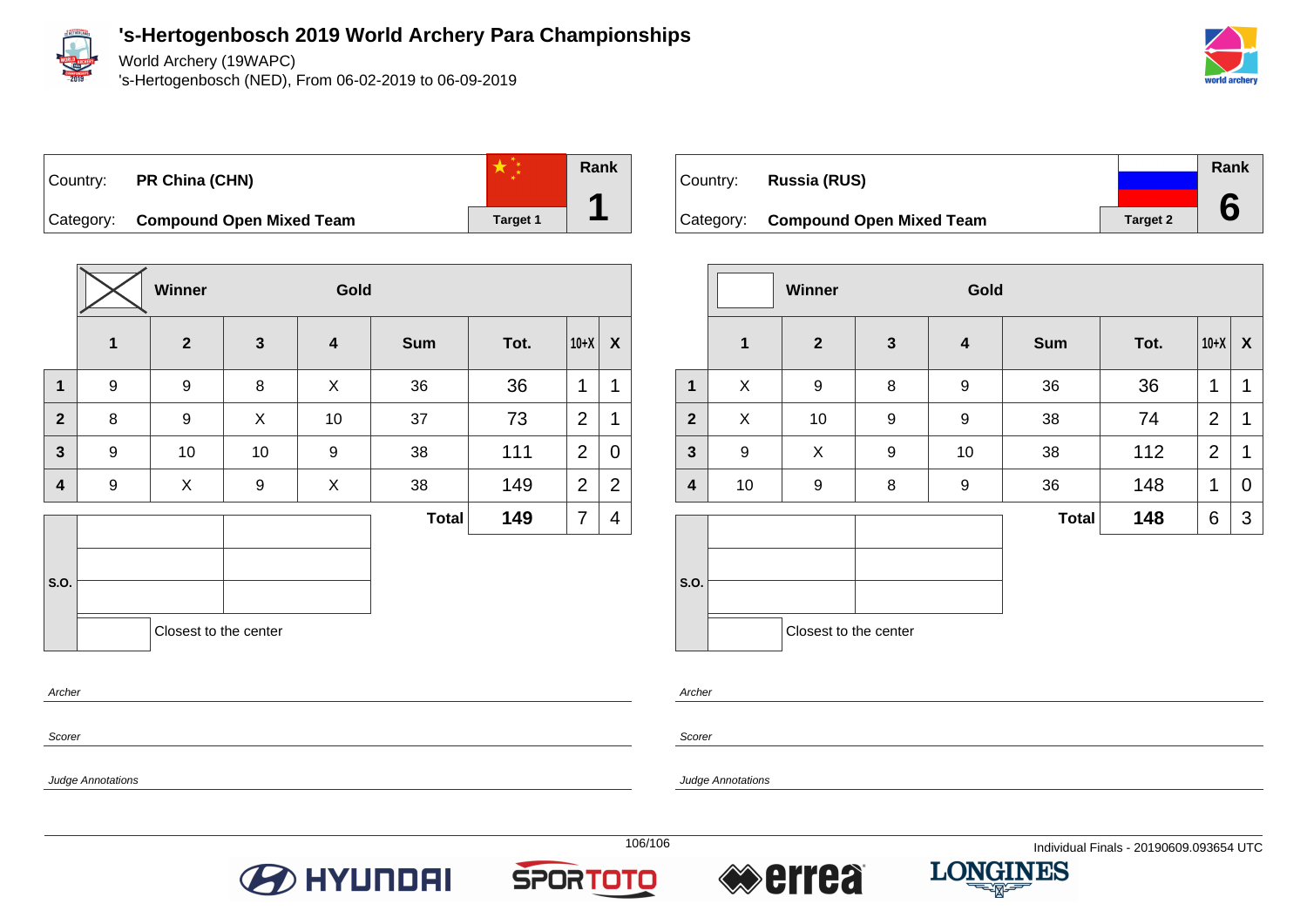# 's-Hertogenbosch 2019 World Archery Para Championships

World Archery (19WAPC)

's-Hertogenbosch (NED), From 06-02-2019 to 06-09-2019

Country: **PR China (CHN)**

Category: **Compound Open Mixed Team**

Target 1

Rank **1**

| | Winner | | Gold | | | | | |
|---|---|---|---|---|---|---|---|---|
| | 1 | 2 | 3 | 4 | Sum | Tot. | 10+X | X |
| 1 | 9 | 9 | 8 | X | 36 | 36 | 1 | 1 |
| 2 | 8 | 9 | X | 10 | 37 | 73 | 2 | 1 |
| 3 | 9 | 10 | 10 | 9 | 38 | 111 | 2 | 0 |
| 4 | 9 | X | 9 | X | 38 | 149 | 2 | 2 |
| | | | | | **Total** | **149** | 7 | 4 |

S.O.

Closest to the center

*Archer*

*Scorer*

*Judge Annotations*

Country: **Russia (RUS)**

Category: **Compound Open Mixed Team**

Target 2

Rank **6**

| | Winner | | Gold | | | | | |
|---|---|---|---|---|---|---|---|---|
| | 1 | 2 | 3 | 4 | Sum | Tot. | 10+X | X |
| 1 | X | 9 | 8 | 9 | 36 | 36 | 1 | 1 |
| 2 | X | 10 | 9 | 9 | 38 | 74 | 2 | 1 |
| 3 | 9 | X | 9 | 10 | 38 | 112 | 2 | 1 |
| 4 | 10 | 9 | 8 | 9 | 36 | 148 | 1 | 0 |
| | | | | | **Total** | **148** | 6 | 3 |

S.O.

Closest to the center

*Archer*

*Scorer*

*Judge Annotations*

Individual Finals - 20190609.093654 UTC